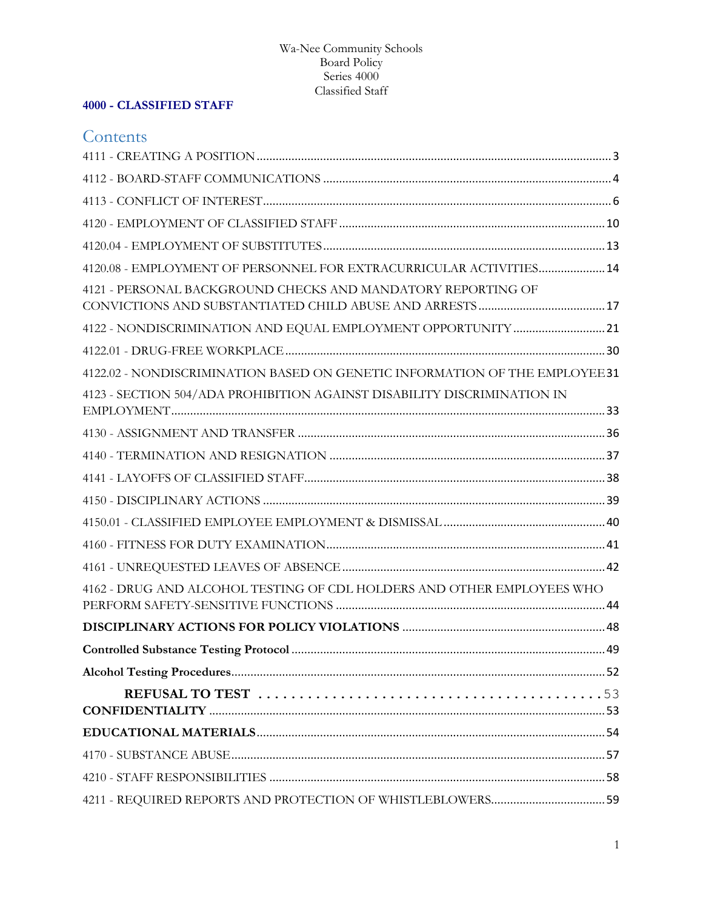Wa-Nee Community Schools
Board Policy
Series 4000
Classified Staff

**4000 - CLASSIFIED STAFF**

## Contents

4111 - CREATING A POSITION ........................................ 3

4112 - BOARD-STAFF COMMUNICATIONS ........................................ 4

4113 - CONFLICT OF INTEREST ........................................ 6

4120 - EMPLOYMENT OF CLASSIFIED STAFF ........................................ 10

4120.04 - EMPLOYMENT OF SUBSTITUTES ........................................ 13

4120.08 - EMPLOYMENT OF PERSONNEL FOR EXTRACURRICULAR ACTIVITIES ........................................ 14

4121 - PERSONAL BACKGROUND CHECKS AND MANDATORY REPORTING OF CONVICTIONS AND SUBSTANTIATED CHILD ABUSE AND ARRESTS ........................................ 17

4122 - NONDISCRIMINATION AND EQUAL EMPLOYMENT OPPORTUNITY ........................................ 21

4122.01 - DRUG-FREE WORKPLACE ........................................ 30

4122.02 - NONDISCRIMINATION BASED ON GENETIC INFORMATION OF THE EMPLOYEE 31

4123 - SECTION 504/ADA PROHIBITION AGAINST DISABILITY DISCRIMINATION IN EMPLOYMENT ........................................ 33

4130 - ASSIGNMENT AND TRANSFER ........................................ 36

4140 - TERMINATION AND RESIGNATION ........................................ 37

4141 - LAYOFFS OF CLASSIFIED STAFF ........................................ 38

4150 - DISCIPLINARY ACTIONS ........................................ 39

4150.01 - CLASSIFIED EMPLOYEE EMPLOYMENT & DISMISSAL ........................................ 40

4160 - FITNESS FOR DUTY EXAMINATION ........................................ 41

4161 - UNREQUESTED LEAVES OF ABSENCE ........................................ 42

4162 - DRUG AND ALCOHOL TESTING OF CDL HOLDERS AND OTHER EMPLOYEES WHO PERFORM SAFETY-SENSITIVE FUNCTIONS ........................................ 44

**DISCIPLINARY ACTIONS FOR POLICY VIOLATIONS** ........................................ 48

**Controlled Substance Testing Protocol** ........................................ 49

**Alcohol Testing Procedures** ........................................ 52

**REFUSAL TO TEST** ........................................ 53

**CONFIDENTIALITY** ........................................ 53

**EDUCATIONAL MATERIALS** ........................................ 54

4170 - SUBSTANCE ABUSE ........................................ 57

4210 - STAFF RESPONSIBILITIES ........................................ 58

4211 - REQUIRED REPORTS AND PROTECTION OF WHISTLEBLOWERS ........................................ 59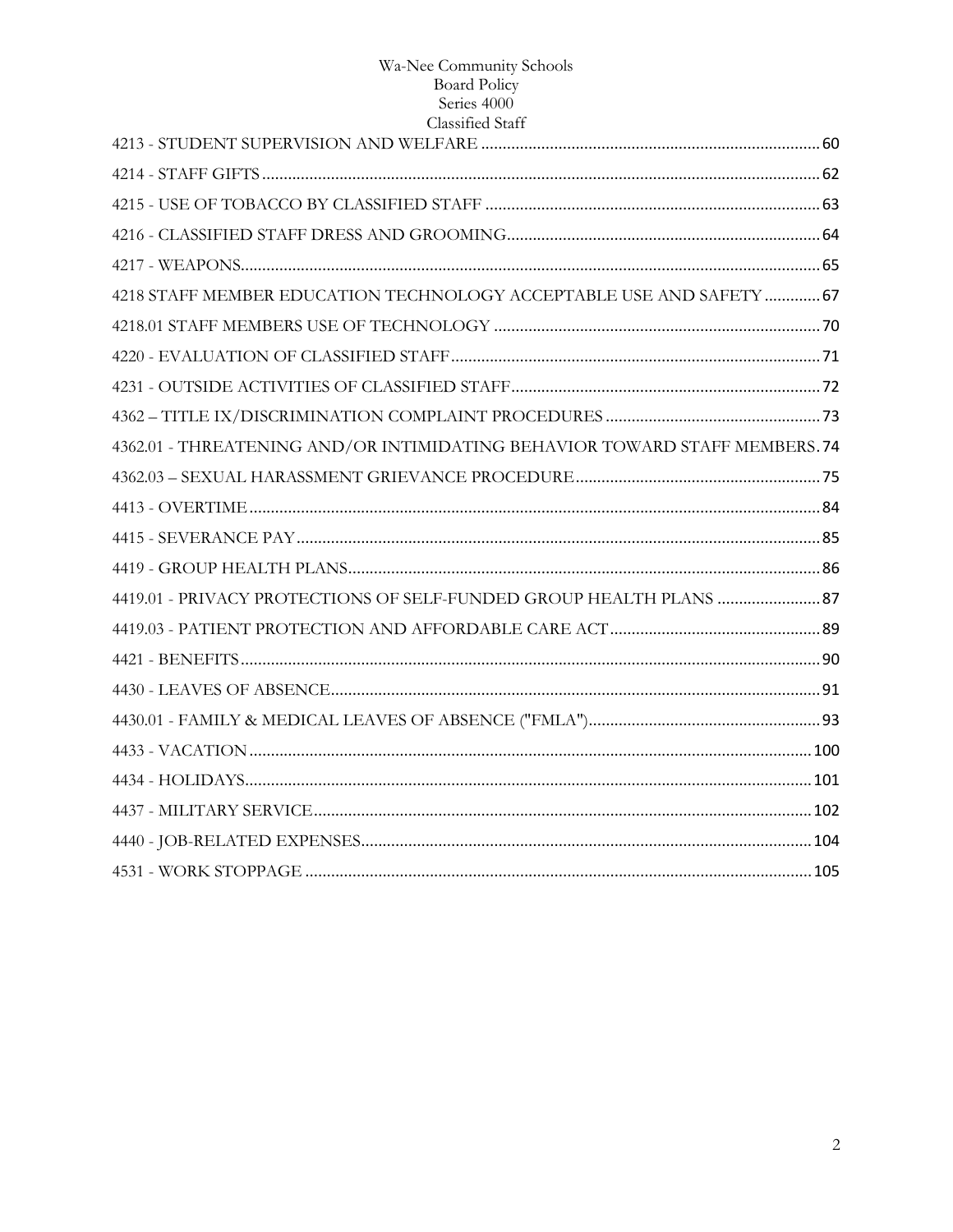4213 - STUDENT SUPERVISION AND WELFARE ........................................................................ 60

4214 - STAFF GIFTS ........................................................................................................ 62

4215 - USE OF TOBACCO BY CLASSIFIED STAFF ........................................................ 63

4216 - CLASSIFIED STAFF DRESS AND GROOMING.................................................... 64

4217 - WEAPONS............................................................................................................ 65

4218 STAFF MEMBER EDUCATION TECHNOLOGY ACCEPTABLE USE AND SAFETY ............. 67

4218.01 STAFF MEMBERS USE OF TECHNOLOGY ........................................................ 70

4220 - EVALUATION OF CLASSIFIED STAFF................................................................ 71

4231 - OUTSIDE ACTIVITIES OF CLASSIFIED STAFF.................................................... 72

4362 – TITLE IX/DISCRIMINATION COMPLAINT PROCEDURES .................................... 73

4362.01 - THREATENING AND/OR INTIMIDATING BEHAVIOR TOWARD STAFF MEMBERS. 74

4362.03 – SEXUAL HARASSMENT GRIEVANCE PROCEDURE.......................................... 75

4413 - OVERTIME ........................................................................................................... 84

4415 - SEVERANCE PAY ................................................................................................. 85

4419 - GROUP HEALTH PLANS....................................................................................... 86

4419.01 - PRIVACY PROTECTIONS OF SELF-FUNDED GROUP HEALTH PLANS ................... 87

4419.03 - PATIENT PROTECTION AND AFFORDABLE CARE ACT....................................... 89

4421 - BENEFITS............................................................................................................ 90

4430 - LEAVES OF ABSENCE........................................................................................... 91

4430.01 - FAMILY & MEDICAL LEAVES OF ABSENCE ("FMLA").......................................... 93

4433 - VACATION ........................................................................................................... 100

4434 - HOLIDAYS............................................................................................................ 101

4437 - MILITARY SERVICE.............................................................................................. 102

4440 - JOB-RELATED EXPENSES..................................................................................... 104

4531 - WORK STOPPAGE ................................................................................................ 105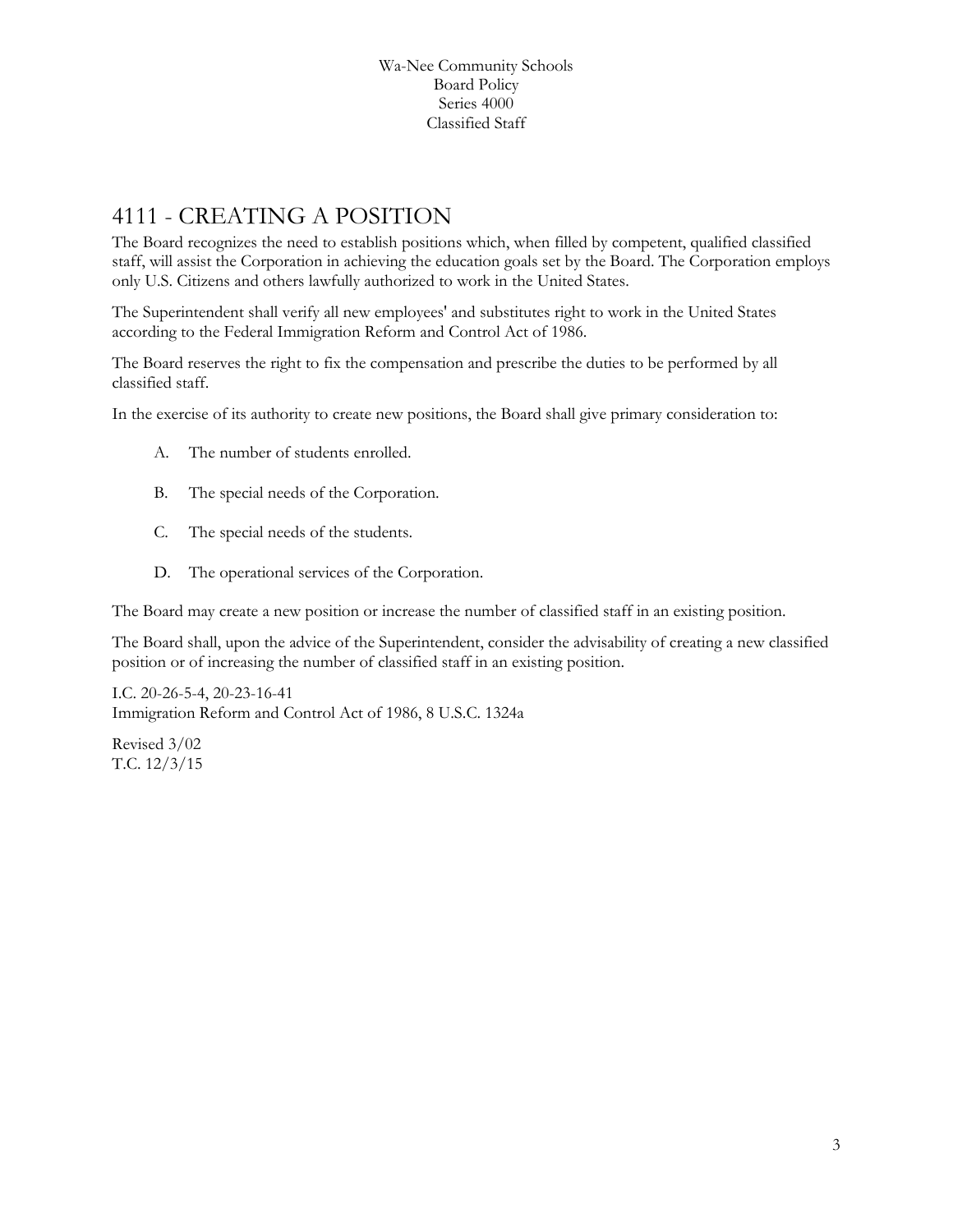# 4111 - CREATING A POSITION

The Board recognizes the need to establish positions which, when filled by competent, qualified classified staff, will assist the Corporation in achieving the education goals set by the Board. The Corporation employs only U.S. Citizens and others lawfully authorized to work in the United States.

The Superintendent shall verify all new employees' and substitutes right to work in the United States according to the Federal Immigration Reform and Control Act of 1986.

The Board reserves the right to fix the compensation and prescribe the duties to be performed by all classified staff.

In the exercise of its authority to create new positions, the Board shall give primary consideration to:

A. The number of students enrolled.

B. The special needs of the Corporation.

C. The special needs of the students.

D. The operational services of the Corporation.

The Board may create a new position or increase the number of classified staff in an existing position.

The Board shall, upon the advice of the Superintendent, consider the advisability of creating a new classified position or of increasing the number of classified staff in an existing position.

I.C. 20-26-5-4, 20-23-16-41
Immigration Reform and Control Act of 1986, 8 U.S.C. 1324a

Revised 3/02
T.C. 12/3/15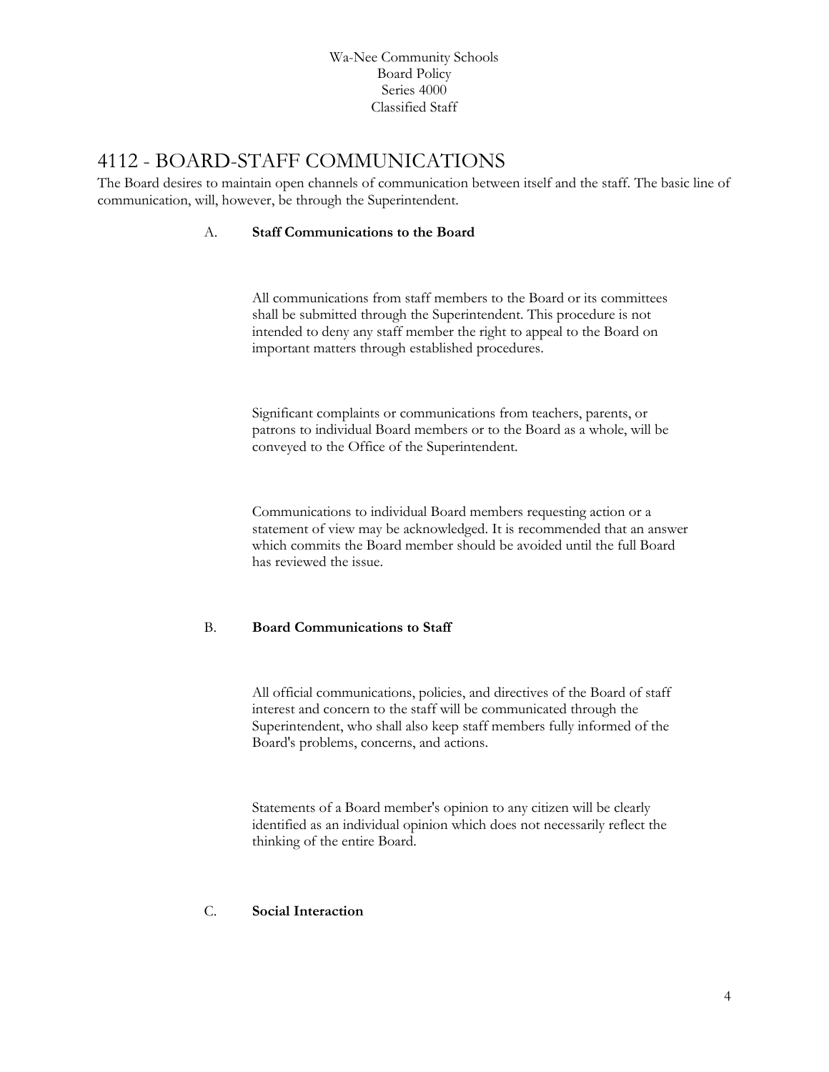Wa-Nee Community Schools
Board Policy
Series 4000
Classified Staff

# 4112 - BOARD-STAFF COMMUNICATIONS

The Board desires to maintain open channels of communication between itself and the staff. The basic line of communication, will, however, be through the Superintendent.

A. **Staff Communications to the Board**

All communications from staff members to the Board or its committees shall be submitted through the Superintendent. This procedure is not intended to deny any staff member the right to appeal to the Board on important matters through established procedures.

Significant complaints or communications from teachers, parents, or patrons to individual Board members or to the Board as a whole, will be conveyed to the Office of the Superintendent.

Communications to individual Board members requesting action or a statement of view may be acknowledged. It is recommended that an answer which commits the Board member should be avoided until the full Board has reviewed the issue.

B. **Board Communications to Staff**

All official communications, policies, and directives of the Board of staff interest and concern to the staff will be communicated through the Superintendent, who shall also keep staff members fully informed of the Board's problems, concerns, and actions.

Statements of a Board member's opinion to any citizen will be clearly identified as an individual opinion which does not necessarily reflect the thinking of the entire Board.

C. **Social Interaction**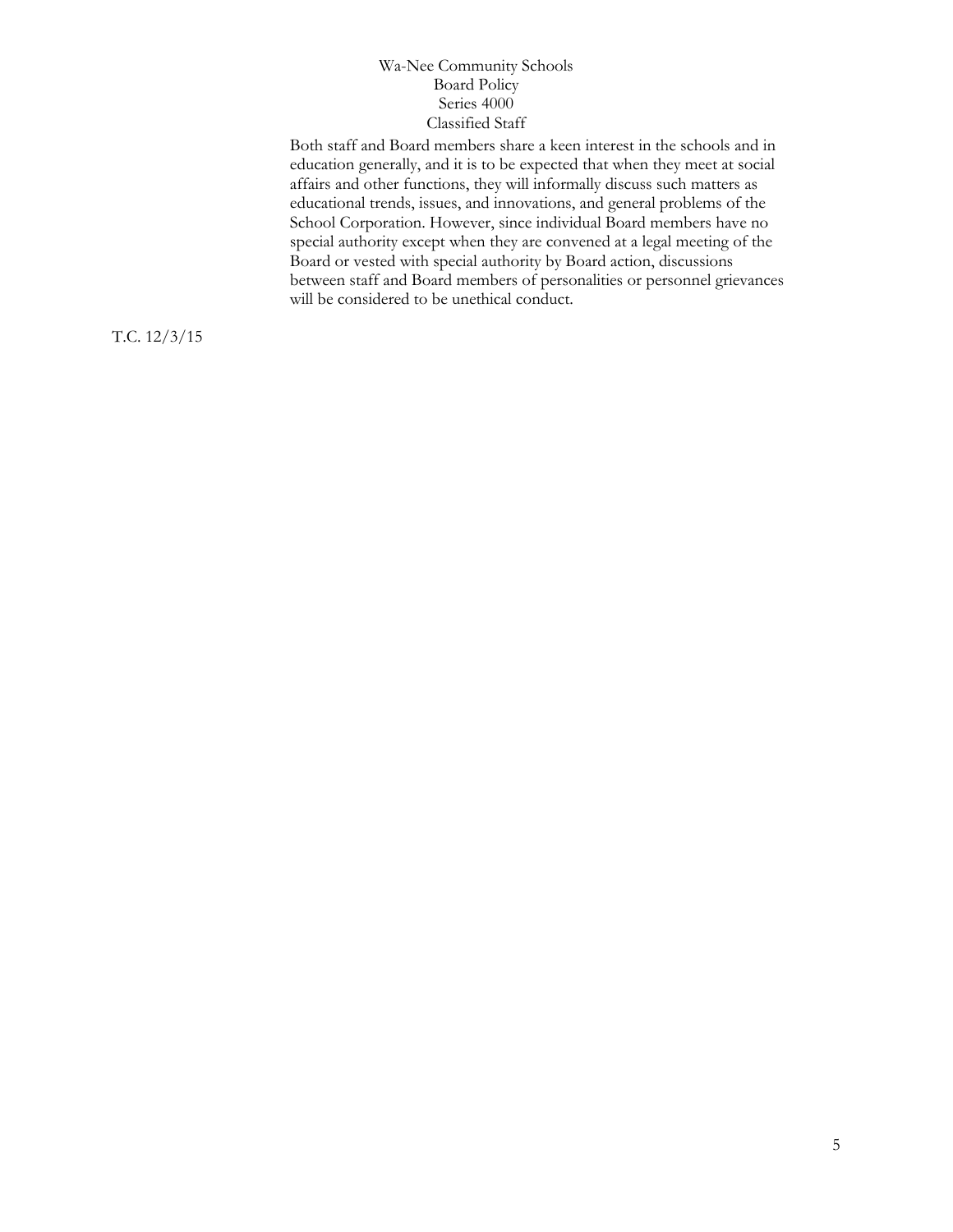Both staff and Board members share a keen interest in the schools and in education generally, and it is to be expected that when they meet at social affairs and other functions, they will informally discuss such matters as educational trends, issues, and innovations, and general problems of the School Corporation. However, since individual Board members have no special authority except when they are convened at a legal meeting of the Board or vested with special authority by Board action, discussions between staff and Board members of personalities or personnel grievances will be considered to be unethical conduct.

T.C. 12/3/15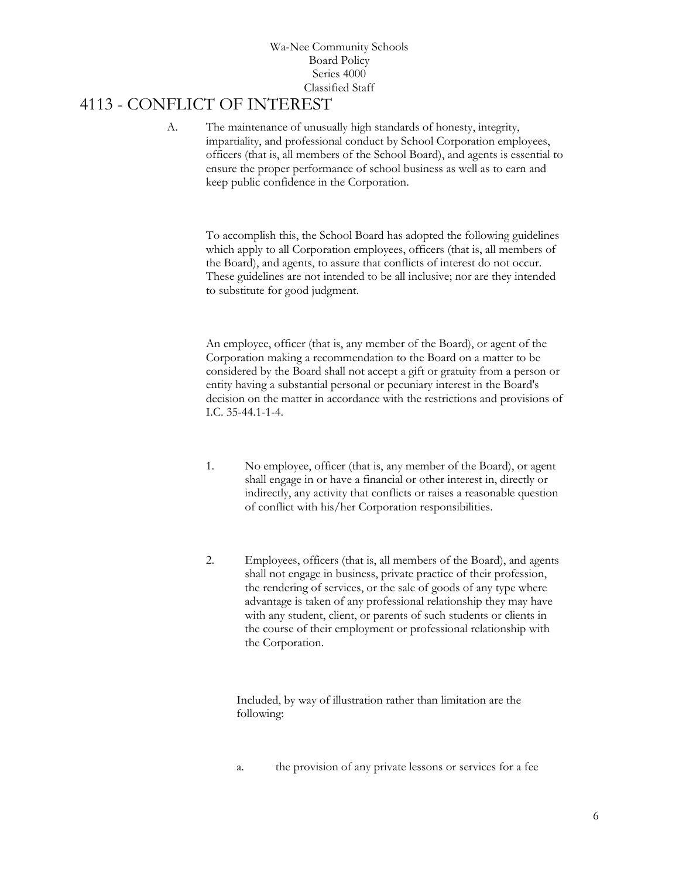Wa-Nee Community Schools
Board Policy
Series 4000
Classified Staff

# 4113 - CONFLICT OF INTEREST

A. The maintenance of unusually high standards of honesty, integrity, impartiality, and professional conduct by School Corporation employees, officers (that is, all members of the School Board), and agents is essential to ensure the proper performance of school business as well as to earn and keep public confidence in the Corporation.

To accomplish this, the School Board has adopted the following guidelines which apply to all Corporation employees, officers (that is, all members of the Board), and agents, to assure that conflicts of interest do not occur. These guidelines are not intended to be all inclusive; nor are they intended to substitute for good judgment.

An employee, officer (that is, any member of the Board), or agent of the Corporation making a recommendation to the Board on a matter to be considered by the Board shall not accept a gift or gratuity from a person or entity having a substantial personal or pecuniary interest in the Board's decision on the matter in accordance with the restrictions and provisions of I.C. 35-44.1-1-4.

1. No employee, officer (that is, any member of the Board), or agent shall engage in or have a financial or other interest in, directly or indirectly, any activity that conflicts or raises a reasonable question of conflict with his/her Corporation responsibilities.

2. Employees, officers (that is, all members of the Board), and agents shall not engage in business, private practice of their profession, the rendering of services, or the sale of goods of any type where advantage is taken of any professional relationship they may have with any student, client, or parents of such students or clients in the course of their employment or professional relationship with the Corporation.

   Included, by way of illustration rather than limitation are the following:

   a. the provision of any private lessons or services for a fee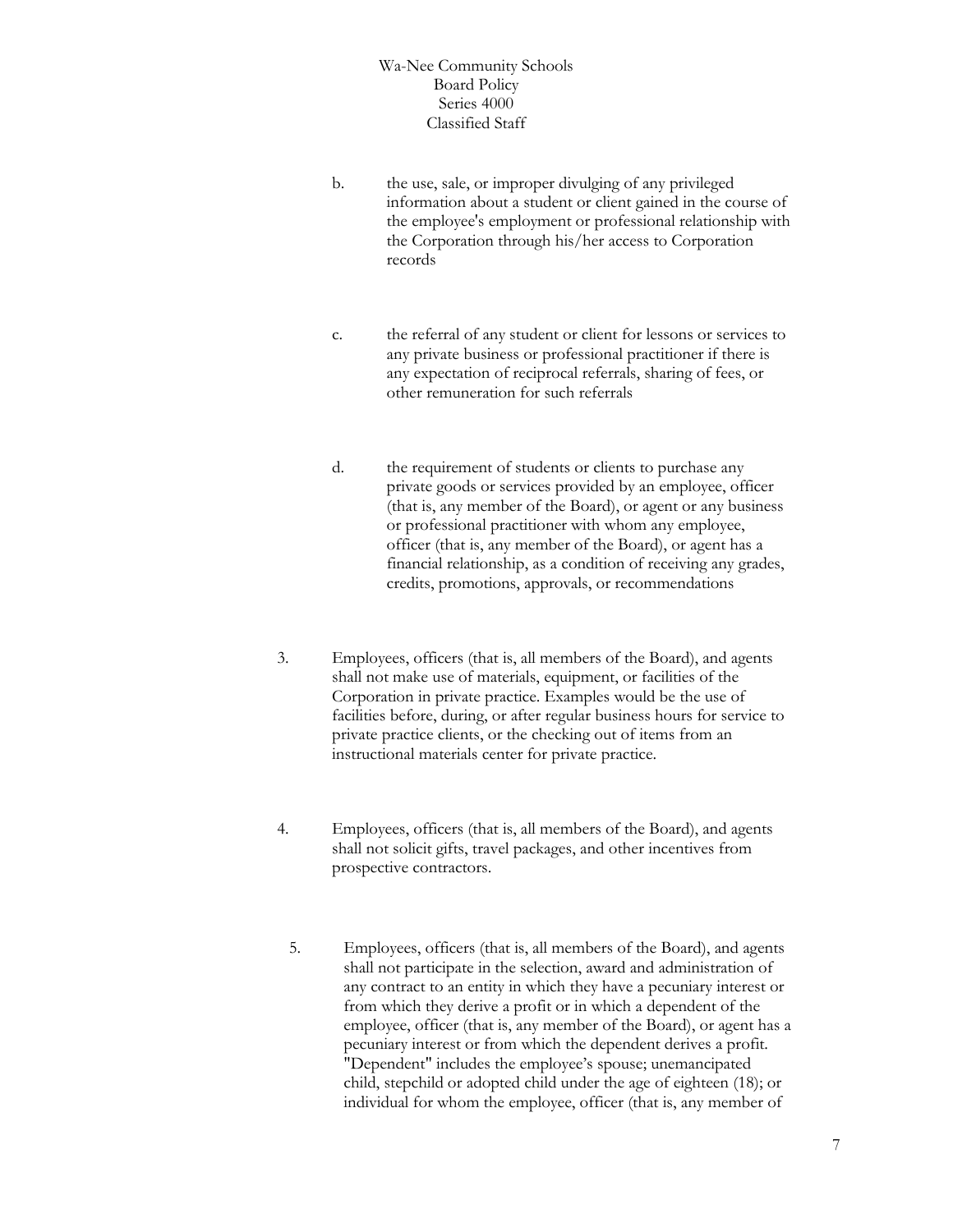b. the use, sale, or improper divulging of any privileged information about a student or client gained in the course of the employee's employment or professional relationship with the Corporation through his/her access to Corporation records

c. the referral of any student or client for lessons or services to any private business or professional practitioner if there is any expectation of reciprocal referrals, sharing of fees, or other remuneration for such referrals

d. the requirement of students or clients to purchase any private goods or services provided by an employee, officer (that is, any member of the Board), or agent or any business or professional practitioner with whom any employee, officer (that is, any member of the Board), or agent has a financial relationship, as a condition of receiving any grades, credits, promotions, approvals, or recommendations

3. Employees, officers (that is, all members of the Board), and agents shall not make use of materials, equipment, or facilities of the Corporation in private practice. Examples would be the use of facilities before, during, or after regular business hours for service to private practice clients, or the checking out of items from an instructional materials center for private practice.

4. Employees, officers (that is, all members of the Board), and agents shall not solicit gifts, travel packages, and other incentives from prospective contractors.

5. Employees, officers (that is, all members of the Board), and agents shall not participate in the selection, award and administration of any contract to an entity in which they have a pecuniary interest or from which they derive a profit or in which a dependent of the employee, officer (that is, any member of the Board), or agent has a pecuniary interest or from which the dependent derives a profit. "Dependent" includes the employee's spouse; unemancipated child, stepchild or adopted child under the age of eighteen (18); or individual for whom the employee, officer (that is, any member of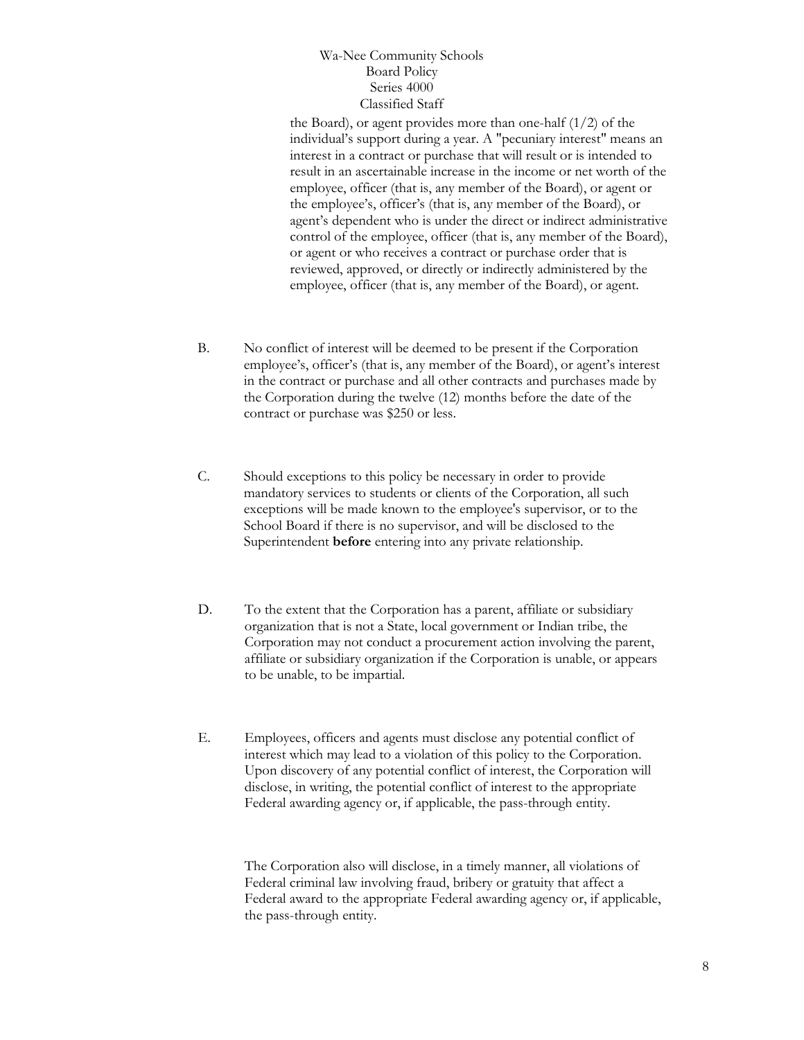the Board), or agent provides more than one-half (1/2) of the individual's support during a year. A "pecuniary interest" means an interest in a contract or purchase that will result or is intended to result in an ascertainable increase in the income or net worth of the employee, officer (that is, any member of the Board), or agent or the employee's, officer's (that is, any member of the Board), or agent's dependent who is under the direct or indirect administrative control of the employee, officer (that is, any member of the Board), or agent or who receives a contract or purchase order that is reviewed, approved, or directly or indirectly administered by the employee, officer (that is, any member of the Board), or agent.

B. No conflict of interest will be deemed to be present if the Corporation employee's, officer's (that is, any member of the Board), or agent's interest in the contract or purchase and all other contracts and purchases made by the Corporation during the twelve (12) months before the date of the contract or purchase was $250 or less.

C. Should exceptions to this policy be necessary in order to provide mandatory services to students or clients of the Corporation, all such exceptions will be made known to the employee's supervisor, or to the School Board if there is no supervisor, and will be disclosed to the Superintendent **before** entering into any private relationship.

D. To the extent that the Corporation has a parent, affiliate or subsidiary organization that is not a State, local government or Indian tribe, the Corporation may not conduct a procurement action involving the parent, affiliate or subsidiary organization if the Corporation is unable, or appears to be unable, to be impartial.

E. Employees, officers and agents must disclose any potential conflict of interest which may lead to a violation of this policy to the Corporation. Upon discovery of any potential conflict of interest, the Corporation will disclose, in writing, the potential conflict of interest to the appropriate Federal awarding agency or, if applicable, the pass-through entity.

The Corporation also will disclose, in a timely manner, all violations of Federal criminal law involving fraud, bribery or gratuity that affect a Federal award to the appropriate Federal awarding agency or, if applicable, the pass-through entity.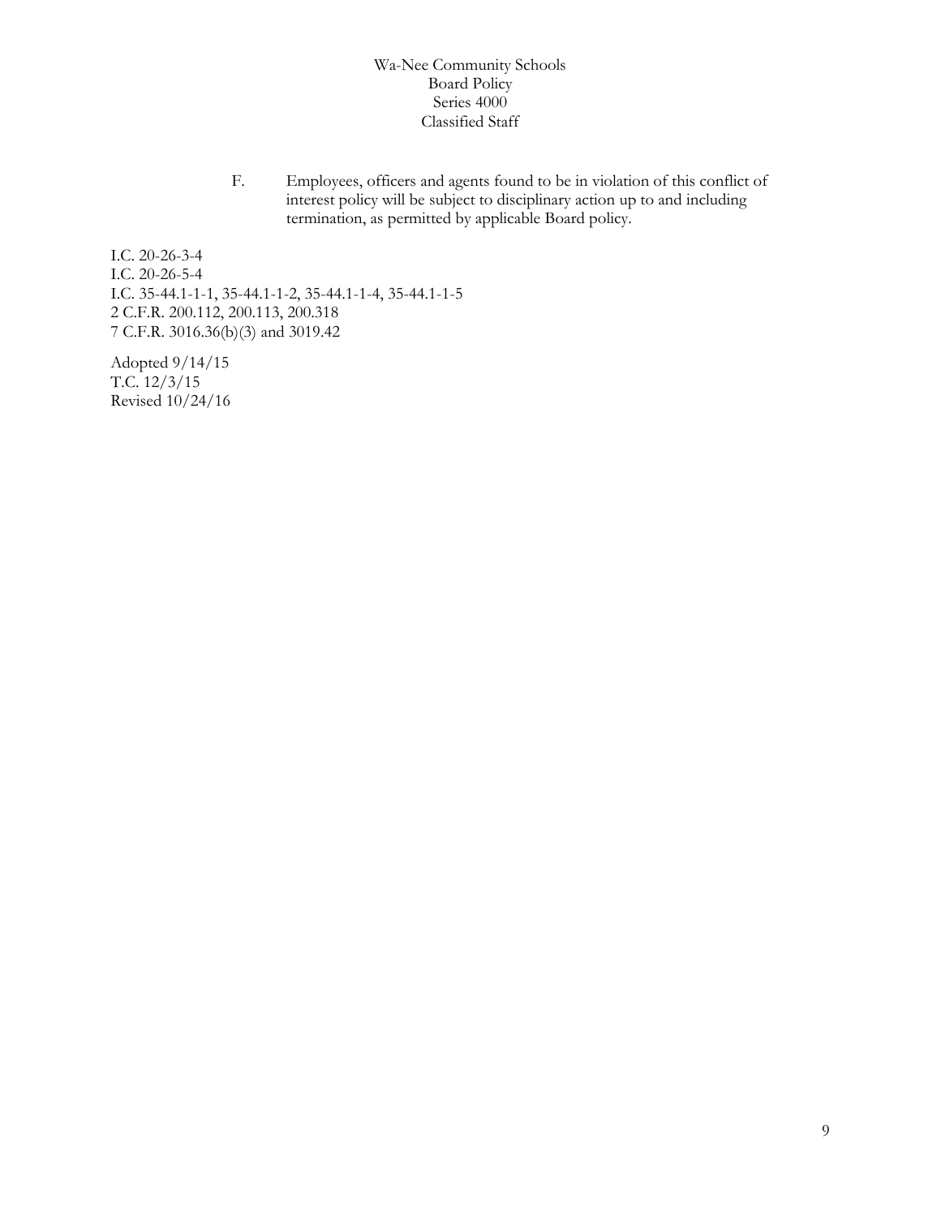F. Employees, officers and agents found to be in violation of this conflict of interest policy will be subject to disciplinary action up to and including termination, as permitted by applicable Board policy.

I.C. 20-26-3-4
I.C. 20-26-5-4
I.C. 35-44.1-1-1, 35-44.1-1-2, 35-44.1-1-4, 35-44.1-1-5
2 C.F.R. 200.112, 200.113, 200.318
7 C.F.R. 3016.36(b)(3) and 3019.42

Adopted 9/14/15
T.C. 12/3/15
Revised 10/24/16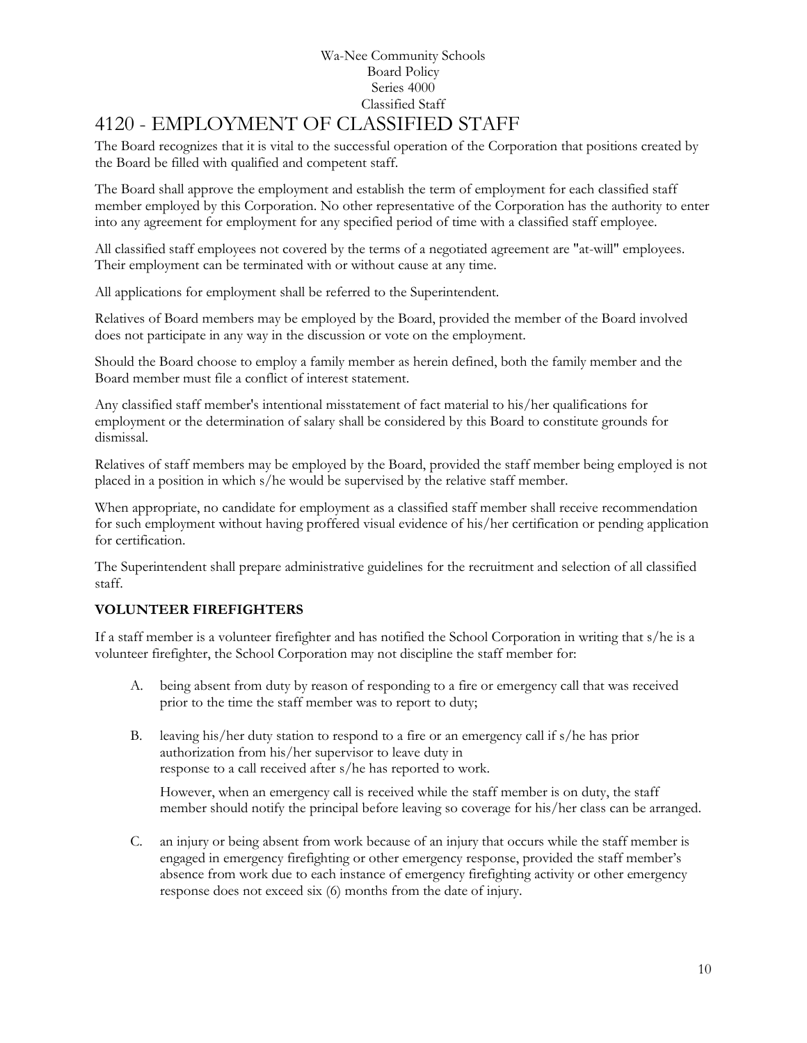# 4120 - EMPLOYMENT OF CLASSIFIED STAFF

The Board recognizes that it is vital to the successful operation of the Corporation that positions created by the Board be filled with qualified and competent staff.

The Board shall approve the employment and establish the term of employment for each classified staff member employed by this Corporation. No other representative of the Corporation has the authority to enter into any agreement for employment for any specified period of time with a classified staff employee.

All classified staff employees not covered by the terms of a negotiated agreement are "at-will" employees. Their employment can be terminated with or without cause at any time.

All applications for employment shall be referred to the Superintendent.

Relatives of Board members may be employed by the Board, provided the member of the Board involved does not participate in any way in the discussion or vote on the employment.

Should the Board choose to employ a family member as herein defined, both the family member and the Board member must file a conflict of interest statement.

Any classified staff member's intentional misstatement of fact material to his/her qualifications for employment or the determination of salary shall be considered by this Board to constitute grounds for dismissal.

Relatives of staff members may be employed by the Board, provided the staff member being employed is not placed in a position in which s/he would be supervised by the relative staff member.

When appropriate, no candidate for employment as a classified staff member shall receive recommendation for such employment without having proffered visual evidence of his/her certification or pending application for certification.

The Superintendent shall prepare administrative guidelines for the recruitment and selection of all classified staff.

**VOLUNTEER FIREFIGHTERS**

If a staff member is a volunteer firefighter and has notified the School Corporation in writing that s/he is a volunteer firefighter, the School Corporation may not discipline the staff member for:

A. being absent from duty by reason of responding to a fire or emergency call that was received prior to the time the staff member was to report to duty;

B. leaving his/her duty station to respond to a fire or an emergency call if s/he has prior authorization from his/her supervisor to leave duty in response to a call received after s/he has reported to work.

   However, when an emergency call is received while the staff member is on duty, the staff member should notify the principal before leaving so coverage for his/her class can be arranged.

C. an injury or being absent from work because of an injury that occurs while the staff member is engaged in emergency firefighting or other emergency response, provided the staff member's absence from work due to each instance of emergency firefighting activity or other emergency response does not exceed six (6) months from the date of injury.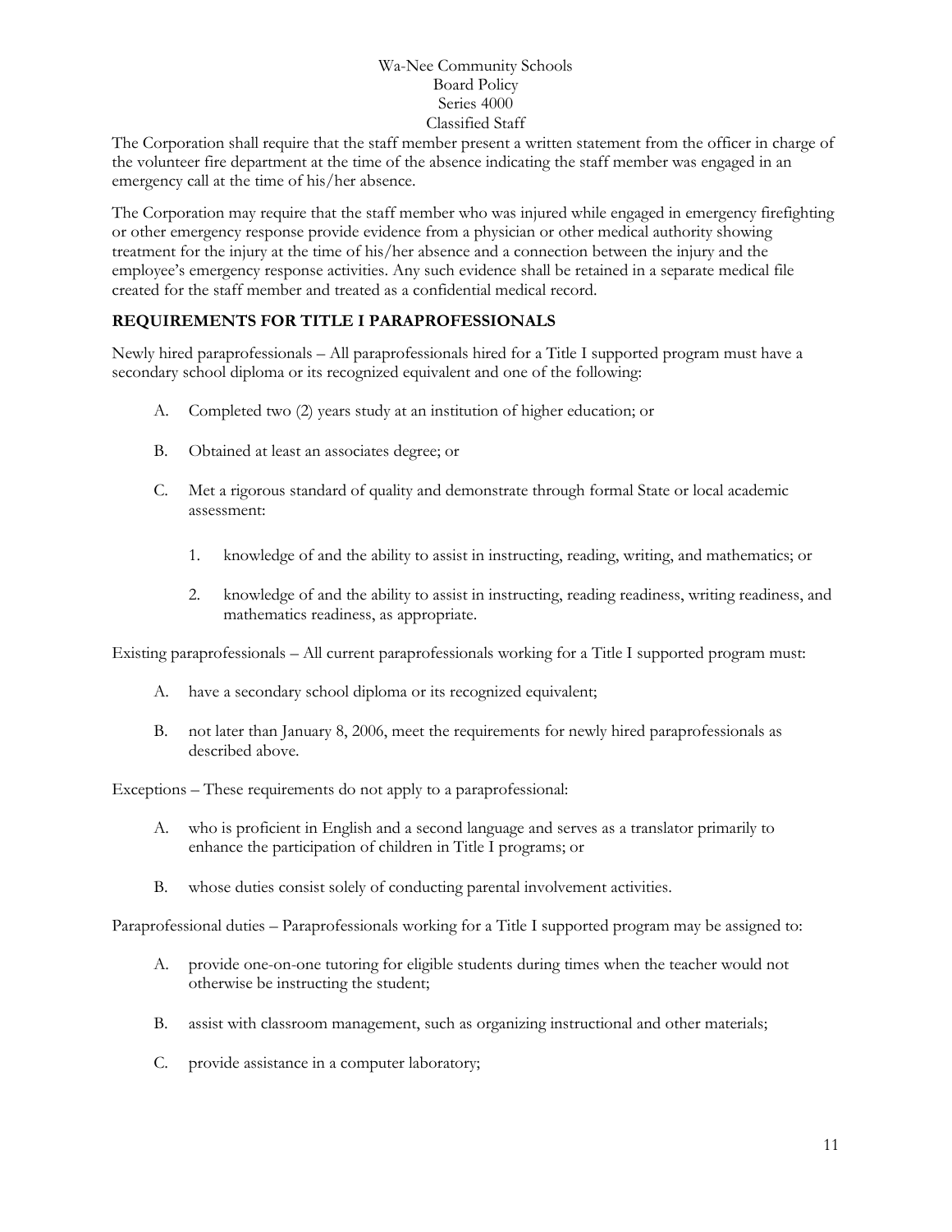The Corporation shall require that the staff member present a written statement from the officer in charge of the volunteer fire department at the time of the absence indicating the staff member was engaged in an emergency call at the time of his/her absence.

The Corporation may require that the staff member who was injured while engaged in emergency firefighting or other emergency response provide evidence from a physician or other medical authority showing treatment for the injury at the time of his/her absence and a connection between the injury and the employee's emergency response activities. Any such evidence shall be retained in a separate medical file created for the staff member and treated as a confidential medical record.

**REQUIREMENTS FOR TITLE I PARAPROFESSIONALS**

Newly hired paraprofessionals – All paraprofessionals hired for a Title I supported program must have a secondary school diploma or its recognized equivalent and one of the following:

A. Completed two (2) years study at an institution of higher education; or

B. Obtained at least an associates degree; or

C. Met a rigorous standard of quality and demonstrate through formal State or local academic assessment:

   1. knowledge of and the ability to assist in instructing, reading, writing, and mathematics; or

   2. knowledge of and the ability to assist in instructing, reading readiness, writing readiness, and mathematics readiness, as appropriate.

Existing paraprofessionals – All current paraprofessionals working for a Title I supported program must:

A. have a secondary school diploma or its recognized equivalent;

B. not later than January 8, 2006, meet the requirements for newly hired paraprofessionals as described above.

Exceptions – These requirements do not apply to a paraprofessional:

A. who is proficient in English and a second language and serves as a translator primarily to enhance the participation of children in Title I programs; or

B. whose duties consist solely of conducting parental involvement activities.

Paraprofessional duties – Paraprofessionals working for a Title I supported program may be assigned to:

A. provide one-on-one tutoring for eligible students during times when the teacher would not otherwise be instructing the student;

B. assist with classroom management, such as organizing instructional and other materials;

C. provide assistance in a computer laboratory;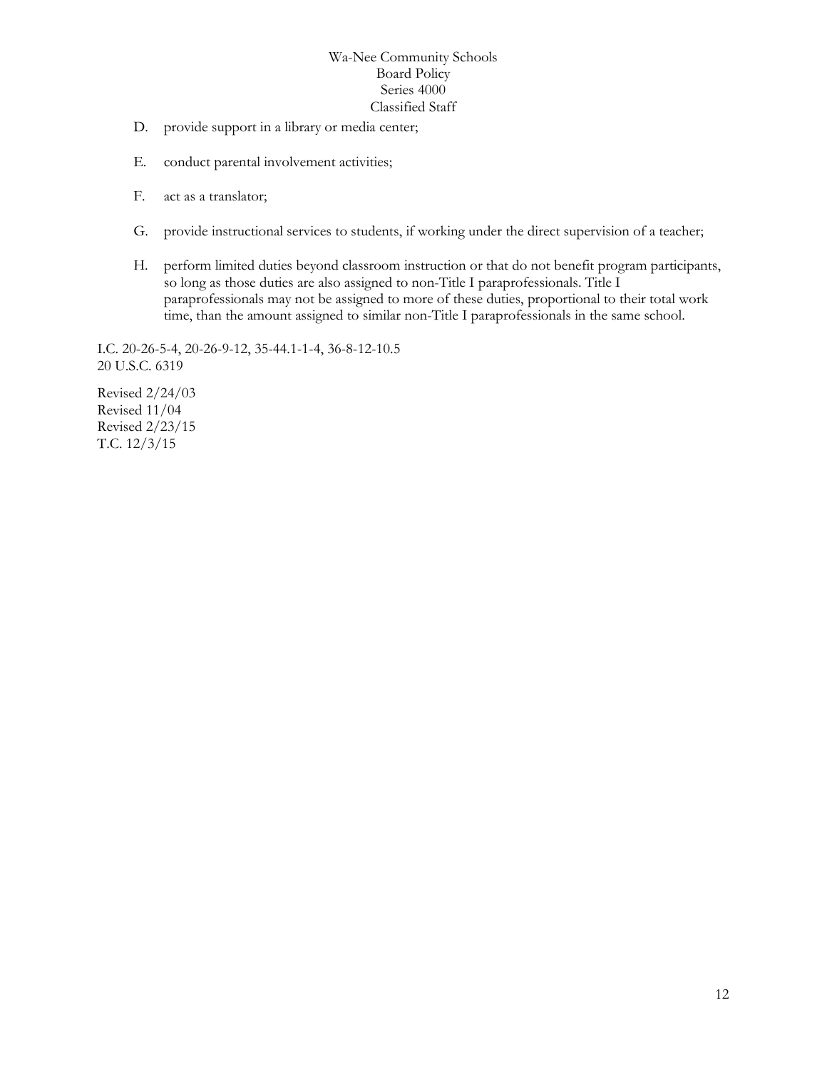D. provide support in a library or media center;

E. conduct parental involvement activities;

F. act as a translator;

G. provide instructional services to students, if working under the direct supervision of a teacher;

H. perform limited duties beyond classroom instruction or that do not benefit program participants, so long as those duties are also assigned to non-Title I paraprofessionals. Title I paraprofessionals may not be assigned to more of these duties, proportional to their total work time, than the amount assigned to similar non-Title I paraprofessionals in the same school.

I.C. 20-26-5-4, 20-26-9-12, 35-44.1-1-4, 36-8-12-10.5
20 U.S.C. 6319

Revised 2/24/03
Revised 11/04
Revised 2/23/15
T.C. 12/3/15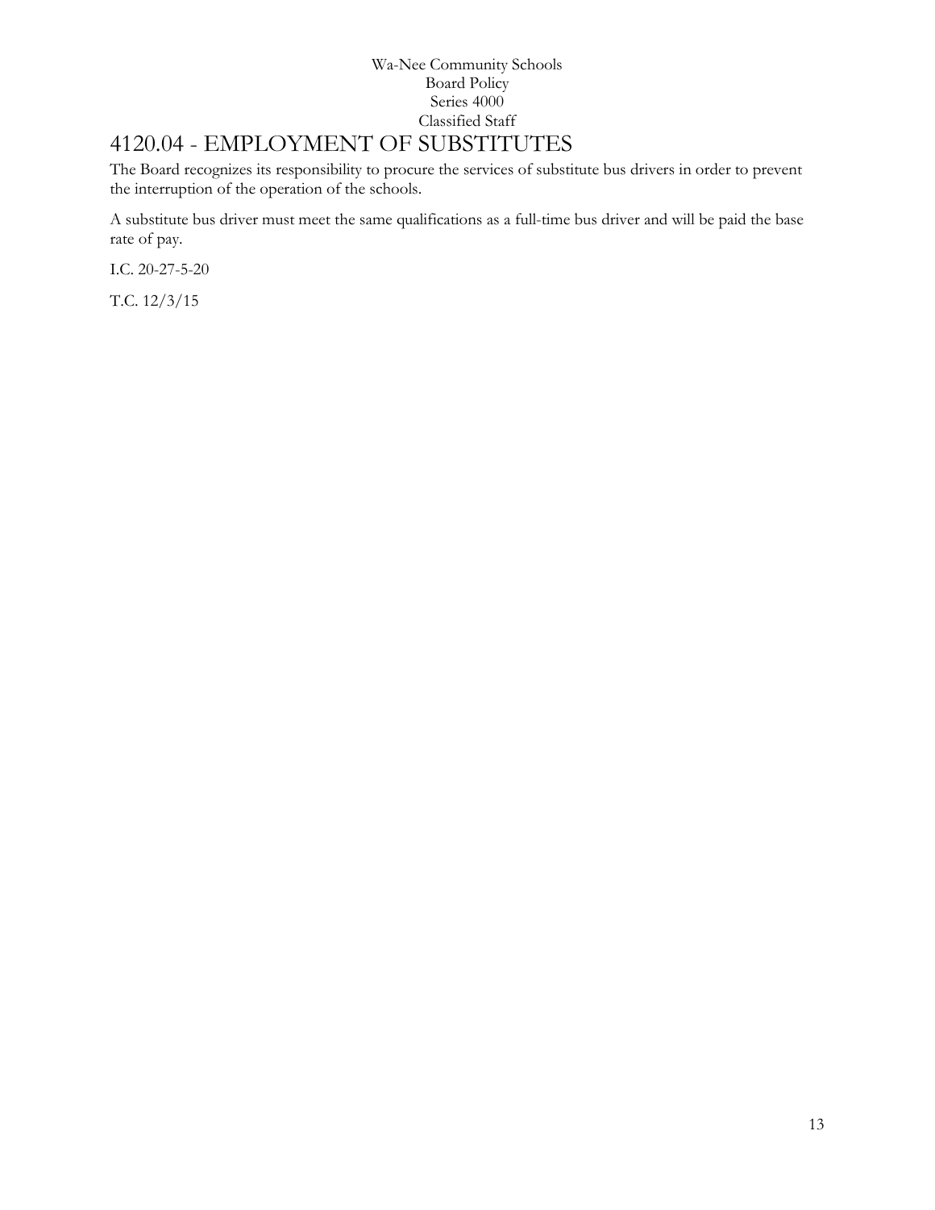# 4120.04 - EMPLOYMENT OF SUBSTITUTES

The Board recognizes its responsibility to procure the services of substitute bus drivers in order to prevent the interruption of the operation of the schools.

A substitute bus driver must meet the same qualifications as a full-time bus driver and will be paid the base rate of pay.

I.C. 20-27-5-20

T.C. 12/3/15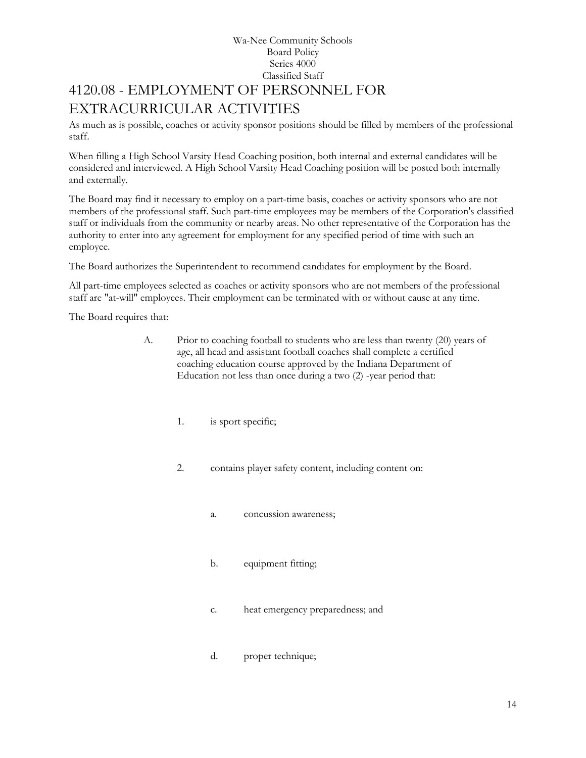Wa-Nee Community Schools
Board Policy
Series 4000
Classified Staff

# 4120.08 - EMPLOYMENT OF PERSONNEL FOR EXTRACURRICULAR ACTIVITIES

As much as is possible, coaches or activity sponsor positions should be filled by members of the professional staff.

When filling a High School Varsity Head Coaching position, both internal and external candidates will be considered and interviewed. A High School Varsity Head Coaching position will be posted both internally and externally.

The Board may find it necessary to employ on a part-time basis, coaches or activity sponsors who are not members of the professional staff. Such part-time employees may be members of the Corporation's classified staff or individuals from the community or nearby areas. No other representative of the Corporation has the authority to enter into any agreement for employment for any specified period of time with such an employee.

The Board authorizes the Superintendent to recommend candidates for employment by the Board.

All part-time employees selected as coaches or activity sponsors who are not members of the professional staff are "at-will" employees. Their employment can be terminated with or without cause at any time.

The Board requires that:

A. Prior to coaching football to students who are less than twenty (20) years of age, all head and assistant football coaches shall complete a certified coaching education course approved by the Indiana Department of Education not less than once during a two (2) -year period that:

   1. is sport specific;

   2. contains player safety content, including content on:

      a. concussion awareness;

      b. equipment fitting;

      c. heat emergency preparedness; and

      d. proper technique;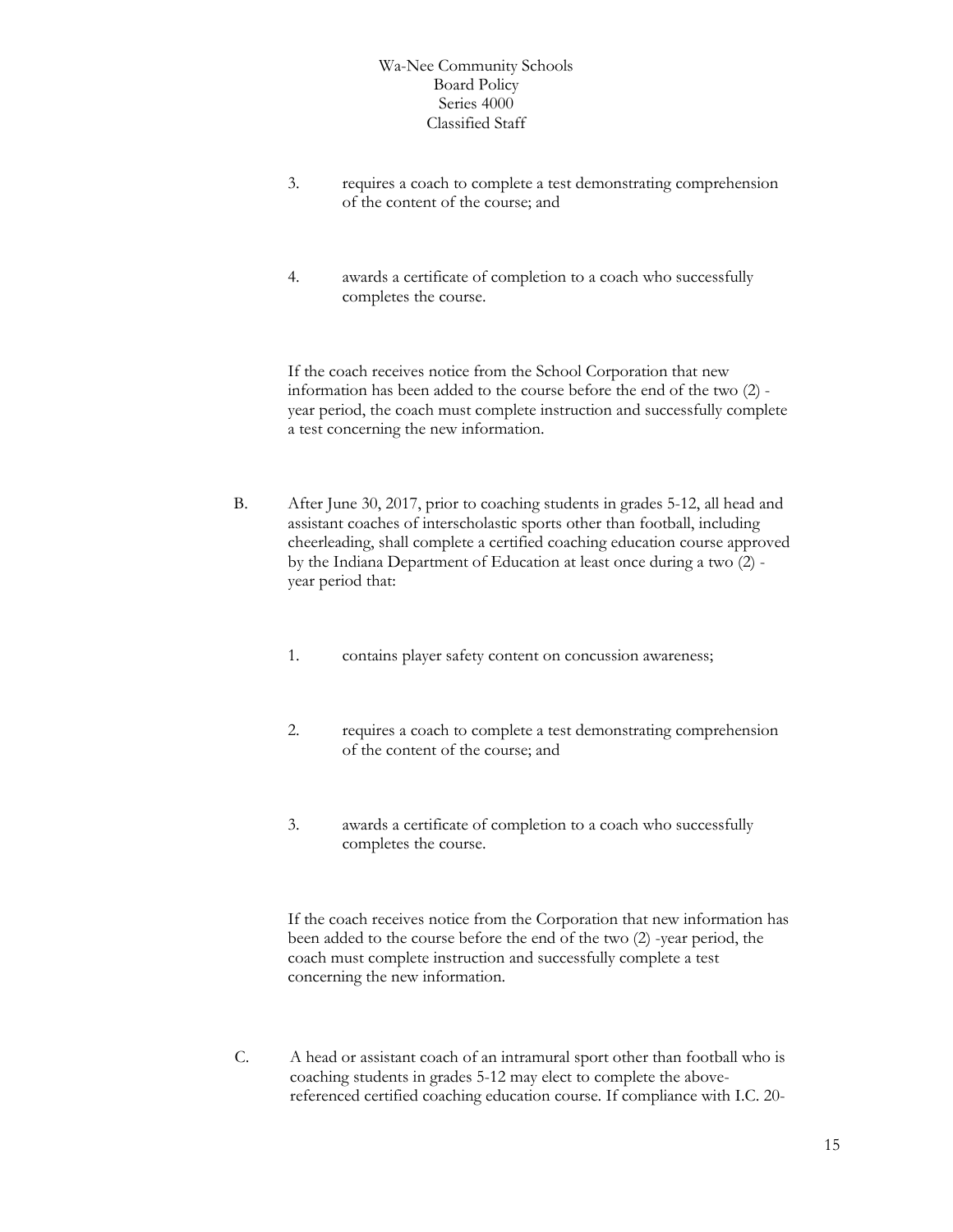3. requires a coach to complete a test demonstrating comprehension of the content of the course; and

4. awards a certificate of completion to a coach who successfully completes the course.

If the coach receives notice from the School Corporation that new information has been added to the course before the end of the two (2) -year period, the coach must complete instruction and successfully complete a test concerning the new information.

B. After June 30, 2017, prior to coaching students in grades 5-12, all head and assistant coaches of interscholastic sports other than football, including cheerleading, shall complete a certified coaching education course approved by the Indiana Department of Education at least once during a two (2) -year period that:

1. contains player safety content on concussion awareness;

2. requires a coach to complete a test demonstrating comprehension of the content of the course; and

3. awards a certificate of completion to a coach who successfully completes the course.

If the coach receives notice from the Corporation that new information has been added to the course before the end of the two (2) -year period, the coach must complete instruction and successfully complete a test concerning the new information.

C. A head or assistant coach of an intramural sport other than football who is coaching students in grades 5-12 may elect to complete the above-referenced certified coaching education course. If compliance with I.C. 20-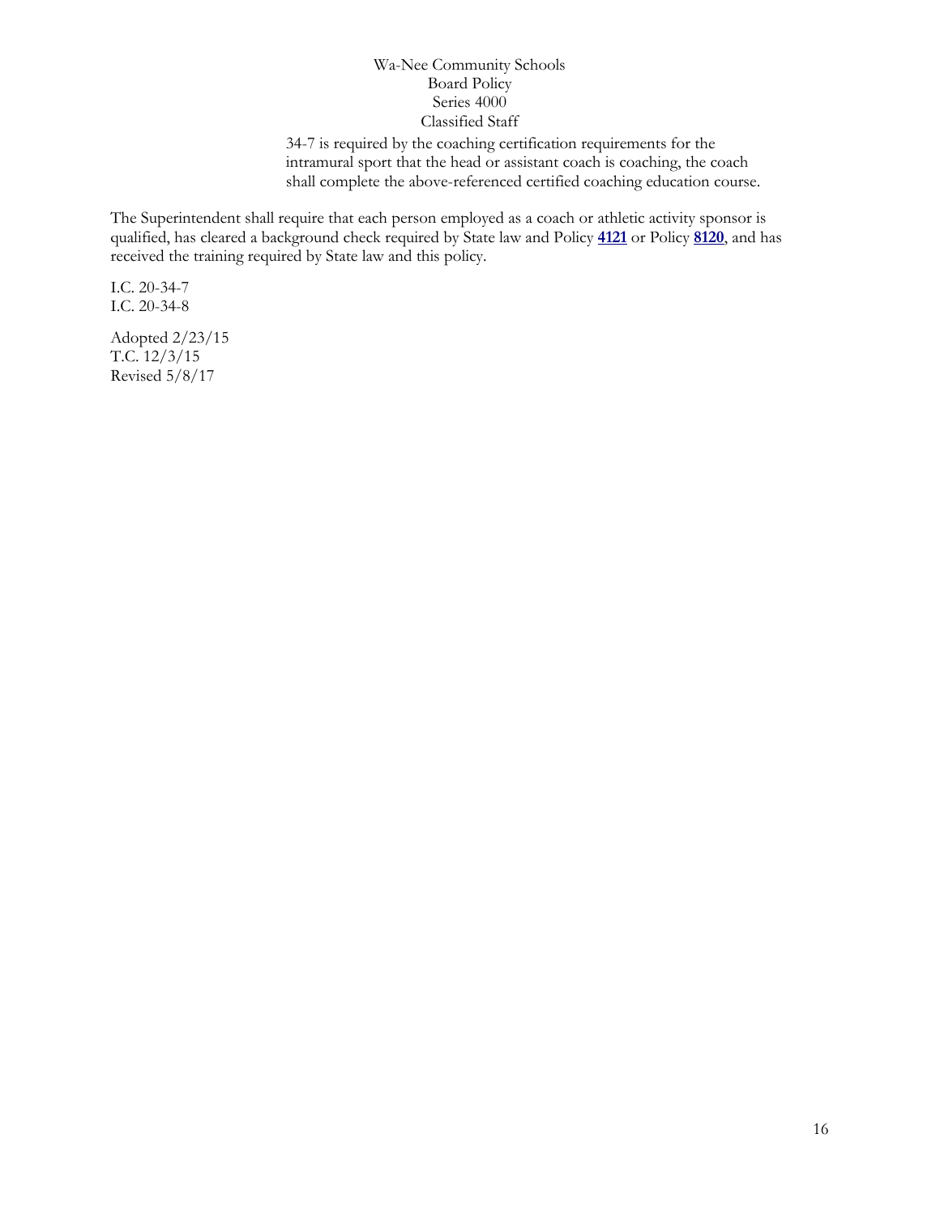34-7 is required by the coaching certification requirements for the intramural sport that the head or assistant coach is coaching, the coach shall complete the above-referenced certified coaching education course.

The Superintendent shall require that each person employed as a coach or athletic activity sponsor is qualified, has cleared a background check required by State law and Policy **4121** or Policy **8120**, and has received the training required by State law and this policy.

I.C. 20-34-7
I.C. 20-34-8

Adopted 2/23/15
T.C. 12/3/15
Revised 5/8/17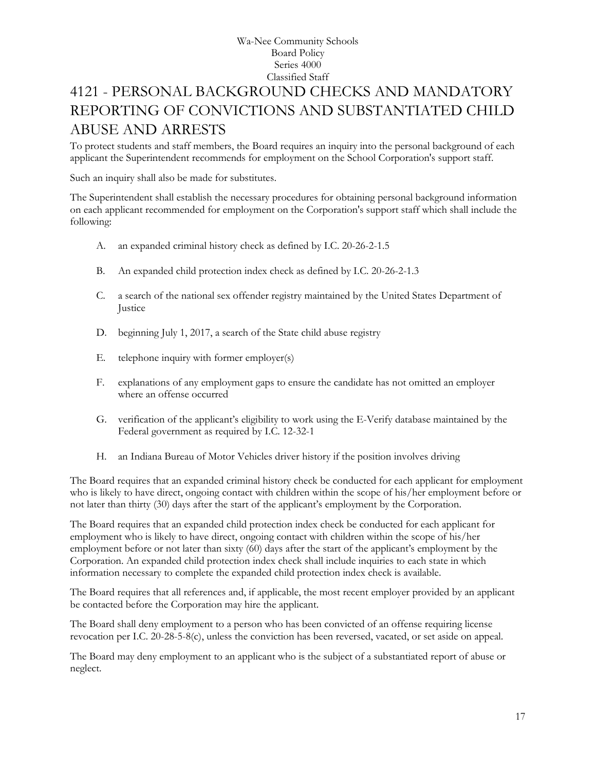Wa-Nee Community Schools
Board Policy
Series 4000
Classified Staff

# 4121 - PERSONAL BACKGROUND CHECKS AND MANDATORY REPORTING OF CONVICTIONS AND SUBSTANTIATED CHILD ABUSE AND ARRESTS

To protect students and staff members, the Board requires an inquiry into the personal background of each applicant the Superintendent recommends for employment on the School Corporation's support staff.

Such an inquiry shall also be made for substitutes.

The Superintendent shall establish the necessary procedures for obtaining personal background information on each applicant recommended for employment on the Corporation's support staff which shall include the following:

A. an expanded criminal history check as defined by I.C. 20-26-2-1.5

B. An expanded child protection index check as defined by I.C. 20-26-2-1.3

C. a search of the national sex offender registry maintained by the United States Department of Justice

D. beginning July 1, 2017, a search of the State child abuse registry

E. telephone inquiry with former employer(s)

F. explanations of any employment gaps to ensure the candidate has not omitted an employer where an offense occurred

G. verification of the applicant's eligibility to work using the E-Verify database maintained by the Federal government as required by I.C. 12-32-1

H. an Indiana Bureau of Motor Vehicles driver history if the position involves driving

The Board requires that an expanded criminal history check be conducted for each applicant for employment who is likely to have direct, ongoing contact with children within the scope of his/her employment before or not later than thirty (30) days after the start of the applicant's employment by the Corporation.

The Board requires that an expanded child protection index check be conducted for each applicant for employment who is likely to have direct, ongoing contact with children within the scope of his/her employment before or not later than sixty (60) days after the start of the applicant's employment by the Corporation. An expanded child protection index check shall include inquiries to each state in which information necessary to complete the expanded child protection index check is available.

The Board requires that all references and, if applicable, the most recent employer provided by an applicant be contacted before the Corporation may hire the applicant.

The Board shall deny employment to a person who has been convicted of an offense requiring license revocation per I.C. 20-28-5-8(c), unless the conviction has been reversed, vacated, or set aside on appeal.

The Board may deny employment to an applicant who is the subject of a substantiated report of abuse or neglect.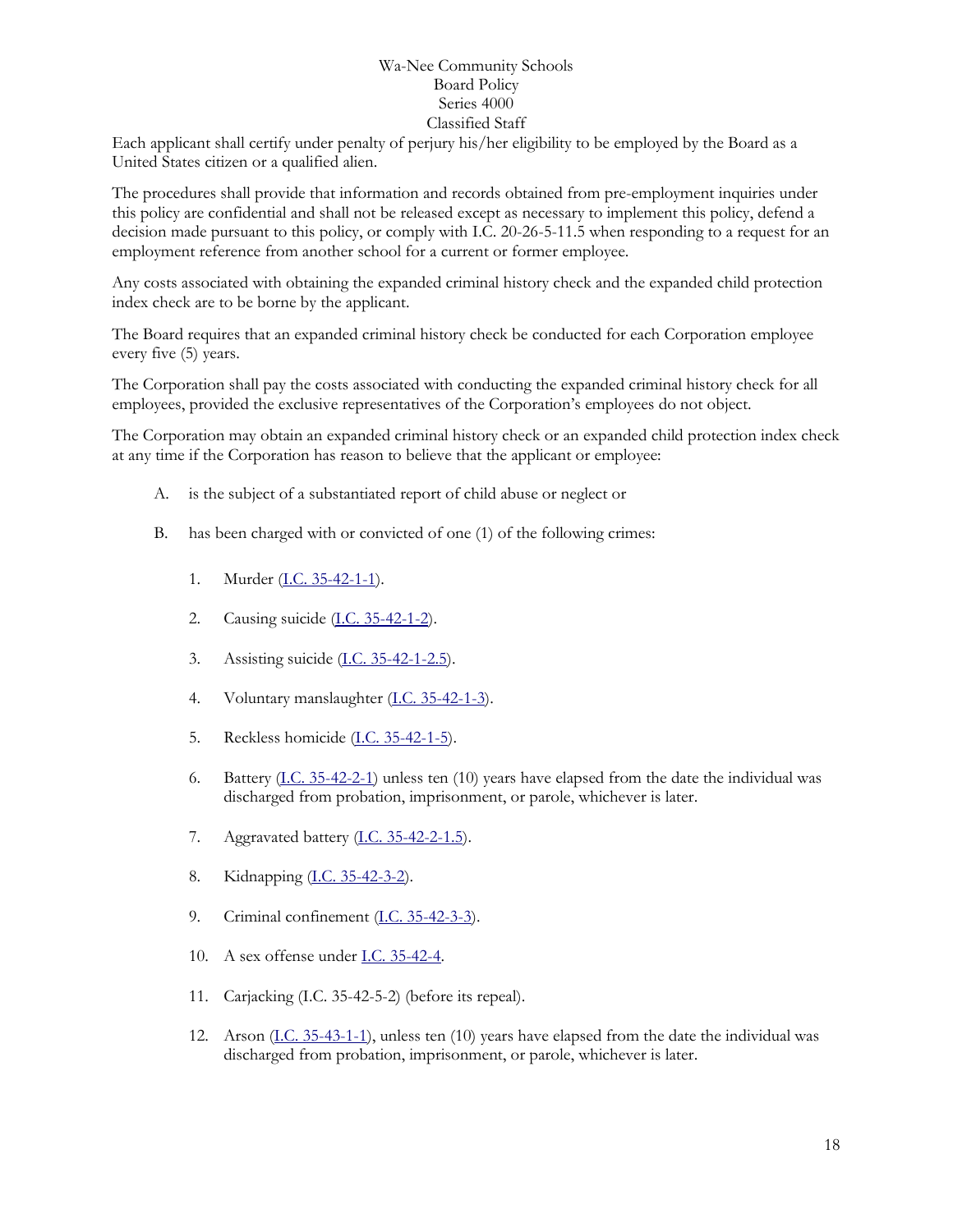Each applicant shall certify under penalty of perjury his/her eligibility to be employed by the Board as a United States citizen or a qualified alien.

The procedures shall provide that information and records obtained from pre-employment inquiries under this policy are confidential and shall not be released except as necessary to implement this policy, defend a decision made pursuant to this policy, or comply with I.C. 20-26-5-11.5 when responding to a request for an employment reference from another school for a current or former employee.

Any costs associated with obtaining the expanded criminal history check and the expanded child protection index check are to be borne by the applicant.

The Board requires that an expanded criminal history check be conducted for each Corporation employee every five (5) years.

The Corporation shall pay the costs associated with conducting the expanded criminal history check for all employees, provided the exclusive representatives of the Corporation's employees do not object.

The Corporation may obtain an expanded criminal history check or an expanded child protection index check at any time if the Corporation has reason to believe that the applicant or employee:

A. is the subject of a substantiated report of child abuse or neglect or

B. has been charged with or convicted of one (1) of the following crimes:

   1. Murder (I.C. 35-42-1-1).

   2. Causing suicide (I.C. 35-42-1-2).

   3. Assisting suicide (I.C. 35-42-1-2.5).

   4. Voluntary manslaughter (I.C. 35-42-1-3).

   5. Reckless homicide (I.C. 35-42-1-5).

   6. Battery (I.C. 35-42-2-1) unless ten (10) years have elapsed from the date the individual was discharged from probation, imprisonment, or parole, whichever is later.

   7. Aggravated battery (I.C. 35-42-2-1.5).

   8. Kidnapping (I.C. 35-42-3-2).

   9. Criminal confinement (I.C. 35-42-3-3).

   10. A sex offense under I.C. 35-42-4.

   11. Carjacking (I.C. 35-42-5-2) (before its repeal).

   12. Arson (I.C. 35-43-1-1), unless ten (10) years have elapsed from the date the individual was discharged from probation, imprisonment, or parole, whichever is later.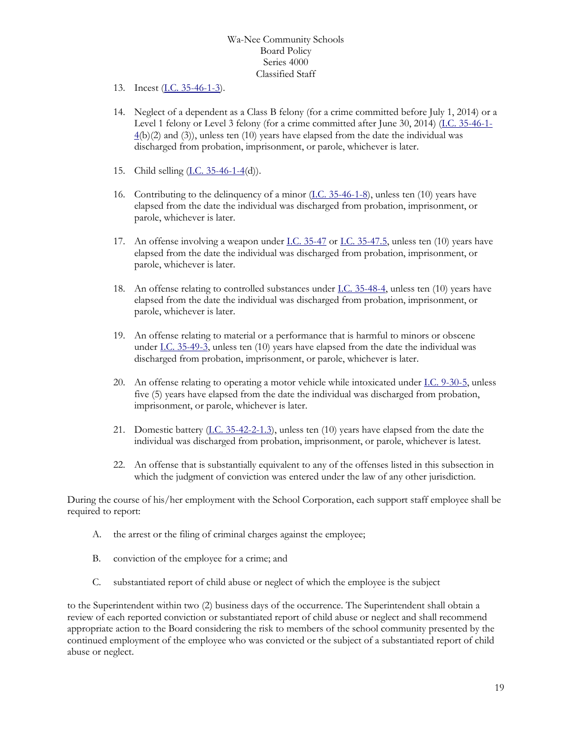13. Incest (I.C. 35-46-1-3).

14. Neglect of a dependent as a Class B felony (for a crime committed before July 1, 2014) or a Level 1 felony or Level 3 felony (for a crime committed after June 30, 2014) (I.C. 35-46-1-4(b)(2) and (3)), unless ten (10) years have elapsed from the date the individual was discharged from probation, imprisonment, or parole, whichever is later.

15. Child selling (I.C. 35-46-1-4(d)).

16. Contributing to the delinquency of a minor (I.C. 35-46-1-8), unless ten (10) years have elapsed from the date the individual was discharged from probation, imprisonment, or parole, whichever is later.

17. An offense involving a weapon under I.C. 35-47 or I.C. 35-47.5, unless ten (10) years have elapsed from the date the individual was discharged from probation, imprisonment, or parole, whichever is later.

18. An offense relating to controlled substances under I.C. 35-48-4, unless ten (10) years have elapsed from the date the individual was discharged from probation, imprisonment, or parole, whichever is later.

19. An offense relating to material or a performance that is harmful to minors or obscene under I.C. 35-49-3, unless ten (10) years have elapsed from the date the individual was discharged from probation, imprisonment, or parole, whichever is later.

20. An offense relating to operating a motor vehicle while intoxicated under I.C. 9-30-5, unless five (5) years have elapsed from the date the individual was discharged from probation, imprisonment, or parole, whichever is later.

21. Domestic battery (I.C. 35-42-2-1.3), unless ten (10) years have elapsed from the date the individual was discharged from probation, imprisonment, or parole, whichever is latest.

22. An offense that is substantially equivalent to any of the offenses listed in this subsection in which the judgment of conviction was entered under the law of any other jurisdiction.

During the course of his/her employment with the School Corporation, each support staff employee shall be required to report:

A. the arrest or the filing of criminal charges against the employee;

B. conviction of the employee for a crime; and

C. substantiated report of child abuse or neglect of which the employee is the subject

to the Superintendent within two (2) business days of the occurrence. The Superintendent shall obtain a review of each reported conviction or substantiated report of child abuse or neglect and shall recommend appropriate action to the Board considering the risk to members of the school community presented by the continued employment of the employee who was convicted or the subject of a substantiated report of child abuse or neglect.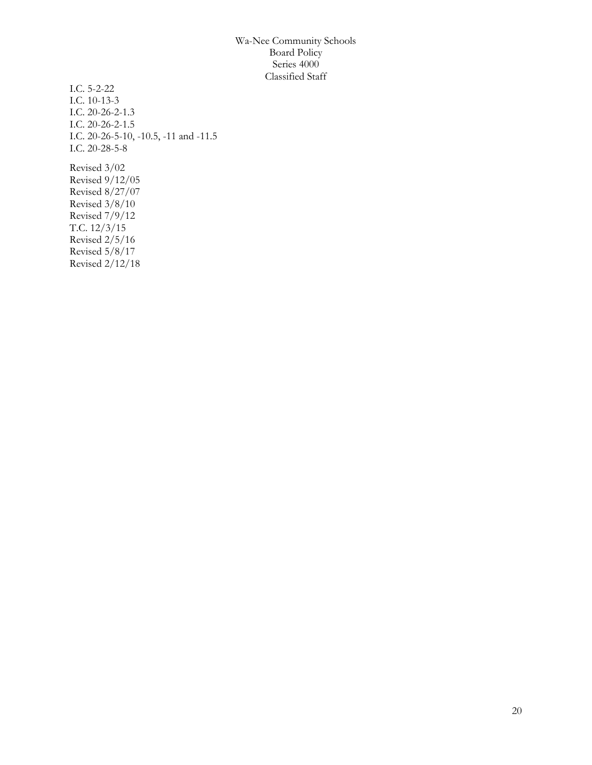I.C. 5-2-22
I.C. 10-13-3
I.C. 20-26-2-1.3
I.C. 20-26-2-1.5
I.C. 20-26-5-10, -10.5, -11 and -11.5
I.C. 20-28-5-8

Revised 3/02
Revised 9/12/05
Revised 8/27/07
Revised 3/8/10
Revised 7/9/12
T.C. 12/3/15
Revised 2/5/16
Revised 5/8/17
Revised 2/12/18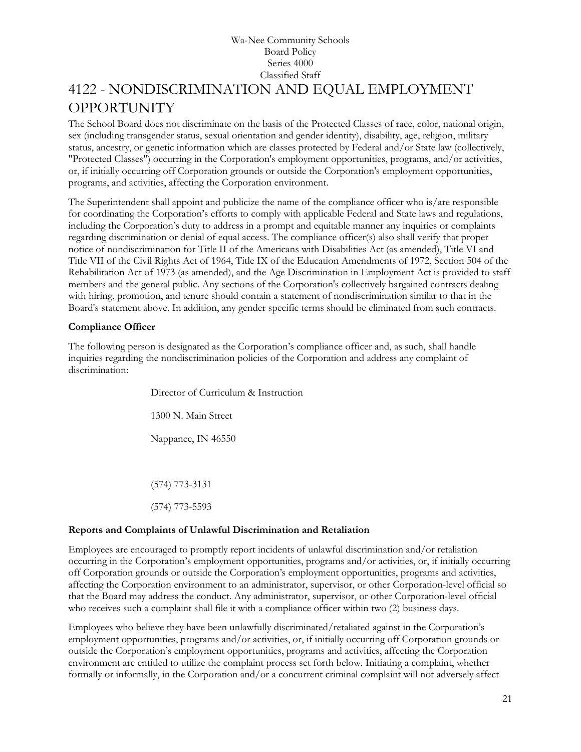Wa-Nee Community Schools
Board Policy
Series 4000
Classified Staff

# 4122 - NONDISCRIMINATION AND EQUAL EMPLOYMENT OPPORTUNITY

The School Board does not discriminate on the basis of the Protected Classes of race, color, national origin, sex (including transgender status, sexual orientation and gender identity), disability, age, religion, military status, ancestry, or genetic information which are classes protected by Federal and/or State law (collectively, "Protected Classes") occurring in the Corporation's employment opportunities, programs, and/or activities, or, if initially occurring off Corporation grounds or outside the Corporation's employment opportunities, programs, and activities, affecting the Corporation environment.

The Superintendent shall appoint and publicize the name of the compliance officer who is/are responsible for coordinating the Corporation's efforts to comply with applicable Federal and State laws and regulations, including the Corporation's duty to address in a prompt and equitable manner any inquiries or complaints regarding discrimination or denial of equal access. The compliance officer(s) also shall verify that proper notice of nondiscrimination for Title II of the Americans with Disabilities Act (as amended), Title VI and Title VII of the Civil Rights Act of 1964, Title IX of the Education Amendments of 1972, Section 504 of the Rehabilitation Act of 1973 (as amended), and the Age Discrimination in Employment Act is provided to staff members and the general public. Any sections of the Corporation's collectively bargained contracts dealing with hiring, promotion, and tenure should contain a statement of nondiscrimination similar to that in the Board's statement above. In addition, any gender specific terms should be eliminated from such contracts.

**Compliance Officer**

The following person is designated as the Corporation's compliance officer and, as such, shall handle inquiries regarding the nondiscrimination policies of the Corporation and address any complaint of discrimination:

Director of Curriculum & Instruction

1300 N. Main Street

Nappanee, IN 46550

(574) 773-3131

(574) 773-5593

**Reports and Complaints of Unlawful Discrimination and Retaliation**

Employees are encouraged to promptly report incidents of unlawful discrimination and/or retaliation occurring in the Corporation's employment opportunities, programs and/or activities, or, if initially occurring off Corporation grounds or outside the Corporation's employment opportunities, programs and activities, affecting the Corporation environment to an administrator, supervisor, or other Corporation-level official so that the Board may address the conduct. Any administrator, supervisor, or other Corporation-level official who receives such a complaint shall file it with a compliance officer within two (2) business days.

Employees who believe they have been unlawfully discriminated/retaliated against in the Corporation's employment opportunities, programs and/or activities, or, if initially occurring off Corporation grounds or outside the Corporation's employment opportunities, programs and activities, affecting the Corporation environment are entitled to utilize the complaint process set forth below. Initiating a complaint, whether formally or informally, in the Corporation and/or a concurrent criminal complaint will not adversely affect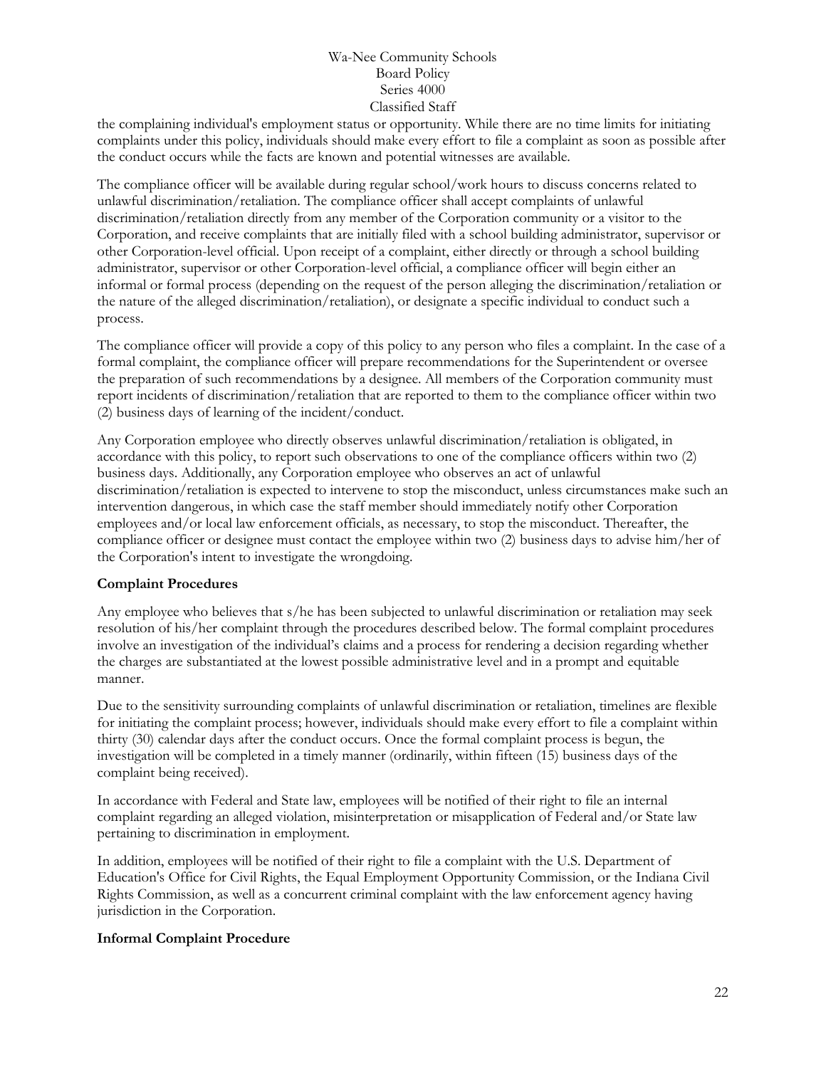the complaining individual's employment status or opportunity. While there are no time limits for initiating complaints under this policy, individuals should make every effort to file a complaint as soon as possible after the conduct occurs while the facts are known and potential witnesses are available.

The compliance officer will be available during regular school/work hours to discuss concerns related to unlawful discrimination/retaliation. The compliance officer shall accept complaints of unlawful discrimination/retaliation directly from any member of the Corporation community or a visitor to the Corporation, and receive complaints that are initially filed with a school building administrator, supervisor or other Corporation-level official. Upon receipt of a complaint, either directly or through a school building administrator, supervisor or other Corporation-level official, a compliance officer will begin either an informal or formal process (depending on the request of the person alleging the discrimination/retaliation or the nature of the alleged discrimination/retaliation), or designate a specific individual to conduct such a process.

The compliance officer will provide a copy of this policy to any person who files a complaint. In the case of a formal complaint, the compliance officer will prepare recommendations for the Superintendent or oversee the preparation of such recommendations by a designee. All members of the Corporation community must report incidents of discrimination/retaliation that are reported to them to the compliance officer within two (2) business days of learning of the incident/conduct.

Any Corporation employee who directly observes unlawful discrimination/retaliation is obligated, in accordance with this policy, to report such observations to one of the compliance officers within two (2) business days. Additionally, any Corporation employee who observes an act of unlawful discrimination/retaliation is expected to intervene to stop the misconduct, unless circumstances make such an intervention dangerous, in which case the staff member should immediately notify other Corporation employees and/or local law enforcement officials, as necessary, to stop the misconduct. Thereafter, the compliance officer or designee must contact the employee within two (2) business days to advise him/her of the Corporation's intent to investigate the wrongdoing.

**Complaint Procedures**

Any employee who believes that s/he has been subjected to unlawful discrimination or retaliation may seek resolution of his/her complaint through the procedures described below. The formal complaint procedures involve an investigation of the individual's claims and a process for rendering a decision regarding whether the charges are substantiated at the lowest possible administrative level and in a prompt and equitable manner.

Due to the sensitivity surrounding complaints of unlawful discrimination or retaliation, timelines are flexible for initiating the complaint process; however, individuals should make every effort to file a complaint within thirty (30) calendar days after the conduct occurs. Once the formal complaint process is begun, the investigation will be completed in a timely manner (ordinarily, within fifteen (15) business days of the complaint being received).

In accordance with Federal and State law, employees will be notified of their right to file an internal complaint regarding an alleged violation, misinterpretation or misapplication of Federal and/or State law pertaining to discrimination in employment.

In addition, employees will be notified of their right to file a complaint with the U.S. Department of Education's Office for Civil Rights, the Equal Employment Opportunity Commission, or the Indiana Civil Rights Commission, as well as a concurrent criminal complaint with the law enforcement agency having jurisdiction in the Corporation.

**Informal Complaint Procedure**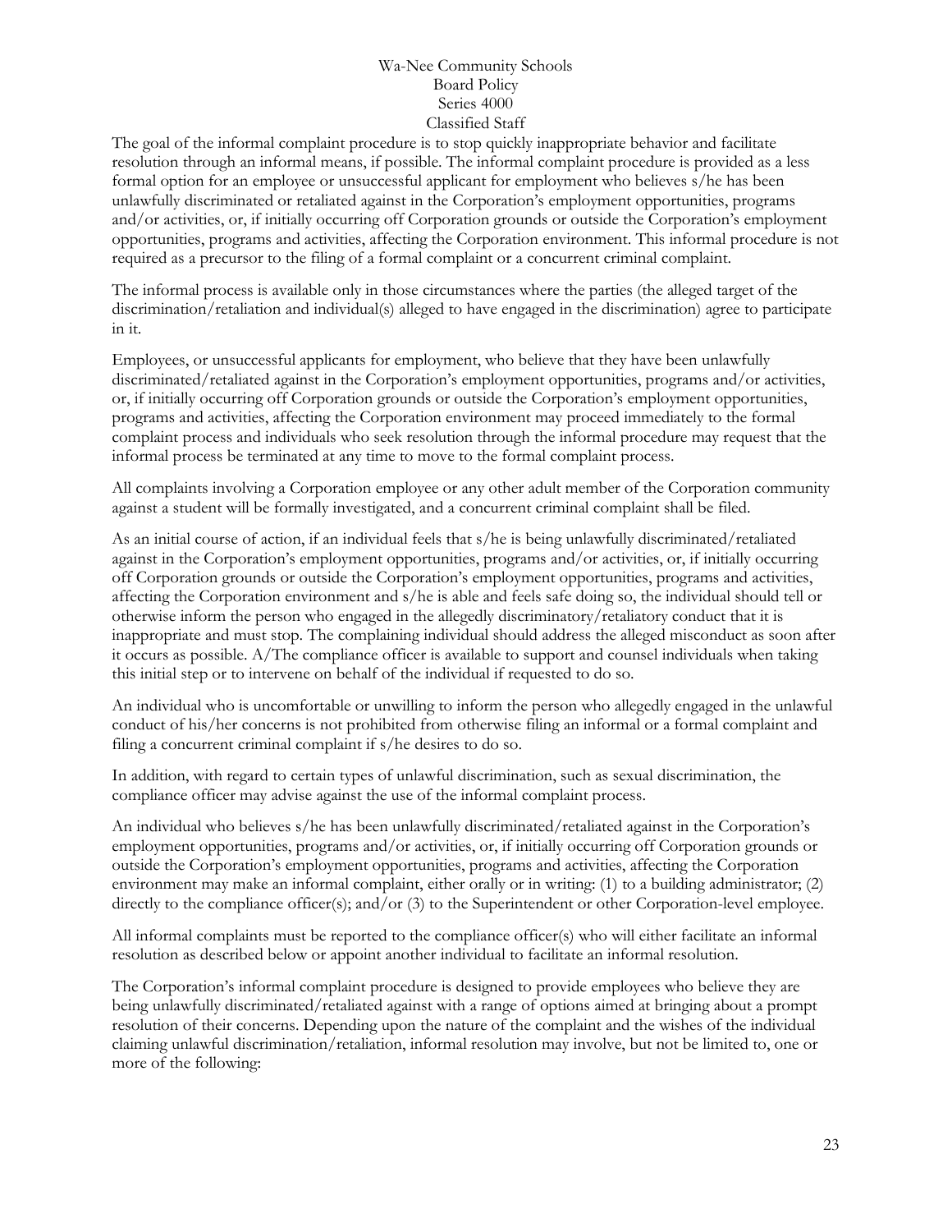The goal of the informal complaint procedure is to stop quickly inappropriate behavior and facilitate resolution through an informal means, if possible. The informal complaint procedure is provided as a less formal option for an employee or unsuccessful applicant for employment who believes s/he has been unlawfully discriminated or retaliated against in the Corporation's employment opportunities, programs and/or activities, or, if initially occurring off Corporation grounds or outside the Corporation's employment opportunities, programs and activities, affecting the Corporation environment. This informal procedure is not required as a precursor to the filing of a formal complaint or a concurrent criminal complaint.

The informal process is available only in those circumstances where the parties (the alleged target of the discrimination/retaliation and individual(s) alleged to have engaged in the discrimination) agree to participate in it.

Employees, or unsuccessful applicants for employment, who believe that they have been unlawfully discriminated/retaliated against in the Corporation's employment opportunities, programs and/or activities, or, if initially occurring off Corporation grounds or outside the Corporation's employment opportunities, programs and activities, affecting the Corporation environment may proceed immediately to the formal complaint process and individuals who seek resolution through the informal procedure may request that the informal process be terminated at any time to move to the formal complaint process.

All complaints involving a Corporation employee or any other adult member of the Corporation community against a student will be formally investigated, and a concurrent criminal complaint shall be filed.

As an initial course of action, if an individual feels that s/he is being unlawfully discriminated/retaliated against in the Corporation's employment opportunities, programs and/or activities, or, if initially occurring off Corporation grounds or outside the Corporation's employment opportunities, programs and activities, affecting the Corporation environment and s/he is able and feels safe doing so, the individual should tell or otherwise inform the person who engaged in the allegedly discriminatory/retaliatory conduct that it is inappropriate and must stop. The complaining individual should address the alleged misconduct as soon after it occurs as possible. A/The compliance officer is available to support and counsel individuals when taking this initial step or to intervene on behalf of the individual if requested to do so.

An individual who is uncomfortable or unwilling to inform the person who allegedly engaged in the unlawful conduct of his/her concerns is not prohibited from otherwise filing an informal or a formal complaint and filing a concurrent criminal complaint if s/he desires to do so.

In addition, with regard to certain types of unlawful discrimination, such as sexual discrimination, the compliance officer may advise against the use of the informal complaint process.

An individual who believes s/he has been unlawfully discriminated/retaliated against in the Corporation's employment opportunities, programs and/or activities, or, if initially occurring off Corporation grounds or outside the Corporation's employment opportunities, programs and activities, affecting the Corporation environment may make an informal complaint, either orally or in writing: (1) to a building administrator; (2) directly to the compliance officer(s); and/or (3) to the Superintendent or other Corporation-level employee.

All informal complaints must be reported to the compliance officer(s) who will either facilitate an informal resolution as described below or appoint another individual to facilitate an informal resolution.

The Corporation's informal complaint procedure is designed to provide employees who believe they are being unlawfully discriminated/retaliated against with a range of options aimed at bringing about a prompt resolution of their concerns. Depending upon the nature of the complaint and the wishes of the individual claiming unlawful discrimination/retaliation, informal resolution may involve, but not be limited to, one or more of the following: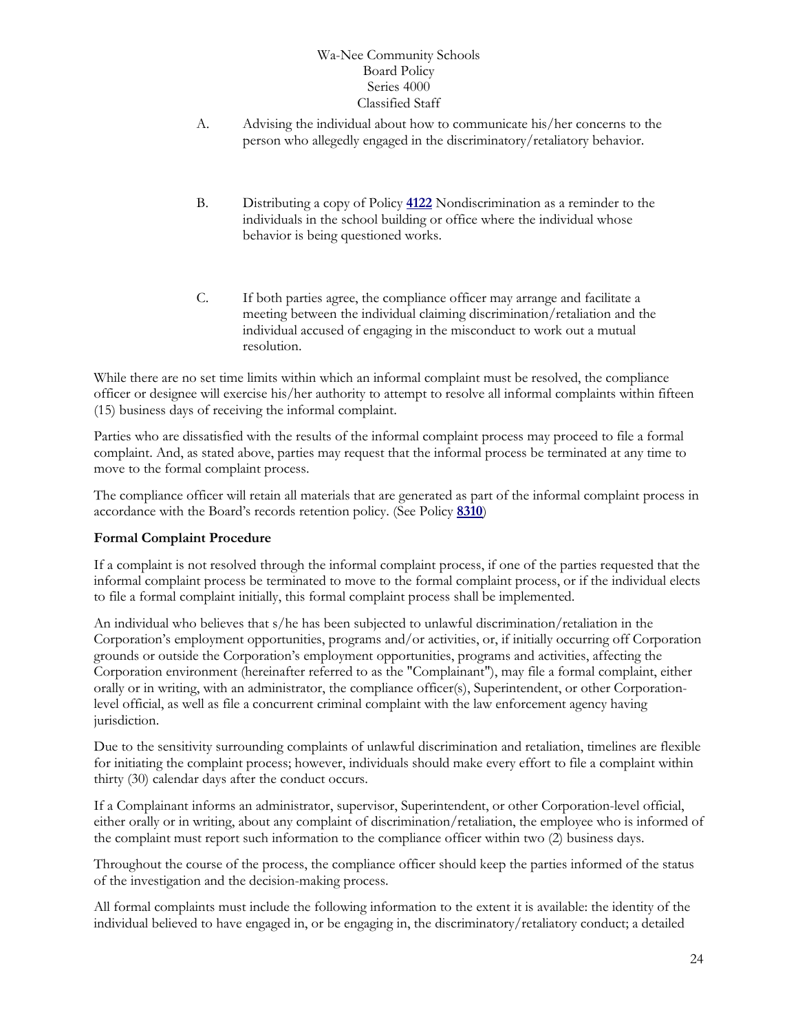A. Advising the individual about how to communicate his/her concerns to the person who allegedly engaged in the discriminatory/retaliatory behavior.

B. Distributing a copy of Policy **4122** Nondiscrimination as a reminder to the individuals in the school building or office where the individual whose behavior is being questioned works.

C. If both parties agree, the compliance officer may arrange and facilitate a meeting between the individual claiming discrimination/retaliation and the individual accused of engaging in the misconduct to work out a mutual resolution.

While there are no set time limits within which an informal complaint must be resolved, the compliance officer or designee will exercise his/her authority to attempt to resolve all informal complaints within fifteen (15) business days of receiving the informal complaint.

Parties who are dissatisfied with the results of the informal complaint process may proceed to file a formal complaint. And, as stated above, parties may request that the informal process be terminated at any time to move to the formal complaint process.

The compliance officer will retain all materials that are generated as part of the informal complaint process in accordance with the Board's records retention policy. (See Policy **8310**)

**Formal Complaint Procedure**

If a complaint is not resolved through the informal complaint process, if one of the parties requested that the informal complaint process be terminated to move to the formal complaint process, or if the individual elects to file a formal complaint initially, this formal complaint process shall be implemented.

An individual who believes that s/he has been subjected to unlawful discrimination/retaliation in the Corporation's employment opportunities, programs and/or activities, or, if initially occurring off Corporation grounds or outside the Corporation's employment opportunities, programs and activities, affecting the Corporation environment (hereinafter referred to as the "Complainant"), may file a formal complaint, either orally or in writing, with an administrator, the compliance officer(s), Superintendent, or other Corporation-level official, as well as file a concurrent criminal complaint with the law enforcement agency having jurisdiction.

Due to the sensitivity surrounding complaints of unlawful discrimination and retaliation, timelines are flexible for initiating the complaint process; however, individuals should make every effort to file a complaint within thirty (30) calendar days after the conduct occurs.

If a Complainant informs an administrator, supervisor, Superintendent, or other Corporation-level official, either orally or in writing, about any complaint of discrimination/retaliation, the employee who is informed of the complaint must report such information to the compliance officer within two (2) business days.

Throughout the course of the process, the compliance officer should keep the parties informed of the status of the investigation and the decision-making process.

All formal complaints must include the following information to the extent it is available: the identity of the individual believed to have engaged in, or be engaging in, the discriminatory/retaliatory conduct; a detailed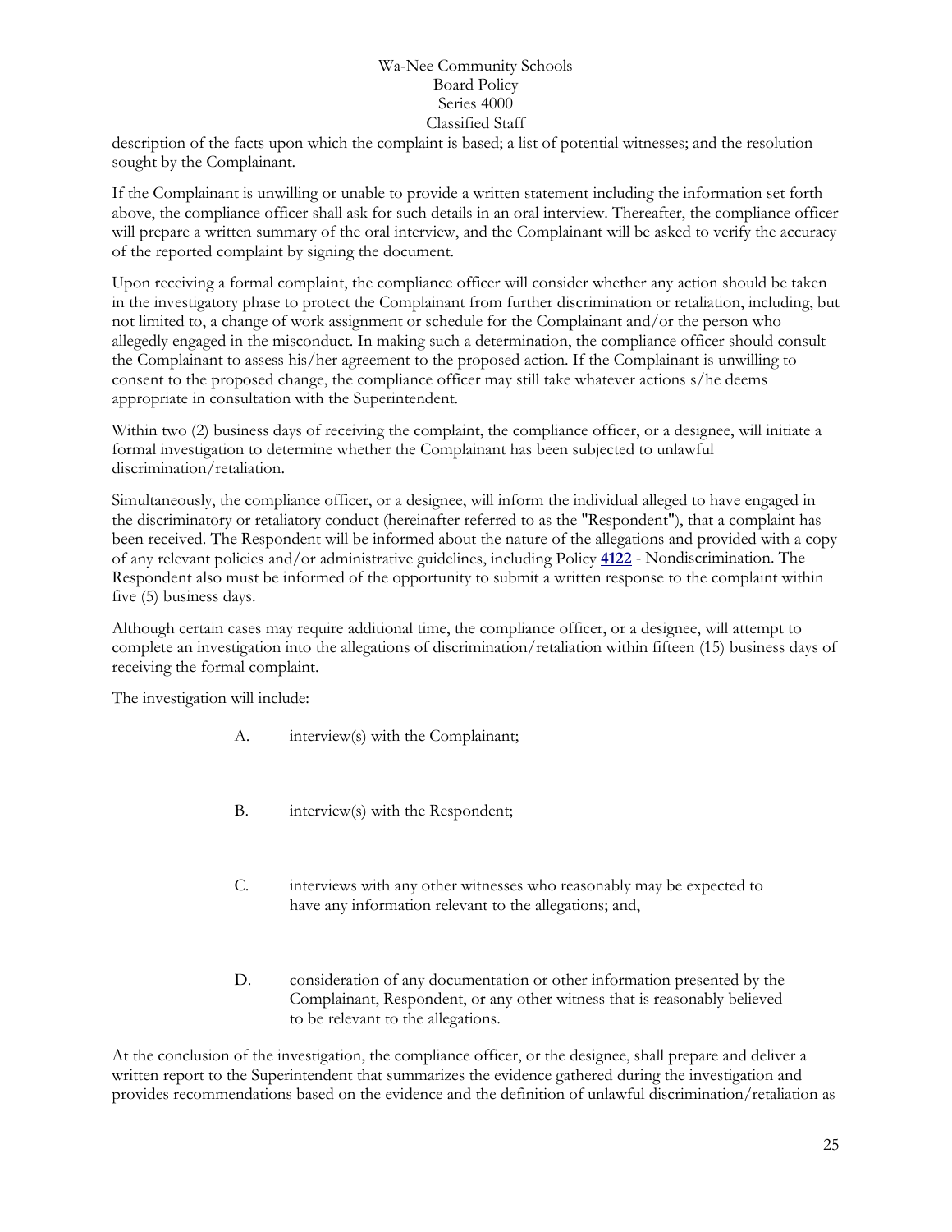description of the facts upon which the complaint is based; a list of potential witnesses; and the resolution sought by the Complainant.

If the Complainant is unwilling or unable to provide a written statement including the information set forth above, the compliance officer shall ask for such details in an oral interview. Thereafter, the compliance officer will prepare a written summary of the oral interview, and the Complainant will be asked to verify the accuracy of the reported complaint by signing the document.

Upon receiving a formal complaint, the compliance officer will consider whether any action should be taken in the investigatory phase to protect the Complainant from further discrimination or retaliation, including, but not limited to, a change of work assignment or schedule for the Complainant and/or the person who allegedly engaged in the misconduct. In making such a determination, the compliance officer should consult the Complainant to assess his/her agreement to the proposed action. If the Complainant is unwilling to consent to the proposed change, the compliance officer may still take whatever actions s/he deems appropriate in consultation with the Superintendent.

Within two (2) business days of receiving the complaint, the compliance officer, or a designee, will initiate a formal investigation to determine whether the Complainant has been subjected to unlawful discrimination/retaliation.

Simultaneously, the compliance officer, or a designee, will inform the individual alleged to have engaged in the discriminatory or retaliatory conduct (hereinafter referred to as the "Respondent"), that a complaint has been received. The Respondent will be informed about the nature of the allegations and provided with a copy of any relevant policies and/or administrative guidelines, including Policy **4122** - Nondiscrimination. The Respondent also must be informed of the opportunity to submit a written response to the complaint within five (5) business days.

Although certain cases may require additional time, the compliance officer, or a designee, will attempt to complete an investigation into the allegations of discrimination/retaliation within fifteen (15) business days of receiving the formal complaint.

The investigation will include:

A. interview(s) with the Complainant;

B. interview(s) with the Respondent;

C. interviews with any other witnesses who reasonably may be expected to have any information relevant to the allegations; and,

D. consideration of any documentation or other information presented by the Complainant, Respondent, or any other witness that is reasonably believed to be relevant to the allegations.

At the conclusion of the investigation, the compliance officer, or the designee, shall prepare and deliver a written report to the Superintendent that summarizes the evidence gathered during the investigation and provides recommendations based on the evidence and the definition of unlawful discrimination/retaliation as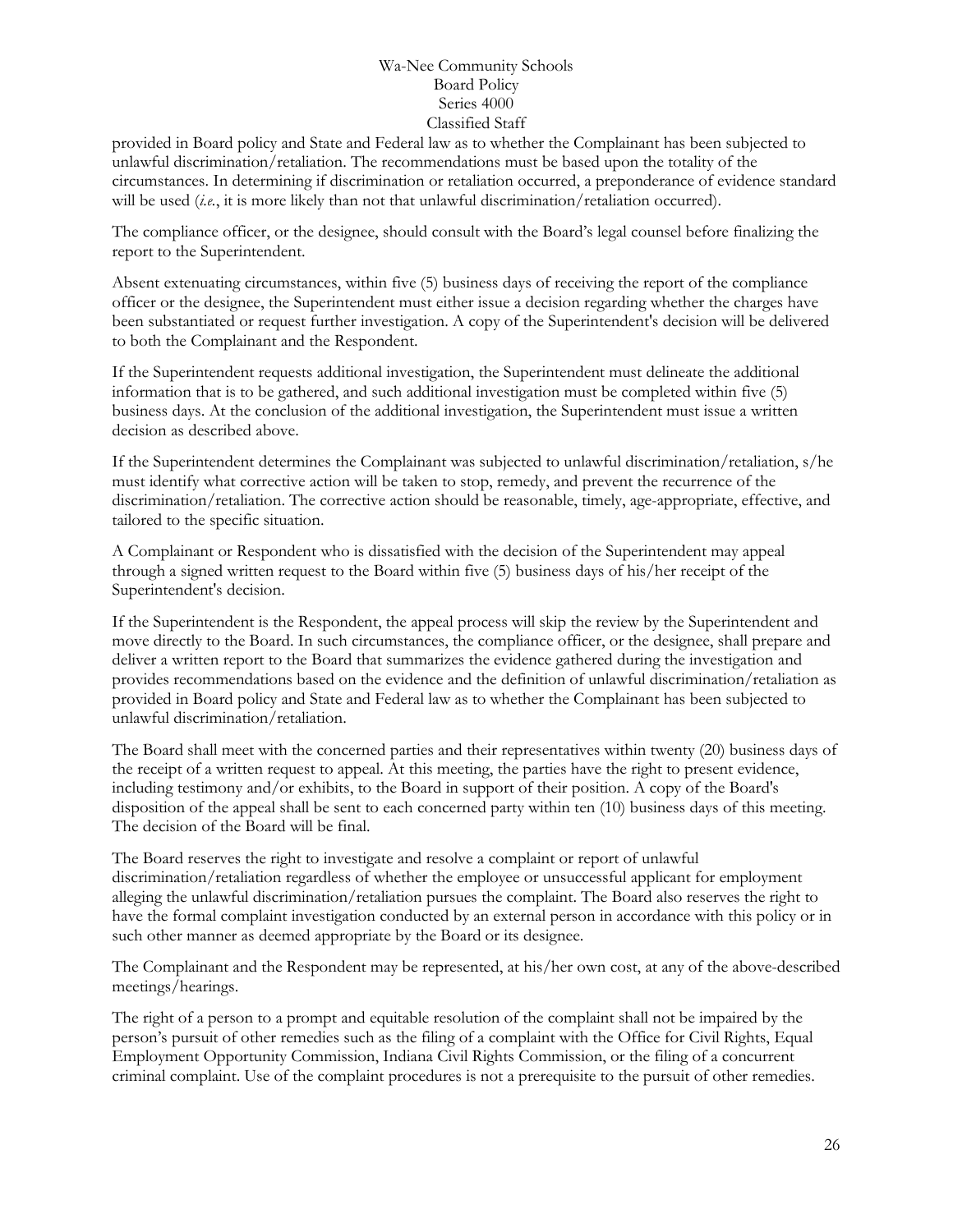provided in Board policy and State and Federal law as to whether the Complainant has been subjected to unlawful discrimination/retaliation. The recommendations must be based upon the totality of the circumstances. In determining if discrimination or retaliation occurred, a preponderance of evidence standard will be used (*i.e.*, it is more likely than not that unlawful discrimination/retaliation occurred).

The compliance officer, or the designee, should consult with the Board's legal counsel before finalizing the report to the Superintendent.

Absent extenuating circumstances, within five (5) business days of receiving the report of the compliance officer or the designee, the Superintendent must either issue a decision regarding whether the charges have been substantiated or request further investigation. A copy of the Superintendent's decision will be delivered to both the Complainant and the Respondent.

If the Superintendent requests additional investigation, the Superintendent must delineate the additional information that is to be gathered, and such additional investigation must be completed within five (5) business days. At the conclusion of the additional investigation, the Superintendent must issue a written decision as described above.

If the Superintendent determines the Complainant was subjected to unlawful discrimination/retaliation, s/he must identify what corrective action will be taken to stop, remedy, and prevent the recurrence of the discrimination/retaliation. The corrective action should be reasonable, timely, age-appropriate, effective, and tailored to the specific situation.

A Complainant or Respondent who is dissatisfied with the decision of the Superintendent may appeal through a signed written request to the Board within five (5) business days of his/her receipt of the Superintendent's decision.

If the Superintendent is the Respondent, the appeal process will skip the review by the Superintendent and move directly to the Board. In such circumstances, the compliance officer, or the designee, shall prepare and deliver a written report to the Board that summarizes the evidence gathered during the investigation and provides recommendations based on the evidence and the definition of unlawful discrimination/retaliation as provided in Board policy and State and Federal law as to whether the Complainant has been subjected to unlawful discrimination/retaliation.

The Board shall meet with the concerned parties and their representatives within twenty (20) business days of the receipt of a written request to appeal. At this meeting, the parties have the right to present evidence, including testimony and/or exhibits, to the Board in support of their position. A copy of the Board's disposition of the appeal shall be sent to each concerned party within ten (10) business days of this meeting. The decision of the Board will be final.

The Board reserves the right to investigate and resolve a complaint or report of unlawful discrimination/retaliation regardless of whether the employee or unsuccessful applicant for employment alleging the unlawful discrimination/retaliation pursues the complaint. The Board also reserves the right to have the formal complaint investigation conducted by an external person in accordance with this policy or in such other manner as deemed appropriate by the Board or its designee.

The Complainant and the Respondent may be represented, at his/her own cost, at any of the above-described meetings/hearings.

The right of a person to a prompt and equitable resolution of the complaint shall not be impaired by the person's pursuit of other remedies such as the filing of a complaint with the Office for Civil Rights, Equal Employment Opportunity Commission, Indiana Civil Rights Commission, or the filing of a concurrent criminal complaint. Use of the complaint procedures is not a prerequisite to the pursuit of other remedies.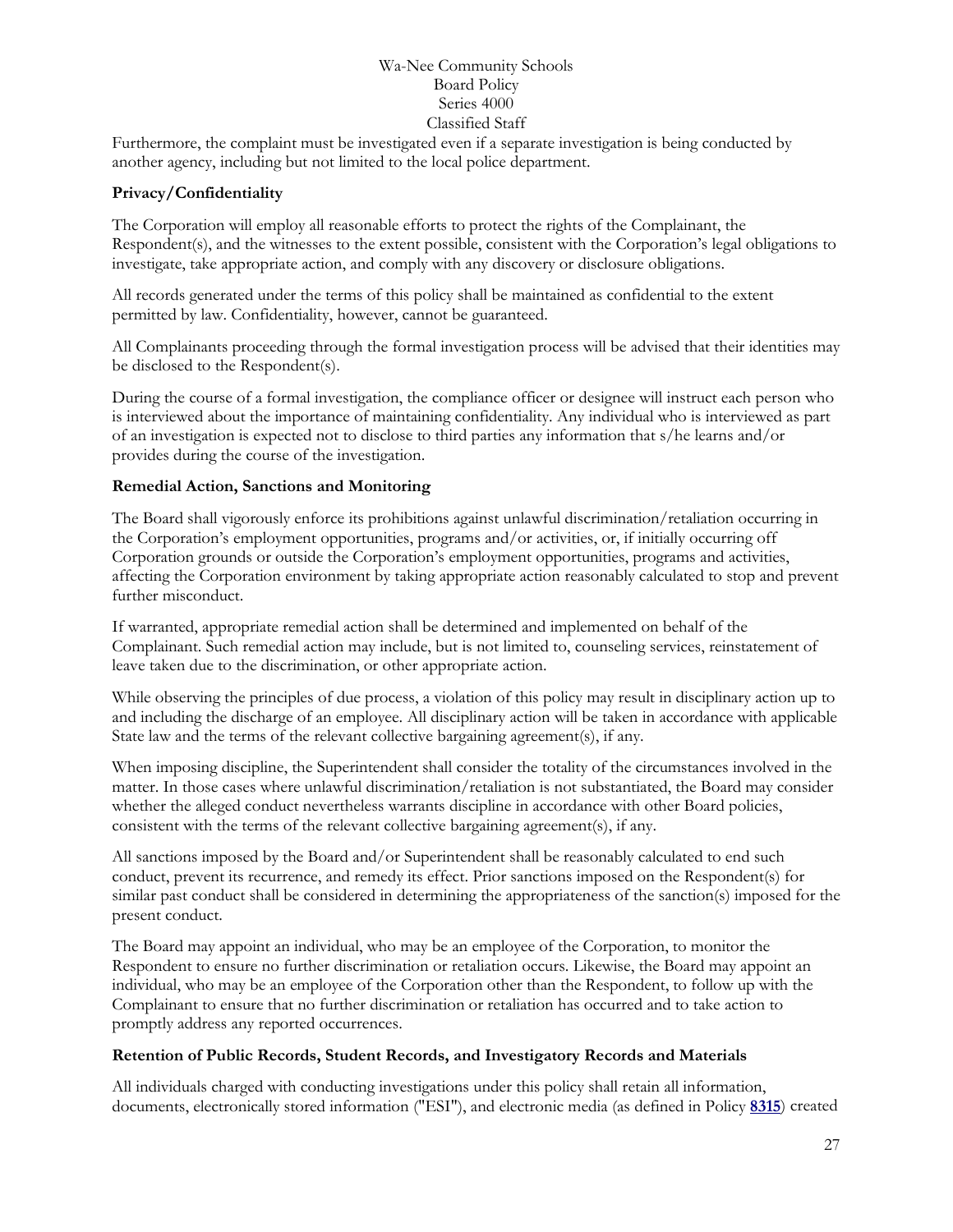Furthermore, the complaint must be investigated even if a separate investigation is being conducted by another agency, including but not limited to the local police department.

**Privacy/Confidentiality**

The Corporation will employ all reasonable efforts to protect the rights of the Complainant, the Respondent(s), and the witnesses to the extent possible, consistent with the Corporation's legal obligations to investigate, take appropriate action, and comply with any discovery or disclosure obligations.

All records generated under the terms of this policy shall be maintained as confidential to the extent permitted by law. Confidentiality, however, cannot be guaranteed.

All Complainants proceeding through the formal investigation process will be advised that their identities may be disclosed to the Respondent(s).

During the course of a formal investigation, the compliance officer or designee will instruct each person who is interviewed about the importance of maintaining confidentiality. Any individual who is interviewed as part of an investigation is expected not to disclose to third parties any information that s/he learns and/or provides during the course of the investigation.

**Remedial Action, Sanctions and Monitoring**

The Board shall vigorously enforce its prohibitions against unlawful discrimination/retaliation occurring in the Corporation's employment opportunities, programs and/or activities, or, if initially occurring off Corporation grounds or outside the Corporation's employment opportunities, programs and activities, affecting the Corporation environment by taking appropriate action reasonably calculated to stop and prevent further misconduct.

If warranted, appropriate remedial action shall be determined and implemented on behalf of the Complainant. Such remedial action may include, but is not limited to, counseling services, reinstatement of leave taken due to the discrimination, or other appropriate action.

While observing the principles of due process, a violation of this policy may result in disciplinary action up to and including the discharge of an employee. All disciplinary action will be taken in accordance with applicable State law and the terms of the relevant collective bargaining agreement(s), if any.

When imposing discipline, the Superintendent shall consider the totality of the circumstances involved in the matter. In those cases where unlawful discrimination/retaliation is not substantiated, the Board may consider whether the alleged conduct nevertheless warrants discipline in accordance with other Board policies, consistent with the terms of the relevant collective bargaining agreement(s), if any.

All sanctions imposed by the Board and/or Superintendent shall be reasonably calculated to end such conduct, prevent its recurrence, and remedy its effect. Prior sanctions imposed on the Respondent(s) for similar past conduct shall be considered in determining the appropriateness of the sanction(s) imposed for the present conduct.

The Board may appoint an individual, who may be an employee of the Corporation, to monitor the Respondent to ensure no further discrimination or retaliation occurs. Likewise, the Board may appoint an individual, who may be an employee of the Corporation other than the Respondent, to follow up with the Complainant to ensure that no further discrimination or retaliation has occurred and to take action to promptly address any reported occurrences.

**Retention of Public Records, Student Records, and Investigatory Records and Materials**

All individuals charged with conducting investigations under this policy shall retain all information, documents, electronically stored information ("ESI"), and electronic media (as defined in Policy **8315**) created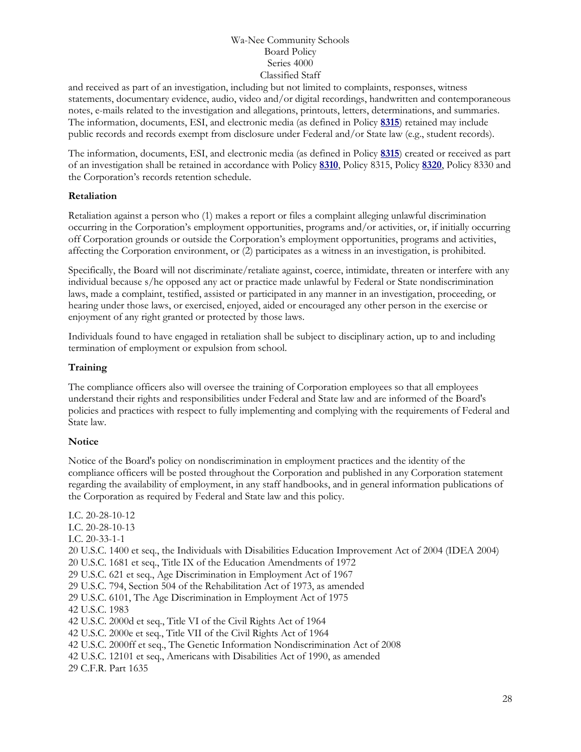and received as part of an investigation, including but not limited to complaints, responses, witness statements, documentary evidence, audio, video and/or digital recordings, handwritten and contemporaneous notes, e-mails related to the investigation and allegations, printouts, letters, determinations, and summaries. The information, documents, ESI, and electronic media (as defined in Policy **8315**) retained may include public records and records exempt from disclosure under Federal and/or State law (e.g., student records).

The information, documents, ESI, and electronic media (as defined in Policy **8315**) created or received as part of an investigation shall be retained in accordance with Policy **8310**, Policy 8315, Policy **8320**, Policy 8330 and the Corporation's records retention schedule.

**Retaliation**

Retaliation against a person who (1) makes a report or files a complaint alleging unlawful discrimination occurring in the Corporation's employment opportunities, programs and/or activities, or, if initially occurring off Corporation grounds or outside the Corporation's employment opportunities, programs and activities, affecting the Corporation environment, or (2) participates as a witness in an investigation, is prohibited.

Specifically, the Board will not discriminate/retaliate against, coerce, intimidate, threaten or interfere with any individual because s/he opposed any act or practice made unlawful by Federal or State nondiscrimination laws, made a complaint, testified, assisted or participated in any manner in an investigation, proceeding, or hearing under those laws, or exercised, enjoyed, aided or encouraged any other person in the exercise or enjoyment of any right granted or protected by those laws.

Individuals found to have engaged in retaliation shall be subject to disciplinary action, up to and including termination of employment or expulsion from school.

**Training**

The compliance officers also will oversee the training of Corporation employees so that all employees understand their rights and responsibilities under Federal and State law and are informed of the Board's policies and practices with respect to fully implementing and complying with the requirements of Federal and State law.

**Notice**

Notice of the Board's policy on nondiscrimination in employment practices and the identity of the compliance officers will be posted throughout the Corporation and published in any Corporation statement regarding the availability of employment, in any staff handbooks, and in general information publications of the Corporation as required by Federal and State law and this policy.

I.C. 20-28-10-12
I.C. 20-28-10-13
I.C. 20-33-1-1
20 U.S.C. 1400 et seq., the Individuals with Disabilities Education Improvement Act of 2004 (IDEA 2004)
20 U.S.C. 1681 et seq., Title IX of the Education Amendments of 1972
29 U.S.C. 621 et seq., Age Discrimination in Employment Act of 1967
29 U.S.C. 794, Section 504 of the Rehabilitation Act of 1973, as amended
29 U.S.C. 6101, The Age Discrimination in Employment Act of 1975
42 U.S.C. 1983
42 U.S.C. 2000d et seq., Title VI of the Civil Rights Act of 1964
42 U.S.C. 2000e et seq., Title VII of the Civil Rights Act of 1964
42 U.S.C. 2000ff et seq., The Genetic Information Nondiscrimination Act of 2008
42 U.S.C. 12101 et seq., Americans with Disabilities Act of 1990, as amended
29 C.F.R. Part 1635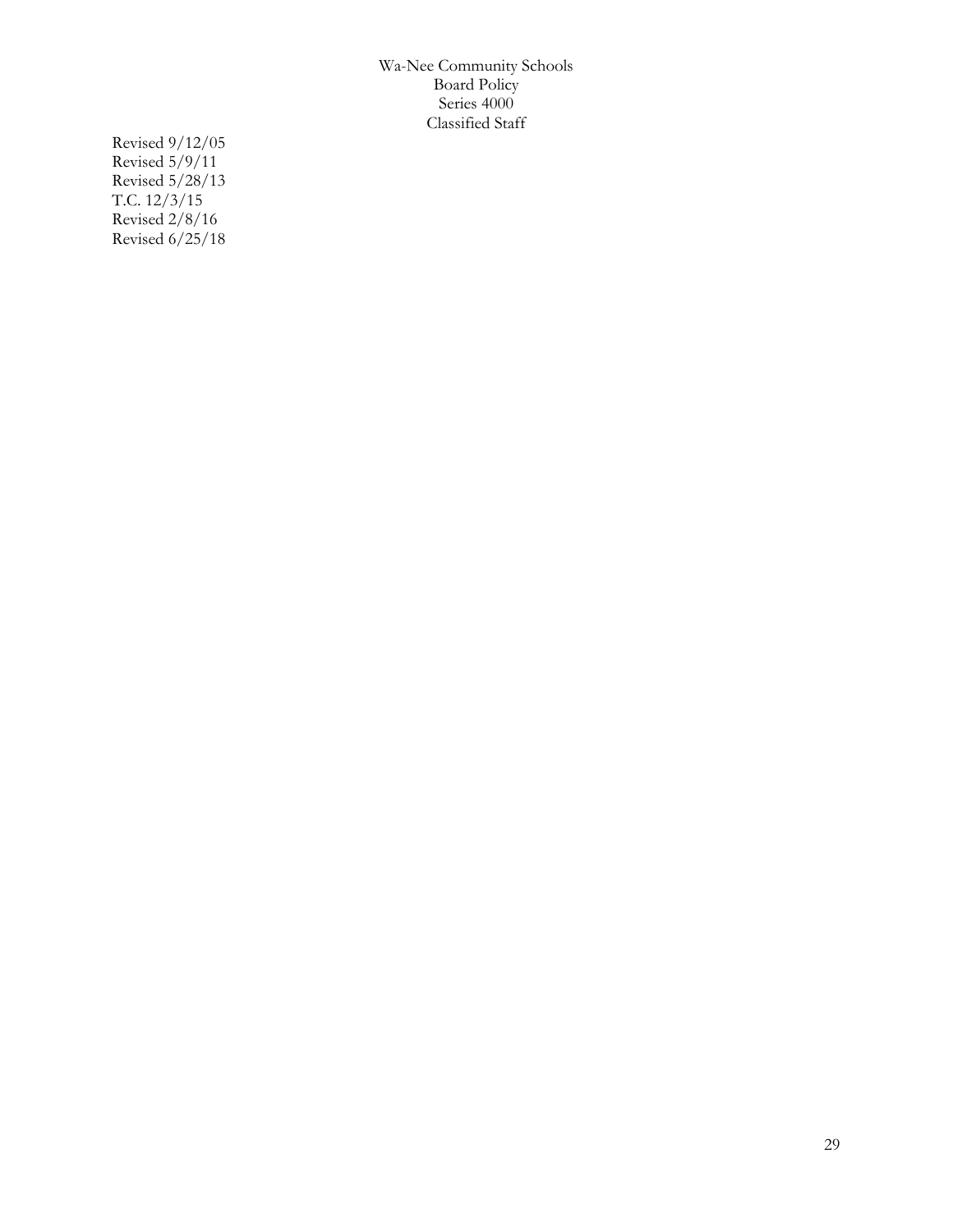Revised 9/12/05
Revised 5/9/11
Revised 5/28/13
T.C. 12/3/15
Revised 2/8/16
Revised 6/25/18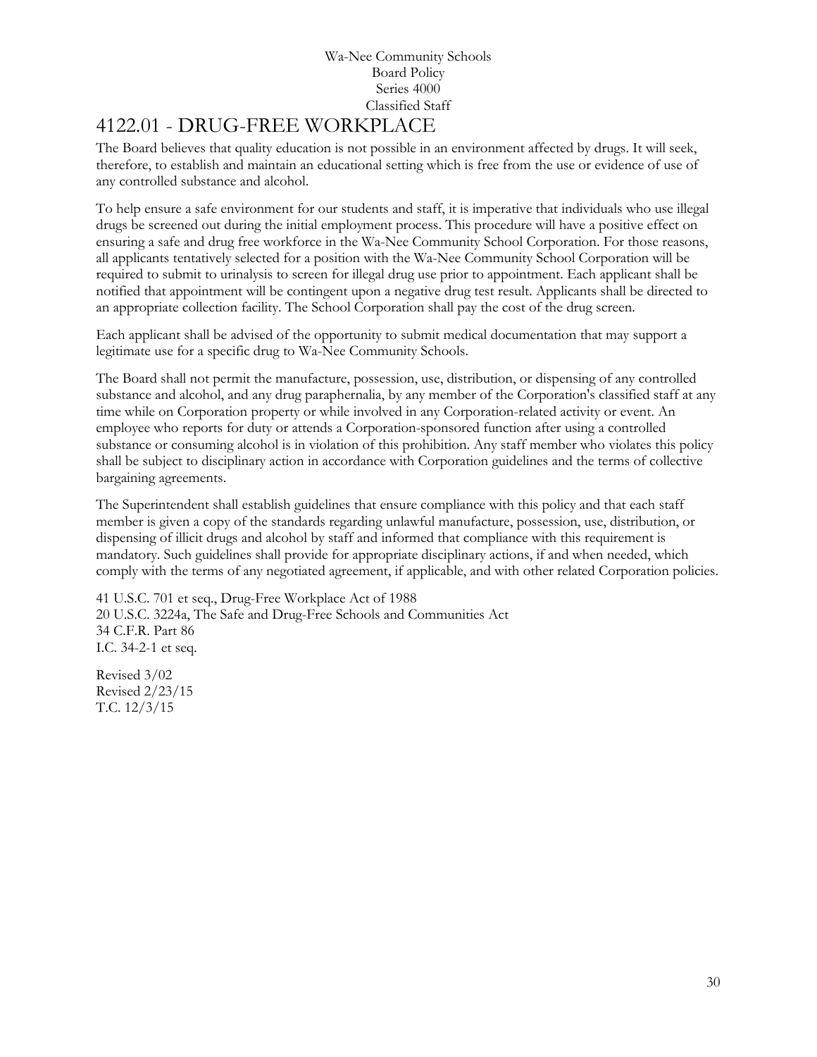Wa-Nee Community Schools
Board Policy
Series 4000
Classified Staff

# 4122.01 - DRUG-FREE WORKPLACE

The Board believes that quality education is not possible in an environment affected by drugs. It will seek, therefore, to establish and maintain an educational setting which is free from the use or evidence of use of any controlled substance and alcohol.

To help ensure a safe environment for our students and staff, it is imperative that individuals who use illegal drugs be screened out during the initial employment process. This procedure will have a positive effect on ensuring a safe and drug free workforce in the Wa-Nee Community School Corporation. For those reasons, all applicants tentatively selected for a position with the Wa-Nee Community School Corporation will be required to submit to urinalysis to screen for illegal drug use prior to appointment. Each applicant shall be notified that appointment will be contingent upon a negative drug test result. Applicants shall be directed to an appropriate collection facility. The School Corporation shall pay the cost of the drug screen.

Each applicant shall be advised of the opportunity to submit medical documentation that may support a legitimate use for a specific drug to Wa-Nee Community Schools.

The Board shall not permit the manufacture, possession, use, distribution, or dispensing of any controlled substance and alcohol, and any drug paraphernalia, by any member of the Corporation's classified staff at any time while on Corporation property or while involved in any Corporation-related activity or event. An employee who reports for duty or attends a Corporation-sponsored function after using a controlled substance or consuming alcohol is in violation of this prohibition. Any staff member who violates this policy shall be subject to disciplinary action in accordance with Corporation guidelines and the terms of collective bargaining agreements.

The Superintendent shall establish guidelines that ensure compliance with this policy and that each staff member is given a copy of the standards regarding unlawful manufacture, possession, use, distribution, or dispensing of illicit drugs and alcohol by staff and informed that compliance with this requirement is mandatory. Such guidelines shall provide for appropriate disciplinary actions, if and when needed, which comply with the terms of any negotiated agreement, if applicable, and with other related Corporation policies.

41 U.S.C. 701 et seq., Drug-Free Workplace Act of 1988
20 U.S.C. 3224a, The Safe and Drug-Free Schools and Communities Act
34 C.F.R. Part 86
I.C. 34-2-1 et seq.

Revised 3/02
Revised 2/23/15
T.C. 12/3/15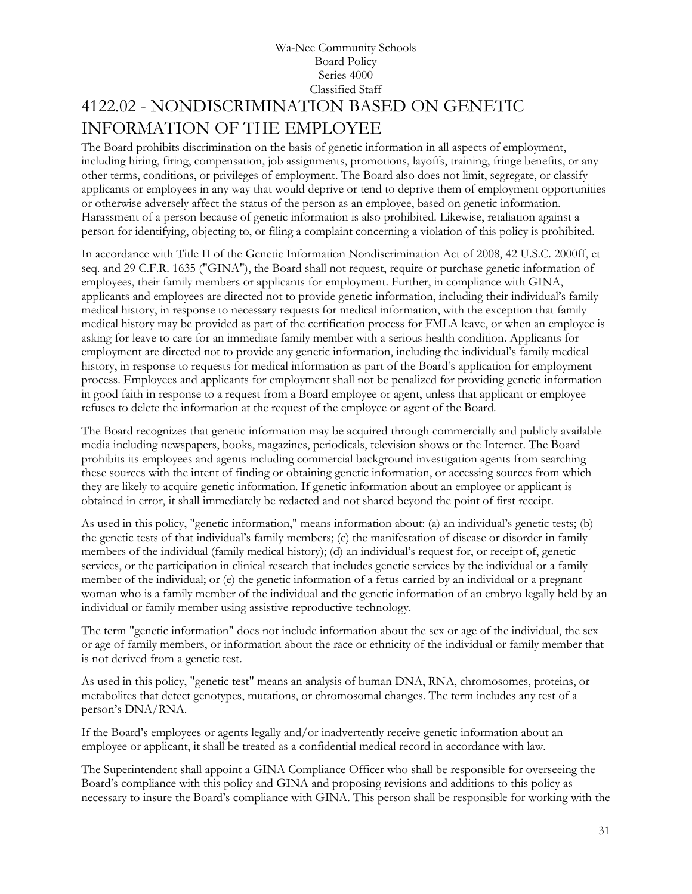# 4122.02 - NONDISCRIMINATION BASED ON GENETIC INFORMATION OF THE EMPLOYEE

The Board prohibits discrimination on the basis of genetic information in all aspects of employment, including hiring, firing, compensation, job assignments, promotions, layoffs, training, fringe benefits, or any other terms, conditions, or privileges of employment. The Board also does not limit, segregate, or classify applicants or employees in any way that would deprive or tend to deprive them of employment opportunities or otherwise adversely affect the status of the person as an employee, based on genetic information. Harassment of a person because of genetic information is also prohibited. Likewise, retaliation against a person for identifying, objecting to, or filing a complaint concerning a violation of this policy is prohibited.

In accordance with Title II of the Genetic Information Nondiscrimination Act of 2008, 42 U.S.C. 2000ff, et seq. and 29 C.F.R. 1635 ("GINA"), the Board shall not request, require or purchase genetic information of employees, their family members or applicants for employment. Further, in compliance with GINA, applicants and employees are directed not to provide genetic information, including their individual's family medical history, in response to necessary requests for medical information, with the exception that family medical history may be provided as part of the certification process for FMLA leave, or when an employee is asking for leave to care for an immediate family member with a serious health condition. Applicants for employment are directed not to provide any genetic information, including the individual's family medical history, in response to requests for medical information as part of the Board's application for employment process. Employees and applicants for employment shall not be penalized for providing genetic information in good faith in response to a request from a Board employee or agent, unless that applicant or employee refuses to delete the information at the request of the employee or agent of the Board.

The Board recognizes that genetic information may be acquired through commercially and publicly available media including newspapers, books, magazines, periodicals, television shows or the Internet. The Board prohibits its employees and agents including commercial background investigation agents from searching these sources with the intent of finding or obtaining genetic information, or accessing sources from which they are likely to acquire genetic information. If genetic information about an employee or applicant is obtained in error, it shall immediately be redacted and not shared beyond the point of first receipt.

As used in this policy, "genetic information," means information about: (a) an individual's genetic tests; (b) the genetic tests of that individual's family members; (c) the manifestation of disease or disorder in family members of the individual (family medical history); (d) an individual's request for, or receipt of, genetic services, or the participation in clinical research that includes genetic services by the individual or a family member of the individual; or (e) the genetic information of a fetus carried by an individual or a pregnant woman who is a family member of the individual and the genetic information of an embryo legally held by an individual or family member using assistive reproductive technology.

The term "genetic information" does not include information about the sex or age of the individual, the sex or age of family members, or information about the race or ethnicity of the individual or family member that is not derived from a genetic test.

As used in this policy, "genetic test" means an analysis of human DNA, RNA, chromosomes, proteins, or metabolites that detect genotypes, mutations, or chromosomal changes. The term includes any test of a person's DNA/RNA.

If the Board's employees or agents legally and/or inadvertently receive genetic information about an employee or applicant, it shall be treated as a confidential medical record in accordance with law.

The Superintendent shall appoint a GINA Compliance Officer who shall be responsible for overseeing the Board's compliance with this policy and GINA and proposing revisions and additions to this policy as necessary to insure the Board's compliance with GINA. This person shall be responsible for working with the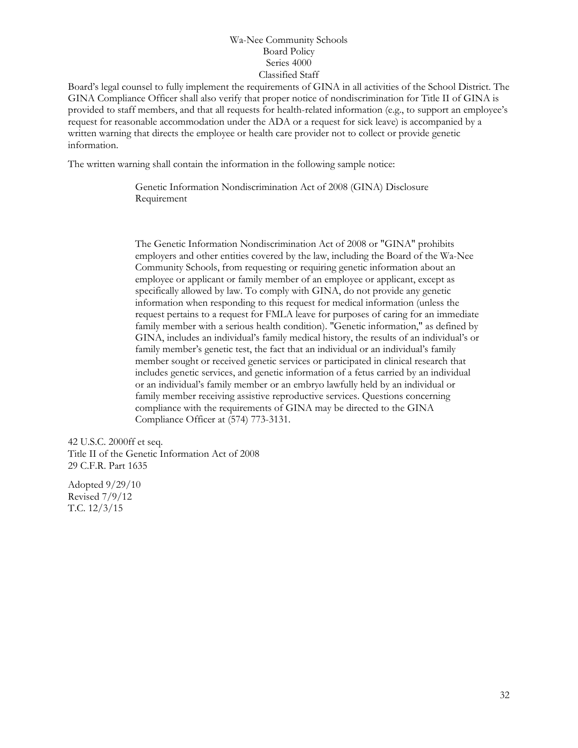Board's legal counsel to fully implement the requirements of GINA in all activities of the School District. The GINA Compliance Officer shall also verify that proper notice of nondiscrimination for Title II of GINA is provided to staff members, and that all requests for health-related information (e.g., to support an employee's request for reasonable accommodation under the ADA or a request for sick leave) is accompanied by a written warning that directs the employee or health care provider not to collect or provide genetic information.

The written warning shall contain the information in the following sample notice:

> Genetic Information Nondiscrimination Act of 2008 (GINA) Disclosure Requirement
>
> The Genetic Information Nondiscrimination Act of 2008 or "GINA" prohibits employers and other entities covered by the law, including the Board of the Wa-Nee Community Schools, from requesting or requiring genetic information about an employee or applicant or family member of an employee or applicant, except as specifically allowed by law. To comply with GINA, do not provide any genetic information when responding to this request for medical information (unless the request pertains to a request for FMLA leave for purposes of caring for an immediate family member with a serious health condition). "Genetic information," as defined by GINA, includes an individual's family medical history, the results of an individual's or family member's genetic test, the fact that an individual or an individual's family member sought or received genetic services or participated in clinical research that includes genetic services, and genetic information of a fetus carried by an individual or an individual's family member or an embryo lawfully held by an individual or family member receiving assistive reproductive services. Questions concerning compliance with the requirements of GINA may be directed to the GINA Compliance Officer at (574) 773-3131.

42 U.S.C. 2000ff et seq.
Title II of the Genetic Information Act of 2008
29 C.F.R. Part 1635

Adopted 9/29/10
Revised 7/9/12
T.C. 12/3/15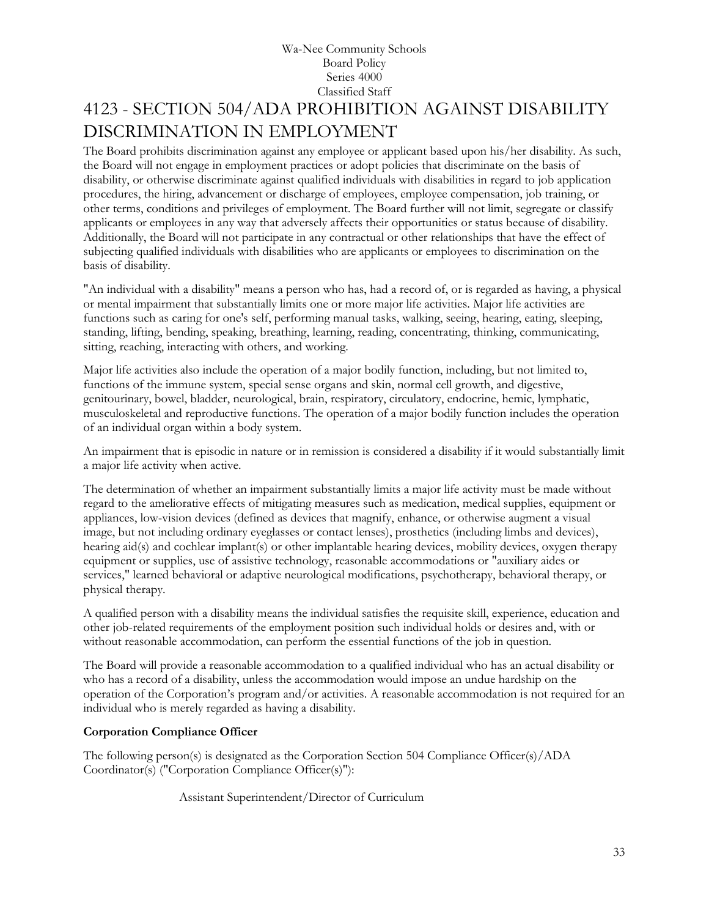Wa-Nee Community Schools
Board Policy
Series 4000
Classified Staff

# 4123 - SECTION 504/ADA PROHIBITION AGAINST DISABILITY DISCRIMINATION IN EMPLOYMENT

The Board prohibits discrimination against any employee or applicant based upon his/her disability. As such, the Board will not engage in employment practices or adopt policies that discriminate on the basis of disability, or otherwise discriminate against qualified individuals with disabilities in regard to job application procedures, the hiring, advancement or discharge of employees, employee compensation, job training, or other terms, conditions and privileges of employment. The Board further will not limit, segregate or classify applicants or employees in any way that adversely affects their opportunities or status because of disability. Additionally, the Board will not participate in any contractual or other relationships that have the effect of subjecting qualified individuals with disabilities who are applicants or employees to discrimination on the basis of disability.

"An individual with a disability" means a person who has, had a record of, or is regarded as having, a physical or mental impairment that substantially limits one or more major life activities. Major life activities are functions such as caring for one's self, performing manual tasks, walking, seeing, hearing, eating, sleeping, standing, lifting, bending, speaking, breathing, learning, reading, concentrating, thinking, communicating, sitting, reaching, interacting with others, and working.

Major life activities also include the operation of a major bodily function, including, but not limited to, functions of the immune system, special sense organs and skin, normal cell growth, and digestive, genitourinary, bowel, bladder, neurological, brain, respiratory, circulatory, endocrine, hemic, lymphatic, musculoskeletal and reproductive functions. The operation of a major bodily function includes the operation of an individual organ within a body system.

An impairment that is episodic in nature or in remission is considered a disability if it would substantially limit a major life activity when active.

The determination of whether an impairment substantially limits a major life activity must be made without regard to the ameliorative effects of mitigating measures such as medication, medical supplies, equipment or appliances, low-vision devices (defined as devices that magnify, enhance, or otherwise augment a visual image, but not including ordinary eyeglasses or contact lenses), prosthetics (including limbs and devices), hearing aid(s) and cochlear implant(s) or other implantable hearing devices, mobility devices, oxygen therapy equipment or supplies, use of assistive technology, reasonable accommodations or "auxiliary aides or services," learned behavioral or adaptive neurological modifications, psychotherapy, behavioral therapy, or physical therapy.

A qualified person with a disability means the individual satisfies the requisite skill, experience, education and other job-related requirements of the employment position such individual holds or desires and, with or without reasonable accommodation, can perform the essential functions of the job in question.

The Board will provide a reasonable accommodation to a qualified individual who has an actual disability or who has a record of a disability, unless the accommodation would impose an undue hardship on the operation of the Corporation's program and/or activities. A reasonable accommodation is not required for an individual who is merely regarded as having a disability.

**Corporation Compliance Officer**

The following person(s) is designated as the Corporation Section 504 Compliance Officer(s)/ADA Coordinator(s) ("Corporation Compliance Officer(s)"):

Assistant Superintendent/Director of Curriculum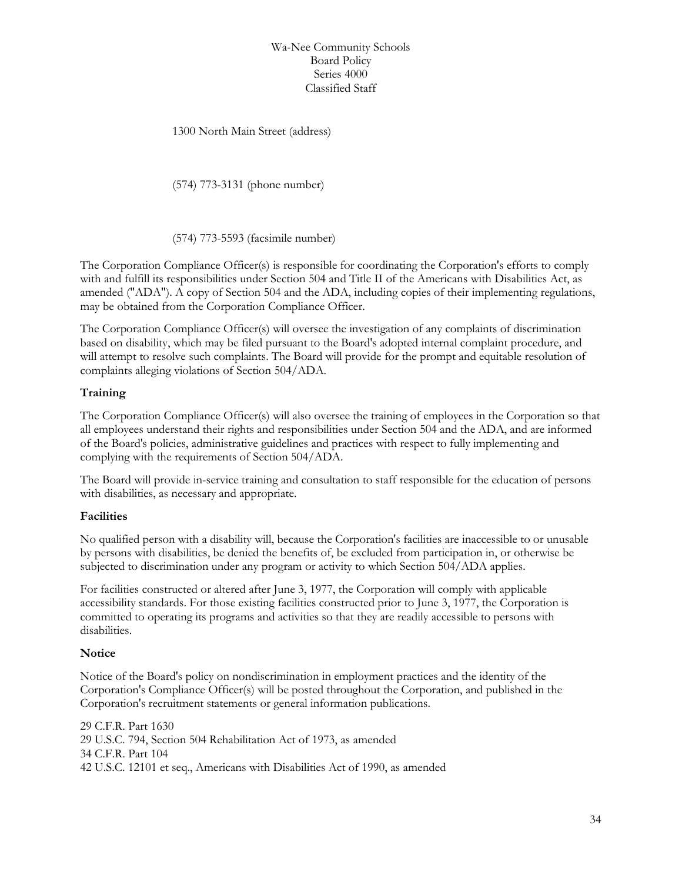1300 North Main Street (address)

(574) 773-3131 (phone number)

(574) 773-5593 (facsimile number)

The Corporation Compliance Officer(s) is responsible for coordinating the Corporation's efforts to comply with and fulfill its responsibilities under Section 504 and Title II of the Americans with Disabilities Act, as amended ("ADA"). A copy of Section 504 and the ADA, including copies of their implementing regulations, may be obtained from the Corporation Compliance Officer.

The Corporation Compliance Officer(s) will oversee the investigation of any complaints of discrimination based on disability, which may be filed pursuant to the Board's adopted internal complaint procedure, and will attempt to resolve such complaints. The Board will provide for the prompt and equitable resolution of complaints alleging violations of Section 504/ADA.

**Training**

The Corporation Compliance Officer(s) will also oversee the training of employees in the Corporation so that all employees understand their rights and responsibilities under Section 504 and the ADA, and are informed of the Board's policies, administrative guidelines and practices with respect to fully implementing and complying with the requirements of Section 504/ADA.

The Board will provide in-service training and consultation to staff responsible for the education of persons with disabilities, as necessary and appropriate.

**Facilities**

No qualified person with a disability will, because the Corporation's facilities are inaccessible to or unusable by persons with disabilities, be denied the benefits of, be excluded from participation in, or otherwise be subjected to discrimination under any program or activity to which Section 504/ADA applies.

For facilities constructed or altered after June 3, 1977, the Corporation will comply with applicable accessibility standards. For those existing facilities constructed prior to June 3, 1977, the Corporation is committed to operating its programs and activities so that they are readily accessible to persons with disabilities.

**Notice**

Notice of the Board's policy on nondiscrimination in employment practices and the identity of the Corporation's Compliance Officer(s) will be posted throughout the Corporation, and published in the Corporation's recruitment statements or general information publications.

29 C.F.R. Part 1630
29 U.S.C. 794, Section 504 Rehabilitation Act of 1973, as amended
34 C.F.R. Part 104
42 U.S.C. 12101 et seq., Americans with Disabilities Act of 1990, as amended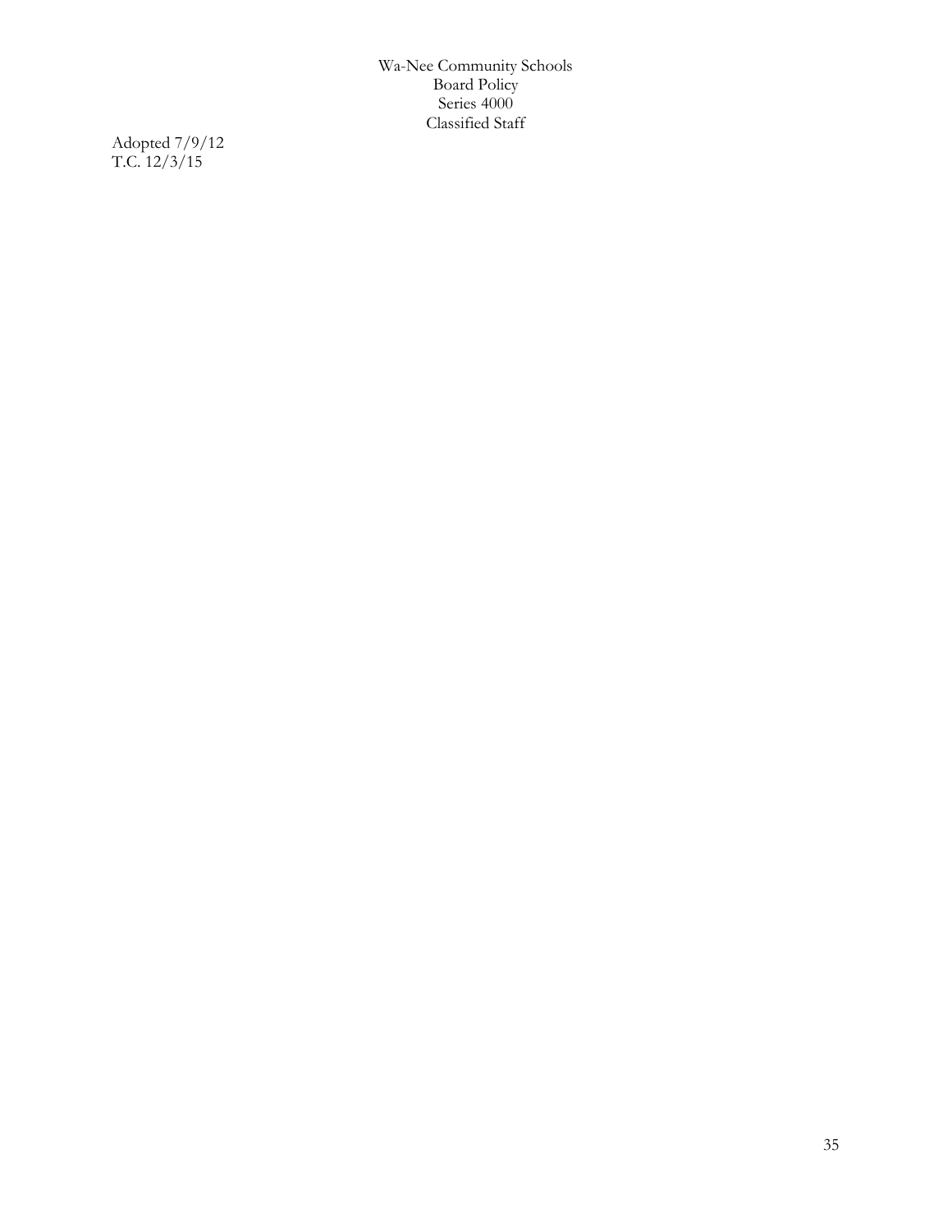Adopted 7/9/12
T.C. 12/3/15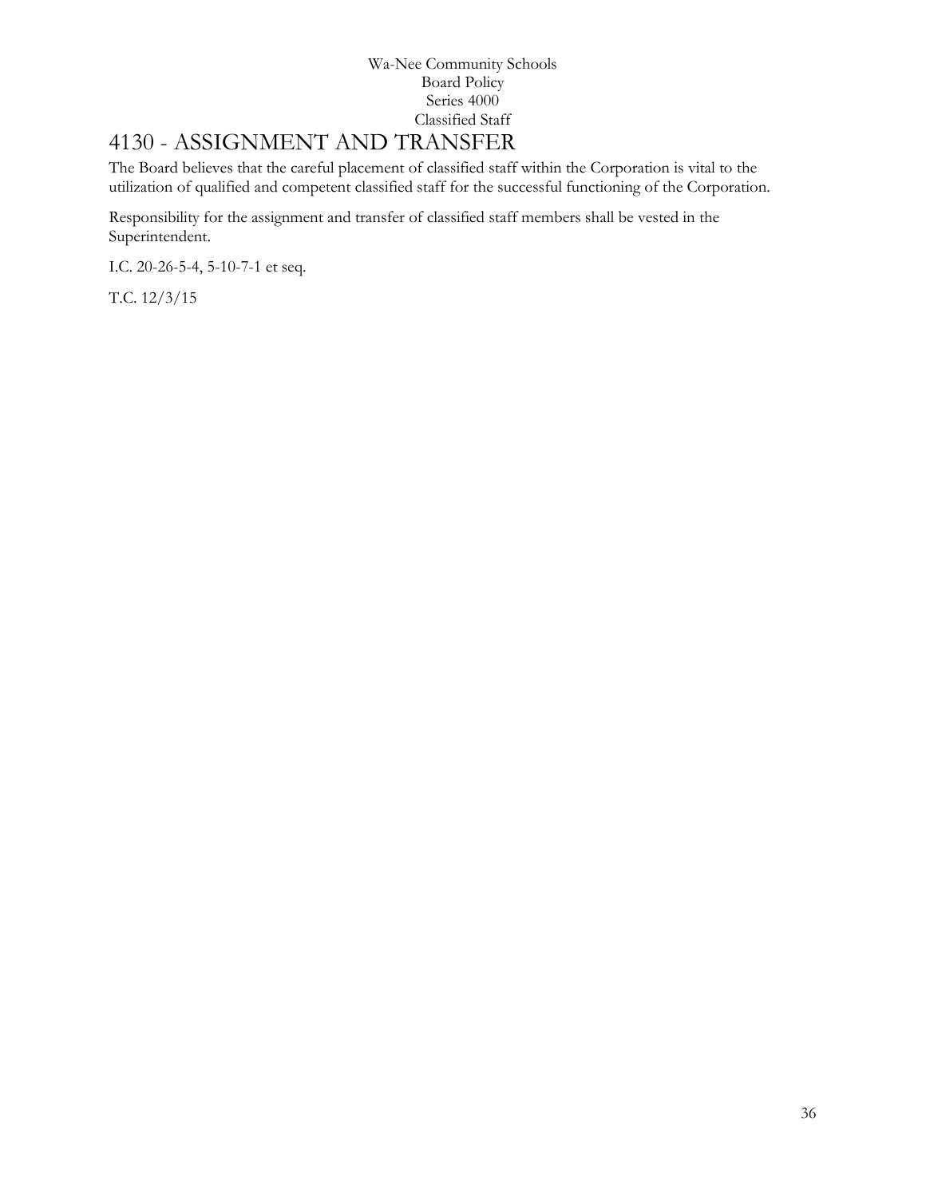# 4130 - ASSIGNMENT AND TRANSFER

The Board believes that the careful placement of classified staff within the Corporation is vital to the utilization of qualified and competent classified staff for the successful functioning of the Corporation.

Responsibility for the assignment and transfer of classified staff members shall be vested in the Superintendent.

I.C. 20-26-5-4, 5-10-7-1 et seq.

T.C. 12/3/15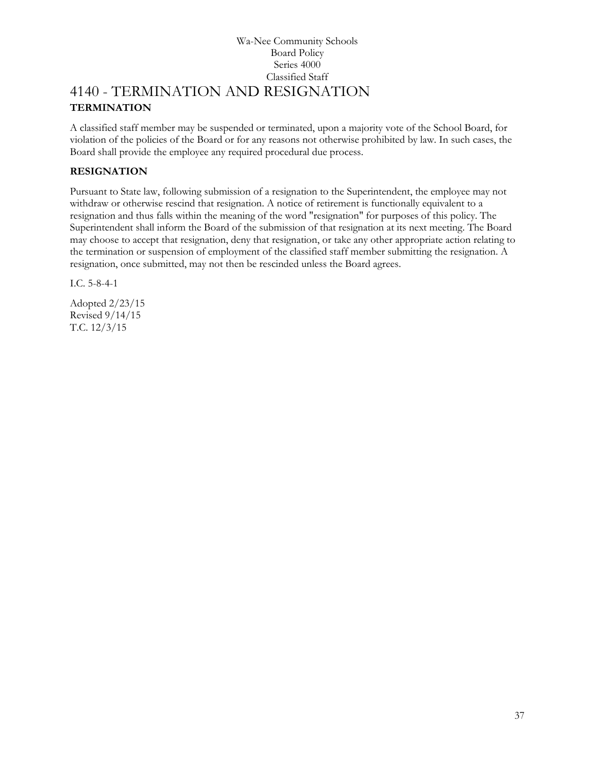# 4140 - TERMINATION AND RESIGNATION

## TERMINATION

A classified staff member may be suspended or terminated, upon a majority vote of the School Board, for violation of the policies of the Board or for any reasons not otherwise prohibited by law. In such cases, the Board shall provide the employee any required procedural due process.

## RESIGNATION

Pursuant to State law, following submission of a resignation to the Superintendent, the employee may not withdraw or otherwise rescind that resignation. A notice of retirement is functionally equivalent to a resignation and thus falls within the meaning of the word "resignation" for purposes of this policy. The Superintendent shall inform the Board of the submission of that resignation at its next meeting. The Board may choose to accept that resignation, deny that resignation, or take any other appropriate action relating to the termination or suspension of employment of the classified staff member submitting the resignation. A resignation, once submitted, may not then be rescinded unless the Board agrees.

I.C. 5-8-4-1

Adopted 2/23/15
Revised 9/14/15
T.C. 12/3/15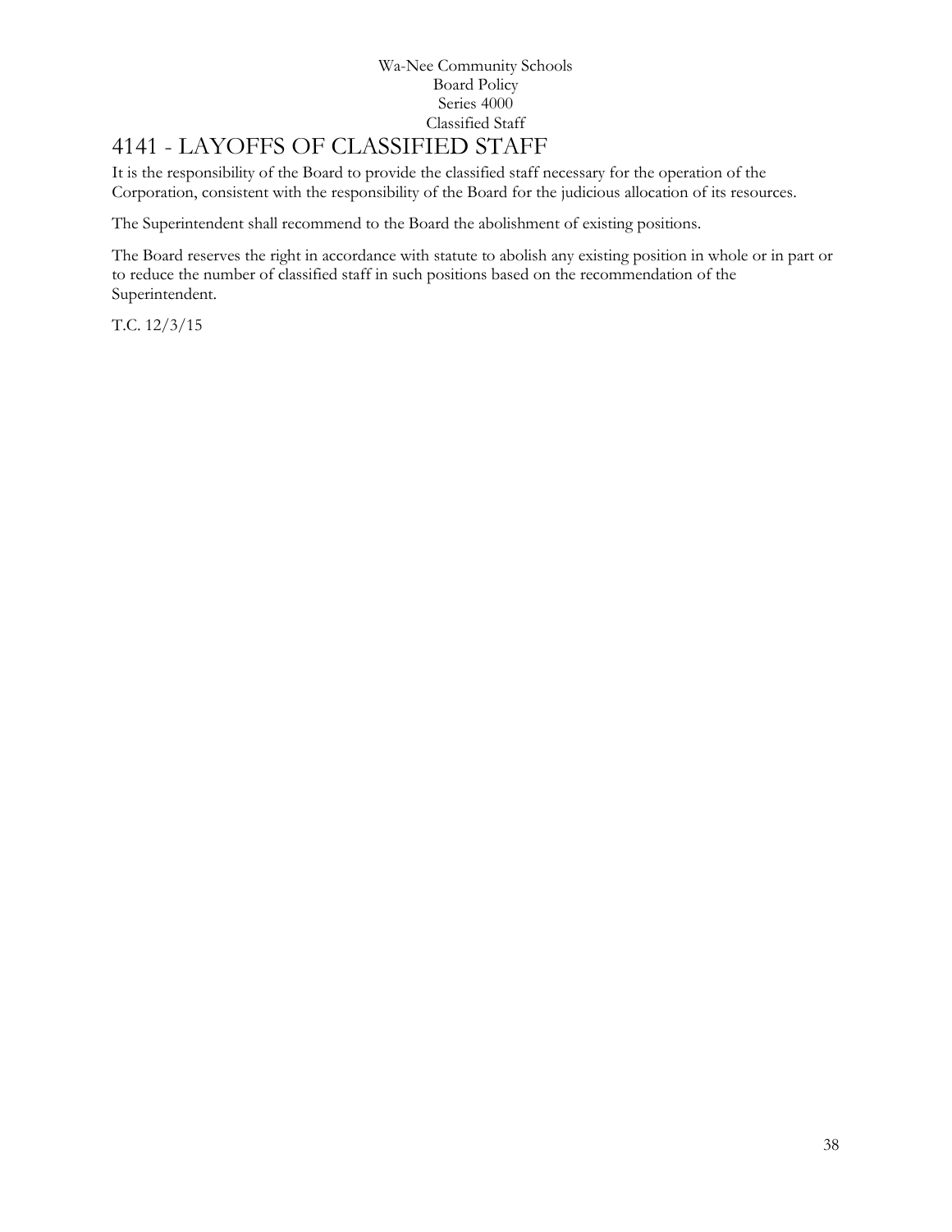# 4141 - LAYOFFS OF CLASSIFIED STAFF

It is the responsibility of the Board to provide the classified staff necessary for the operation of the Corporation, consistent with the responsibility of the Board for the judicious allocation of its resources.

The Superintendent shall recommend to the Board the abolishment of existing positions.

The Board reserves the right in accordance with statute to abolish any existing position in whole or in part or to reduce the number of classified staff in such positions based on the recommendation of the Superintendent.

T.C. 12/3/15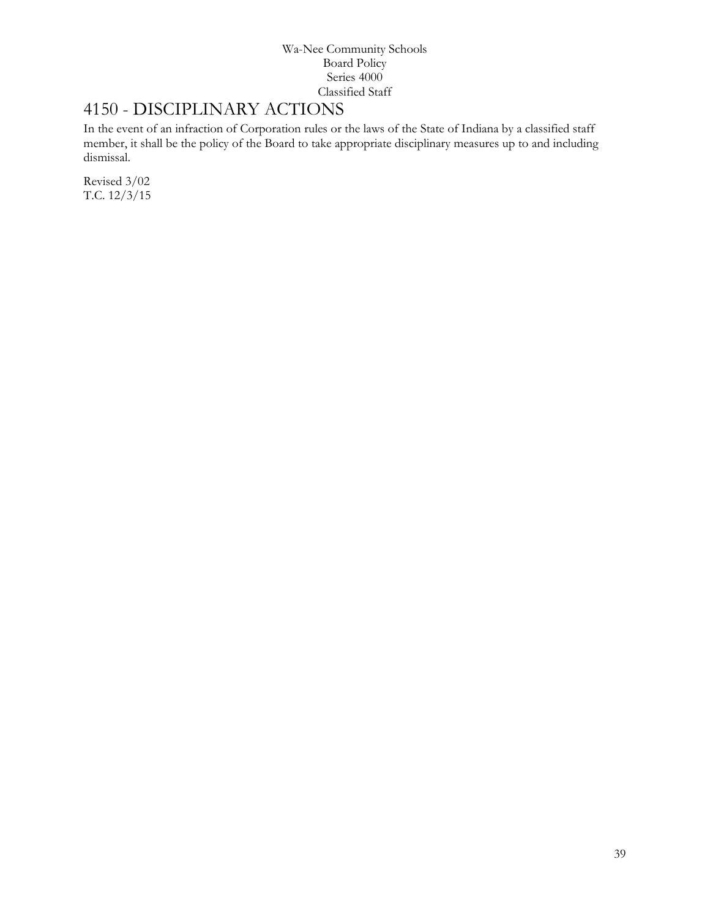# 4150 - DISCIPLINARY ACTIONS

In the event of an infraction of Corporation rules or the laws of the State of Indiana by a classified staff member, it shall be the policy of the Board to take appropriate disciplinary measures up to and including dismissal.

Revised 3/02
T.C. 12/3/15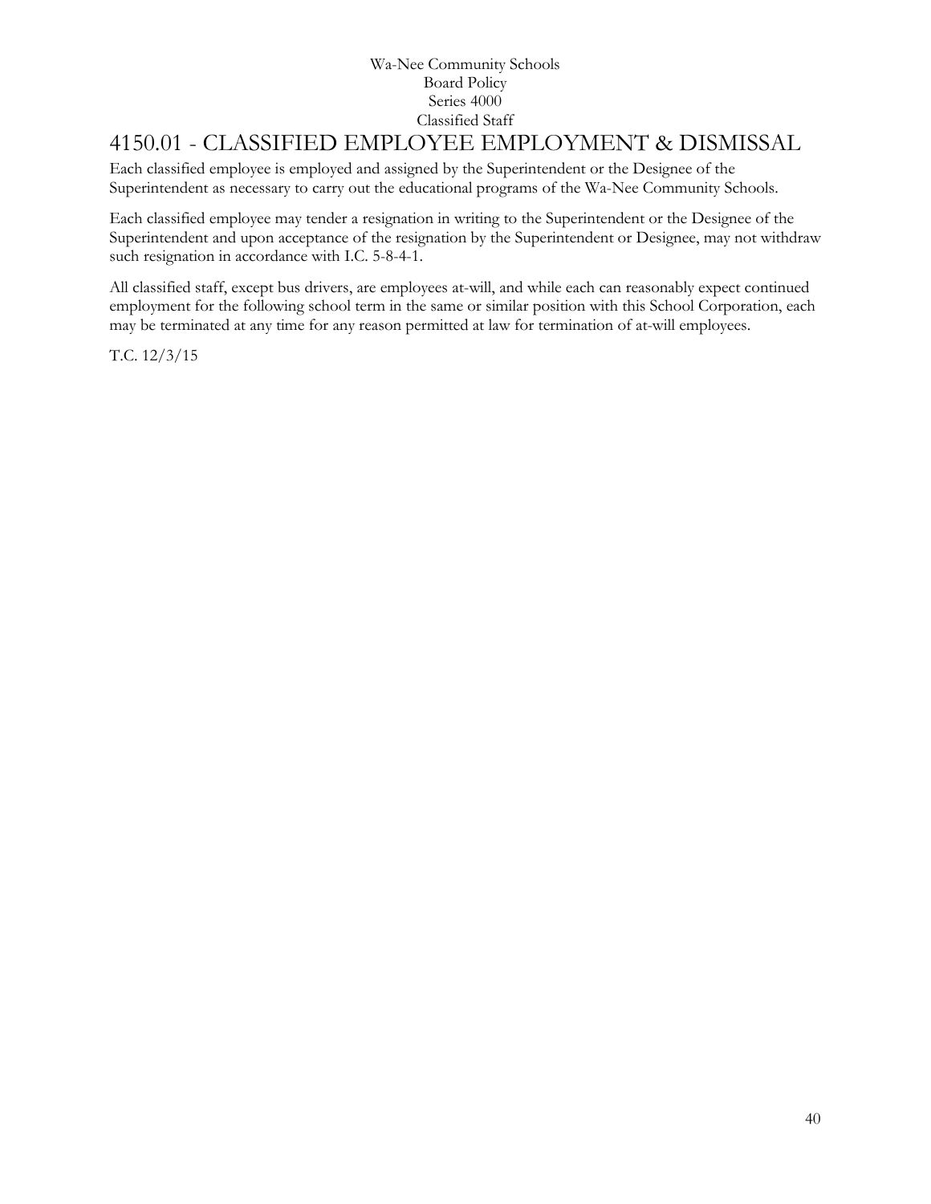Wa-Nee Community Schools
Board Policy
Series 4000
Classified Staff

# 4150.01 - CLASSIFIED EMPLOYEE EMPLOYMENT & DISMISSAL

Each classified employee is employed and assigned by the Superintendent or the Designee of the Superintendent as necessary to carry out the educational programs of the Wa-Nee Community Schools.

Each classified employee may tender a resignation in writing to the Superintendent or the Designee of the Superintendent and upon acceptance of the resignation by the Superintendent or Designee, may not withdraw such resignation in accordance with I.C. 5-8-4-1.

All classified staff, except bus drivers, are employees at-will, and while each can reasonably expect continued employment for the following school term in the same or similar position with this School Corporation, each may be terminated at any time for any reason permitted at law for termination of at-will employees.

T.C. 12/3/15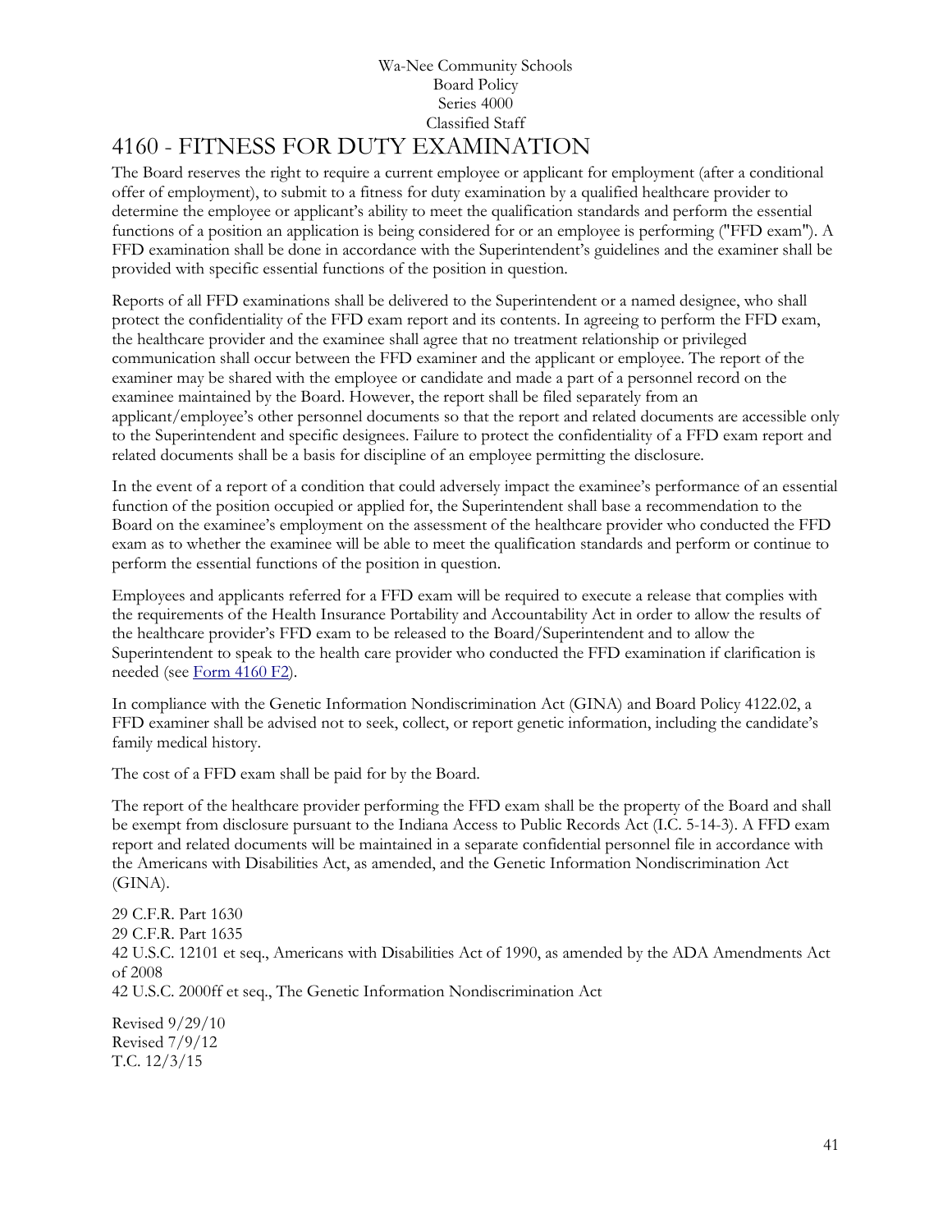Wa-Nee Community Schools
Board Policy
Series 4000
Classified Staff

# 4160 - FITNESS FOR DUTY EXAMINATION

The Board reserves the right to require a current employee or applicant for employment (after a conditional offer of employment), to submit to a fitness for duty examination by a qualified healthcare provider to determine the employee or applicant's ability to meet the qualification standards and perform the essential functions of a position an application is being considered for or an employee is performing ("FFD exam"). A FFD examination shall be done in accordance with the Superintendent's guidelines and the examiner shall be provided with specific essential functions of the position in question.

Reports of all FFD examinations shall be delivered to the Superintendent or a named designee, who shall protect the confidentiality of the FFD exam report and its contents. In agreeing to perform the FFD exam, the healthcare provider and the examinee shall agree that no treatment relationship or privileged communication shall occur between the FFD examiner and the applicant or employee. The report of the examiner may be shared with the employee or candidate and made a part of a personnel record on the examinee maintained by the Board. However, the report shall be filed separately from an applicant/employee's other personnel documents so that the report and related documents are accessible only to the Superintendent and specific designees. Failure to protect the confidentiality of a FFD exam report and related documents shall be a basis for discipline of an employee permitting the disclosure.

In the event of a report of a condition that could adversely impact the examinee's performance of an essential function of the position occupied or applied for, the Superintendent shall base a recommendation to the Board on the examinee's employment on the assessment of the healthcare provider who conducted the FFD exam as to whether the examinee will be able to meet the qualification standards and perform or continue to perform the essential functions of the position in question.

Employees and applicants referred for a FFD exam will be required to execute a release that complies with the requirements of the Health Insurance Portability and Accountability Act in order to allow the results of the healthcare provider's FFD exam to be released to the Board/Superintendent and to allow the Superintendent to speak to the health care provider who conducted the FFD examination if clarification is needed (see Form 4160 F2).

In compliance with the Genetic Information Nondiscrimination Act (GINA) and Board Policy 4122.02, a FFD examiner shall be advised not to seek, collect, or report genetic information, including the candidate's family medical history.

The cost of a FFD exam shall be paid for by the Board.

The report of the healthcare provider performing the FFD exam shall be the property of the Board and shall be exempt from disclosure pursuant to the Indiana Access to Public Records Act (I.C. 5-14-3). A FFD exam report and related documents will be maintained in a separate confidential personnel file in accordance with the Americans with Disabilities Act, as amended, and the Genetic Information Nondiscrimination Act (GINA).

29 C.F.R. Part 1630
29 C.F.R. Part 1635
42 U.S.C. 12101 et seq., Americans with Disabilities Act of 1990, as amended by the ADA Amendments Act of 2008
42 U.S.C. 2000ff et seq., The Genetic Information Nondiscrimination Act

Revised 9/29/10
Revised 7/9/12
T.C. 12/3/15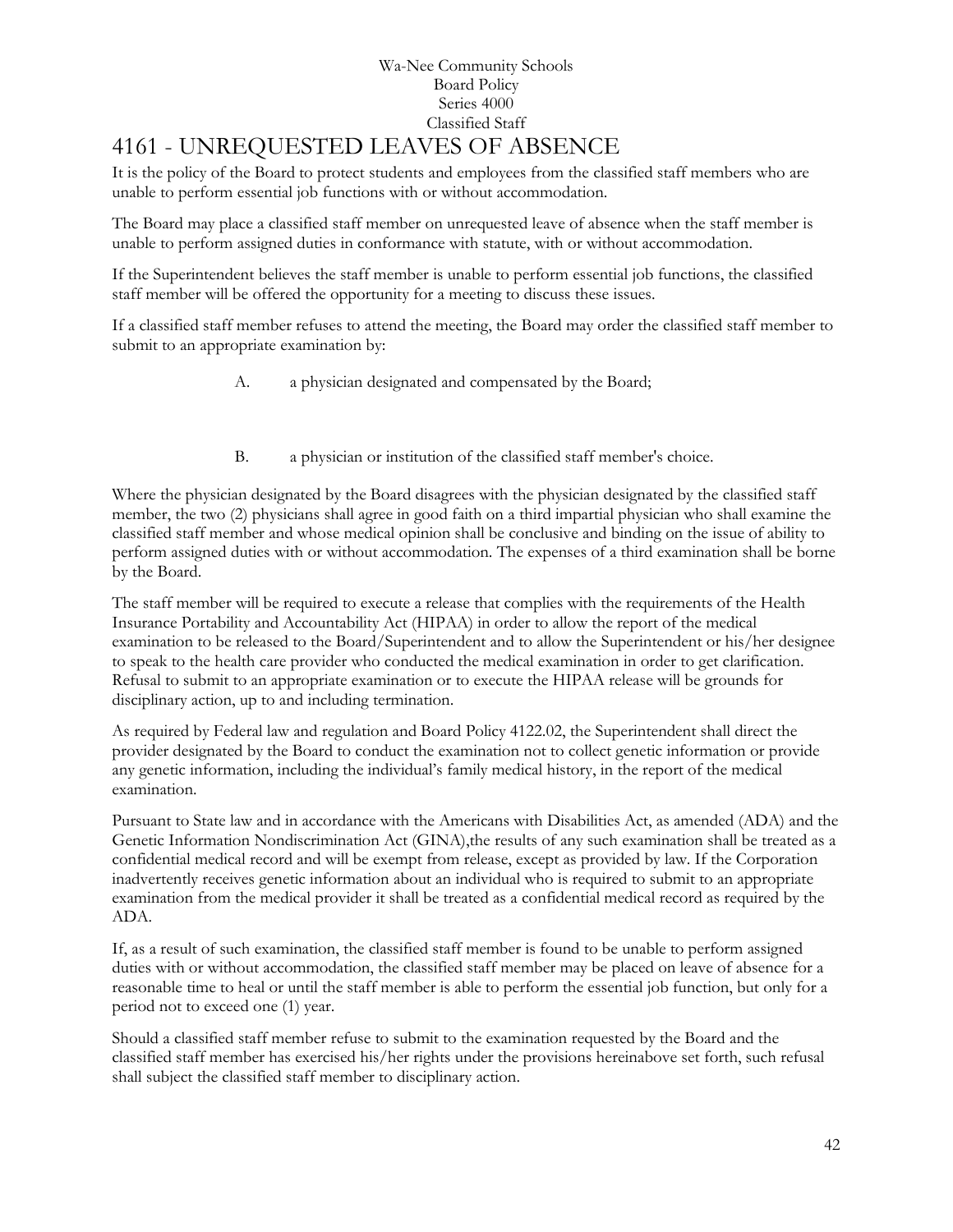Wa-Nee Community Schools
Board Policy
Series 4000
Classified Staff

# 4161 - UNREQUESTED LEAVES OF ABSENCE

It is the policy of the Board to protect students and employees from the classified staff members who are unable to perform essential job functions with or without accommodation.

The Board may place a classified staff member on unrequested leave of absence when the staff member is unable to perform assigned duties in conformance with statute, with or without accommodation.

If the Superintendent believes the staff member is unable to perform essential job functions, the classified staff member will be offered the opportunity for a meeting to discuss these issues.

If a classified staff member refuses to attend the meeting, the Board may order the classified staff member to submit to an appropriate examination by:

A. a physician designated and compensated by the Board;

B. a physician or institution of the classified staff member's choice.

Where the physician designated by the Board disagrees with the physician designated by the classified staff member, the two (2) physicians shall agree in good faith on a third impartial physician who shall examine the classified staff member and whose medical opinion shall be conclusive and binding on the issue of ability to perform assigned duties with or without accommodation. The expenses of a third examination shall be borne by the Board.

The staff member will be required to execute a release that complies with the requirements of the Health Insurance Portability and Accountability Act (HIPAA) in order to allow the report of the medical examination to be released to the Board/Superintendent and to allow the Superintendent or his/her designee to speak to the health care provider who conducted the medical examination in order to get clarification. Refusal to submit to an appropriate examination or to execute the HIPAA release will be grounds for disciplinary action, up to and including termination.

As required by Federal law and regulation and Board Policy 4122.02, the Superintendent shall direct the provider designated by the Board to conduct the examination not to collect genetic information or provide any genetic information, including the individual's family medical history, in the report of the medical examination.

Pursuant to State law and in accordance with the Americans with Disabilities Act, as amended (ADA) and the Genetic Information Nondiscrimination Act (GINA),the results of any such examination shall be treated as a confidential medical record and will be exempt from release, except as provided by law. If the Corporation inadvertently receives genetic information about an individual who is required to submit to an appropriate examination from the medical provider it shall be treated as a confidential medical record as required by the ADA.

If, as a result of such examination, the classified staff member is found to be unable to perform assigned duties with or without accommodation, the classified staff member may be placed on leave of absence for a reasonable time to heal or until the staff member is able to perform the essential job function, but only for a period not to exceed one (1) year.

Should a classified staff member refuse to submit to the examination requested by the Board and the classified staff member has exercised his/her rights under the provisions hereinabove set forth, such refusal shall subject the classified staff member to disciplinary action.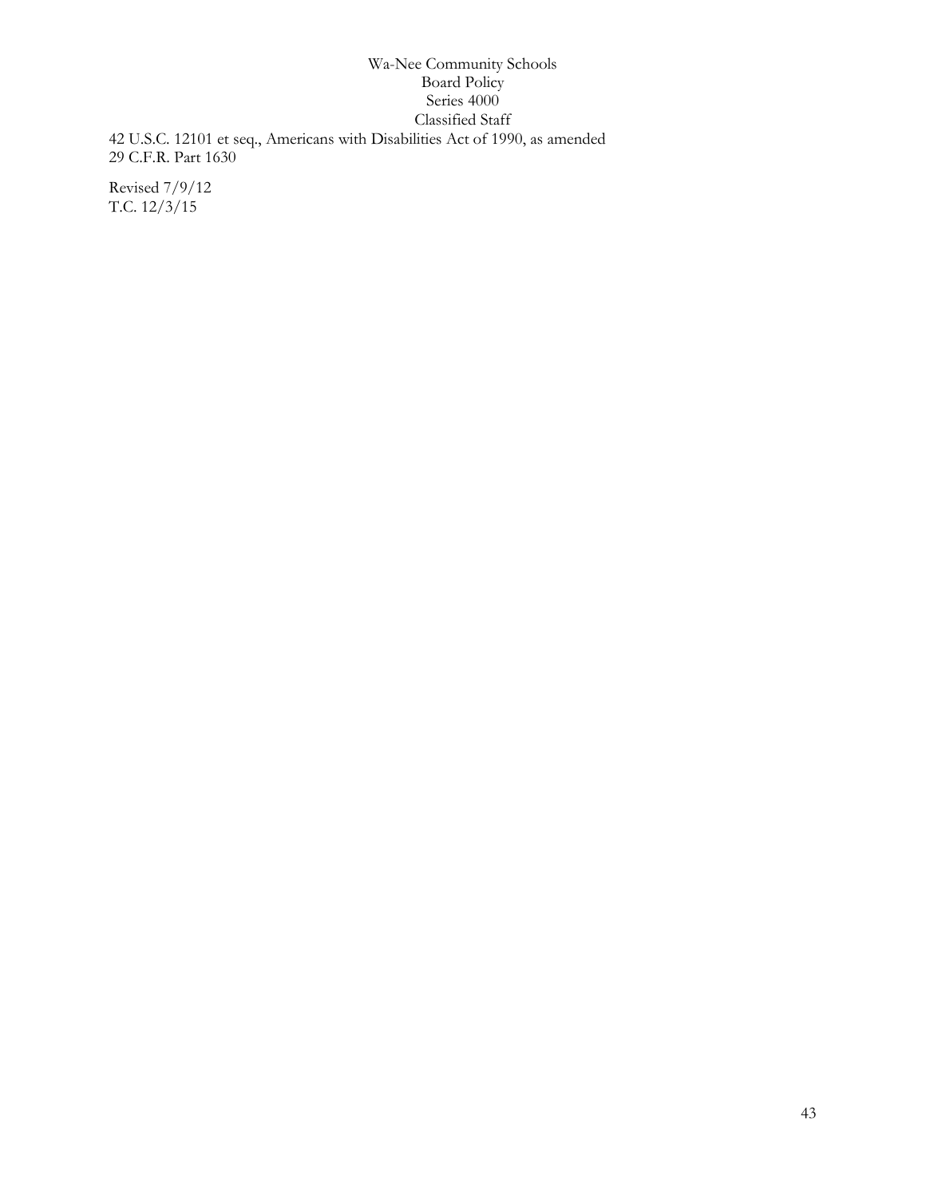42 U.S.C. 12101 et seq., Americans with Disabilities Act of 1990, as amended
29 C.F.R. Part 1630

Revised 7/9/12
T.C. 12/3/15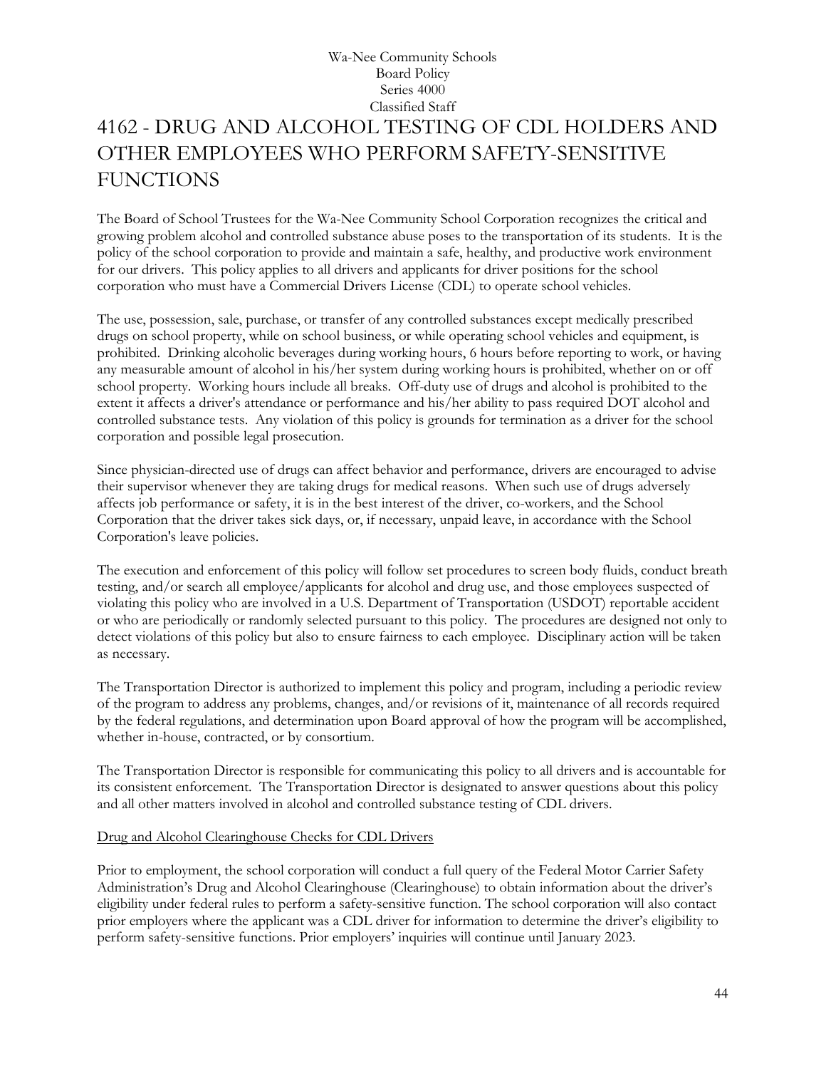Wa-Nee Community Schools
Board Policy
Series 4000
Classified Staff

# 4162 - DRUG AND ALCOHOL TESTING OF CDL HOLDERS AND OTHER EMPLOYEES WHO PERFORM SAFETY-SENSITIVE FUNCTIONS

The Board of School Trustees for the Wa-Nee Community School Corporation recognizes the critical and growing problem alcohol and controlled substance abuse poses to the transportation of its students. It is the policy of the school corporation to provide and maintain a safe, healthy, and productive work environment for our drivers. This policy applies to all drivers and applicants for driver positions for the school corporation who must have a Commercial Drivers License (CDL) to operate school vehicles.

The use, possession, sale, purchase, or transfer of any controlled substances except medically prescribed drugs on school property, while on school business, or while operating school vehicles and equipment, is prohibited. Drinking alcoholic beverages during working hours, 6 hours before reporting to work, or having any measurable amount of alcohol in his/her system during working hours is prohibited, whether on or off school property. Working hours include all breaks. Off-duty use of drugs and alcohol is prohibited to the extent it affects a driver's attendance or performance and his/her ability to pass required DOT alcohol and controlled substance tests. Any violation of this policy is grounds for termination as a driver for the school corporation and possible legal prosecution.

Since physician-directed use of drugs can affect behavior and performance, drivers are encouraged to advise their supervisor whenever they are taking drugs for medical reasons. When such use of drugs adversely affects job performance or safety, it is in the best interest of the driver, co-workers, and the School Corporation that the driver takes sick days, or, if necessary, unpaid leave, in accordance with the School Corporation's leave policies.

The execution and enforcement of this policy will follow set procedures to screen body fluids, conduct breath testing, and/or search all employee/applicants for alcohol and drug use, and those employees suspected of violating this policy who are involved in a U.S. Department of Transportation (USDOT) reportable accident or who are periodically or randomly selected pursuant to this policy. The procedures are designed not only to detect violations of this policy but also to ensure fairness to each employee. Disciplinary action will be taken as necessary.

The Transportation Director is authorized to implement this policy and program, including a periodic review of the program to address any problems, changes, and/or revisions of it, maintenance of all records required by the federal regulations, and determination upon Board approval of how the program will be accomplished, whether in-house, contracted, or by consortium.

The Transportation Director is responsible for communicating this policy to all drivers and is accountable for its consistent enforcement. The Transportation Director is designated to answer questions about this policy and all other matters involved in alcohol and controlled substance testing of CDL drivers.

Drug and Alcohol Clearinghouse Checks for CDL Drivers

Prior to employment, the school corporation will conduct a full query of the Federal Motor Carrier Safety Administration's Drug and Alcohol Clearinghouse (Clearinghouse) to obtain information about the driver's eligibility under federal rules to perform a safety-sensitive function. The school corporation will also contact prior employers where the applicant was a CDL driver for information to determine the driver's eligibility to perform safety-sensitive functions. Prior employers' inquiries will continue until January 2023.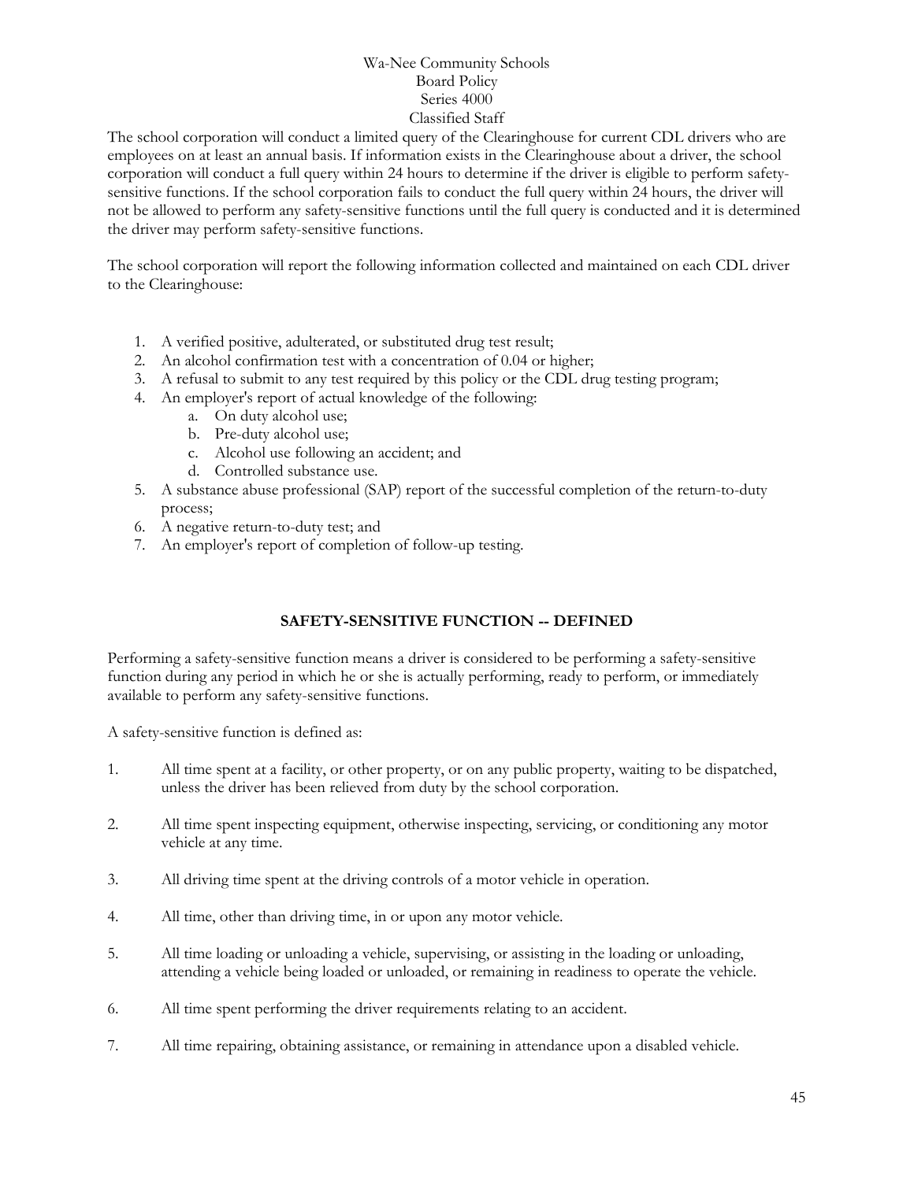The school corporation will conduct a limited query of the Clearinghouse for current CDL drivers who are employees on at least an annual basis. If information exists in the Clearinghouse about a driver, the school corporation will conduct a full query within 24 hours to determine if the driver is eligible to perform safety-sensitive functions. If the school corporation fails to conduct the full query within 24 hours, the driver will not be allowed to perform any safety-sensitive functions until the full query is conducted and it is determined the driver may perform safety-sensitive functions.

The school corporation will report the following information collected and maintained on each CDL driver to the Clearinghouse:

1. A verified positive, adulterated, or substituted drug test result;
2. An alcohol confirmation test with a concentration of 0.04 or higher;
3. A refusal to submit to any test required by this policy or the CDL drug testing program;
4. An employer's report of actual knowledge of the following:
   a. On duty alcohol use;
   b. Pre-duty alcohol use;
   c. Alcohol use following an accident; and
   d. Controlled substance use.
5. A substance abuse professional (SAP) report of the successful completion of the return-to-duty process;
6. A negative return-to-duty test; and
7. An employer's report of completion of follow-up testing.

## SAFETY-SENSITIVE FUNCTION -- DEFINED

Performing a safety-sensitive function means a driver is considered to be performing a safety-sensitive function during any period in which he or she is actually performing, ready to perform, or immediately available to perform any safety-sensitive functions.

A safety-sensitive function is defined as:

1. All time spent at a facility, or other property, or on any public property, waiting to be dispatched, unless the driver has been relieved from duty by the school corporation.
2. All time spent inspecting equipment, otherwise inspecting, servicing, or conditioning any motor vehicle at any time.
3. All driving time spent at the driving controls of a motor vehicle in operation.
4. All time, other than driving time, in or upon any motor vehicle.
5. All time loading or unloading a vehicle, supervising, or assisting in the loading or unloading, attending a vehicle being loaded or unloaded, or remaining in readiness to operate the vehicle.
6. All time spent performing the driver requirements relating to an accident.
7. All time repairing, obtaining assistance, or remaining in attendance upon a disabled vehicle.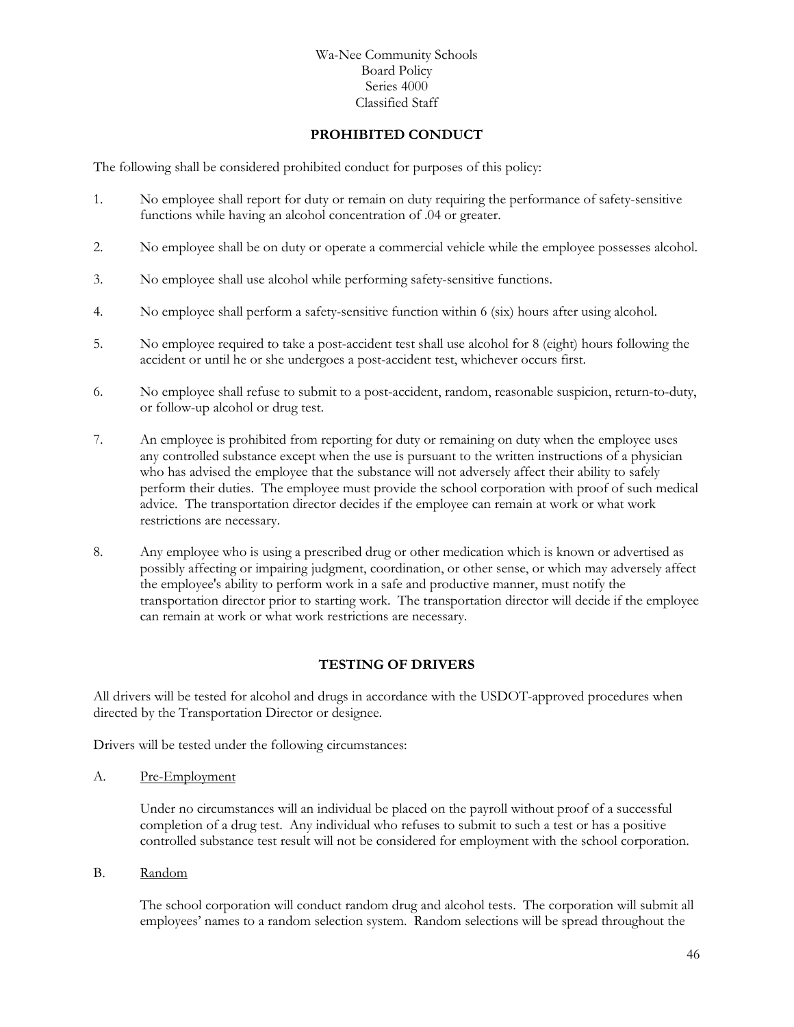Wa-Nee Community Schools
Board Policy
Series 4000
Classified Staff

## PROHIBITED CONDUCT

The following shall be considered prohibited conduct for purposes of this policy:

1. No employee shall report for duty or remain on duty requiring the performance of safety-sensitive functions while having an alcohol concentration of .04 or greater.

2. No employee shall be on duty or operate a commercial vehicle while the employee possesses alcohol.

3. No employee shall use alcohol while performing safety-sensitive functions.

4. No employee shall perform a safety-sensitive function within 6 (six) hours after using alcohol.

5. No employee required to take a post-accident test shall use alcohol for 8 (eight) hours following the accident or until he or she undergoes a post-accident test, whichever occurs first.

6. No employee shall refuse to submit to a post-accident, random, reasonable suspicion, return-to-duty, or follow-up alcohol or drug test.

7. An employee is prohibited from reporting for duty or remaining on duty when the employee uses any controlled substance except when the use is pursuant to the written instructions of a physician who has advised the employee that the substance will not adversely affect their ability to safely perform their duties. The employee must provide the school corporation with proof of such medical advice. The transportation director decides if the employee can remain at work or what work restrictions are necessary.

8. Any employee who is using a prescribed drug or other medication which is known or advertised as possibly affecting or impairing judgment, coordination, or other sense, or which may adversely affect the employee's ability to perform work in a safe and productive manner, must notify the transportation director prior to starting work. The transportation director will decide if the employee can remain at work or what work restrictions are necessary.

## TESTING OF DRIVERS

All drivers will be tested for alcohol and drugs in accordance with the USDOT-approved procedures when directed by the Transportation Director or designee.

Drivers will be tested under the following circumstances:

A. Pre-Employment

Under no circumstances will an individual be placed on the payroll without proof of a successful completion of a drug test. Any individual who refuses to submit to such a test or has a positive controlled substance test result will not be considered for employment with the school corporation.

B. Random

The school corporation will conduct random drug and alcohol tests. The corporation will submit all employees' names to a random selection system. Random selections will be spread throughout the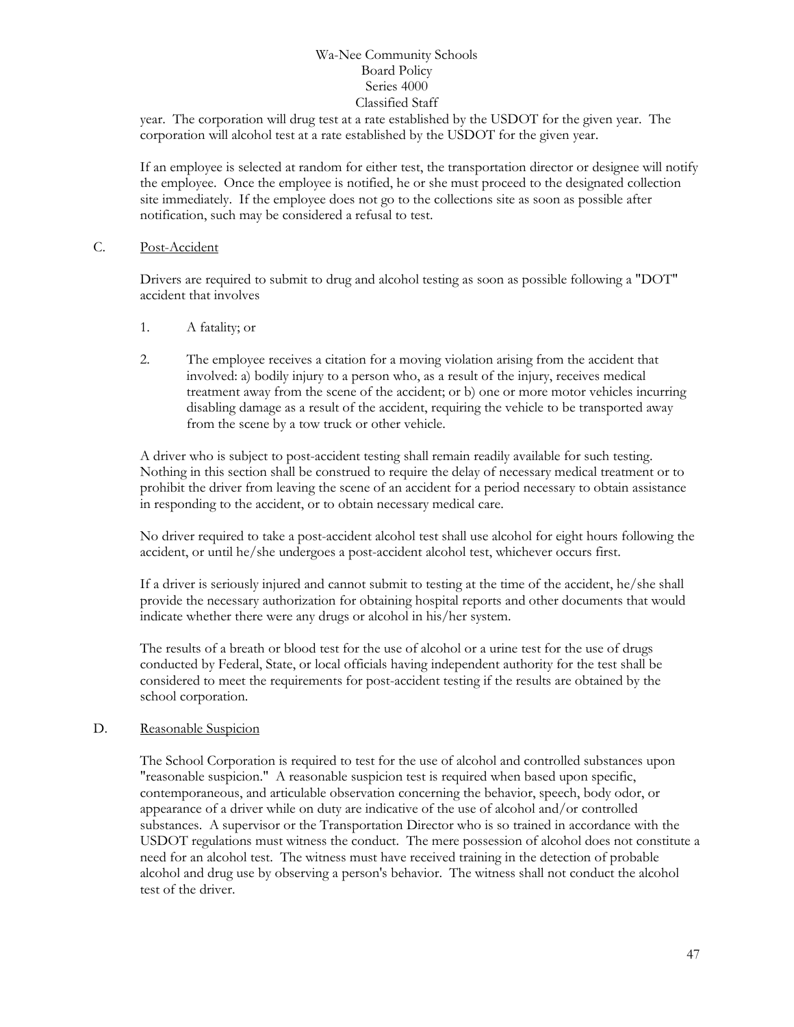year. The corporation will drug test at a rate established by the USDOT for the given year. The corporation will alcohol test at a rate established by the USDOT for the given year.

If an employee is selected at random for either test, the transportation director or designee will notify the employee. Once the employee is notified, he or she must proceed to the designated collection site immediately. If the employee does not go to the collections site as soon as possible after notification, such may be considered a refusal to test.

C. Post-Accident

Drivers are required to submit to drug and alcohol testing as soon as possible following a "DOT" accident that involves

1. A fatality; or

2. The employee receives a citation for a moving violation arising from the accident that involved: a) bodily injury to a person who, as a result of the injury, receives medical treatment away from the scene of the accident; or b) one or more motor vehicles incurring disabling damage as a result of the accident, requiring the vehicle to be transported away from the scene by a tow truck or other vehicle.

A driver who is subject to post-accident testing shall remain readily available for such testing. Nothing in this section shall be construed to require the delay of necessary medical treatment or to prohibit the driver from leaving the scene of an accident for a period necessary to obtain assistance in responding to the accident, or to obtain necessary medical care.

No driver required to take a post-accident alcohol test shall use alcohol for eight hours following the accident, or until he/she undergoes a post-accident alcohol test, whichever occurs first.

If a driver is seriously injured and cannot submit to testing at the time of the accident, he/she shall provide the necessary authorization for obtaining hospital reports and other documents that would indicate whether there were any drugs or alcohol in his/her system.

The results of a breath or blood test for the use of alcohol or a urine test for the use of drugs conducted by Federal, State, or local officials having independent authority for the test shall be considered to meet the requirements for post-accident testing if the results are obtained by the school corporation.

D. Reasonable Suspicion

The School Corporation is required to test for the use of alcohol and controlled substances upon "reasonable suspicion." A reasonable suspicion test is required when based upon specific, contemporaneous, and articulable observation concerning the behavior, speech, body odor, or appearance of a driver while on duty are indicative of the use of alcohol and/or controlled substances. A supervisor or the Transportation Director who is so trained in accordance with the USDOT regulations must witness the conduct. The mere possession of alcohol does not constitute a need for an alcohol test. The witness must have received training in the detection of probable alcohol and drug use by observing a person's behavior. The witness shall not conduct the alcohol test of the driver.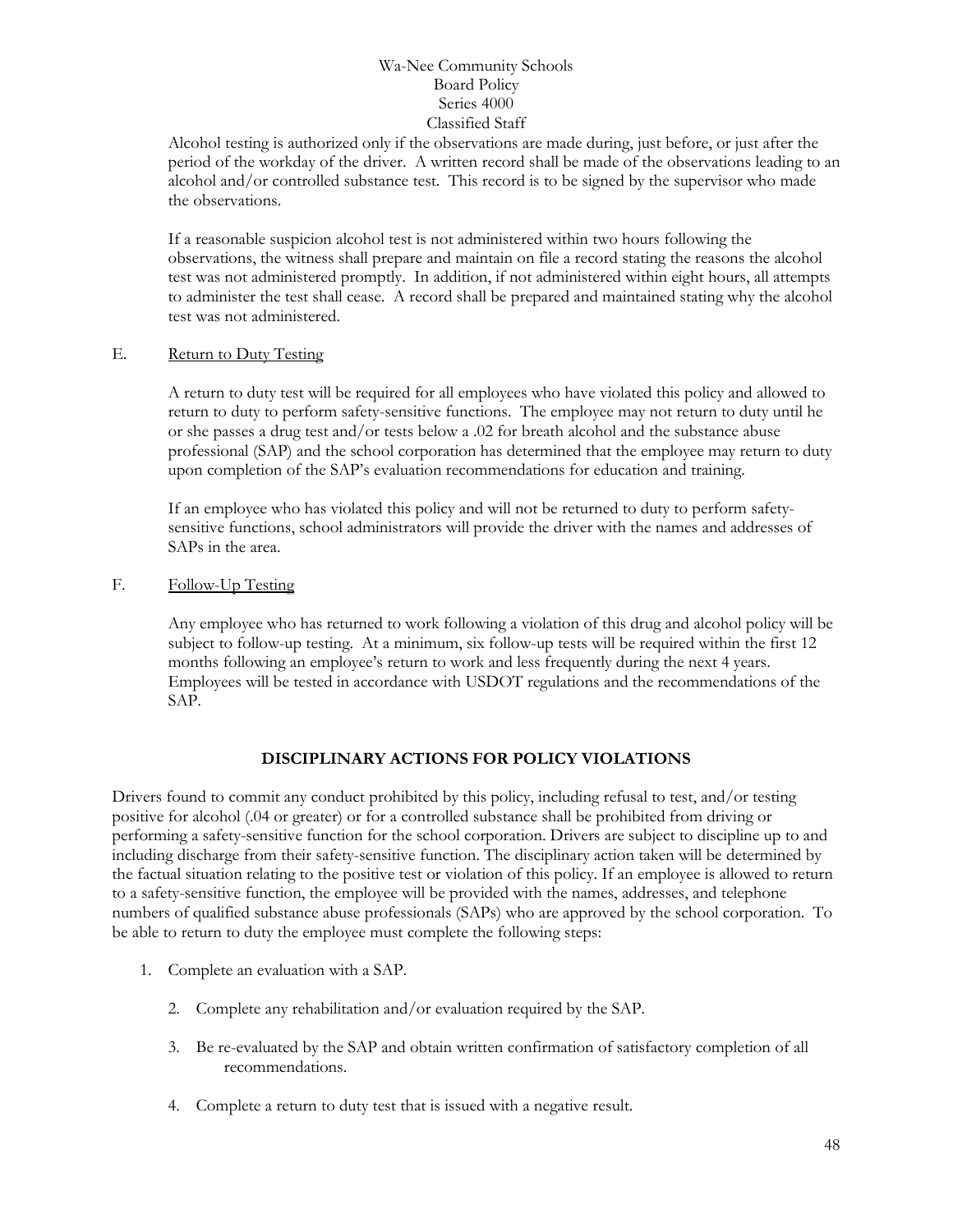Alcohol testing is authorized only if the observations are made during, just before, or just after the period of the workday of the driver. A written record shall be made of the observations leading to an alcohol and/or controlled substance test. This record is to be signed by the supervisor who made the observations.

If a reasonable suspicion alcohol test is not administered within two hours following the observations, the witness shall prepare and maintain on file a record stating the reasons the alcohol test was not administered promptly. In addition, if not administered within eight hours, all attempts to administer the test shall cease. A record shall be prepared and maintained stating why the alcohol test was not administered.

E. Return to Duty Testing

A return to duty test will be required for all employees who have violated this policy and allowed to return to duty to perform safety-sensitive functions. The employee may not return to duty until he or she passes a drug test and/or tests below a .02 for breath alcohol and the substance abuse professional (SAP) and the school corporation has determined that the employee may return to duty upon completion of the SAP's evaluation recommendations for education and training.

If an employee who has violated this policy and will not be returned to duty to perform safety-sensitive functions, school administrators will provide the driver with the names and addresses of SAPs in the area.

F. Follow-Up Testing

Any employee who has returned to work following a violation of this drug and alcohol policy will be subject to follow-up testing. At a minimum, six follow-up tests will be required within the first 12 months following an employee's return to work and less frequently during the next 4 years. Employees will be tested in accordance with USDOT regulations and the recommendations of the SAP.

## DISCIPLINARY ACTIONS FOR POLICY VIOLATIONS

Drivers found to commit any conduct prohibited by this policy, including refusal to test, and/or testing positive for alcohol (.04 or greater) or for a controlled substance shall be prohibited from driving or performing a safety-sensitive function for the school corporation. Drivers are subject to discipline up to and including discharge from their safety-sensitive function. The disciplinary action taken will be determined by the factual situation relating to the positive test or violation of this policy. If an employee is allowed to return to a safety-sensitive function, the employee will be provided with the names, addresses, and telephone numbers of qualified substance abuse professionals (SAPs) who are approved by the school corporation. To be able to return to duty the employee must complete the following steps:

1. Complete an evaluation with a SAP.
2. Complete any rehabilitation and/or evaluation required by the SAP.
3. Be re-evaluated by the SAP and obtain written confirmation of satisfactory completion of all recommendations.
4. Complete a return to duty test that is issued with a negative result.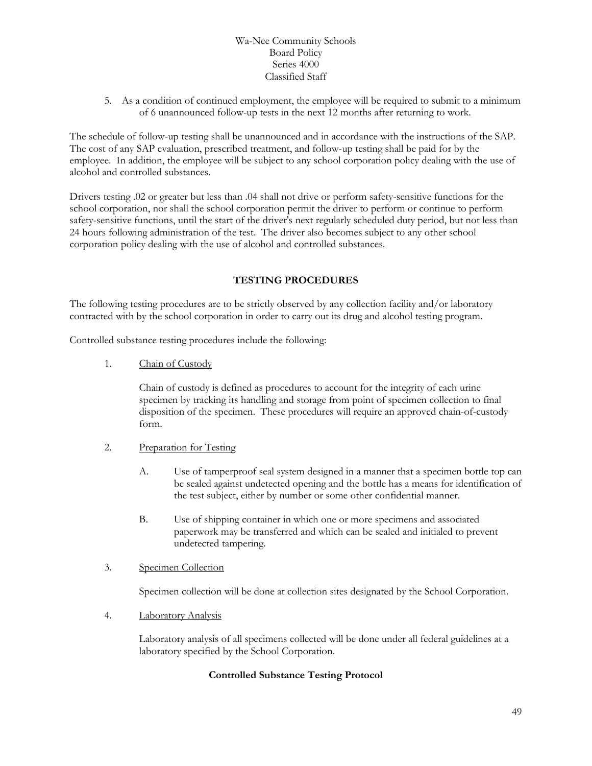5. As a condition of continued employment, the employee will be required to submit to a minimum of 6 unannounced follow-up tests in the next 12 months after returning to work.

The schedule of follow-up testing shall be unannounced and in accordance with the instructions of the SAP. The cost of any SAP evaluation, prescribed treatment, and follow-up testing shall be paid for by the employee. In addition, the employee will be subject to any school corporation policy dealing with the use of alcohol and controlled substances.

Drivers testing .02 or greater but less than .04 shall not drive or perform safety-sensitive functions for the school corporation, nor shall the school corporation permit the driver to perform or continue to perform safety-sensitive functions, until the start of the driver's next regularly scheduled duty period, but not less than 24 hours following administration of the test. The driver also becomes subject to any other school corporation policy dealing with the use of alcohol and controlled substances.

## TESTING PROCEDURES

The following testing procedures are to be strictly observed by any collection facility and/or laboratory contracted with by the school corporation in order to carry out its drug and alcohol testing program.

Controlled substance testing procedures include the following:

1. Chain of Custody

   Chain of custody is defined as procedures to account for the integrity of each urine specimen by tracking its handling and storage from point of specimen collection to final disposition of the specimen. These procedures will require an approved chain-of-custody form.

2. Preparation for Testing

   A. Use of tamperproof seal system designed in a manner that a specimen bottle top can be sealed against undetected opening and the bottle has a means for identification of the test subject, either by number or some other confidential manner.

   B. Use of shipping container in which one or more specimens and associated paperwork may be transferred and which can be sealed and initialed to prevent undetected tampering.

3. Specimen Collection

   Specimen collection will be done at collection sites designated by the School Corporation.

4. Laboratory Analysis

   Laboratory analysis of all specimens collected will be done under all federal guidelines at a laboratory specified by the School Corporation.

### Controlled Substance Testing Protocol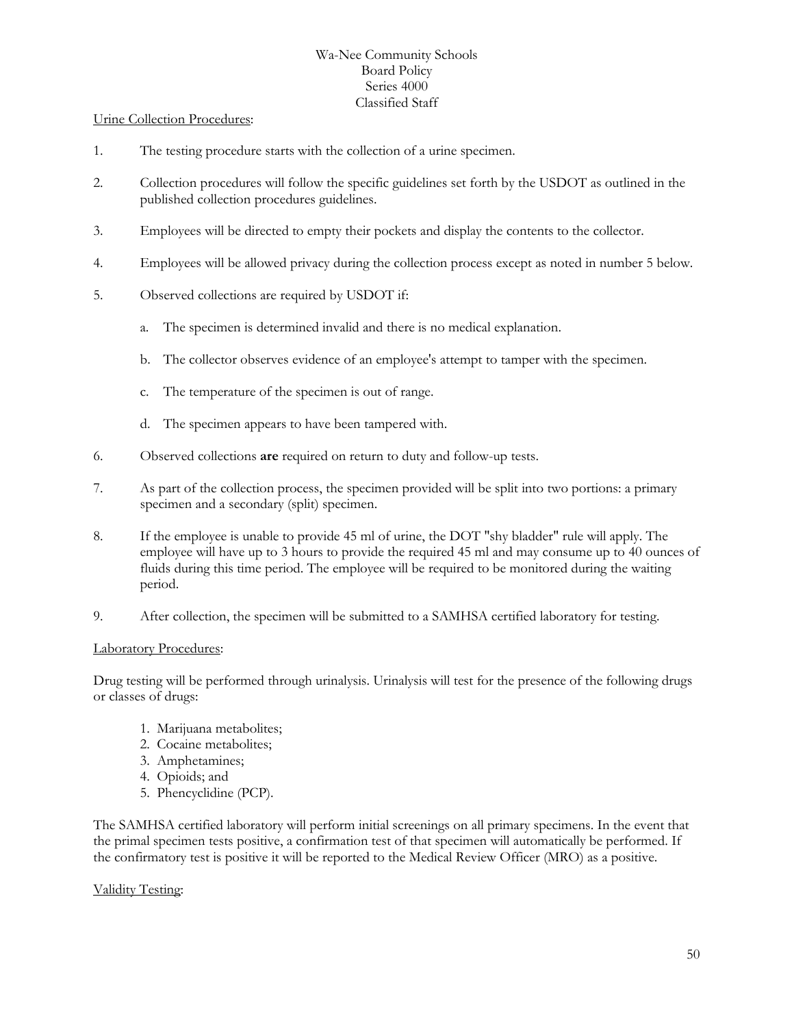Urine Collection Procedures:

1. The testing procedure starts with the collection of a urine specimen.

2. Collection procedures will follow the specific guidelines set forth by the USDOT as outlined in the published collection procedures guidelines.

3. Employees will be directed to empty their pockets and display the contents to the collector.

4. Employees will be allowed privacy during the collection process except as noted in number 5 below.

5. Observed collections are required by USDOT if:

   a. The specimen is determined invalid and there is no medical explanation.

   b. The collector observes evidence of an employee's attempt to tamper with the specimen.

   c. The temperature of the specimen is out of range.

   d. The specimen appears to have been tampered with.

6. Observed collections **are** required on return to duty and follow-up tests.

7. As part of the collection process, the specimen provided will be split into two portions: a primary specimen and a secondary (split) specimen.

8. If the employee is unable to provide 45 ml of urine, the DOT "shy bladder" rule will apply. The employee will have up to 3 hours to provide the required 45 ml and may consume up to 40 ounces of fluids during this time period. The employee will be required to be monitored during the waiting period.

9. After collection, the specimen will be submitted to a SAMHSA certified laboratory for testing.

Laboratory Procedures:

Drug testing will be performed through urinalysis. Urinalysis will test for the presence of the following drugs or classes of drugs:

1. Marijuana metabolites;
2. Cocaine metabolites;
3. Amphetamines;
4. Opioids; and
5. Phencyclidine (PCP).

The SAMHSA certified laboratory will perform initial screenings on all primary specimens. In the event that the primal specimen tests positive, a confirmation test of that specimen will automatically be performed. If the confirmatory test is positive it will be reported to the Medical Review Officer (MRO) as a positive.

Validity Testing: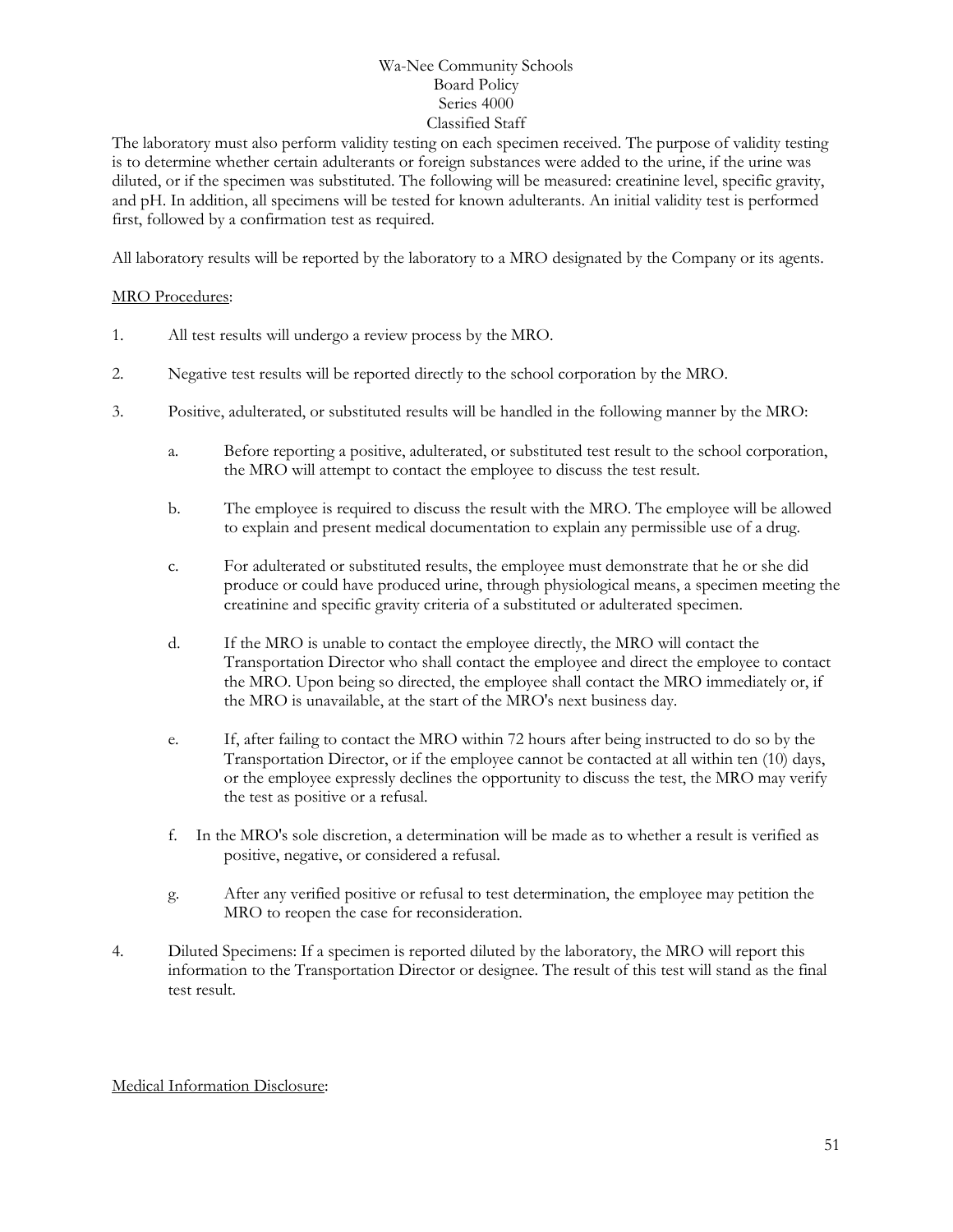The laboratory must also perform validity testing on each specimen received. The purpose of validity testing is to determine whether certain adulterants or foreign substances were added to the urine, if the urine was diluted, or if the specimen was substituted. The following will be measured: creatinine level, specific gravity, and pH. In addition, all specimens will be tested for known adulterants. An initial validity test is performed first, followed by a confirmation test as required.

All laboratory results will be reported by the laboratory to a MRO designated by the Company or its agents.

<u>MRO Procedures</u>:

1. All test results will undergo a review process by the MRO.

2. Negative test results will be reported directly to the school corporation by the MRO.

3. Positive, adulterated, or substituted results will be handled in the following manner by the MRO:

   a. Before reporting a positive, adulterated, or substituted test result to the school corporation, the MRO will attempt to contact the employee to discuss the test result.

   b. The employee is required to discuss the result with the MRO. The employee will be allowed to explain and present medical documentation to explain any permissible use of a drug.

   c. For adulterated or substituted results, the employee must demonstrate that he or she did produce or could have produced urine, through physiological means, a specimen meeting the creatinine and specific gravity criteria of a substituted or adulterated specimen.

   d. If the MRO is unable to contact the employee directly, the MRO will contact the Transportation Director who shall contact the employee and direct the employee to contact the MRO. Upon being so directed, the employee shall contact the MRO immediately or, if the MRO is unavailable, at the start of the MRO's next business day.

   e. If, after failing to contact the MRO within 72 hours after being instructed to do so by the Transportation Director, or if the employee cannot be contacted at all within ten (10) days, or the employee expressly declines the opportunity to discuss the test, the MRO may verify the test as positive or a refusal.

   f. In the MRO's sole discretion, a determination will be made as to whether a result is verified as positive, negative, or considered a refusal.

   g. After any verified positive or refusal to test determination, the employee may petition the MRO to reopen the case for reconsideration.

4. Diluted Specimens: If a specimen is reported diluted by the laboratory, the MRO will report this information to the Transportation Director or designee. The result of this test will stand as the final test result.

<u>Medical Information Disclosure</u>: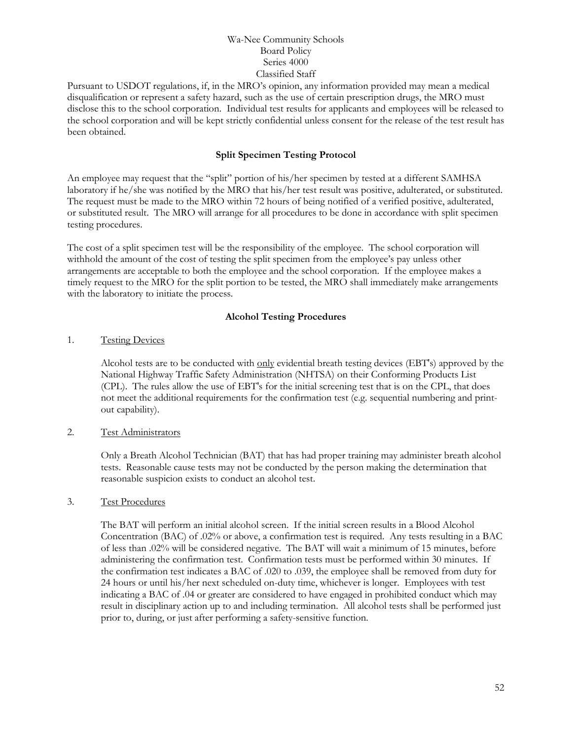Pursuant to USDOT regulations, if, in the MRO's opinion, any information provided may mean a medical disqualification or represent a safety hazard, such as the use of certain prescription drugs, the MRO must disclose this to the school corporation. Individual test results for applicants and employees will be released to the school corporation and will be kept strictly confidential unless consent for the release of the test result has been obtained.

### Split Specimen Testing Protocol

An employee may request that the "split" portion of his/her specimen by tested at a different SAMHSA laboratory if he/she was notified by the MRO that his/her test result was positive, adulterated, or substituted. The request must be made to the MRO within 72 hours of being notified of a verified positive, adulterated, or substituted result. The MRO will arrange for all procedures to be done in accordance with split specimen testing procedures.

The cost of a split specimen test will be the responsibility of the employee. The school corporation will withhold the amount of the cost of testing the split specimen from the employee's pay unless other arrangements are acceptable to both the employee and the school corporation. If the employee makes a timely request to the MRO for the split portion to be tested, the MRO shall immediately make arrangements with the laboratory to initiate the process.

### Alcohol Testing Procedures

1. <u>Testing Devices</u>

   Alcohol tests are to be conducted with <u>only</u> evidential breath testing devices (EBT's) approved by the National Highway Traffic Safety Administration (NHTSA) on their Conforming Products List (CPL). The rules allow the use of EBT's for the initial screening test that is on the CPL, that does not meet the additional requirements for the confirmation test (e.g. sequential numbering and print-out capability).

2. <u>Test Administrators</u>

   Only a Breath Alcohol Technician (BAT) that has had proper training may administer breath alcohol tests. Reasonable cause tests may not be conducted by the person making the determination that reasonable suspicion exists to conduct an alcohol test.

3. <u>Test Procedures</u>

   The BAT will perform an initial alcohol screen. If the initial screen results in a Blood Alcohol Concentration (BAC) of .02% or above, a confirmation test is required. Any tests resulting in a BAC of less than .02% will be considered negative. The BAT will wait a minimum of 15 minutes, before administering the confirmation test. Confirmation tests must be performed within 30 minutes. If the confirmation test indicates a BAC of .020 to .039, the employee shall be removed from duty for 24 hours or until his/her next scheduled on-duty time, whichever is longer. Employees with test indicating a BAC of .04 or greater are considered to have engaged in prohibited conduct which may result in disciplinary action up to and including termination. All alcohol tests shall be performed just prior to, during, or just after performing a safety-sensitive function.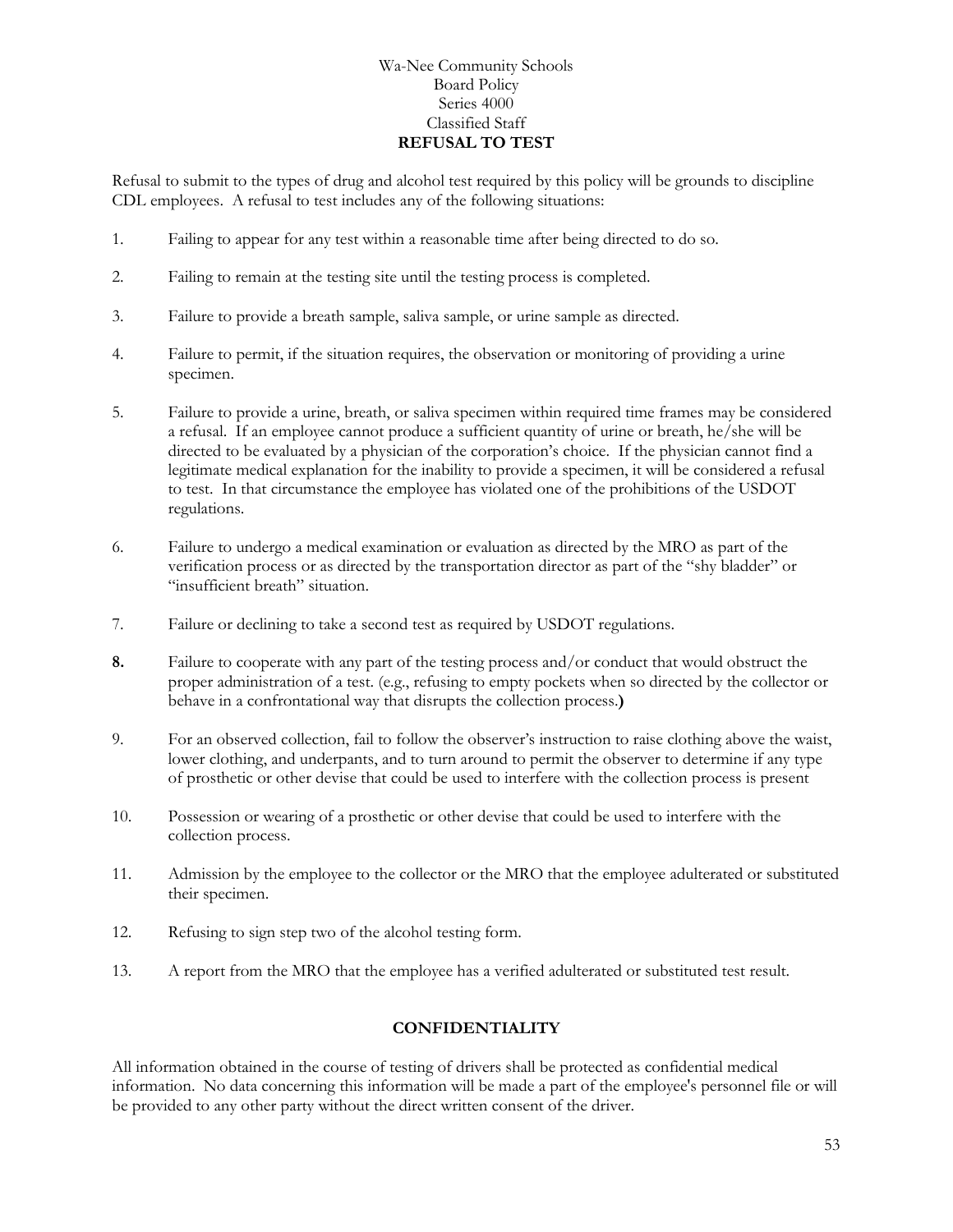Wa-Nee Community Schools
Board Policy
Series 4000
Classified Staff

## REFUSAL TO TEST

Refusal to submit to the types of drug and alcohol test required by this policy will be grounds to discipline CDL employees. A refusal to test includes any of the following situations:

1. Failing to appear for any test within a reasonable time after being directed to do so.

2. Failing to remain at the testing site until the testing process is completed.

3. Failure to provide a breath sample, saliva sample, or urine sample as directed.

4. Failure to permit, if the situation requires, the observation or monitoring of providing a urine specimen.

5. Failure to provide a urine, breath, or saliva specimen within required time frames may be considered a refusal. If an employee cannot produce a sufficient quantity of urine or breath, he/she will be directed to be evaluated by a physician of the corporation's choice. If the physician cannot find a legitimate medical explanation for the inability to provide a specimen, it will be considered a refusal to test. In that circumstance the employee has violated one of the prohibitions of the USDOT regulations.

6. Failure to undergo a medical examination or evaluation as directed by the MRO as part of the verification process or as directed by the transportation director as part of the "shy bladder" or "insufficient breath" situation.

7. Failure or declining to take a second test as required by USDOT regulations.

8. Failure to cooperate with any part of the testing process and/or conduct that would obstruct the proper administration of a test. (e.g., refusing to empty pockets when so directed by the collector or behave in a confrontational way that disrupts the collection process.)

9. For an observed collection, fail to follow the observer's instruction to raise clothing above the waist, lower clothing, and underpants, and to turn around to permit the observer to determine if any type of prosthetic or other devise that could be used to interfere with the collection process is present

10. Possession or wearing of a prosthetic or other devise that could be used to interfere with the collection process.

11. Admission by the employee to the collector or the MRO that the employee adulterated or substituted their specimen.

12. Refusing to sign step two of the alcohol testing form.

13. A report from the MRO that the employee has a verified adulterated or substituted test result.

## CONFIDENTIALITY

All information obtained in the course of testing of drivers shall be protected as confidential medical information. No data concerning this information will be made a part of the employee's personnel file or will be provided to any other party without the direct written consent of the driver.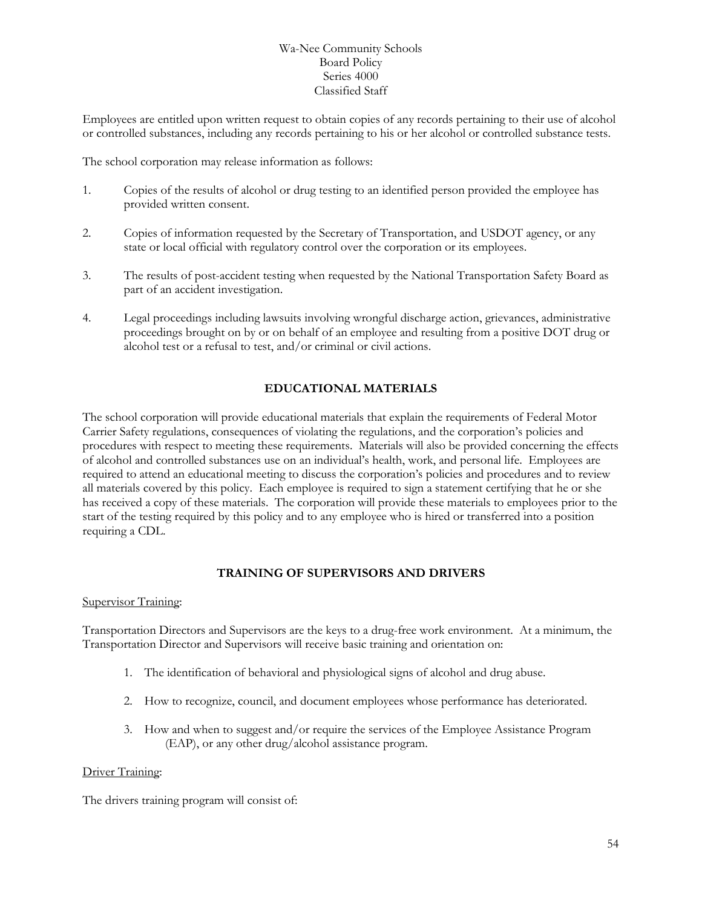Employees are entitled upon written request to obtain copies of any records pertaining to their use of alcohol or controlled substances, including any records pertaining to his or her alcohol or controlled substance tests.

The school corporation may release information as follows:

1. Copies of the results of alcohol or drug testing to an identified person provided the employee has provided written consent.

2. Copies of information requested by the Secretary of Transportation, and USDOT agency, or any state or local official with regulatory control over the corporation or its employees.

3. The results of post-accident testing when requested by the National Transportation Safety Board as part of an accident investigation.

4. Legal proceedings including lawsuits involving wrongful discharge action, grievances, administrative proceedings brought on by or on behalf of an employee and resulting from a positive DOT drug or alcohol test or a refusal to test, and/or criminal or civil actions.

## EDUCATIONAL MATERIALS

The school corporation will provide educational materials that explain the requirements of Federal Motor Carrier Safety regulations, consequences of violating the regulations, and the corporation's policies and procedures with respect to meeting these requirements. Materials will also be provided concerning the effects of alcohol and controlled substances use on an individual's health, work, and personal life. Employees are required to attend an educational meeting to discuss the corporation's policies and procedures and to review all materials covered by this policy. Each employee is required to sign a statement certifying that he or she has received a copy of these materials. The corporation will provide these materials to employees prior to the start of the testing required by this policy and to any employee who is hired or transferred into a position requiring a CDL.

## TRAINING OF SUPERVISORS AND DRIVERS

Supervisor Training:

Transportation Directors and Supervisors are the keys to a drug-free work environment. At a minimum, the Transportation Director and Supervisors will receive basic training and orientation on:

1. The identification of behavioral and physiological signs of alcohol and drug abuse.

2. How to recognize, council, and document employees whose performance has deteriorated.

3. How and when to suggest and/or require the services of the Employee Assistance Program (EAP), or any other drug/alcohol assistance program.

Driver Training:

The drivers training program will consist of: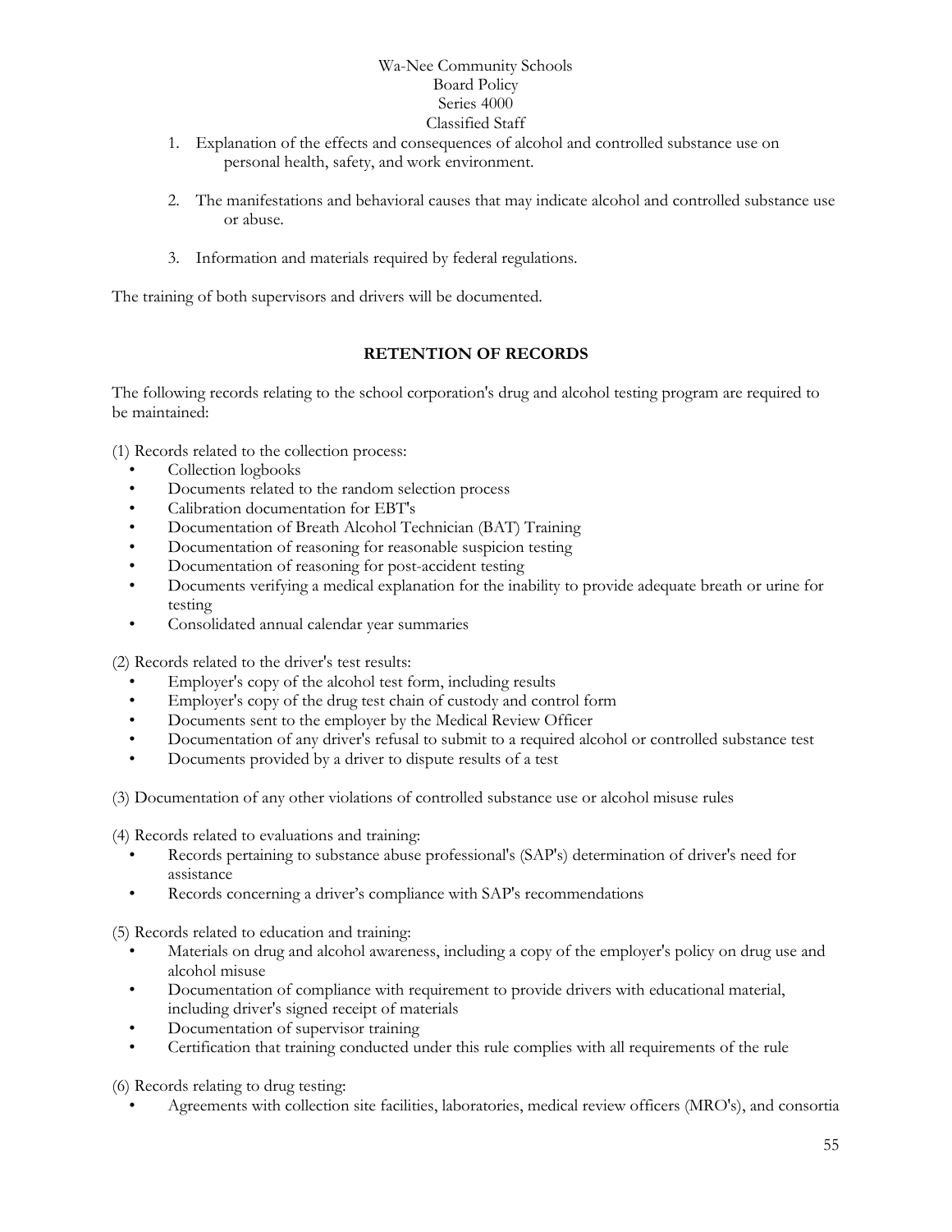1. Explanation of the effects and consequences of alcohol and controlled substance use on personal health, safety, and work environment.

2. The manifestations and behavioral causes that may indicate alcohol and controlled substance use or abuse.

3. Information and materials required by federal regulations.

The training of both supervisors and drivers will be documented.

## RETENTION OF RECORDS

The following records relating to the school corporation's drug and alcohol testing program are required to be maintained:

(1) Records related to the collection process:

- Collection logbooks
- Documents related to the random selection process
- Calibration documentation for EBT's
- Documentation of Breath Alcohol Technician (BAT) Training
- Documentation of reasoning for reasonable suspicion testing
- Documentation of reasoning for post-accident testing
- Documents verifying a medical explanation for the inability to provide adequate breath or urine for testing
- Consolidated annual calendar year summaries

(2) Records related to the driver's test results:

- Employer's copy of the alcohol test form, including results
- Employer's copy of the drug test chain of custody and control form
- Documents sent to the employer by the Medical Review Officer
- Documentation of any driver's refusal to submit to a required alcohol or controlled substance test
- Documents provided by a driver to dispute results of a test

(3) Documentation of any other violations of controlled substance use or alcohol misuse rules

(4) Records related to evaluations and training:

- Records pertaining to substance abuse professional's (SAP's) determination of driver's need for assistance
- Records concerning a driver's compliance with SAP's recommendations

(5) Records related to education and training:

- Materials on drug and alcohol awareness, including a copy of the employer's policy on drug use and alcohol misuse
- Documentation of compliance with requirement to provide drivers with educational material, including driver's signed receipt of materials
- Documentation of supervisor training
- Certification that training conducted under this rule complies with all requirements of the rule

(6) Records relating to drug testing:

- Agreements with collection site facilities, laboratories, medical review officers (MRO's), and consortia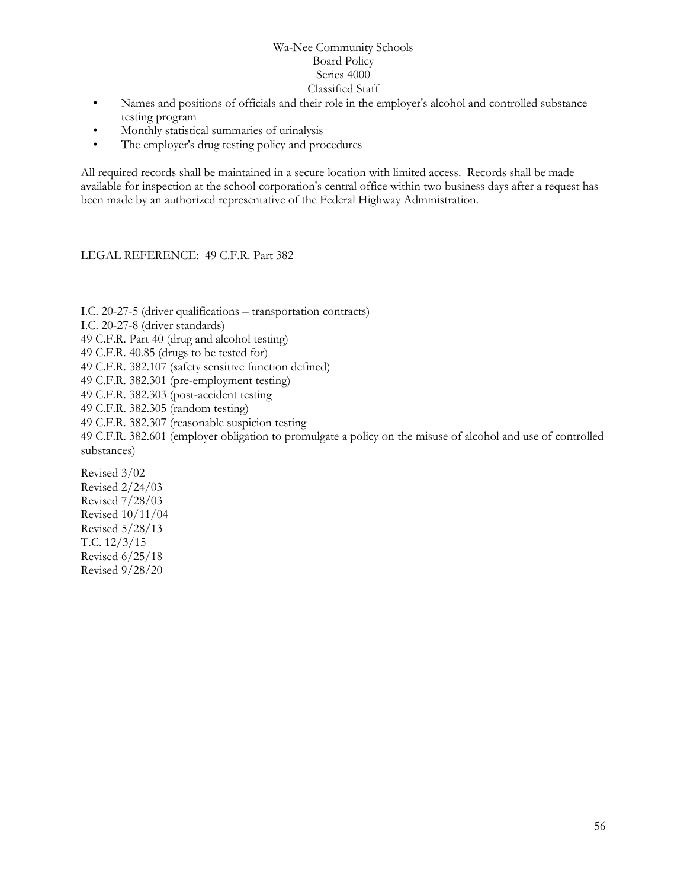- Names and positions of officials and their role in the employer's alcohol and controlled substance testing program
- Monthly statistical summaries of urinalysis
- The employer's drug testing policy and procedures

All required records shall be maintained in a secure location with limited access. Records shall be made available for inspection at the school corporation's central office within two business days after a request has been made by an authorized representative of the Federal Highway Administration.

LEGAL REFERENCE: 49 C.F.R. Part 382

I.C. 20-27-5 (driver qualifications – transportation contracts)
I.C. 20-27-8 (driver standards)
49 C.F.R. Part 40 (drug and alcohol testing)
49 C.F.R. 40.85 (drugs to be tested for)
49 C.F.R. 382.107 (safety sensitive function defined)
49 C.F.R. 382.301 (pre-employment testing)
49 C.F.R. 382.303 (post-accident testing
49 C.F.R. 382.305 (random testing)
49 C.F.R. 382.307 (reasonable suspicion testing
49 C.F.R. 382.601 (employer obligation to promulgate a policy on the misuse of alcohol and use of controlled substances)

Revised 3/02
Revised 2/24/03
Revised 7/28/03
Revised 10/11/04
Revised 5/28/13
T.C. 12/3/15
Revised 6/25/18
Revised 9/28/20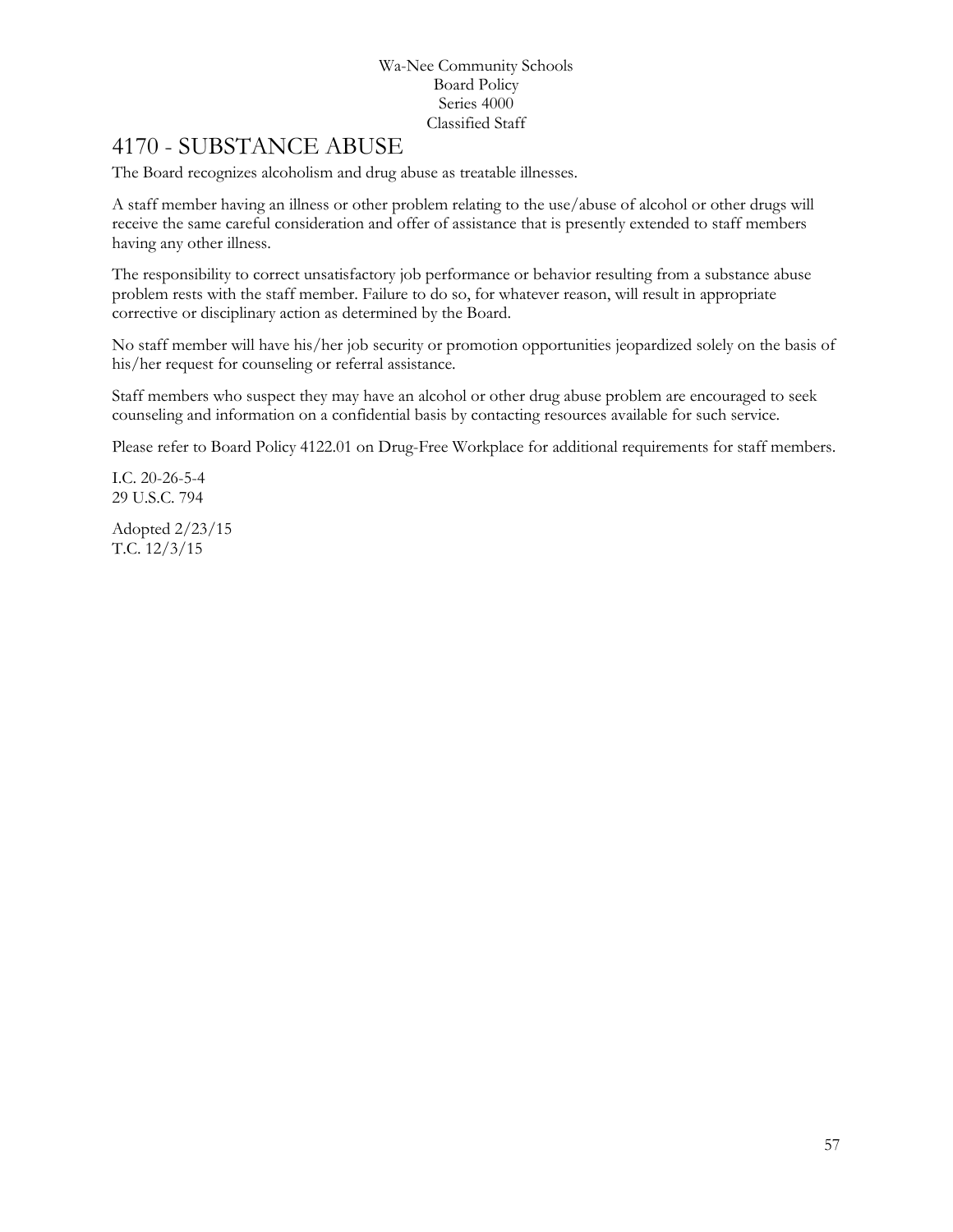# 4170 - SUBSTANCE ABUSE

The Board recognizes alcoholism and drug abuse as treatable illnesses.

A staff member having an illness or other problem relating to the use/abuse of alcohol or other drugs will receive the same careful consideration and offer of assistance that is presently extended to staff members having any other illness.

The responsibility to correct unsatisfactory job performance or behavior resulting from a substance abuse problem rests with the staff member. Failure to do so, for whatever reason, will result in appropriate corrective or disciplinary action as determined by the Board.

No staff member will have his/her job security or promotion opportunities jeopardized solely on the basis of his/her request for counseling or referral assistance.

Staff members who suspect they may have an alcohol or other drug abuse problem are encouraged to seek counseling and information on a confidential basis by contacting resources available for such service.

Please refer to Board Policy 4122.01 on Drug-Free Workplace for additional requirements for staff members.

I.C. 20-26-5-4
29 U.S.C. 794

Adopted 2/23/15
T.C. 12/3/15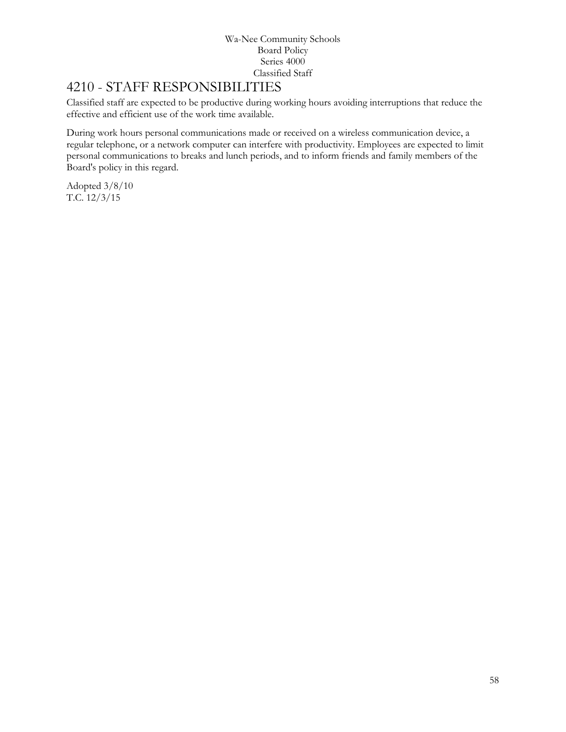Wa-Nee Community Schools
Board Policy
Series 4000
Classified Staff

# 4210 - STAFF RESPONSIBILITIES

Classified staff are expected to be productive during working hours avoiding interruptions that reduce the effective and efficient use of the work time available.

During work hours personal communications made or received on a wireless communication device, a regular telephone, or a network computer can interfere with productivity. Employees are expected to limit personal communications to breaks and lunch periods, and to inform friends and family members of the Board's policy in this regard.

Adopted 3/8/10
T.C. 12/3/15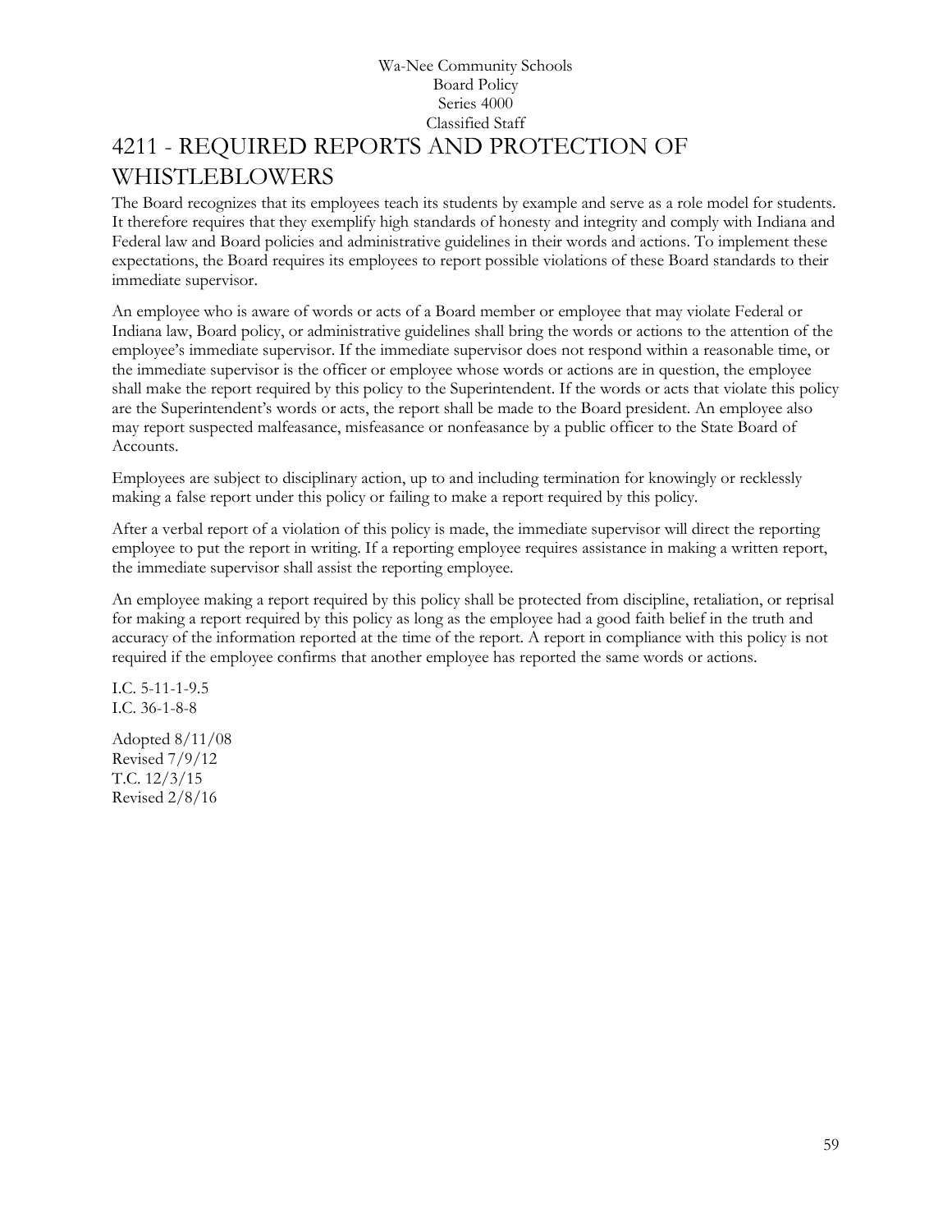Wa-Nee Community Schools
Board Policy
Series 4000
Classified Staff

# 4211 - REQUIRED REPORTS AND PROTECTION OF WHISTLEBLOWERS

The Board recognizes that its employees teach its students by example and serve as a role model for students. It therefore requires that they exemplify high standards of honesty and integrity and comply with Indiana and Federal law and Board policies and administrative guidelines in their words and actions. To implement these expectations, the Board requires its employees to report possible violations of these Board standards to their immediate supervisor.

An employee who is aware of words or acts of a Board member or employee that may violate Federal or Indiana law, Board policy, or administrative guidelines shall bring the words or actions to the attention of the employee's immediate supervisor. If the immediate supervisor does not respond within a reasonable time, or the immediate supervisor is the officer or employee whose words or actions are in question, the employee shall make the report required by this policy to the Superintendent. If the words or acts that violate this policy are the Superintendent's words or acts, the report shall be made to the Board president. An employee also may report suspected malfeasance, misfeasance or nonfeasance by a public officer to the State Board of Accounts.

Employees are subject to disciplinary action, up to and including termination for knowingly or recklessly making a false report under this policy or failing to make a report required by this policy.

After a verbal report of a violation of this policy is made, the immediate supervisor will direct the reporting employee to put the report in writing. If a reporting employee requires assistance in making a written report, the immediate supervisor shall assist the reporting employee.

An employee making a report required by this policy shall be protected from discipline, retaliation, or reprisal for making a report required by this policy as long as the employee had a good faith belief in the truth and accuracy of the information reported at the time of the report. A report in compliance with this policy is not required if the employee confirms that another employee has reported the same words or actions.

I.C. 5-11-1-9.5
I.C. 36-1-8-8

Adopted 8/11/08
Revised 7/9/12
T.C. 12/3/15
Revised 2/8/16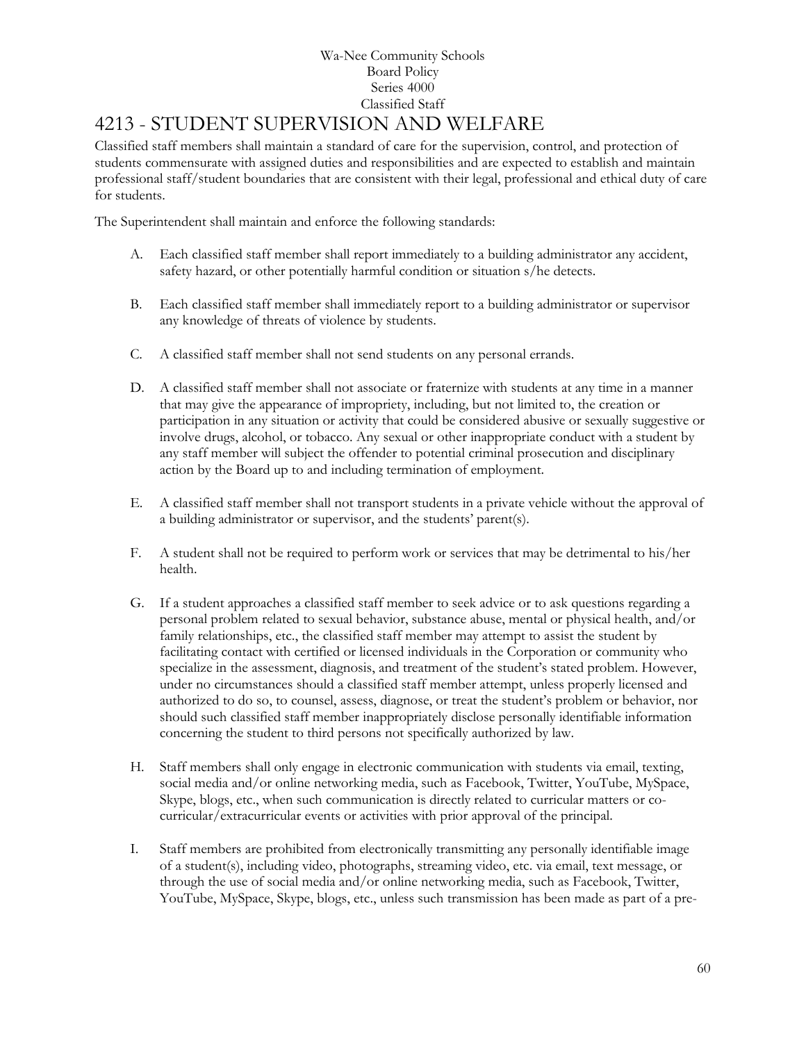Wa-Nee Community Schools
Board Policy
Series 4000
Classified Staff

# 4213 - STUDENT SUPERVISION AND WELFARE

Classified staff members shall maintain a standard of care for the supervision, control, and protection of students commensurate with assigned duties and responsibilities and are expected to establish and maintain professional staff/student boundaries that are consistent with their legal, professional and ethical duty of care for students.

The Superintendent shall maintain and enforce the following standards:

A. Each classified staff member shall report immediately to a building administrator any accident, safety hazard, or other potentially harmful condition or situation s/he detects.

B. Each classified staff member shall immediately report to a building administrator or supervisor any knowledge of threats of violence by students.

C. A classified staff member shall not send students on any personal errands.

D. A classified staff member shall not associate or fraternize with students at any time in a manner that may give the appearance of impropriety, including, but not limited to, the creation or participation in any situation or activity that could be considered abusive or sexually suggestive or involve drugs, alcohol, or tobacco. Any sexual or other inappropriate conduct with a student by any staff member will subject the offender to potential criminal prosecution and disciplinary action by the Board up to and including termination of employment.

E. A classified staff member shall not transport students in a private vehicle without the approval of a building administrator or supervisor, and the students' parent(s).

F. A student shall not be required to perform work or services that may be detrimental to his/her health.

G. If a student approaches a classified staff member to seek advice or to ask questions regarding a personal problem related to sexual behavior, substance abuse, mental or physical health, and/or family relationships, etc., the classified staff member may attempt to assist the student by facilitating contact with certified or licensed individuals in the Corporation or community who specialize in the assessment, diagnosis, and treatment of the student's stated problem. However, under no circumstances should a classified staff member attempt, unless properly licensed and authorized to do so, to counsel, assess, diagnose, or treat the student's problem or behavior, nor should such classified staff member inappropriately disclose personally identifiable information concerning the student to third persons not specifically authorized by law.

H. Staff members shall only engage in electronic communication with students via email, texting, social media and/or online networking media, such as Facebook, Twitter, YouTube, MySpace, Skype, blogs, etc., when such communication is directly related to curricular matters or co-curricular/extracurricular events or activities with prior approval of the principal.

I. Staff members are prohibited from electronically transmitting any personally identifiable image of a student(s), including video, photographs, streaming video, etc. via email, text message, or through the use of social media and/or online networking media, such as Facebook, Twitter, YouTube, MySpace, Skype, blogs, etc., unless such transmission has been made as part of a pre-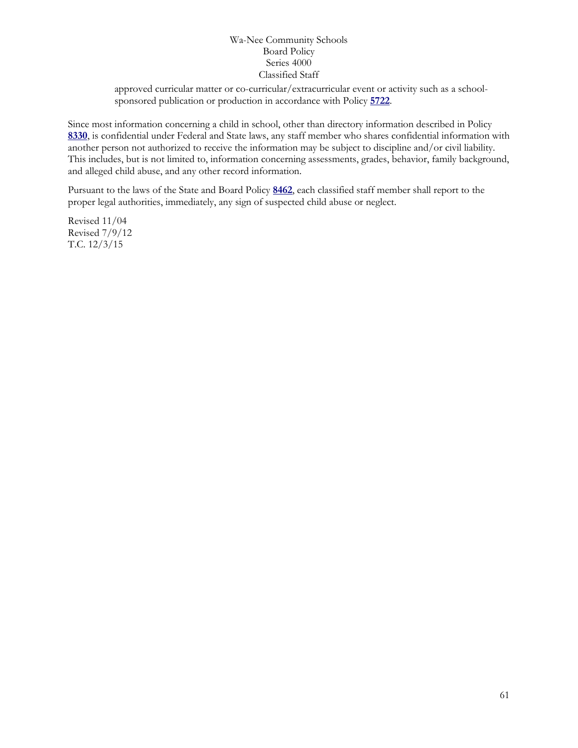approved curricular matter or co-curricular/extracurricular event or activity such as a school-sponsored publication or production in accordance with Policy **5722**.

Since most information concerning a child in school, other than directory information described in Policy **8330**, is confidential under Federal and State laws, any staff member who shares confidential information with another person not authorized to receive the information may be subject to discipline and/or civil liability. This includes, but is not limited to, information concerning assessments, grades, behavior, family background, and alleged child abuse, and any other record information.

Pursuant to the laws of the State and Board Policy **8462**, each classified staff member shall report to the proper legal authorities, immediately, any sign of suspected child abuse or neglect.

Revised 11/04
Revised 7/9/12
T.C. 12/3/15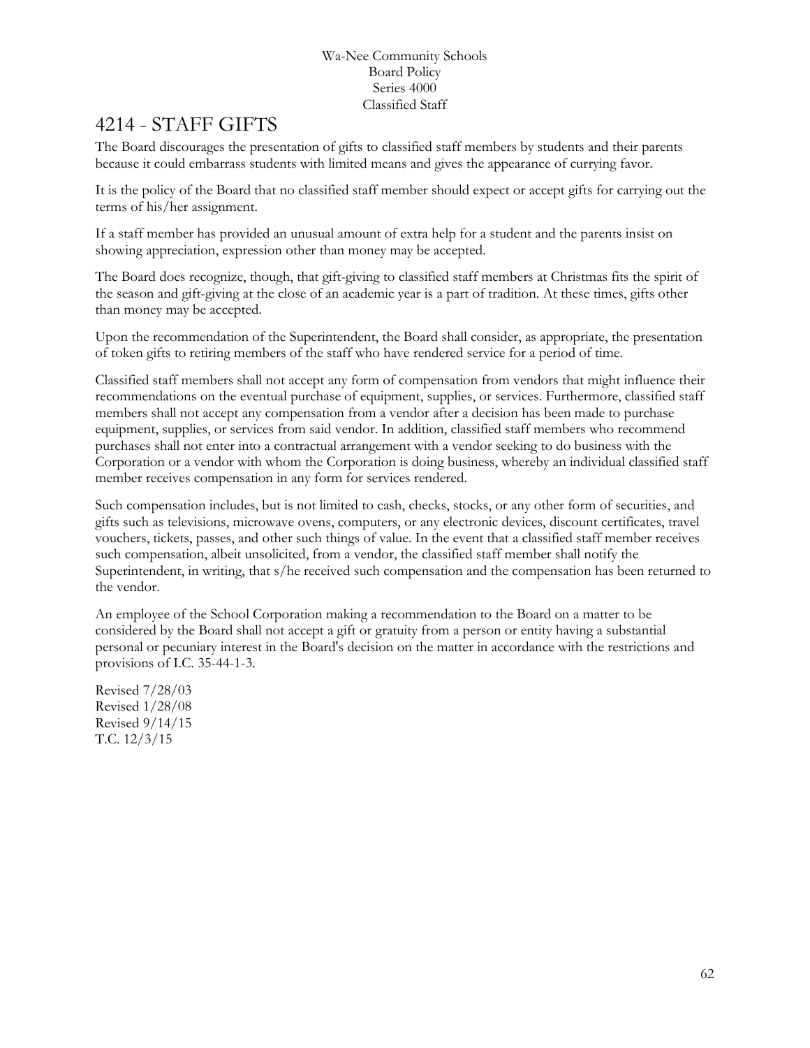Wa-Nee Community Schools
Board Policy
Series 4000
Classified Staff

# 4214 - STAFF GIFTS

The Board discourages the presentation of gifts to classified staff members by students and their parents because it could embarrass students with limited means and gives the appearance of currying favor.

It is the policy of the Board that no classified staff member should expect or accept gifts for carrying out the terms of his/her assignment.

If a staff member has provided an unusual amount of extra help for a student and the parents insist on showing appreciation, expression other than money may be accepted.

The Board does recognize, though, that gift-giving to classified staff members at Christmas fits the spirit of the season and gift-giving at the close of an academic year is a part of tradition. At these times, gifts other than money may be accepted.

Upon the recommendation of the Superintendent, the Board shall consider, as appropriate, the presentation of token gifts to retiring members of the staff who have rendered service for a period of time.

Classified staff members shall not accept any form of compensation from vendors that might influence their recommendations on the eventual purchase of equipment, supplies, or services. Furthermore, classified staff members shall not accept any compensation from a vendor after a decision has been made to purchase equipment, supplies, or services from said vendor. In addition, classified staff members who recommend purchases shall not enter into a contractual arrangement with a vendor seeking to do business with the Corporation or a vendor with whom the Corporation is doing business, whereby an individual classified staff member receives compensation in any form for services rendered.

Such compensation includes, but is not limited to cash, checks, stocks, or any other form of securities, and gifts such as televisions, microwave ovens, computers, or any electronic devices, discount certificates, travel vouchers, tickets, passes, and other such things of value. In the event that a classified staff member receives such compensation, albeit unsolicited, from a vendor, the classified staff member shall notify the Superintendent, in writing, that s/he received such compensation and the compensation has been returned to the vendor.

An employee of the School Corporation making a recommendation to the Board on a matter to be considered by the Board shall not accept a gift or gratuity from a person or entity having a substantial personal or pecuniary interest in the Board's decision on the matter in accordance with the restrictions and provisions of I.C. 35-44-1-3.

Revised 7/28/03
Revised 1/28/08
Revised 9/14/15
T.C. 12/3/15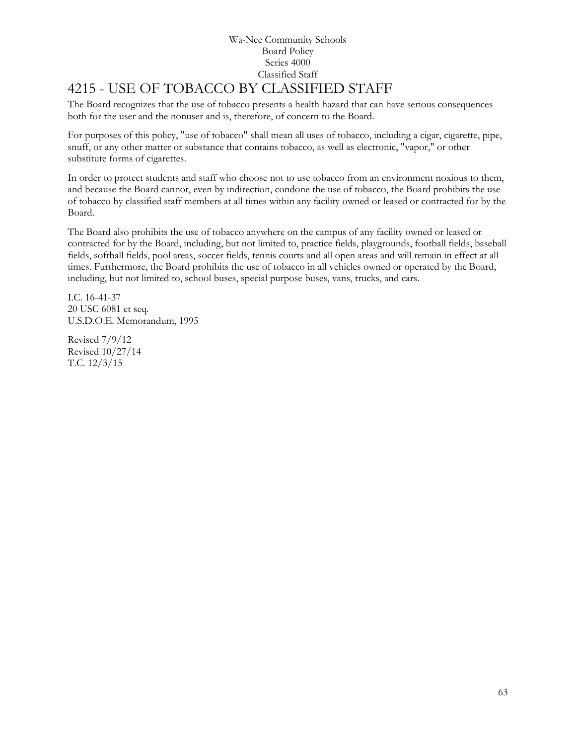Wa-Nee Community Schools
Board Policy
Series 4000
Classified Staff

# 4215 - USE OF TOBACCO BY CLASSIFIED STAFF

The Board recognizes that the use of tobacco presents a health hazard that can have serious consequences both for the user and the nonuser and is, therefore, of concern to the Board.

For purposes of this policy, "use of tobacco" shall mean all uses of tobacco, including a cigar, cigarette, pipe, snuff, or any other matter or substance that contains tobacco, as well as electronic, "vapor," or other substitute forms of cigarettes.

In order to protect students and staff who choose not to use tobacco from an environment noxious to them, and because the Board cannot, even by indirection, condone the use of tobacco, the Board prohibits the use of tobacco by classified staff members at all times within any facility owned or leased or contracted for by the Board.

The Board also prohibits the use of tobacco anywhere on the campus of any facility owned or leased or contracted for by the Board, including, but not limited to, practice fields, playgrounds, football fields, baseball fields, softball fields, pool areas, soccer fields, tennis courts and all open areas and will remain in effect at all times. Furthermore, the Board prohibits the use of tobacco in all vehicles owned or operated by the Board, including, but not limited to, school buses, special purpose buses, vans, trucks, and cars.

I.C. 16-41-37
20 USC 6081 et seq.
U.S.D.O.E. Memorandum, 1995

Revised 7/9/12
Revised 10/27/14
T.C. 12/3/15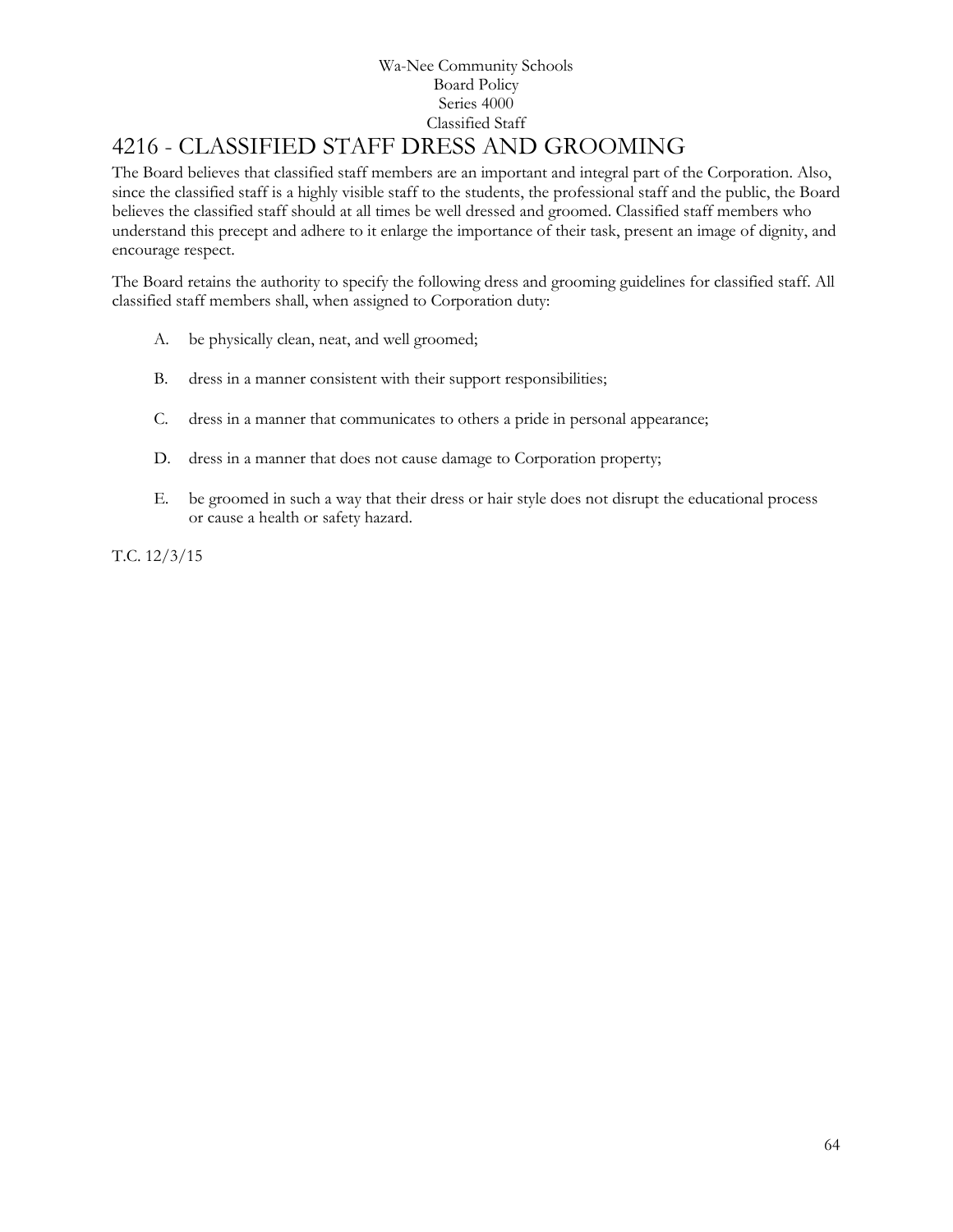Wa-Nee Community Schools
Board Policy
Series 4000
Classified Staff

# 4216 - CLASSIFIED STAFF DRESS AND GROOMING

The Board believes that classified staff members are an important and integral part of the Corporation. Also, since the classified staff is a highly visible staff to the students, the professional staff and the public, the Board believes the classified staff should at all times be well dressed and groomed. Classified staff members who understand this precept and adhere to it enlarge the importance of their task, present an image of dignity, and encourage respect.

The Board retains the authority to specify the following dress and grooming guidelines for classified staff. All classified staff members shall, when assigned to Corporation duty:

A. be physically clean, neat, and well groomed;

B. dress in a manner consistent with their support responsibilities;

C. dress in a manner that communicates to others a pride in personal appearance;

D. dress in a manner that does not cause damage to Corporation property;

E. be groomed in such a way that their dress or hair style does not disrupt the educational process or cause a health or safety hazard.

T.C. 12/3/15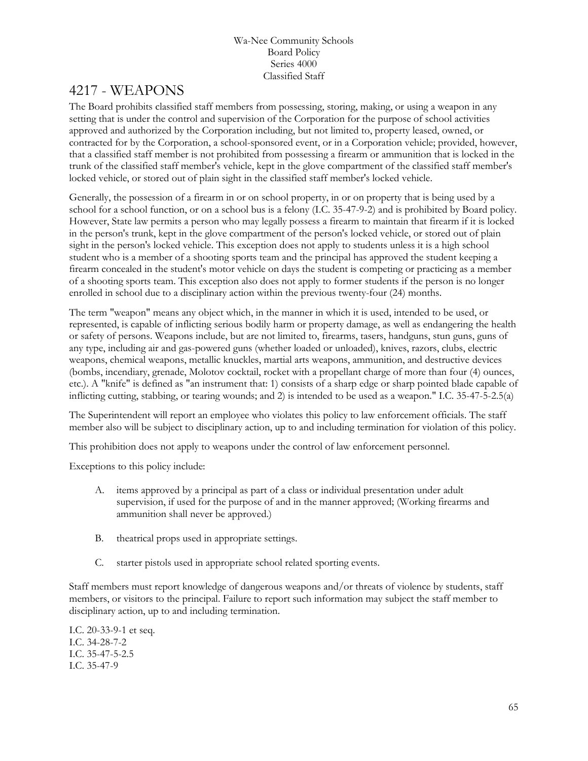# 4217 - WEAPONS

The Board prohibits classified staff members from possessing, storing, making, or using a weapon in any setting that is under the control and supervision of the Corporation for the purpose of school activities approved and authorized by the Corporation including, but not limited to, property leased, owned, or contracted for by the Corporation, a school-sponsored event, or in a Corporation vehicle; provided, however, that a classified staff member is not prohibited from possessing a firearm or ammunition that is locked in the trunk of the classified staff member's vehicle, kept in the glove compartment of the classified staff member's locked vehicle, or stored out of plain sight in the classified staff member's locked vehicle.

Generally, the possession of a firearm in or on school property, in or on property that is being used by a school for a school function, or on a school bus is a felony (I.C. 35-47-9-2) and is prohibited by Board policy. However, State law permits a person who may legally possess a firearm to maintain that firearm if it is locked in the person's trunk, kept in the glove compartment of the person's locked vehicle, or stored out of plain sight in the person's locked vehicle. This exception does not apply to students unless it is a high school student who is a member of a shooting sports team and the principal has approved the student keeping a firearm concealed in the student's motor vehicle on days the student is competing or practicing as a member of a shooting sports team. This exception also does not apply to former students if the person is no longer enrolled in school due to a disciplinary action within the previous twenty-four (24) months.

The term "weapon" means any object which, in the manner in which it is used, intended to be used, or represented, is capable of inflicting serious bodily harm or property damage, as well as endangering the health or safety of persons. Weapons include, but are not limited to, firearms, tasers, handguns, stun guns, guns of any type, including air and gas-powered guns (whether loaded or unloaded), knives, razors, clubs, electric weapons, chemical weapons, metallic knuckles, martial arts weapons, ammunition, and destructive devices (bombs, incendiary, grenade, Molotov cocktail, rocket with a propellant charge of more than four (4) ounces, etc.). A "knife" is defined as "an instrument that: 1) consists of a sharp edge or sharp pointed blade capable of inflicting cutting, stabbing, or tearing wounds; and 2) is intended to be used as a weapon." I.C. 35-47-5-2.5(a)

The Superintendent will report an employee who violates this policy to law enforcement officials. The staff member also will be subject to disciplinary action, up to and including termination for violation of this policy.

This prohibition does not apply to weapons under the control of law enforcement personnel.

Exceptions to this policy include:

A. items approved by a principal as part of a class or individual presentation under adult supervision, if used for the purpose of and in the manner approved; (Working firearms and ammunition shall never be approved.)

B. theatrical props used in appropriate settings.

C. starter pistols used in appropriate school related sporting events.

Staff members must report knowledge of dangerous weapons and/or threats of violence by students, staff members, or visitors to the principal. Failure to report such information may subject the staff member to disciplinary action, up to and including termination.

I.C. 20-33-9-1 et seq.
I.C. 34-28-7-2
I.C. 35-47-5-2.5
I.C. 35-47-9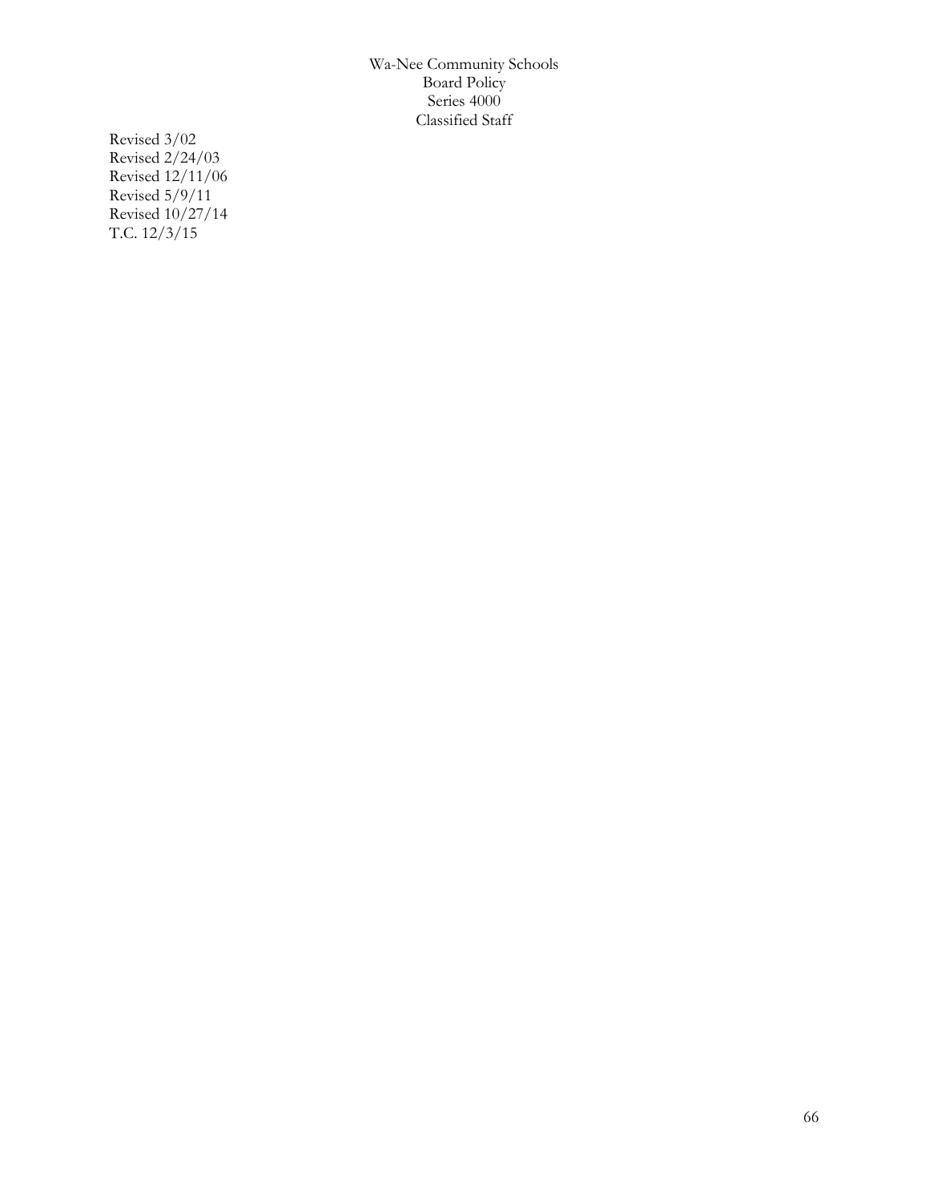Revised 3/02
Revised 2/24/03
Revised 12/11/06
Revised 5/9/11
Revised 10/27/14
T.C. 12/3/15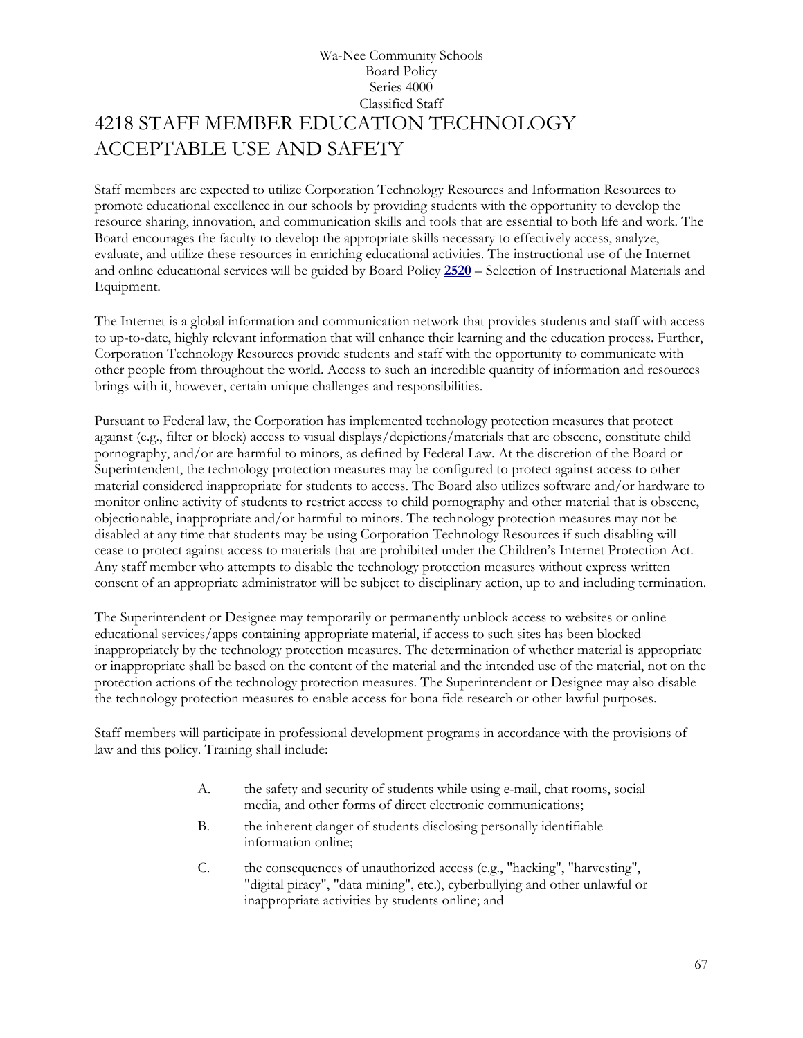Wa-Nee Community Schools
Board Policy
Series 4000
Classified Staff

# 4218 STAFF MEMBER EDUCATION TECHNOLOGY ACCEPTABLE USE AND SAFETY

Staff members are expected to utilize Corporation Technology Resources and Information Resources to promote educational excellence in our schools by providing students with the opportunity to develop the resource sharing, innovation, and communication skills and tools that are essential to both life and work. The Board encourages the faculty to develop the appropriate skills necessary to effectively access, analyze, evaluate, and utilize these resources in enriching educational activities. The instructional use of the Internet and online educational services will be guided by Board Policy **2520** – Selection of Instructional Materials and Equipment.

The Internet is a global information and communication network that provides students and staff with access to up-to-date, highly relevant information that will enhance their learning and the education process. Further, Corporation Technology Resources provide students and staff with the opportunity to communicate with other people from throughout the world. Access to such an incredible quantity of information and resources brings with it, however, certain unique challenges and responsibilities.

Pursuant to Federal law, the Corporation has implemented technology protection measures that protect against (e.g., filter or block) access to visual displays/depictions/materials that are obscene, constitute child pornography, and/or are harmful to minors, as defined by Federal Law. At the discretion of the Board or Superintendent, the technology protection measures may be configured to protect against access to other material considered inappropriate for students to access. The Board also utilizes software and/or hardware to monitor online activity of students to restrict access to child pornography and other material that is obscene, objectionable, inappropriate and/or harmful to minors. The technology protection measures may not be disabled at any time that students may be using Corporation Technology Resources if such disabling will cease to protect against access to materials that are prohibited under the Children's Internet Protection Act. Any staff member who attempts to disable the technology protection measures without express written consent of an appropriate administrator will be subject to disciplinary action, up to and including termination.

The Superintendent or Designee may temporarily or permanently unblock access to websites or online educational services/apps containing appropriate material, if access to such sites has been blocked inappropriately by the technology protection measures. The determination of whether material is appropriate or inappropriate shall be based on the content of the material and the intended use of the material, not on the protection actions of the technology protection measures. The Superintendent or Designee may also disable the technology protection measures to enable access for bona fide research or other lawful purposes.

Staff members will participate in professional development programs in accordance with the provisions of law and this policy. Training shall include:

A. the safety and security of students while using e-mail, chat rooms, social media, and other forms of direct electronic communications;

B. the inherent danger of students disclosing personally identifiable information online;

C. the consequences of unauthorized access (e.g., "hacking", "harvesting", "digital piracy", "data mining", etc.), cyberbullying and other unlawful or inappropriate activities by students online; and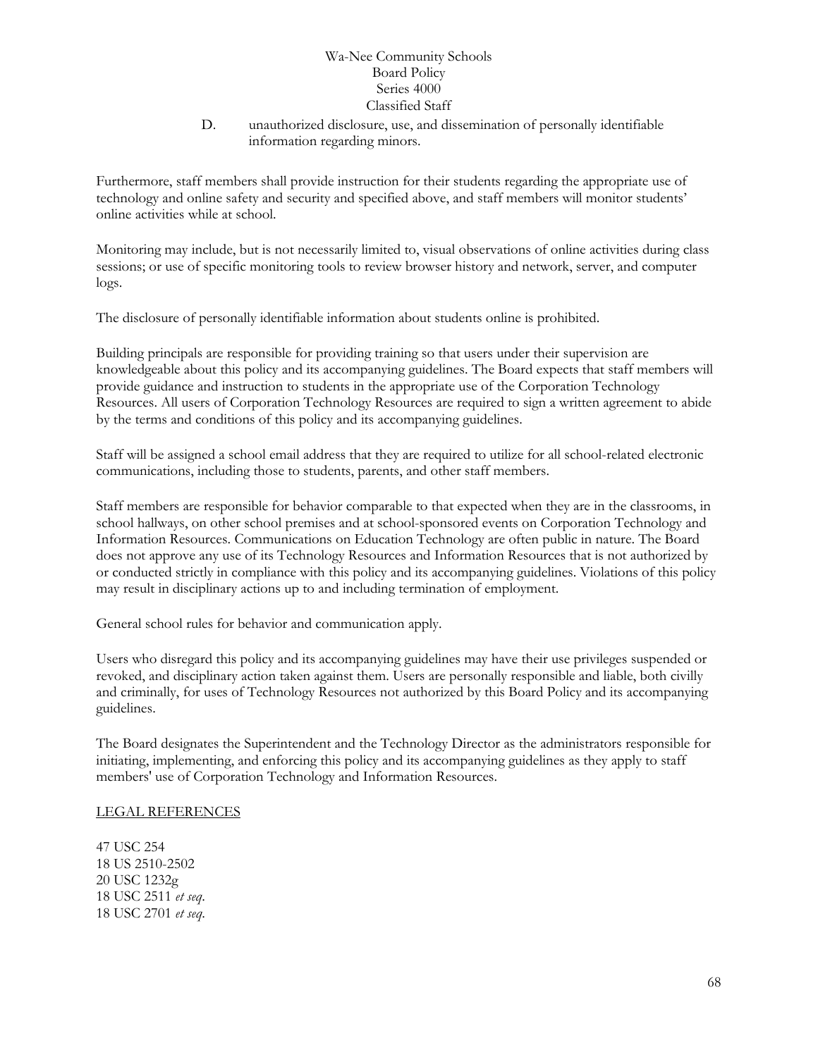D. unauthorized disclosure, use, and dissemination of personally identifiable information regarding minors.

Furthermore, staff members shall provide instruction for their students regarding the appropriate use of technology and online safety and security and specified above, and staff members will monitor students' online activities while at school.

Monitoring may include, but is not necessarily limited to, visual observations of online activities during class sessions; or use of specific monitoring tools to review browser history and network, server, and computer logs.

The disclosure of personally identifiable information about students online is prohibited.

Building principals are responsible for providing training so that users under their supervision are knowledgeable about this policy and its accompanying guidelines. The Board expects that staff members will provide guidance and instruction to students in the appropriate use of the Corporation Technology Resources. All users of Corporation Technology Resources are required to sign a written agreement to abide by the terms and conditions of this policy and its accompanying guidelines.

Staff will be assigned a school email address that they are required to utilize for all school-related electronic communications, including those to students, parents, and other staff members.

Staff members are responsible for behavior comparable to that expected when they are in the classrooms, in school hallways, on other school premises and at school-sponsored events on Corporation Technology and Information Resources. Communications on Education Technology are often public in nature. The Board does not approve any use of its Technology Resources and Information Resources that is not authorized by or conducted strictly in compliance with this policy and its accompanying guidelines. Violations of this policy may result in disciplinary actions up to and including termination of employment.

General school rules for behavior and communication apply.

Users who disregard this policy and its accompanying guidelines may have their use privileges suspended or revoked, and disciplinary action taken against them. Users are personally responsible and liable, both civilly and criminally, for uses of Technology Resources not authorized by this Board Policy and its accompanying guidelines.

The Board designates the Superintendent and the Technology Director as the administrators responsible for initiating, implementing, and enforcing this policy and its accompanying guidelines as they apply to staff members' use of Corporation Technology and Information Resources.

<u>LEGAL REFERENCES</u>

47 USC 254
18 US 2510-2502
20 USC 1232g
18 USC 2511 *et seq.*
18 USC 2701 *et seq.*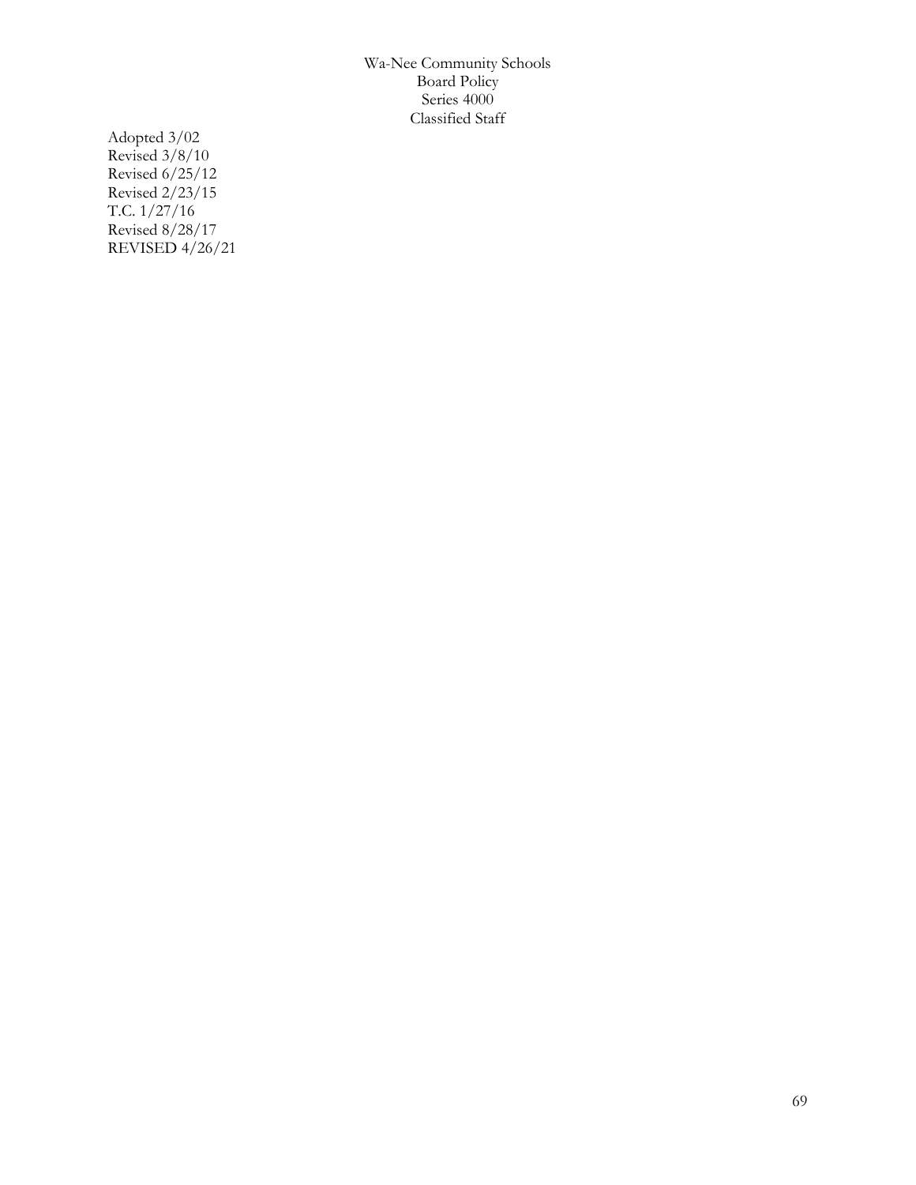Adopted 3/02
Revised 3/8/10
Revised 6/25/12
Revised 2/23/15
T.C. 1/27/16
Revised 8/28/17
REVISED 4/26/21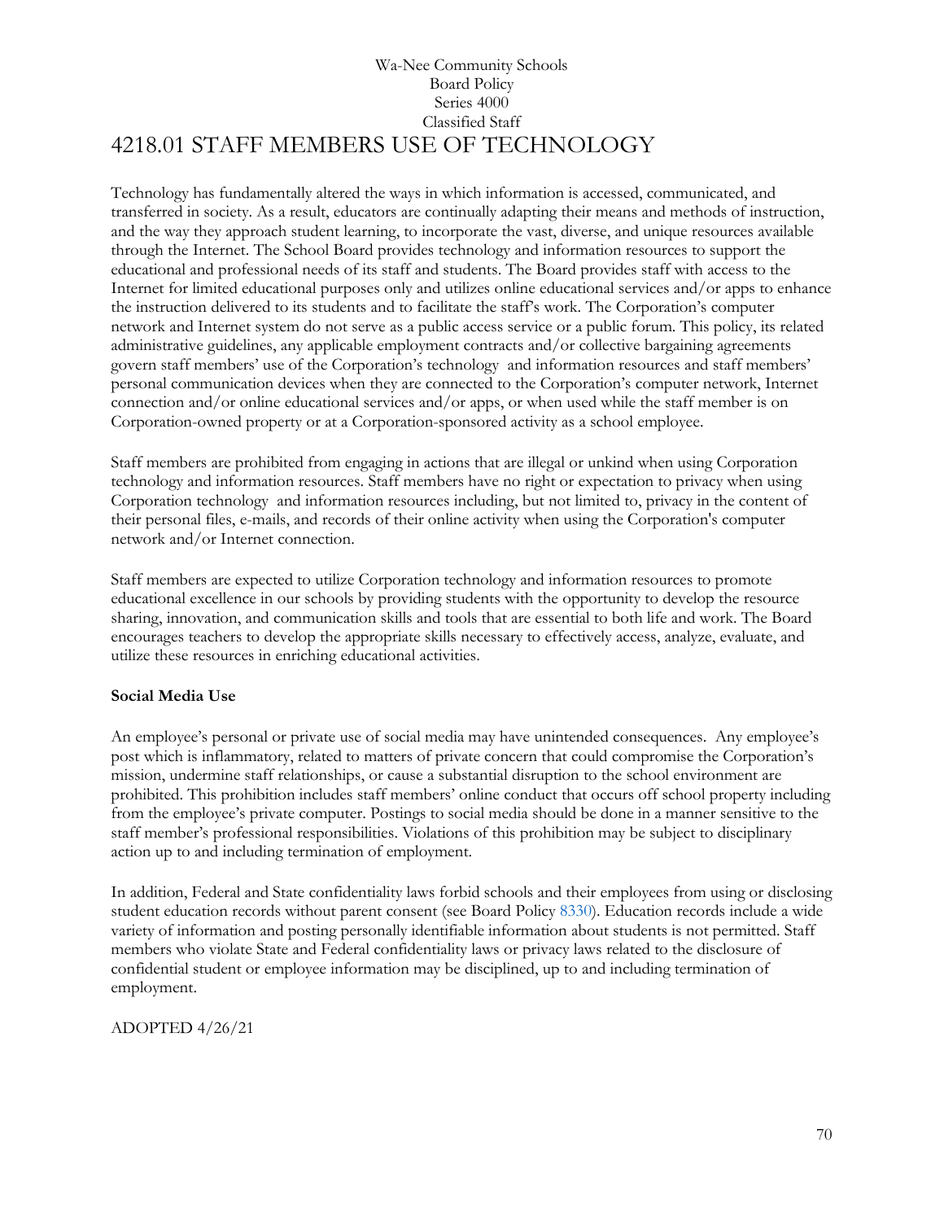Wa-Nee Community Schools
Board Policy
Series 4000
Classified Staff

# 4218.01 STAFF MEMBERS USE OF TECHNOLOGY

Technology has fundamentally altered the ways in which information is accessed, communicated, and transferred in society. As a result, educators are continually adapting their means and methods of instruction, and the way they approach student learning, to incorporate the vast, diverse, and unique resources available through the Internet. The School Board provides technology and information resources to support the educational and professional needs of its staff and students. The Board provides staff with access to the Internet for limited educational purposes only and utilizes online educational services and/or apps to enhance the instruction delivered to its students and to facilitate the staff's work. The Corporation's computer network and Internet system do not serve as a public access service or a public forum. This policy, its related administrative guidelines, any applicable employment contracts and/or collective bargaining agreements govern staff members' use of the Corporation's technology and information resources and staff members' personal communication devices when they are connected to the Corporation's computer network, Internet connection and/or online educational services and/or apps, or when used while the staff member is on Corporation-owned property or at a Corporation-sponsored activity as a school employee.

Staff members are prohibited from engaging in actions that are illegal or unkind when using Corporation technology and information resources. Staff members have no right or expectation to privacy when using Corporation technology and information resources including, but not limited to, privacy in the content of their personal files, e-mails, and records of their online activity when using the Corporation's computer network and/or Internet connection.

Staff members are expected to utilize Corporation technology and information resources to promote educational excellence in our schools by providing students with the opportunity to develop the resource sharing, innovation, and communication skills and tools that are essential to both life and work. The Board encourages teachers to develop the appropriate skills necessary to effectively access, analyze, evaluate, and utilize these resources in enriching educational activities.

**Social Media Use**

An employee's personal or private use of social media may have unintended consequences. Any employee's post which is inflammatory, related to matters of private concern that could compromise the Corporation's mission, undermine staff relationships, or cause a substantial disruption to the school environment are prohibited. This prohibition includes staff members' online conduct that occurs off school property including from the employee's private computer. Postings to social media should be done in a manner sensitive to the staff member's professional responsibilities. Violations of this prohibition may be subject to disciplinary action up to and including termination of employment.

In addition, Federal and State confidentiality laws forbid schools and their employees from using or disclosing student education records without parent consent (see Board Policy 8330). Education records include a wide variety of information and posting personally identifiable information about students is not permitted. Staff members who violate State and Federal confidentiality laws or privacy laws related to the disclosure of confidential student or employee information may be disciplined, up to and including termination of employment.

ADOPTED 4/26/21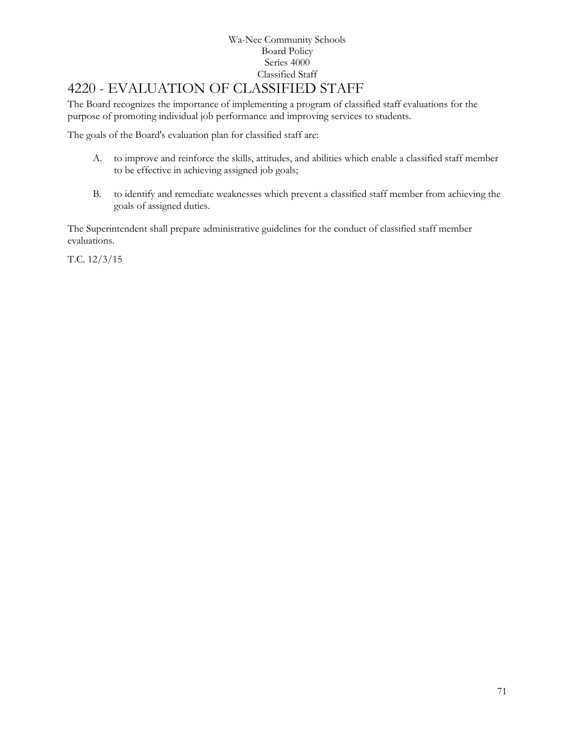Wa-Nee Community Schools
Board Policy
Series 4000
Classified Staff

# 4220 - EVALUATION OF CLASSIFIED STAFF

The Board recognizes the importance of implementing a program of classified staff evaluations for the purpose of promoting individual job performance and improving services to students.

The goals of the Board's evaluation plan for classified staff are:

A. to improve and reinforce the skills, attitudes, and abilities which enable a classified staff member to be effective in achieving assigned job goals;

B. to identify and remediate weaknesses which prevent a classified staff member from achieving the goals of assigned duties.

The Superintendent shall prepare administrative guidelines for the conduct of classified staff member evaluations.

T.C. 12/3/15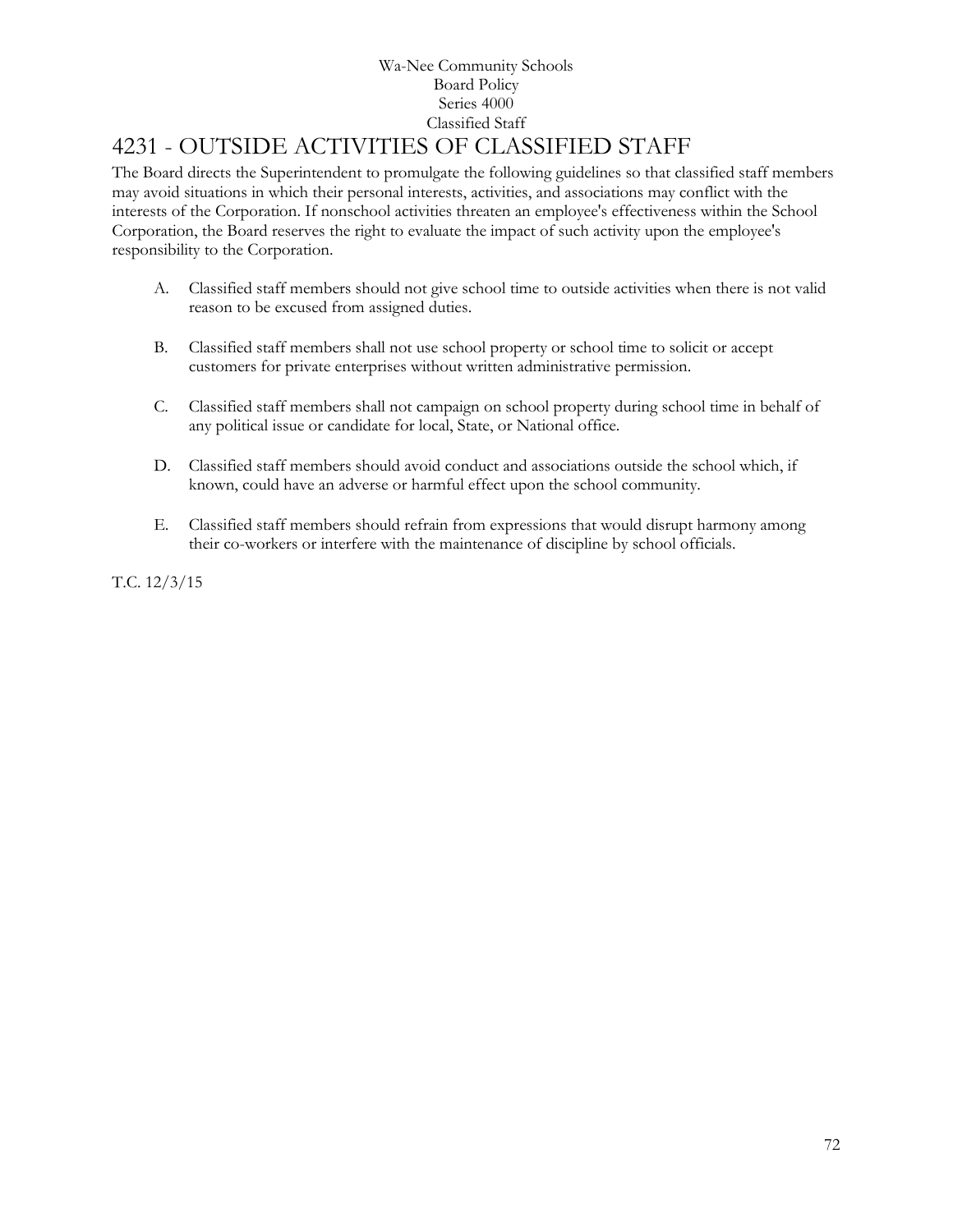Wa-Nee Community Schools
Board Policy
Series 4000
Classified Staff

# 4231 - OUTSIDE ACTIVITIES OF CLASSIFIED STAFF

The Board directs the Superintendent to promulgate the following guidelines so that classified staff members may avoid situations in which their personal interests, activities, and associations may conflict with the interests of the Corporation. If nonschool activities threaten an employee's effectiveness within the School Corporation, the Board reserves the right to evaluate the impact of such activity upon the employee's responsibility to the Corporation.

A. Classified staff members should not give school time to outside activities when there is not valid reason to be excused from assigned duties.

B. Classified staff members shall not use school property or school time to solicit or accept customers for private enterprises without written administrative permission.

C. Classified staff members shall not campaign on school property during school time in behalf of any political issue or candidate for local, State, or National office.

D. Classified staff members should avoid conduct and associations outside the school which, if known, could have an adverse or harmful effect upon the school community.

E. Classified staff members should refrain from expressions that would disrupt harmony among their co-workers or interfere with the maintenance of discipline by school officials.

T.C. 12/3/15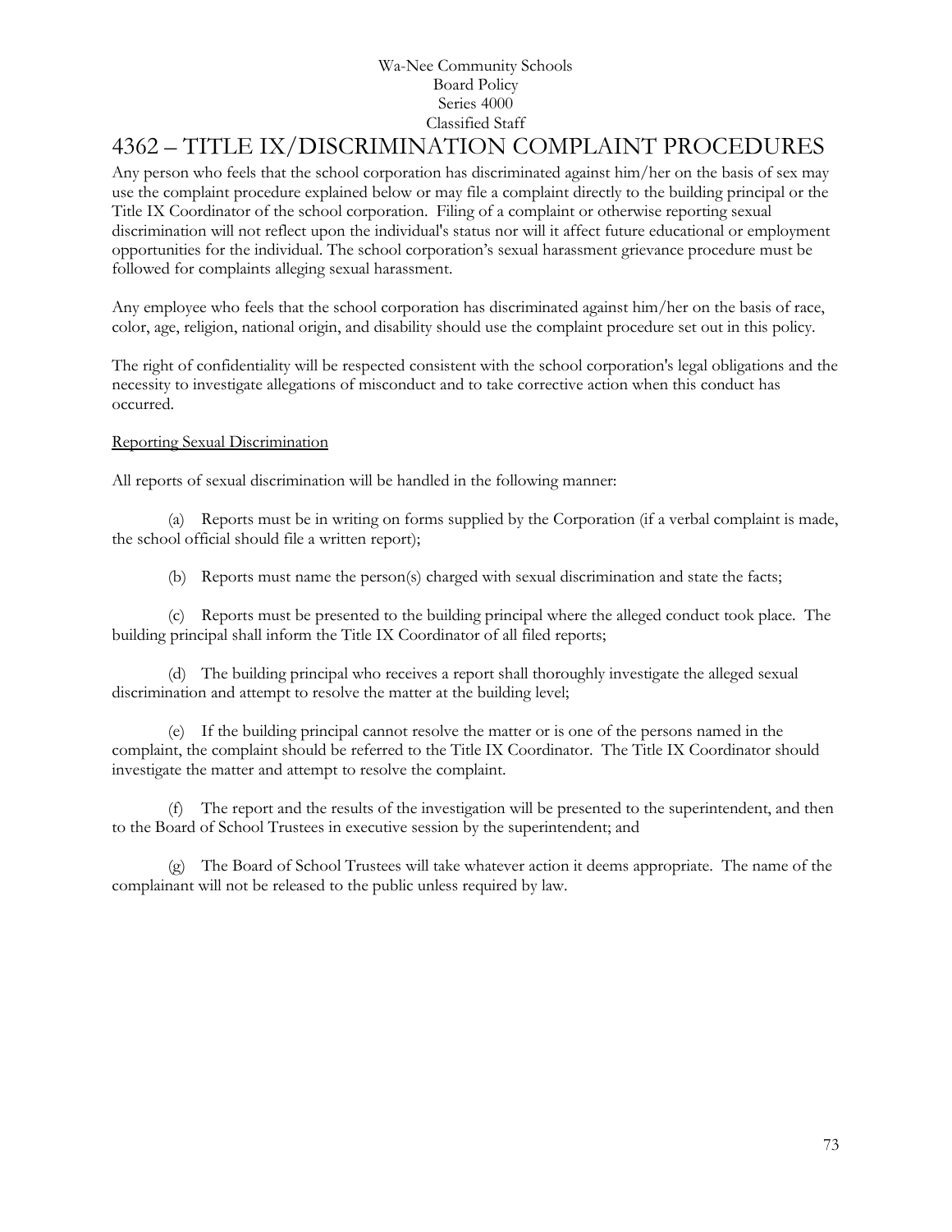Wa-Nee Community Schools
Board Policy
Series 4000
Classified Staff

# 4362 – TITLE IX/DISCRIMINATION COMPLAINT PROCEDURES

Any person who feels that the school corporation has discriminated against him/her on the basis of sex may use the complaint procedure explained below or may file a complaint directly to the building principal or the Title IX Coordinator of the school corporation. Filing of a complaint or otherwise reporting sexual discrimination will not reflect upon the individual's status nor will it affect future educational or employment opportunities for the individual. The school corporation's sexual harassment grievance procedure must be followed for complaints alleging sexual harassment.

Any employee who feels that the school corporation has discriminated against him/her on the basis of race, color, age, religion, national origin, and disability should use the complaint procedure set out in this policy.

The right of confidentiality will be respected consistent with the school corporation's legal obligations and the necessity to investigate allegations of misconduct and to take corrective action when this conduct has occurred.

<u>Reporting Sexual Discrimination</u>

All reports of sexual discrimination will be handled in the following manner:

(a) Reports must be in writing on forms supplied by the Corporation (if a verbal complaint is made, the school official should file a written report);

(b) Reports must name the person(s) charged with sexual discrimination and state the facts;

(c) Reports must be presented to the building principal where the alleged conduct took place. The building principal shall inform the Title IX Coordinator of all filed reports;

(d) The building principal who receives a report shall thoroughly investigate the alleged sexual discrimination and attempt to resolve the matter at the building level;

(e) If the building principal cannot resolve the matter or is one of the persons named in the complaint, the complaint should be referred to the Title IX Coordinator. The Title IX Coordinator should investigate the matter and attempt to resolve the complaint.

(f) The report and the results of the investigation will be presented to the superintendent, and then to the Board of School Trustees in executive session by the superintendent; and

(g) The Board of School Trustees will take whatever action it deems appropriate. The name of the complainant will not be released to the public unless required by law.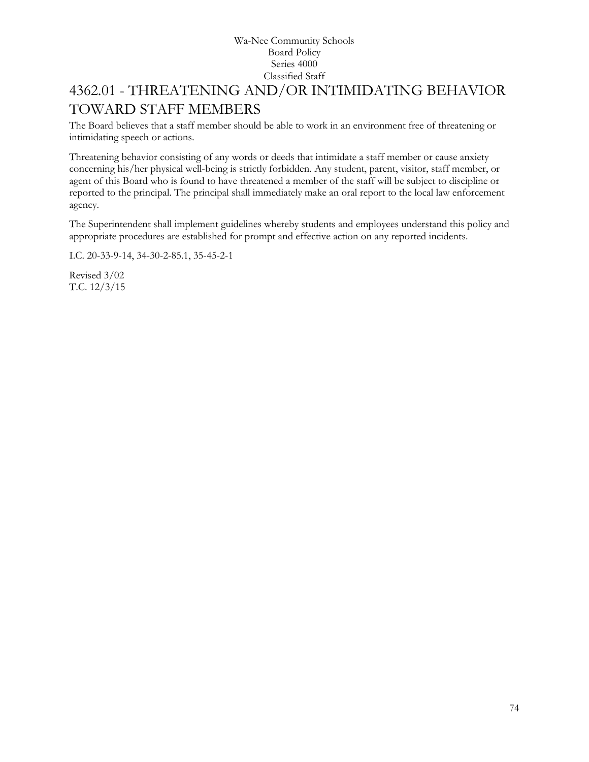# 4362.01 - THREATENING AND/OR INTIMIDATING BEHAVIOR TOWARD STAFF MEMBERS

The Board believes that a staff member should be able to work in an environment free of threatening or intimidating speech or actions.

Threatening behavior consisting of any words or deeds that intimidate a staff member or cause anxiety concerning his/her physical well-being is strictly forbidden. Any student, parent, visitor, staff member, or agent of this Board who is found to have threatened a member of the staff will be subject to discipline or reported to the principal. The principal shall immediately make an oral report to the local law enforcement agency.

The Superintendent shall implement guidelines whereby students and employees understand this policy and appropriate procedures are established for prompt and effective action on any reported incidents.

I.C. 20-33-9-14, 34-30-2-85.1, 35-45-2-1

Revised 3/02
T.C. 12/3/15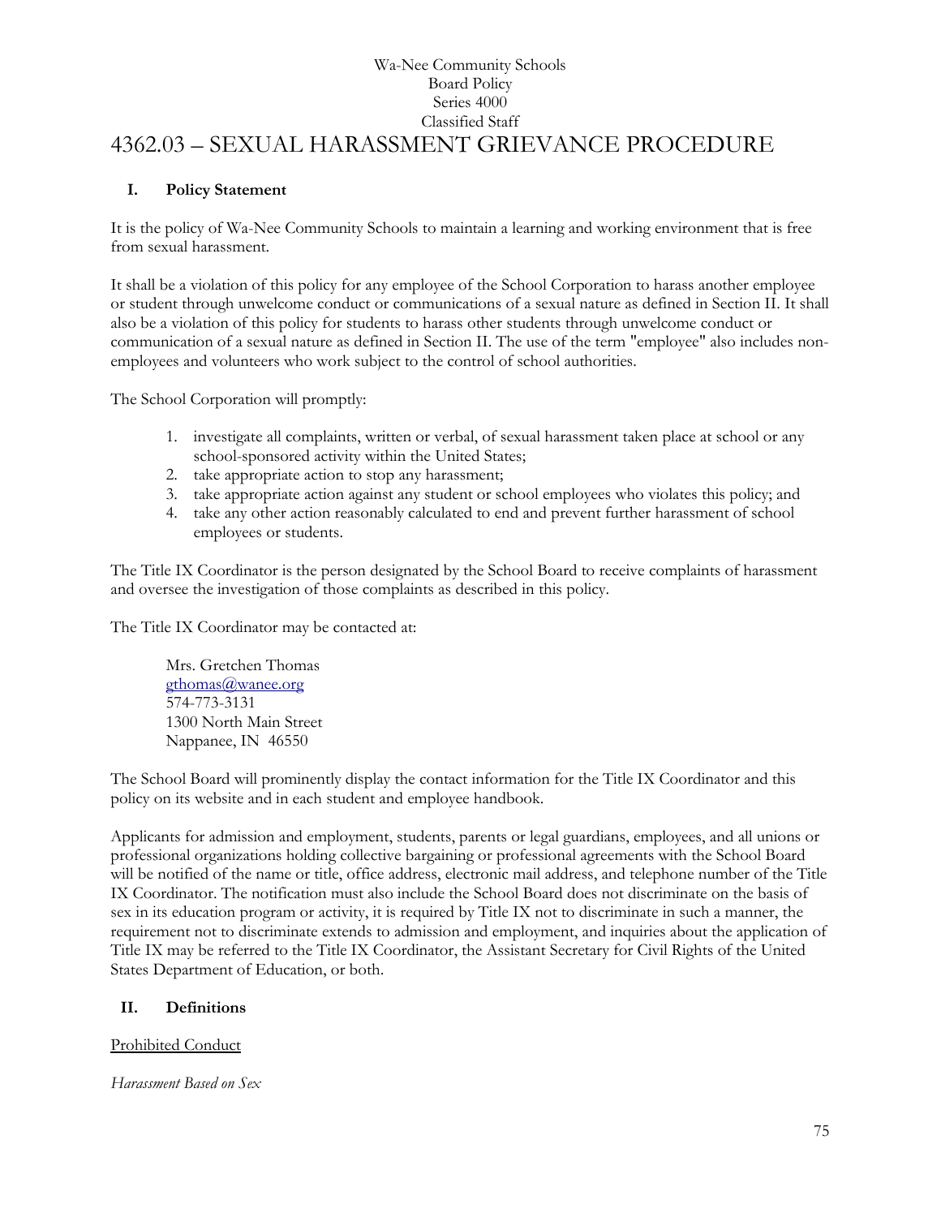Wa-Nee Community Schools
Board Policy
Series 4000
Classified Staff

# 4362.03 – SEXUAL HARASSMENT GRIEVANCE PROCEDURE

## I. Policy Statement

It is the policy of Wa-Nee Community Schools to maintain a learning and working environment that is free from sexual harassment.

It shall be a violation of this policy for any employee of the School Corporation to harass another employee or student through unwelcome conduct or communications of a sexual nature as defined in Section II. It shall also be a violation of this policy for students to harass other students through unwelcome conduct or communication of a sexual nature as defined in Section II. The use of the term "employee" also includes non-employees and volunteers who work subject to the control of school authorities.

The School Corporation will promptly:

1. investigate all complaints, written or verbal, of sexual harassment taken place at school or any school-sponsored activity within the United States;
2. take appropriate action to stop any harassment;
3. take appropriate action against any student or school employees who violates this policy; and
4. take any other action reasonably calculated to end and prevent further harassment of school employees or students.

The Title IX Coordinator is the person designated by the School Board to receive complaints of harassment and oversee the investigation of those complaints as described in this policy.

The Title IX Coordinator may be contacted at:

Mrs. Gretchen Thomas
gthomas@wanee.org
574-773-3131
1300 North Main Street
Nappanee, IN 46550

The School Board will prominently display the contact information for the Title IX Coordinator and this policy on its website and in each student and employee handbook.

Applicants for admission and employment, students, parents or legal guardians, employees, and all unions or professional organizations holding collective bargaining or professional agreements with the School Board will be notified of the name or title, office address, electronic mail address, and telephone number of the Title IX Coordinator. The notification must also include the School Board does not discriminate on the basis of sex in its education program or activity, it is required by Title IX not to discriminate in such a manner, the requirement not to discriminate extends to admission and employment, and inquiries about the application of Title IX may be referred to the Title IX Coordinator, the Assistant Secretary for Civil Rights of the United States Department of Education, or both.

## II. Definitions

Prohibited Conduct

*Harassment Based on Sex*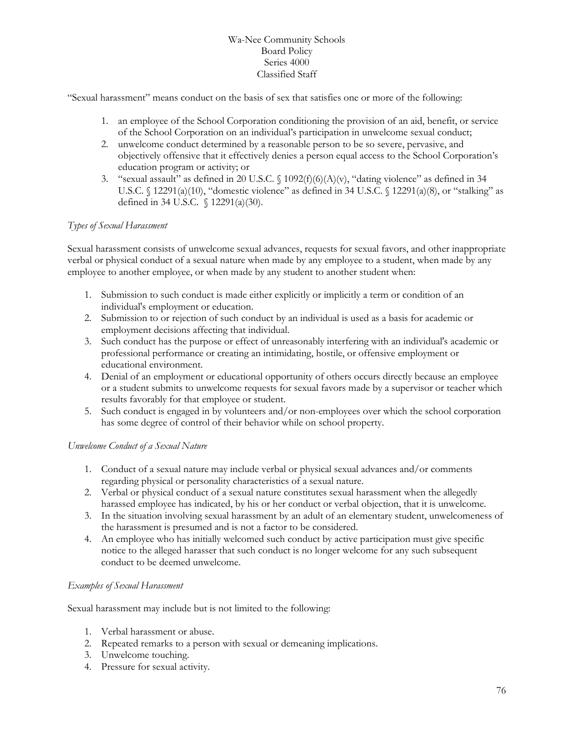"Sexual harassment" means conduct on the basis of sex that satisfies one or more of the following:

1. an employee of the School Corporation conditioning the provision of an aid, benefit, or service of the School Corporation on an individual's participation in unwelcome sexual conduct;
2. unwelcome conduct determined by a reasonable person to be so severe, pervasive, and objectively offensive that it effectively denies a person equal access to the School Corporation's education program or activity; or
3. "sexual assault" as defined in 20 U.S.C. § 1092(f)(6)(A)(v), "dating violence" as defined in 34 U.S.C. § 12291(a)(10), "domestic violence" as defined in 34 U.S.C. § 12291(a)(8), or "stalking" as defined in 34 U.S.C. § 12291(a)(30).

*Types of Sexual Harassment*

Sexual harassment consists of unwelcome sexual advances, requests for sexual favors, and other inappropriate verbal or physical conduct of a sexual nature when made by any employee to a student, when made by any employee to another employee, or when made by any student to another student when:

1. Submission to such conduct is made either explicitly or implicitly a term or condition of an individual's employment or education.
2. Submission to or rejection of such conduct by an individual is used as a basis for academic or employment decisions affecting that individual.
3. Such conduct has the purpose or effect of unreasonably interfering with an individual's academic or professional performance or creating an intimidating, hostile, or offensive employment or educational environment.
4. Denial of an employment or educational opportunity of others occurs directly because an employee or a student submits to unwelcome requests for sexual favors made by a supervisor or teacher which results favorably for that employee or student.
5. Such conduct is engaged in by volunteers and/or non-employees over which the school corporation has some degree of control of their behavior while on school property.

*Unwelcome Conduct of a Sexual Nature*

1. Conduct of a sexual nature may include verbal or physical sexual advances and/or comments regarding physical or personality characteristics of a sexual nature.
2. Verbal or physical conduct of a sexual nature constitutes sexual harassment when the allegedly harassed employee has indicated, by his or her conduct or verbal objection, that it is unwelcome.
3. In the situation involving sexual harassment by an adult of an elementary student, unwelcomeness of the harassment is presumed and is not a factor to be considered.
4. An employee who has initially welcomed such conduct by active participation must give specific notice to the alleged harasser that such conduct is no longer welcome for any such subsequent conduct to be deemed unwelcome.

*Examples of Sexual Harassment*

Sexual harassment may include but is not limited to the following:

1. Verbal harassment or abuse.
2. Repeated remarks to a person with sexual or demeaning implications.
3. Unwelcome touching.
4. Pressure for sexual activity.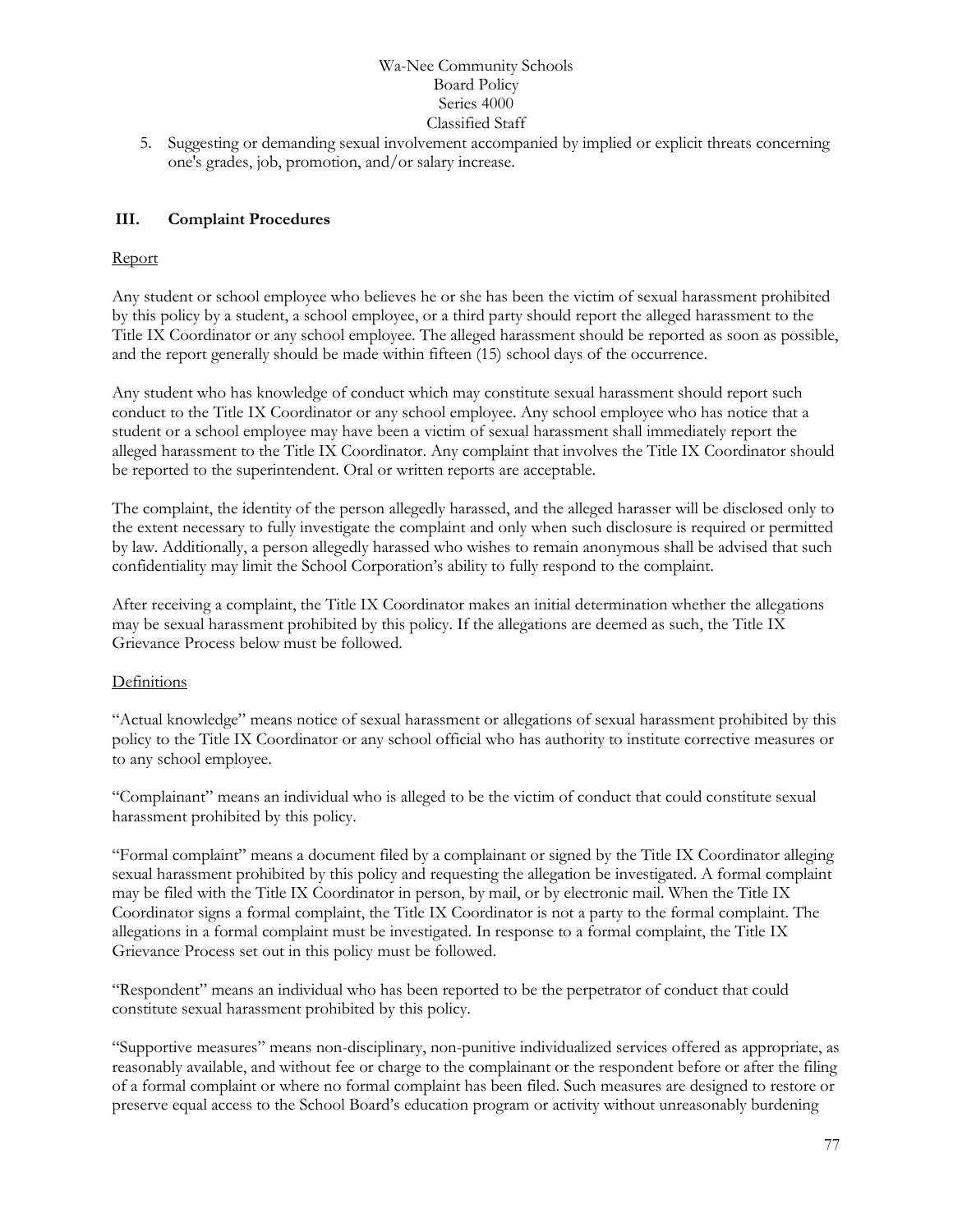5. Suggesting or demanding sexual involvement accompanied by implied or explicit threats concerning one's grades, job, promotion, and/or salary increase.

## III. Complaint Procedures

Report

Any student or school employee who believes he or she has been the victim of sexual harassment prohibited by this policy by a student, a school employee, or a third party should report the alleged harassment to the Title IX Coordinator or any school employee. The alleged harassment should be reported as soon as possible, and the report generally should be made within fifteen (15) school days of the occurrence.

Any student who has knowledge of conduct which may constitute sexual harassment should report such conduct to the Title IX Coordinator or any school employee. Any school employee who has notice that a student or a school employee may have been a victim of sexual harassment shall immediately report the alleged harassment to the Title IX Coordinator. Any complaint that involves the Title IX Coordinator should be reported to the superintendent. Oral or written reports are acceptable.

The complaint, the identity of the person allegedly harassed, and the alleged harasser will be disclosed only to the extent necessary to fully investigate the complaint and only when such disclosure is required or permitted by law. Additionally, a person allegedly harassed who wishes to remain anonymous shall be advised that such confidentiality may limit the School Corporation's ability to fully respond to the complaint.

After receiving a complaint, the Title IX Coordinator makes an initial determination whether the allegations may be sexual harassment prohibited by this policy. If the allegations are deemed as such, the Title IX Grievance Process below must be followed.

Definitions

"Actual knowledge" means notice of sexual harassment or allegations of sexual harassment prohibited by this policy to the Title IX Coordinator or any school official who has authority to institute corrective measures or to any school employee.

"Complainant" means an individual who is alleged to be the victim of conduct that could constitute sexual harassment prohibited by this policy.

"Formal complaint" means a document filed by a complainant or signed by the Title IX Coordinator alleging sexual harassment prohibited by this policy and requesting the allegation be investigated. A formal complaint may be filed with the Title IX Coordinator in person, by mail, or by electronic mail. When the Title IX Coordinator signs a formal complaint, the Title IX Coordinator is not a party to the formal complaint. The allegations in a formal complaint must be investigated. In response to a formal complaint, the Title IX Grievance Process set out in this policy must be followed.

"Respondent" means an individual who has been reported to be the perpetrator of conduct that could constitute sexual harassment prohibited by this policy.

"Supportive measures" means non-disciplinary, non-punitive individualized services offered as appropriate, as reasonably available, and without fee or charge to the complainant or the respondent before or after the filing of a formal complaint or where no formal complaint has been filed. Such measures are designed to restore or preserve equal access to the School Board's education program or activity without unreasonably burdening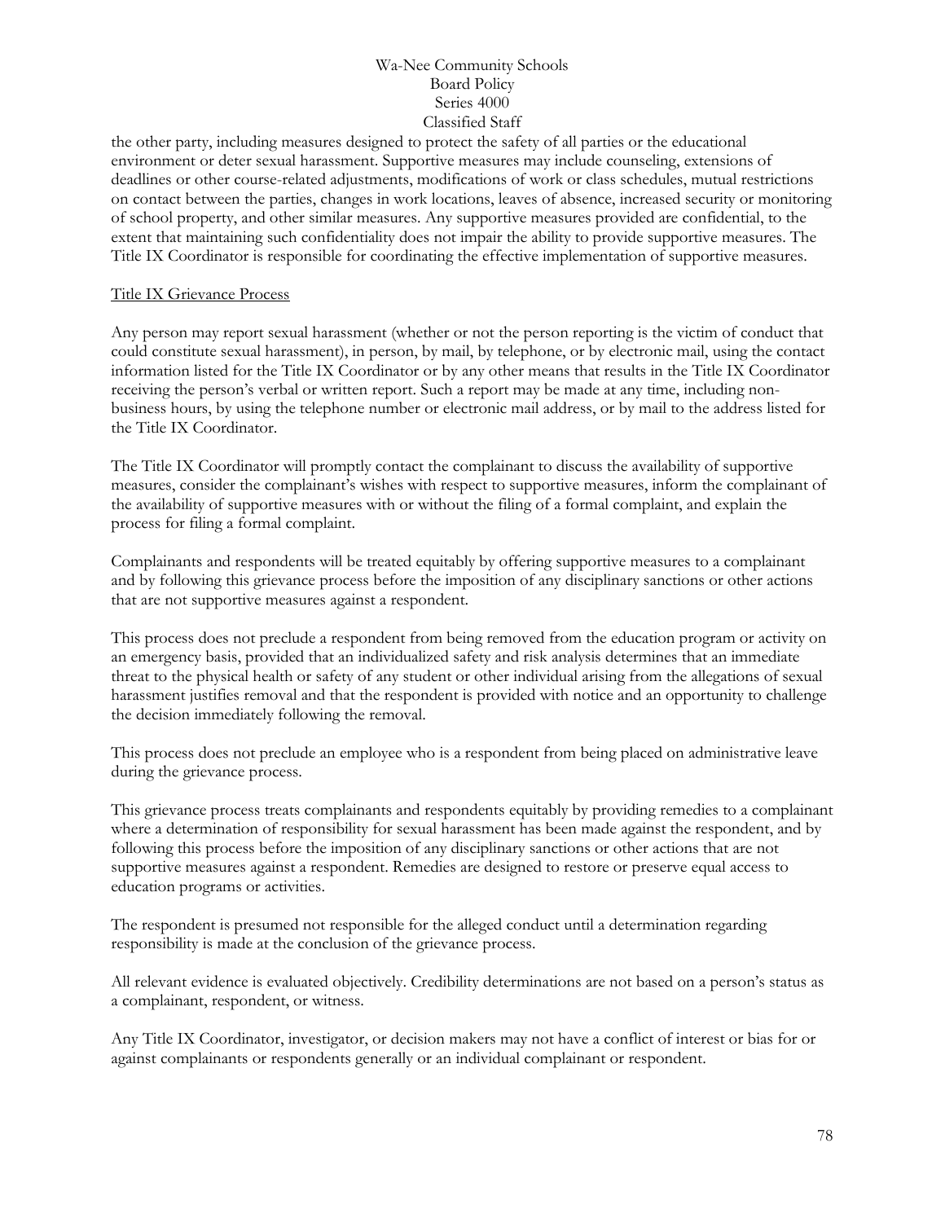the other party, including measures designed to protect the safety of all parties or the educational environment or deter sexual harassment. Supportive measures may include counseling, extensions of deadlines or other course-related adjustments, modifications of work or class schedules, mutual restrictions on contact between the parties, changes in work locations, leaves of absence, increased security or monitoring of school property, and other similar measures. Any supportive measures provided are confidential, to the extent that maintaining such confidentiality does not impair the ability to provide supportive measures. The Title IX Coordinator is responsible for coordinating the effective implementation of supportive measures.

Title IX Grievance Process

Any person may report sexual harassment (whether or not the person reporting is the victim of conduct that could constitute sexual harassment), in person, by mail, by telephone, or by electronic mail, using the contact information listed for the Title IX Coordinator or by any other means that results in the Title IX Coordinator receiving the person's verbal or written report. Such a report may be made at any time, including non-business hours, by using the telephone number or electronic mail address, or by mail to the address listed for the Title IX Coordinator.

The Title IX Coordinator will promptly contact the complainant to discuss the availability of supportive measures, consider the complainant's wishes with respect to supportive measures, inform the complainant of the availability of supportive measures with or without the filing of a formal complaint, and explain the process for filing a formal complaint.

Complainants and respondents will be treated equitably by offering supportive measures to a complainant and by following this grievance process before the imposition of any disciplinary sanctions or other actions that are not supportive measures against a respondent.

This process does not preclude a respondent from being removed from the education program or activity on an emergency basis, provided that an individualized safety and risk analysis determines that an immediate threat to the physical health or safety of any student or other individual arising from the allegations of sexual harassment justifies removal and that the respondent is provided with notice and an opportunity to challenge the decision immediately following the removal.

This process does not preclude an employee who is a respondent from being placed on administrative leave during the grievance process.

This grievance process treats complainants and respondents equitably by providing remedies to a complainant where a determination of responsibility for sexual harassment has been made against the respondent, and by following this process before the imposition of any disciplinary sanctions or other actions that are not supportive measures against a respondent. Remedies are designed to restore or preserve equal access to education programs or activities.

The respondent is presumed not responsible for the alleged conduct until a determination regarding responsibility is made at the conclusion of the grievance process.

All relevant evidence is evaluated objectively. Credibility determinations are not based on a person's status as a complainant, respondent, or witness.

Any Title IX Coordinator, investigator, or decision makers may not have a conflict of interest or bias for or against complainants or respondents generally or an individual complainant or respondent.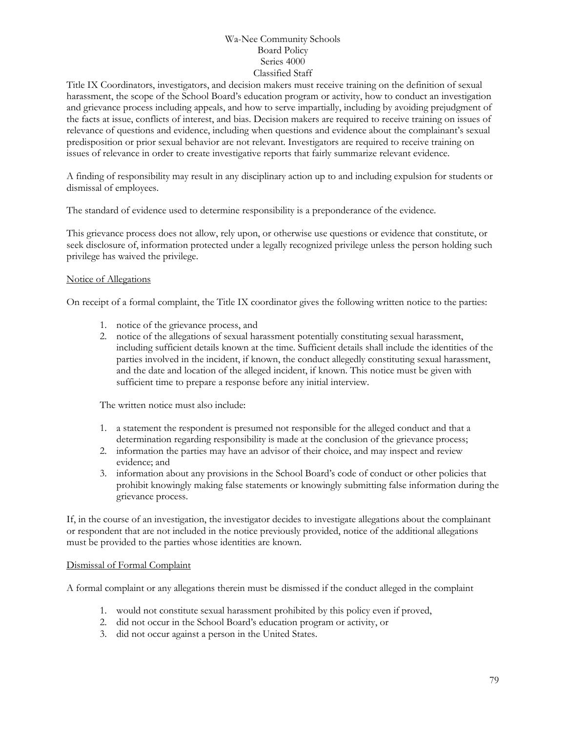Title IX Coordinators, investigators, and decision makers must receive training on the definition of sexual harassment, the scope of the School Board's education program or activity, how to conduct an investigation and grievance process including appeals, and how to serve impartially, including by avoiding prejudgment of the facts at issue, conflicts of interest, and bias. Decision makers are required to receive training on issues of relevance of questions and evidence, including when questions and evidence about the complainant's sexual predisposition or prior sexual behavior are not relevant. Investigators are required to receive training on issues of relevance in order to create investigative reports that fairly summarize relevant evidence.

A finding of responsibility may result in any disciplinary action up to and including expulsion for students or dismissal of employees.

The standard of evidence used to determine responsibility is a preponderance of the evidence.

This grievance process does not allow, rely upon, or otherwise use questions or evidence that constitute, or seek disclosure of, information protected under a legally recognized privilege unless the person holding such privilege has waived the privilege.

## Notice of Allegations

On receipt of a formal complaint, the Title IX coordinator gives the following written notice to the parties:

1. notice of the grievance process, and
2. notice of the allegations of sexual harassment potentially constituting sexual harassment, including sufficient details known at the time. Sufficient details shall include the identities of the parties involved in the incident, if known, the conduct allegedly constituting sexual harassment, and the date and location of the alleged incident, if known. This notice must be given with sufficient time to prepare a response before any initial interview.

The written notice must also include:

1. a statement the respondent is presumed not responsible for the alleged conduct and that a determination regarding responsibility is made at the conclusion of the grievance process;
2. information the parties may have an advisor of their choice, and may inspect and review evidence; and
3. information about any provisions in the School Board's code of conduct or other policies that prohibit knowingly making false statements or knowingly submitting false information during the grievance process.

If, in the course of an investigation, the investigator decides to investigate allegations about the complainant or respondent that are not included in the notice previously provided, notice of the additional allegations must be provided to the parties whose identities are known.

## Dismissal of Formal Complaint

A formal complaint or any allegations therein must be dismissed if the conduct alleged in the complaint

1. would not constitute sexual harassment prohibited by this policy even if proved,
2. did not occur in the School Board's education program or activity, or
3. did not occur against a person in the United States.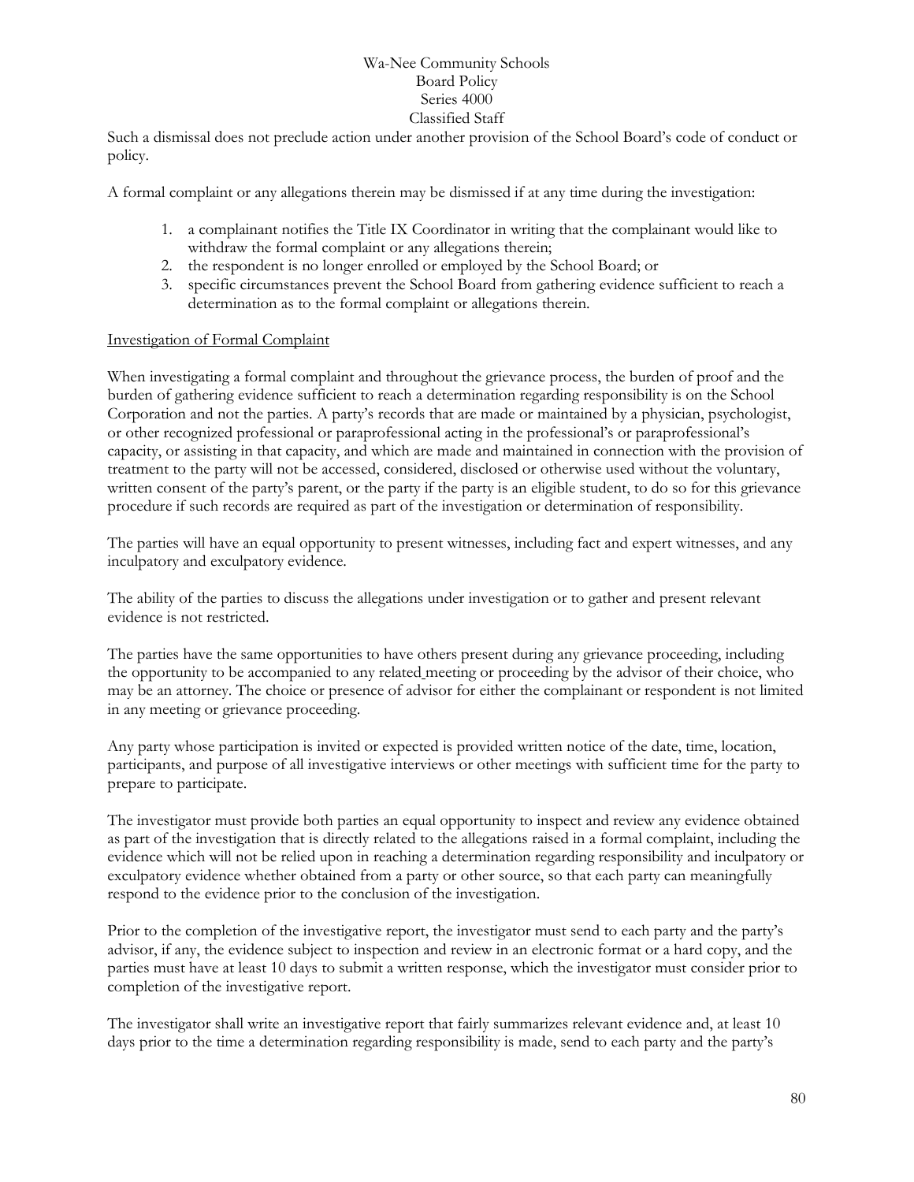Such a dismissal does not preclude action under another provision of the School Board's code of conduct or policy.

A formal complaint or any allegations therein may be dismissed if at any time during the investigation:

1. a complainant notifies the Title IX Coordinator in writing that the complainant would like to withdraw the formal complaint or any allegations therein;
2. the respondent is no longer enrolled or employed by the School Board; or
3. specific circumstances prevent the School Board from gathering evidence sufficient to reach a determination as to the formal complaint or allegations therein.

Investigation of Formal Complaint

When investigating a formal complaint and throughout the grievance process, the burden of proof and the burden of gathering evidence sufficient to reach a determination regarding responsibility is on the School Corporation and not the parties. A party's records that are made or maintained by a physician, psychologist, or other recognized professional or paraprofessional acting in the professional's or paraprofessional's capacity, or assisting in that capacity, and which are made and maintained in connection with the provision of treatment to the party will not be accessed, considered, disclosed or otherwise used without the voluntary, written consent of the party's parent, or the party if the party is an eligible student, to do so for this grievance procedure if such records are required as part of the investigation or determination of responsibility.

The parties will have an equal opportunity to present witnesses, including fact and expert witnesses, and any inculpatory and exculpatory evidence.

The ability of the parties to discuss the allegations under investigation or to gather and present relevant evidence is not restricted.

The parties have the same opportunities to have others present during any grievance proceeding, including the opportunity to be accompanied to any related meeting or proceeding by the advisor of their choice, who may be an attorney. The choice or presence of advisor for either the complainant or respondent is not limited in any meeting or grievance proceeding.

Any party whose participation is invited or expected is provided written notice of the date, time, location, participants, and purpose of all investigative interviews or other meetings with sufficient time for the party to prepare to participate.

The investigator must provide both parties an equal opportunity to inspect and review any evidence obtained as part of the investigation that is directly related to the allegations raised in a formal complaint, including the evidence which will not be relied upon in reaching a determination regarding responsibility and inculpatory or exculpatory evidence whether obtained from a party or other source, so that each party can meaningfully respond to the evidence prior to the conclusion of the investigation.

Prior to the completion of the investigative report, the investigator must send to each party and the party's advisor, if any, the evidence subject to inspection and review in an electronic format or a hard copy, and the parties must have at least 10 days to submit a written response, which the investigator must consider prior to completion of the investigative report.

The investigator shall write an investigative report that fairly summarizes relevant evidence and, at least 10 days prior to the time a determination regarding responsibility is made, send to each party and the party's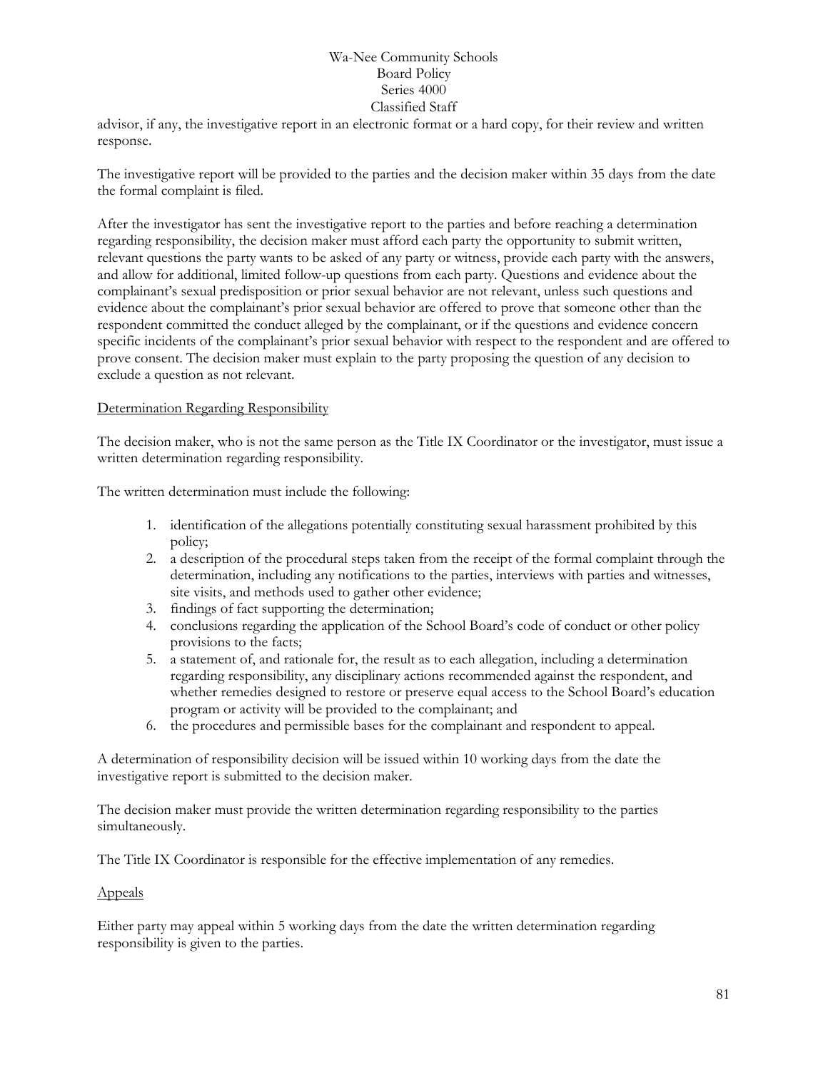advisor, if any, the investigative report in an electronic format or a hard copy, for their review and written response.

The investigative report will be provided to the parties and the decision maker within 35 days from the date the formal complaint is filed.

After the investigator has sent the investigative report to the parties and before reaching a determination regarding responsibility, the decision maker must afford each party the opportunity to submit written, relevant questions the party wants to be asked of any party or witness, provide each party with the answers, and allow for additional, limited follow-up questions from each party. Questions and evidence about the complainant's sexual predisposition or prior sexual behavior are not relevant, unless such questions and evidence about the complainant's prior sexual behavior are offered to prove that someone other than the respondent committed the conduct alleged by the complainant, or if the questions and evidence concern specific incidents of the complainant's prior sexual behavior with respect to the respondent and are offered to prove consent. The decision maker must explain to the party proposing the question of any decision to exclude a question as not relevant.

Determination Regarding Responsibility

The decision maker, who is not the same person as the Title IX Coordinator or the investigator, must issue a written determination regarding responsibility.

The written determination must include the following:

1. identification of the allegations potentially constituting sexual harassment prohibited by this policy;
2. a description of the procedural steps taken from the receipt of the formal complaint through the determination, including any notifications to the parties, interviews with parties and witnesses, site visits, and methods used to gather other evidence;
3. findings of fact supporting the determination;
4. conclusions regarding the application of the School Board's code of conduct or other policy provisions to the facts;
5. a statement of, and rationale for, the result as to each allegation, including a determination regarding responsibility, any disciplinary actions recommended against the respondent, and whether remedies designed to restore or preserve equal access to the School Board's education program or activity will be provided to the complainant; and
6. the procedures and permissible bases for the complainant and respondent to appeal.

A determination of responsibility decision will be issued within 10 working days from the date the investigative report is submitted to the decision maker.

The decision maker must provide the written determination regarding responsibility to the parties simultaneously.

The Title IX Coordinator is responsible for the effective implementation of any remedies.

Appeals

Either party may appeal within 5 working days from the date the written determination regarding responsibility is given to the parties.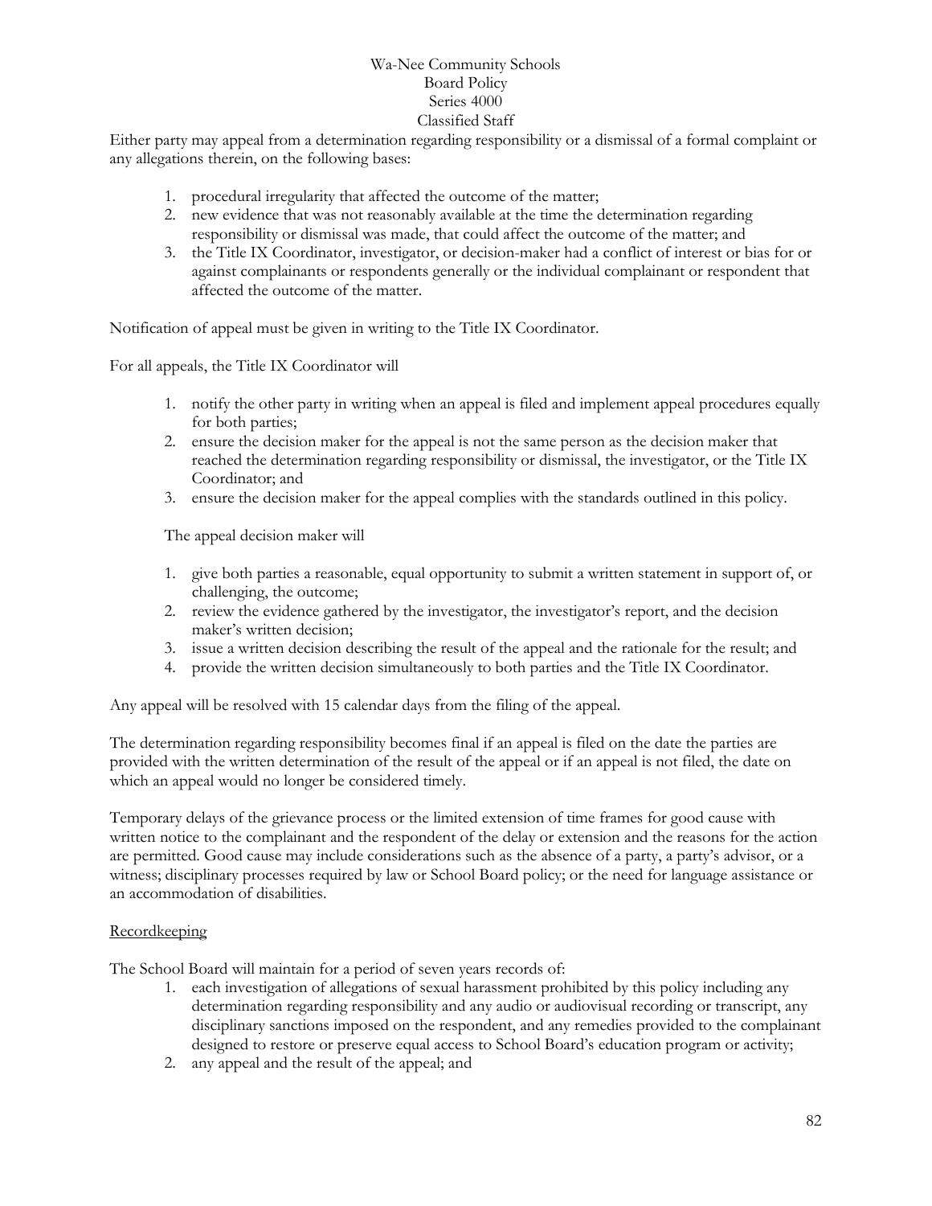Either party may appeal from a determination regarding responsibility or a dismissal of a formal complaint or any allegations therein, on the following bases:

1. procedural irregularity that affected the outcome of the matter;
2. new evidence that was not reasonably available at the time the determination regarding responsibility or dismissal was made, that could affect the outcome of the matter; and
3. the Title IX Coordinator, investigator, or decision-maker had a conflict of interest or bias for or against complainants or respondents generally or the individual complainant or respondent that affected the outcome of the matter.

Notification of appeal must be given in writing to the Title IX Coordinator.

For all appeals, the Title IX Coordinator will

1. notify the other party in writing when an appeal is filed and implement appeal procedures equally for both parties;
2. ensure the decision maker for the appeal is not the same person as the decision maker that reached the determination regarding responsibility or dismissal, the investigator, or the Title IX Coordinator; and
3. ensure the decision maker for the appeal complies with the standards outlined in this policy.

The appeal decision maker will

1. give both parties a reasonable, equal opportunity to submit a written statement in support of, or challenging, the outcome;
2. review the evidence gathered by the investigator, the investigator's report, and the decision maker's written decision;
3. issue a written decision describing the result of the appeal and the rationale for the result; and
4. provide the written decision simultaneously to both parties and the Title IX Coordinator.

Any appeal will be resolved with 15 calendar days from the filing of the appeal.

The determination regarding responsibility becomes final if an appeal is filed on the date the parties are provided with the written determination of the result of the appeal or if an appeal is not filed, the date on which an appeal would no longer be considered timely.

Temporary delays of the grievance process or the limited extension of time frames for good cause with written notice to the complainant and the respondent of the delay or extension and the reasons for the action are permitted. Good cause may include considerations such as the absence of a party, a party's advisor, or a witness; disciplinary processes required by law or School Board policy; or the need for language assistance or an accommodation of disabilities.

<u>Recordkeeping</u>

The School Board will maintain for a period of seven years records of:

1. each investigation of allegations of sexual harassment prohibited by this policy including any determination regarding responsibility and any audio or audiovisual recording or transcript, any disciplinary sanctions imposed on the respondent, and any remedies provided to the complainant designed to restore or preserve equal access to School Board's education program or activity;
2. any appeal and the result of the appeal; and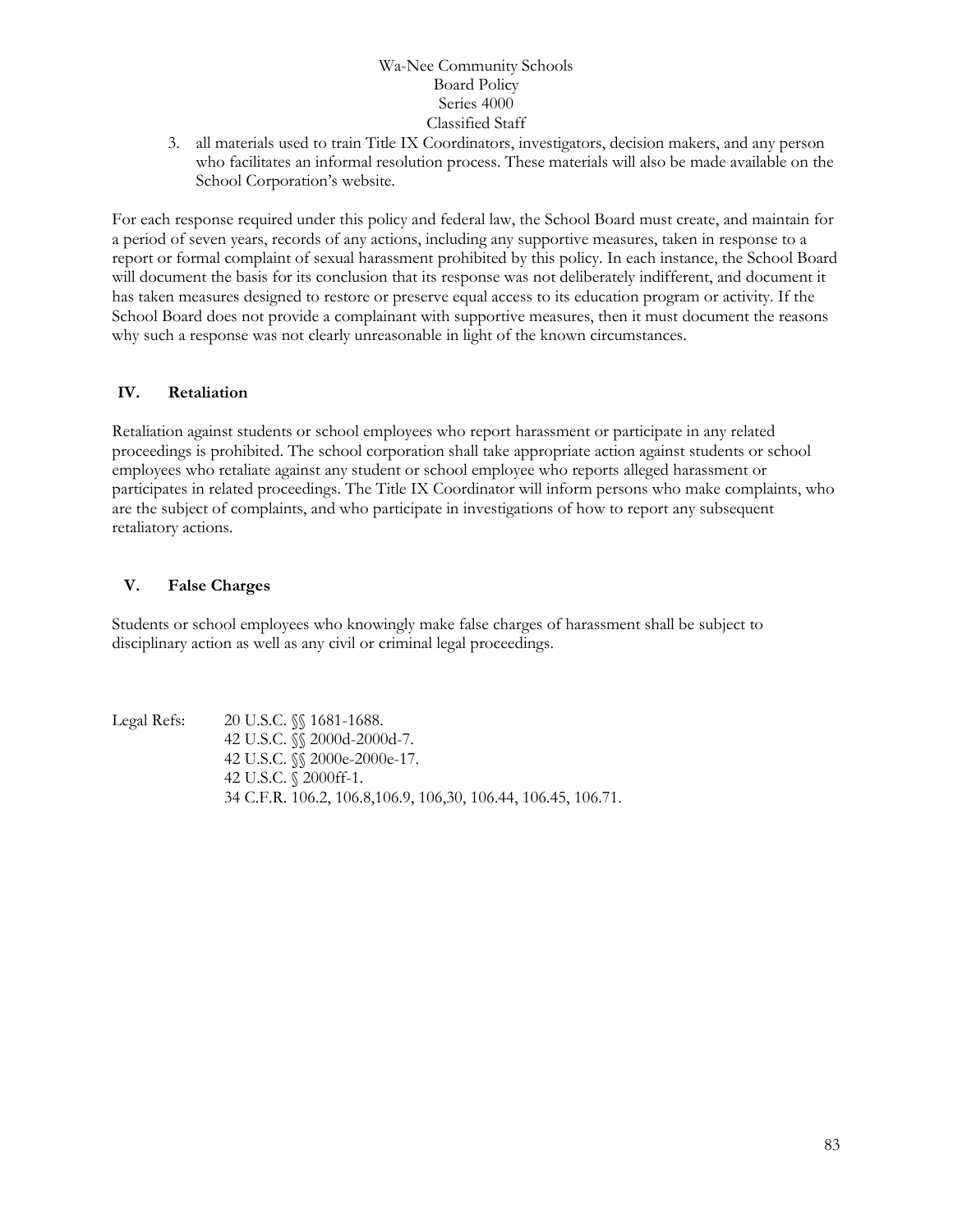3. all materials used to train Title IX Coordinators, investigators, decision makers, and any person who facilitates an informal resolution process. These materials will also be made available on the School Corporation's website.

For each response required under this policy and federal law, the School Board must create, and maintain for a period of seven years, records of any actions, including any supportive measures, taken in response to a report or formal complaint of sexual harassment prohibited by this policy. In each instance, the School Board will document the basis for its conclusion that its response was not deliberately indifferent, and document it has taken measures designed to restore or preserve equal access to its education program or activity. If the School Board does not provide a complainant with supportive measures, then it must document the reasons why such a response was not clearly unreasonable in light of the known circumstances.

## IV. Retaliation

Retaliation against students or school employees who report harassment or participate in any related proceedings is prohibited. The school corporation shall take appropriate action against students or school employees who retaliate against any student or school employee who reports alleged harassment or participates in related proceedings. The Title IX Coordinator will inform persons who make complaints, who are the subject of complaints, and who participate in investigations of how to report any subsequent retaliatory actions.

## V. False Charges

Students or school employees who knowingly make false charges of harassment shall be subject to disciplinary action as well as any civil or criminal legal proceedings.

Legal Refs:
20 U.S.C. §§ 1681-1688.
42 U.S.C. §§ 2000d-2000d-7.
42 U.S.C. §§ 2000e-2000e-17.
42 U.S.C. § 2000ff-1.
34 C.F.R. 106.2, 106.8,106.9, 106,30, 106.44, 106.45, 106.71.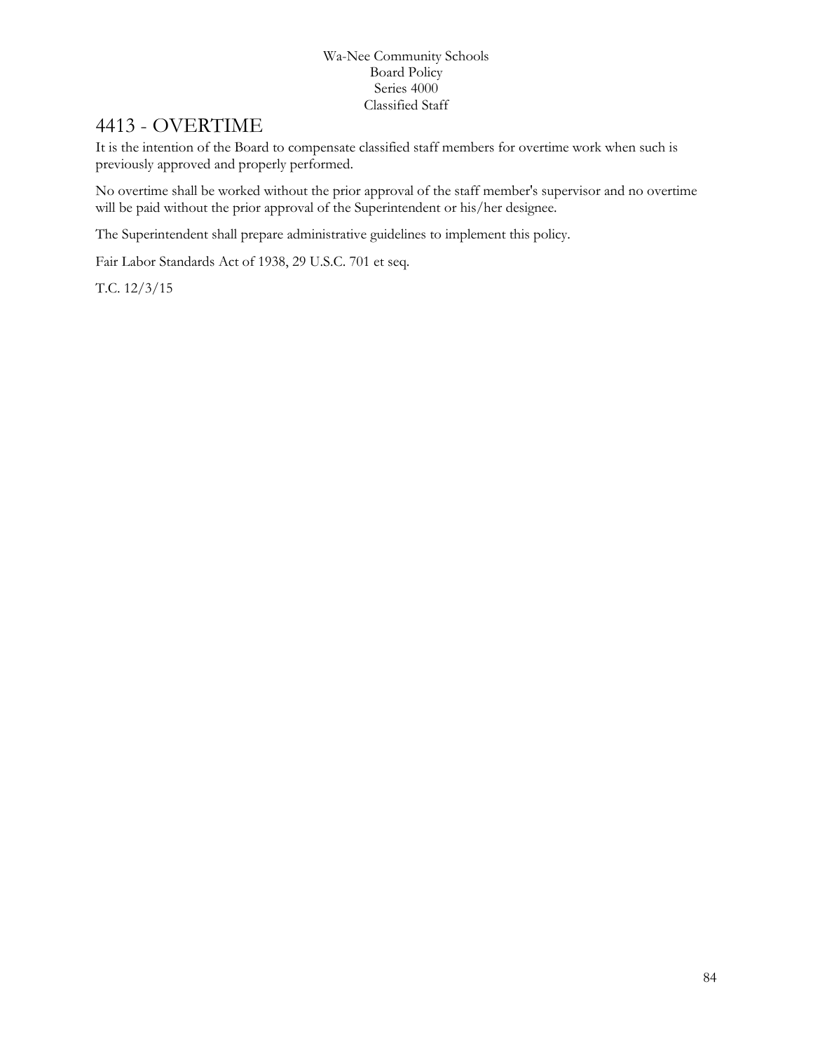# 4413 - OVERTIME

It is the intention of the Board to compensate classified staff members for overtime work when such is previously approved and properly performed.

No overtime shall be worked without the prior approval of the staff member's supervisor and no overtime will be paid without the prior approval of the Superintendent or his/her designee.

The Superintendent shall prepare administrative guidelines to implement this policy.

Fair Labor Standards Act of 1938, 29 U.S.C. 701 et seq.

T.C. 12/3/15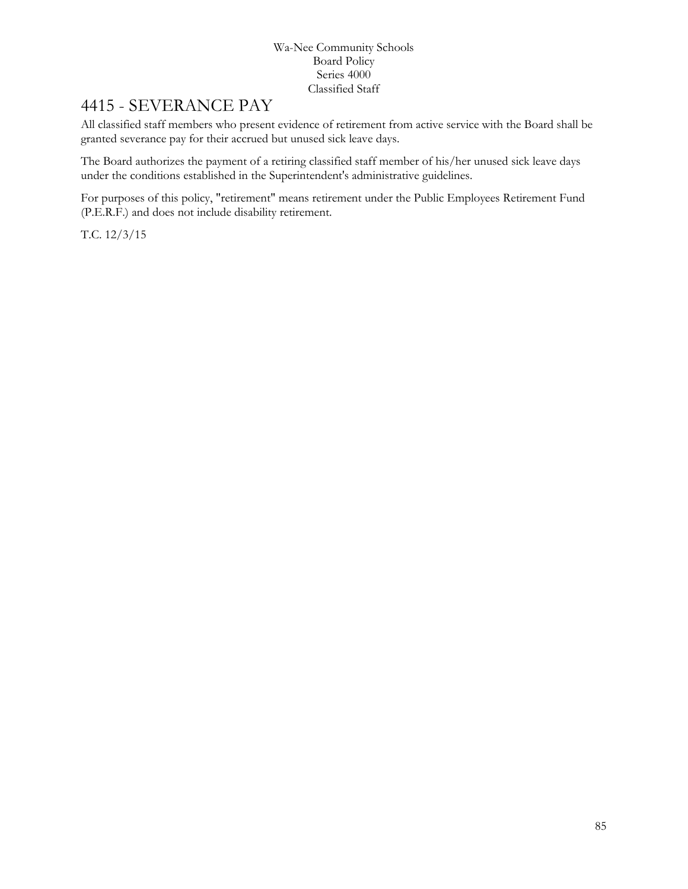# 4415 - SEVERANCE PAY

All classified staff members who present evidence of retirement from active service with the Board shall be granted severance pay for their accrued but unused sick leave days.

The Board authorizes the payment of a retiring classified staff member of his/her unused sick leave days under the conditions established in the Superintendent's administrative guidelines.

For purposes of this policy, "retirement" means retirement under the Public Employees Retirement Fund (P.E.R.F.) and does not include disability retirement.

T.C. 12/3/15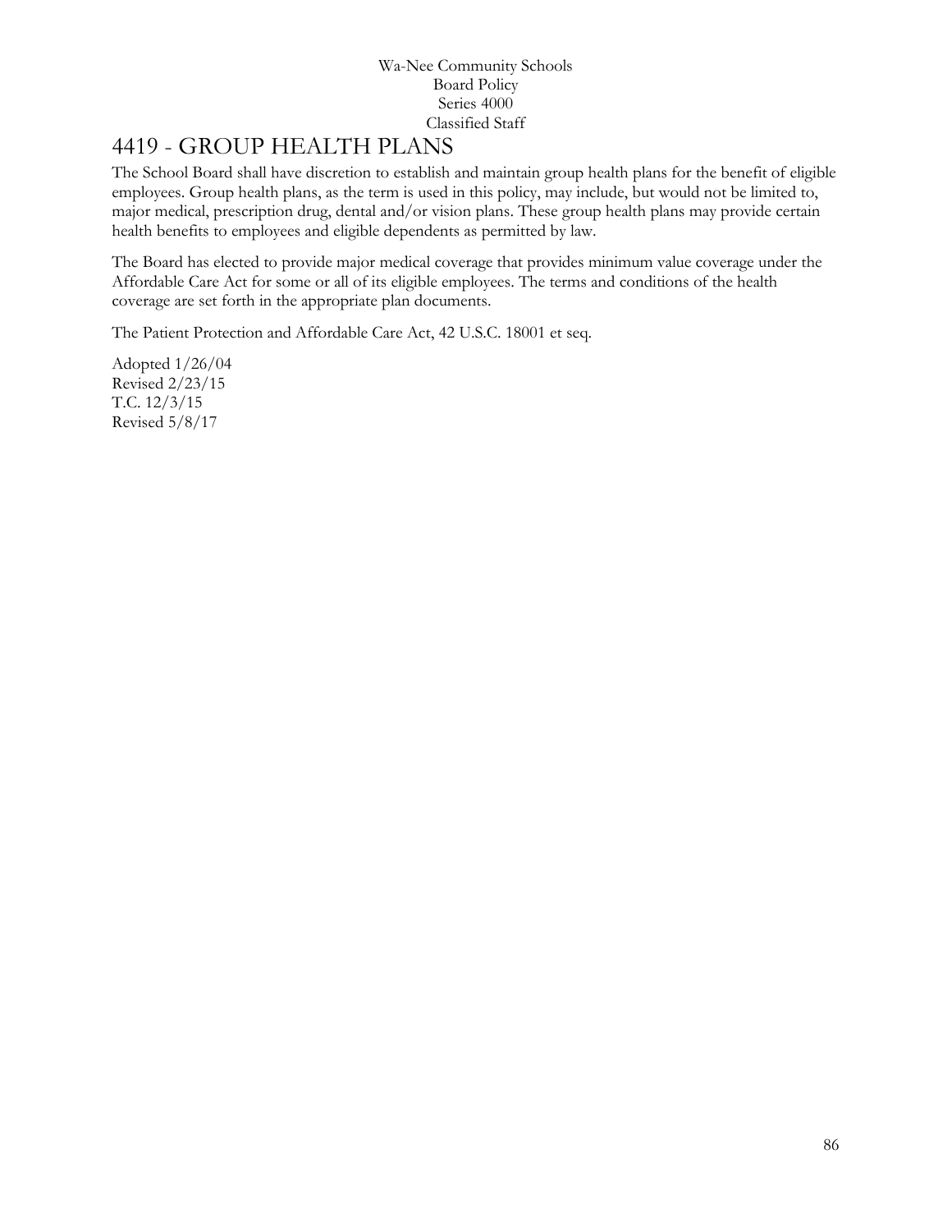Wa-Nee Community Schools
Board Policy
Series 4000
Classified Staff

# 4419 - GROUP HEALTH PLANS

The School Board shall have discretion to establish and maintain group health plans for the benefit of eligible employees. Group health plans, as the term is used in this policy, may include, but would not be limited to, major medical, prescription drug, dental and/or vision plans. These group health plans may provide certain health benefits to employees and eligible dependents as permitted by law.

The Board has elected to provide major medical coverage that provides minimum value coverage under the Affordable Care Act for some or all of its eligible employees. The terms and conditions of the health coverage are set forth in the appropriate plan documents.

The Patient Protection and Affordable Care Act, 42 U.S.C. 18001 et seq.

Adopted 1/26/04
Revised 2/23/15
T.C. 12/3/15
Revised 5/8/17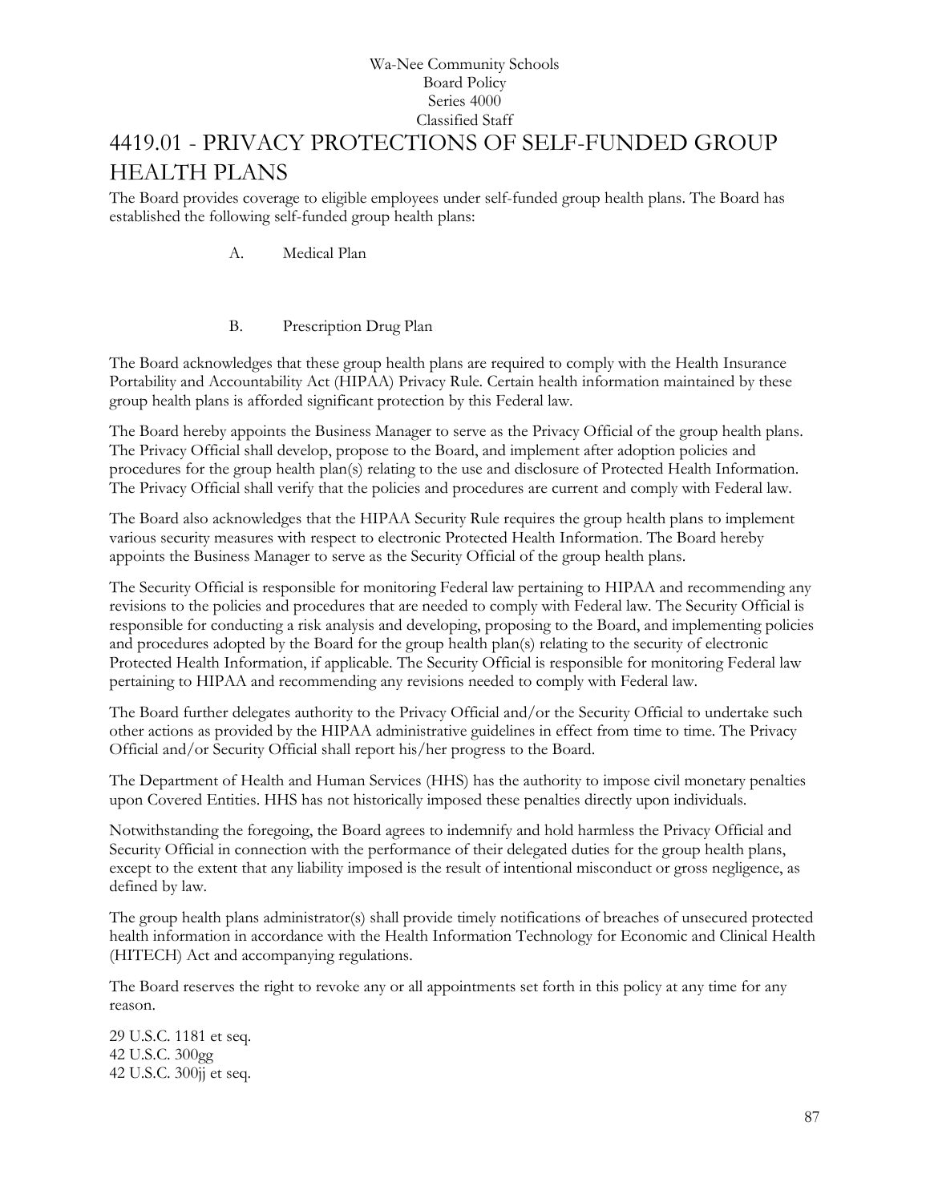Wa-Nee Community Schools
Board Policy
Series 4000
Classified Staff

# 4419.01 - PRIVACY PROTECTIONS OF SELF-FUNDED GROUP HEALTH PLANS

The Board provides coverage to eligible employees under self-funded group health plans. The Board has established the following self-funded group health plans:

A. Medical Plan

B. Prescription Drug Plan

The Board acknowledges that these group health plans are required to comply with the Health Insurance Portability and Accountability Act (HIPAA) Privacy Rule. Certain health information maintained by these group health plans is afforded significant protection by this Federal law.

The Board hereby appoints the Business Manager to serve as the Privacy Official of the group health plans. The Privacy Official shall develop, propose to the Board, and implement after adoption policies and procedures for the group health plan(s) relating to the use and disclosure of Protected Health Information. The Privacy Official shall verify that the policies and procedures are current and comply with Federal law.

The Board also acknowledges that the HIPAA Security Rule requires the group health plans to implement various security measures with respect to electronic Protected Health Information. The Board hereby appoints the Business Manager to serve as the Security Official of the group health plans.

The Security Official is responsible for monitoring Federal law pertaining to HIPAA and recommending any revisions to the policies and procedures that are needed to comply with Federal law. The Security Official is responsible for conducting a risk analysis and developing, proposing to the Board, and implementing policies and procedures adopted by the Board for the group health plan(s) relating to the security of electronic Protected Health Information, if applicable. The Security Official is responsible for monitoring Federal law pertaining to HIPAA and recommending any revisions needed to comply with Federal law.

The Board further delegates authority to the Privacy Official and/or the Security Official to undertake such other actions as provided by the HIPAA administrative guidelines in effect from time to time. The Privacy Official and/or Security Official shall report his/her progress to the Board.

The Department of Health and Human Services (HHS) has the authority to impose civil monetary penalties upon Covered Entities. HHS has not historically imposed these penalties directly upon individuals.

Notwithstanding the foregoing, the Board agrees to indemnify and hold harmless the Privacy Official and Security Official in connection with the performance of their delegated duties for the group health plans, except to the extent that any liability imposed is the result of intentional misconduct or gross negligence, as defined by law.

The group health plans administrator(s) shall provide timely notifications of breaches of unsecured protected health information in accordance with the Health Information Technology for Economic and Clinical Health (HITECH) Act and accompanying regulations.

The Board reserves the right to revoke any or all appointments set forth in this policy at any time for any reason.

29 U.S.C. 1181 et seq.
42 U.S.C. 300gg
42 U.S.C. 300jj et seq.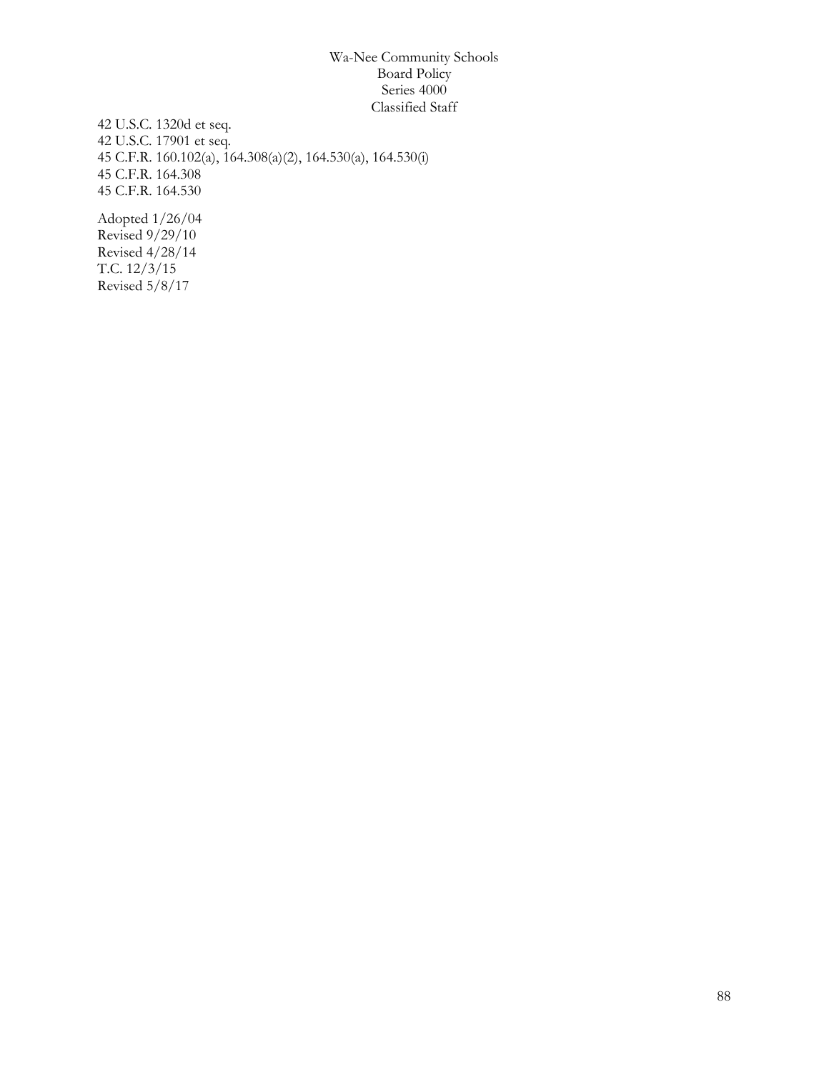42 U.S.C. 1320d et seq.
42 U.S.C. 17901 et seq.
45 C.F.R. 160.102(a), 164.308(a)(2), 164.530(a), 164.530(i)
45 C.F.R. 164.308
45 C.F.R. 164.530

Adopted 1/26/04
Revised 9/29/10
Revised 4/28/14
T.C. 12/3/15
Revised 5/8/17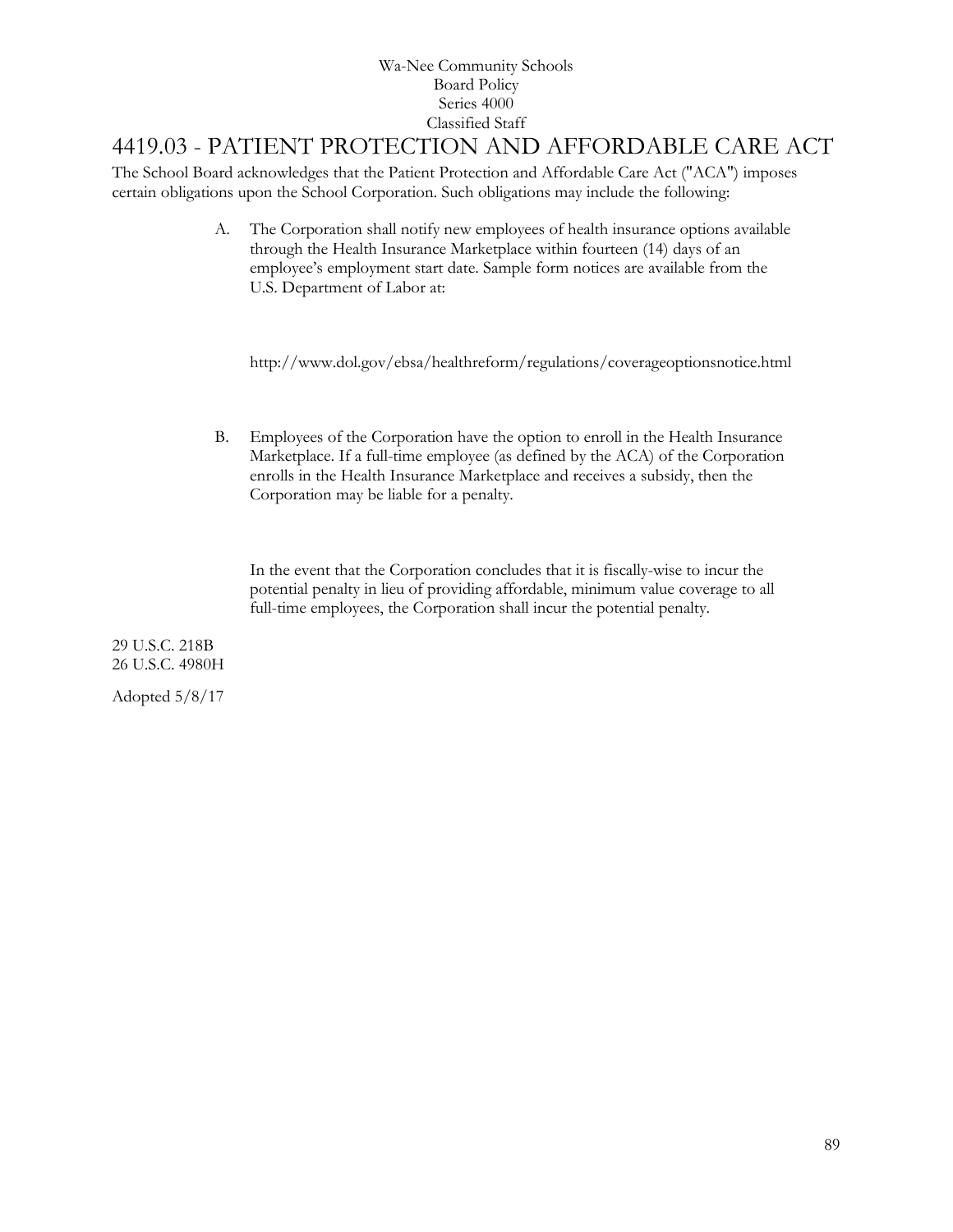Wa-Nee Community Schools
Board Policy
Series 4000
Classified Staff

# 4419.03 - PATIENT PROTECTION AND AFFORDABLE CARE ACT

The School Board acknowledges that the Patient Protection and Affordable Care Act ("ACA") imposes certain obligations upon the School Corporation. Such obligations may include the following:

A. The Corporation shall notify new employees of health insurance options available through the Health Insurance Marketplace within fourteen (14) days of an employee's employment start date. Sample form notices are available from the U.S. Department of Labor at:

   http://www.dol.gov/ebsa/healthreform/regulations/coverageoptionsnotice.html

B. Employees of the Corporation have the option to enroll in the Health Insurance Marketplace. If a full-time employee (as defined by the ACA) of the Corporation enrolls in the Health Insurance Marketplace and receives a subsidy, then the Corporation may be liable for a penalty.

   In the event that the Corporation concludes that it is fiscally-wise to incur the potential penalty in lieu of providing affordable, minimum value coverage to all full-time employees, the Corporation shall incur the potential penalty.

29 U.S.C. 218B
26 U.S.C. 4980H

Adopted 5/8/17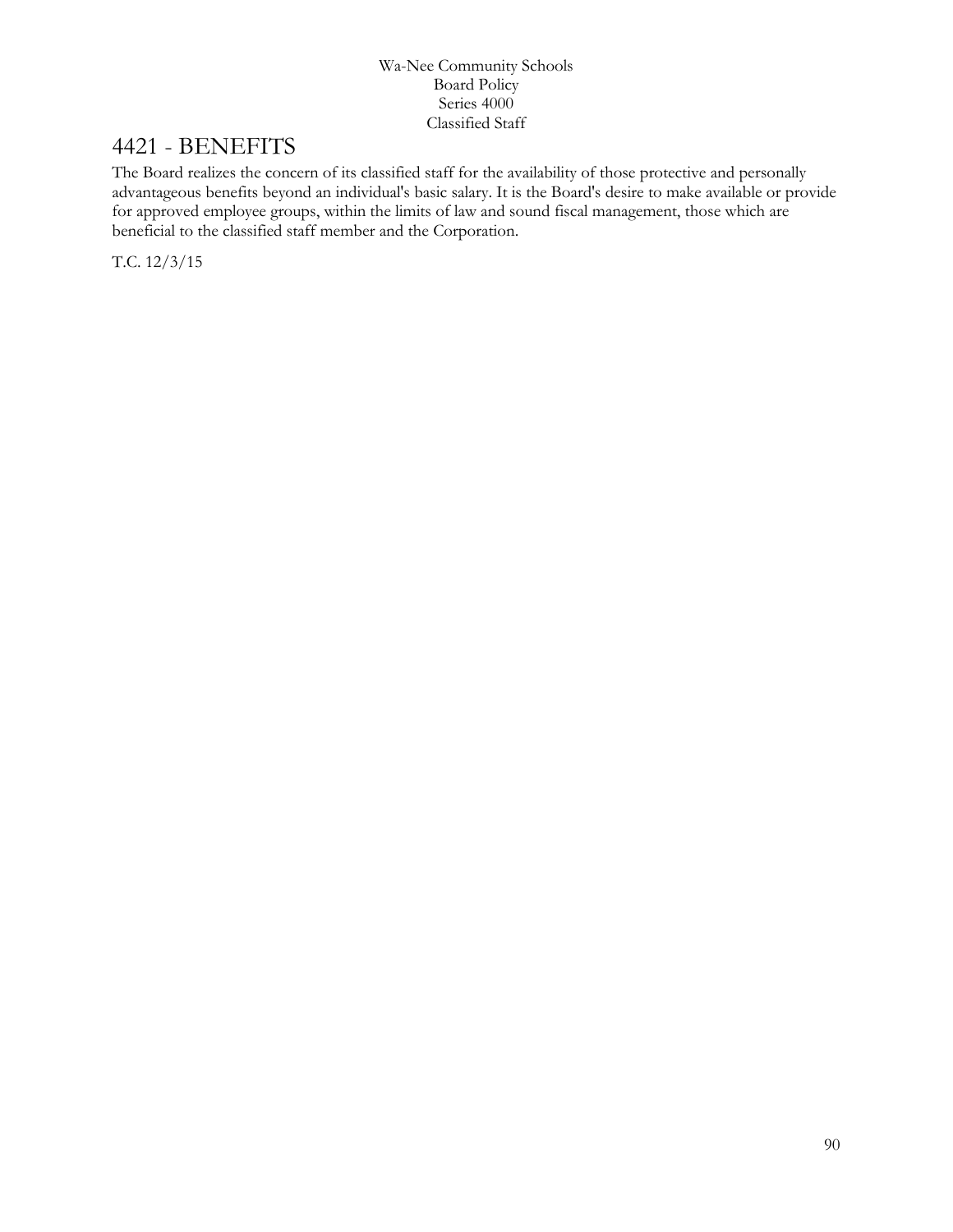# 4421 - BENEFITS

The Board realizes the concern of its classified staff for the availability of those protective and personally advantageous benefits beyond an individual's basic salary. It is the Board's desire to make available or provide for approved employee groups, within the limits of law and sound fiscal management, those which are beneficial to the classified staff member and the Corporation.

T.C. 12/3/15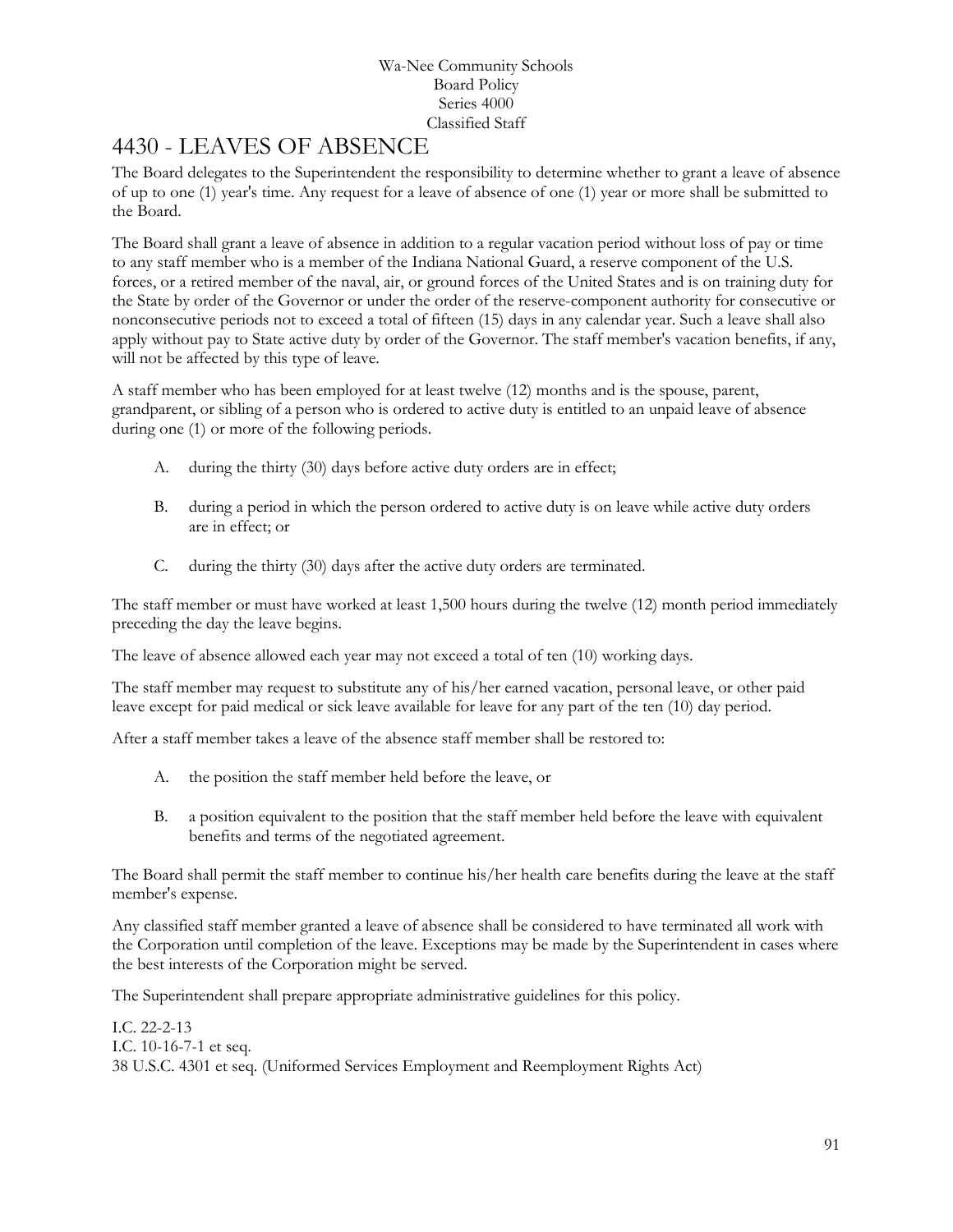Wa-Nee Community Schools
Board Policy
Series 4000
Classified Staff

# 4430 - LEAVES OF ABSENCE

The Board delegates to the Superintendent the responsibility to determine whether to grant a leave of absence of up to one (1) year's time. Any request for a leave of absence of one (1) year or more shall be submitted to the Board.

The Board shall grant a leave of absence in addition to a regular vacation period without loss of pay or time to any staff member who is a member of the Indiana National Guard, a reserve component of the U.S. forces, or a retired member of the naval, air, or ground forces of the United States and is on training duty for the State by order of the Governor or under the order of the reserve-component authority for consecutive or nonconsecutive periods not to exceed a total of fifteen (15) days in any calendar year. Such a leave shall also apply without pay to State active duty by order of the Governor. The staff member's vacation benefits, if any, will not be affected by this type of leave.

A staff member who has been employed for at least twelve (12) months and is the spouse, parent, grandparent, or sibling of a person who is ordered to active duty is entitled to an unpaid leave of absence during one (1) or more of the following periods.

A. during the thirty (30) days before active duty orders are in effect;

B. during a period in which the person ordered to active duty is on leave while active duty orders are in effect; or

C. during the thirty (30) days after the active duty orders are terminated.

The staff member or must have worked at least 1,500 hours during the twelve (12) month period immediately preceding the day the leave begins.

The leave of absence allowed each year may not exceed a total of ten (10) working days.

The staff member may request to substitute any of his/her earned vacation, personal leave, or other paid leave except for paid medical or sick leave available for leave for any part of the ten (10) day period.

After a staff member takes a leave of the absence staff member shall be restored to:

A. the position the staff member held before the leave, or

B. a position equivalent to the position that the staff member held before the leave with equivalent benefits and terms of the negotiated agreement.

The Board shall permit the staff member to continue his/her health care benefits during the leave at the staff member's expense.

Any classified staff member granted a leave of absence shall be considered to have terminated all work with the Corporation until completion of the leave. Exceptions may be made by the Superintendent in cases where the best interests of the Corporation might be served.

The Superintendent shall prepare appropriate administrative guidelines for this policy.

I.C. 22-2-13
I.C. 10-16-7-1 et seq.
38 U.S.C. 4301 et seq. (Uniformed Services Employment and Reemployment Rights Act)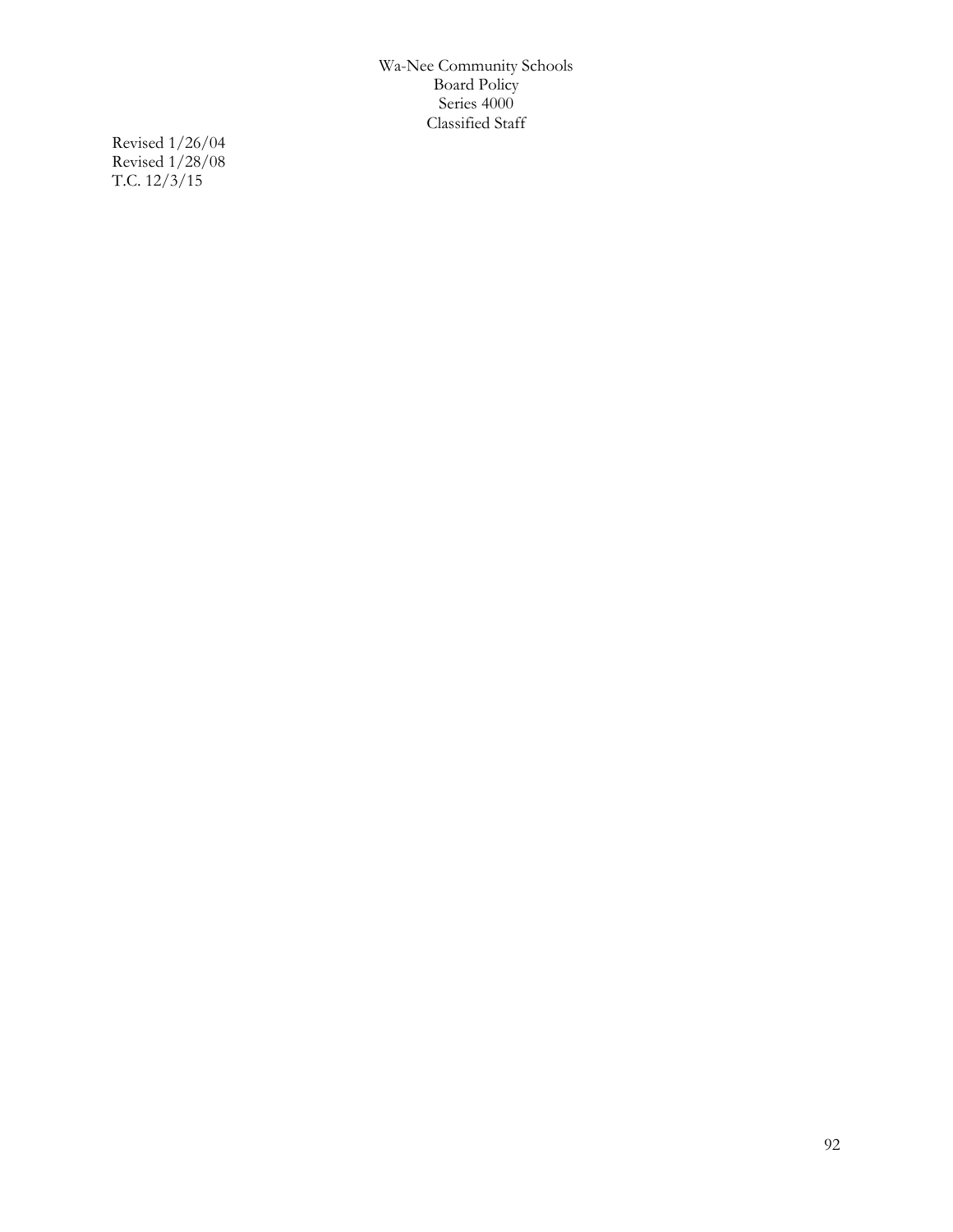Revised 1/26/04
Revised 1/28/08
T.C. 12/3/15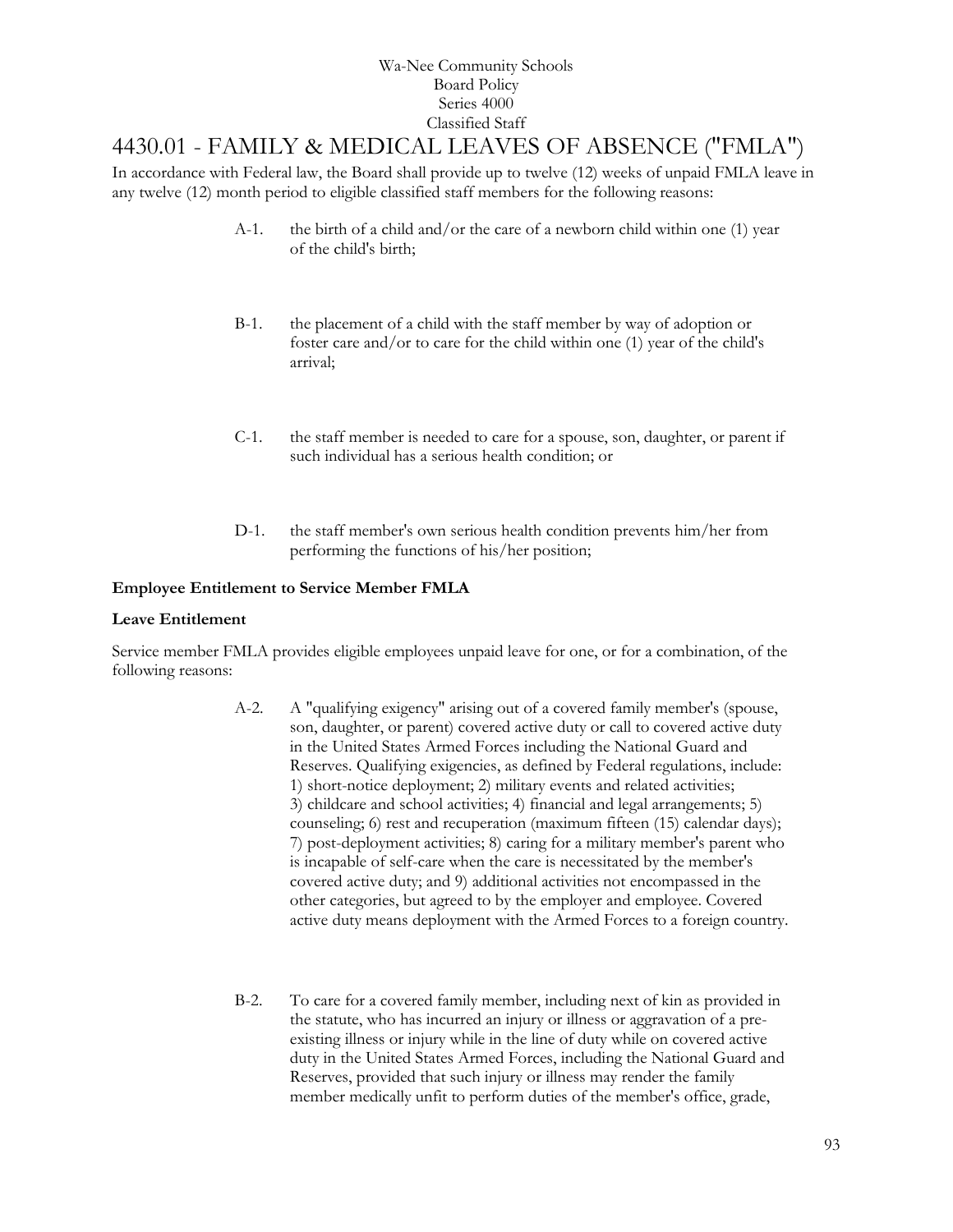Wa-Nee Community Schools
Board Policy
Series 4000
Classified Staff

# 4430.01 - FAMILY & MEDICAL LEAVES OF ABSENCE ("FMLA")

In accordance with Federal law, the Board shall provide up to twelve (12) weeks of unpaid FMLA leave in any twelve (12) month period to eligible classified staff members for the following reasons:

A-1. the birth of a child and/or the care of a newborn child within one (1) year of the child's birth;

B-1. the placement of a child with the staff member by way of adoption or foster care and/or to care for the child within one (1) year of the child's arrival;

C-1. the staff member is needed to care for a spouse, son, daughter, or parent if such individual has a serious health condition; or

D-1. the staff member's own serious health condition prevents him/her from performing the functions of his/her position;

**Employee Entitlement to Service Member FMLA**

**Leave Entitlement**

Service member FMLA provides eligible employees unpaid leave for one, or for a combination, of the following reasons:

A-2. A "qualifying exigency" arising out of a covered family member's (spouse, son, daughter, or parent) covered active duty or call to covered active duty in the United States Armed Forces including the National Guard and Reserves. Qualifying exigencies, as defined by Federal regulations, include: 1) short-notice deployment; 2) military events and related activities; 3) childcare and school activities; 4) financial and legal arrangements; 5) counseling; 6) rest and recuperation (maximum fifteen (15) calendar days); 7) post-deployment activities; 8) caring for a military member's parent who is incapable of self-care when the care is necessitated by the member's covered active duty; and 9) additional activities not encompassed in the other categories, but agreed to by the employer and employee. Covered active duty means deployment with the Armed Forces to a foreign country.

B-2. To care for a covered family member, including next of kin as provided in the statute, who has incurred an injury or illness or aggravation of a pre-existing illness or injury while in the line of duty while on covered active duty in the United States Armed Forces, including the National Guard and Reserves, provided that such injury or illness may render the family member medically unfit to perform duties of the member's office, grade,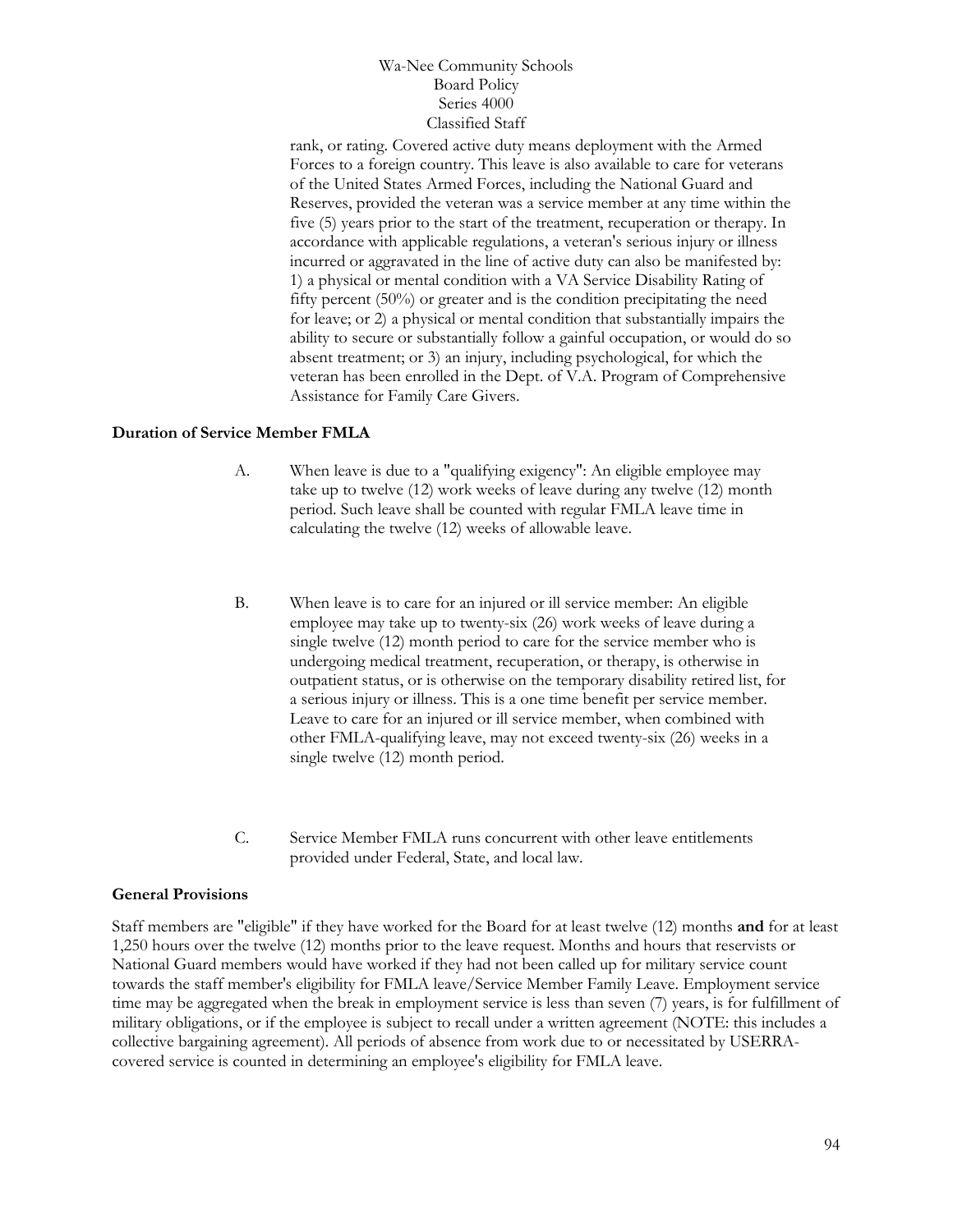rank, or rating. Covered active duty means deployment with the Armed Forces to a foreign country. This leave is also available to care for veterans of the United States Armed Forces, including the National Guard and Reserves, provided the veteran was a service member at any time within the five (5) years prior to the start of the treatment, recuperation or therapy. In accordance with applicable regulations, a veteran's serious injury or illness incurred or aggravated in the line of active duty can also be manifested by: 1) a physical or mental condition with a VA Service Disability Rating of fifty percent (50%) or greater and is the condition precipitating the need for leave; or 2) a physical or mental condition that substantially impairs the ability to secure or substantially follow a gainful occupation, or would do so absent treatment; or 3) an injury, including psychological, for which the veteran has been enrolled in the Dept. of V.A. Program of Comprehensive Assistance for Family Care Givers.

**Duration of Service Member FMLA**

A. When leave is due to a "qualifying exigency": An eligible employee may take up to twelve (12) work weeks of leave during any twelve (12) month period. Such leave shall be counted with regular FMLA leave time in calculating the twelve (12) weeks of allowable leave.

B. When leave is to care for an injured or ill service member: An eligible employee may take up to twenty-six (26) work weeks of leave during a single twelve (12) month period to care for the service member who is undergoing medical treatment, recuperation, or therapy, is otherwise in outpatient status, or is otherwise on the temporary disability retired list, for a serious injury or illness. This is a one time benefit per service member. Leave to care for an injured or ill service member, when combined with other FMLA-qualifying leave, may not exceed twenty-six (26) weeks in a single twelve (12) month period.

C. Service Member FMLA runs concurrent with other leave entitlements provided under Federal, State, and local law.

**General Provisions**

Staff members are "eligible" if they have worked for the Board for at least twelve (12) months **and** for at least 1,250 hours over the twelve (12) months prior to the leave request. Months and hours that reservists or National Guard members would have worked if they had not been called up for military service count towards the staff member's eligibility for FMLA leave/Service Member Family Leave. Employment service time may be aggregated when the break in employment service is less than seven (7) years, is for fulfillment of military obligations, or if the employee is subject to recall under a written agreement (NOTE: this includes a collective bargaining agreement). All periods of absence from work due to or necessitated by USERRA-covered service is counted in determining an employee's eligibility for FMLA leave.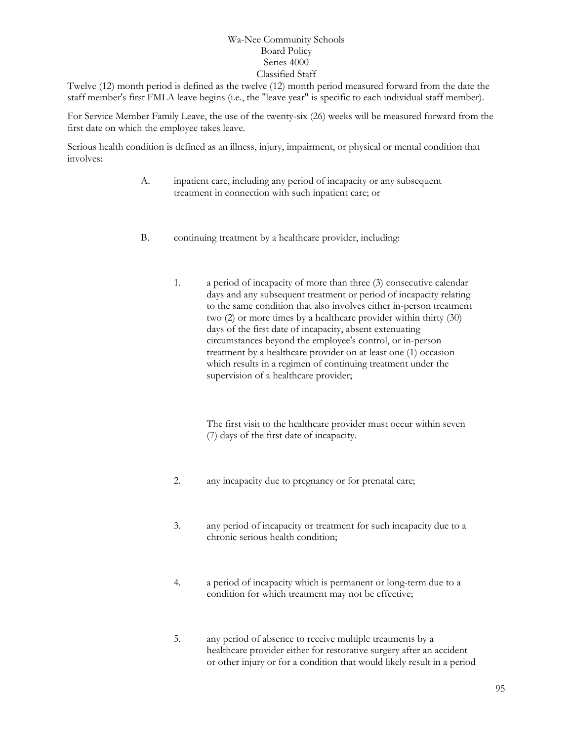Twelve (12) month period is defined as the twelve (12) month period measured forward from the date the staff member's first FMLA leave begins (i.e., the "leave year" is specific to each individual staff member).

For Service Member Family Leave, the use of the twenty-six (26) weeks will be measured forward from the first date on which the employee takes leave.

Serious health condition is defined as an illness, injury, impairment, or physical or mental condition that involves:

A. inpatient care, including any period of incapacity or any subsequent treatment in connection with such inpatient care; or

B. continuing treatment by a healthcare provider, including:

   1. a period of incapacity of more than three (3) consecutive calendar days and any subsequent treatment or period of incapacity relating to the same condition that also involves either in-person treatment two (2) or more times by a healthcare provider within thirty (30) days of the first date of incapacity, absent extenuating circumstances beyond the employee's control, or in-person treatment by a healthcare provider on at least one (1) occasion which results in a regimen of continuing treatment under the supervision of a healthcare provider;

      The first visit to the healthcare provider must occur within seven (7) days of the first date of incapacity.

   2. any incapacity due to pregnancy or for prenatal care;

   3. any period of incapacity or treatment for such incapacity due to a chronic serious health condition;

   4. a period of incapacity which is permanent or long-term due to a condition for which treatment may not be effective;

   5. any period of absence to receive multiple treatments by a healthcare provider either for restorative surgery after an accident or other injury or for a condition that would likely result in a period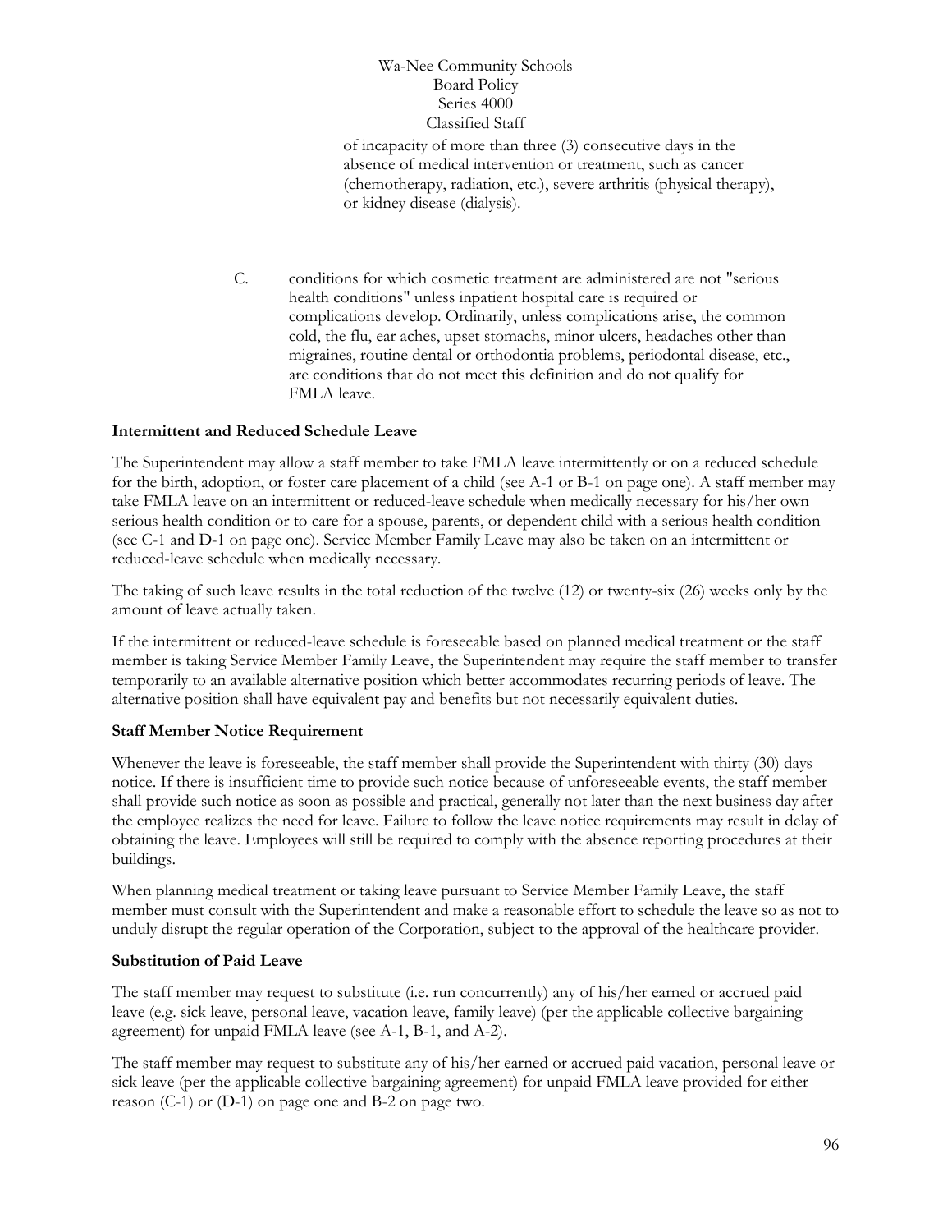of incapacity of more than three (3) consecutive days in the absence of medical intervention or treatment, such as cancer (chemotherapy, radiation, etc.), severe arthritis (physical therapy), or kidney disease (dialysis).

C. conditions for which cosmetic treatment are administered are not "serious health conditions" unless inpatient hospital care is required or complications develop. Ordinarily, unless complications arise, the common cold, the flu, ear aches, upset stomachs, minor ulcers, headaches other than migraines, routine dental or orthodontia problems, periodontal disease, etc., are conditions that do not meet this definition and do not qualify for FMLA leave.

**Intermittent and Reduced Schedule Leave**

The Superintendent may allow a staff member to take FMLA leave intermittently or on a reduced schedule for the birth, adoption, or foster care placement of a child (see A-1 or B-1 on page one). A staff member may take FMLA leave on an intermittent or reduced-leave schedule when medically necessary for his/her own serious health condition or to care for a spouse, parents, or dependent child with a serious health condition (see C-1 and D-1 on page one). Service Member Family Leave may also be taken on an intermittent or reduced-leave schedule when medically necessary.

The taking of such leave results in the total reduction of the twelve (12) or twenty-six (26) weeks only by the amount of leave actually taken.

If the intermittent or reduced-leave schedule is foreseeable based on planned medical treatment or the staff member is taking Service Member Family Leave, the Superintendent may require the staff member to transfer temporarily to an available alternative position which better accommodates recurring periods of leave. The alternative position shall have equivalent pay and benefits but not necessarily equivalent duties.

**Staff Member Notice Requirement**

Whenever the leave is foreseeable, the staff member shall provide the Superintendent with thirty (30) days notice. If there is insufficient time to provide such notice because of unforeseeable events, the staff member shall provide such notice as soon as possible and practical, generally not later than the next business day after the employee realizes the need for leave. Failure to follow the leave notice requirements may result in delay of obtaining the leave. Employees will still be required to comply with the absence reporting procedures at their buildings.

When planning medical treatment or taking leave pursuant to Service Member Family Leave, the staff member must consult with the Superintendent and make a reasonable effort to schedule the leave so as not to unduly disrupt the regular operation of the Corporation, subject to the approval of the healthcare provider.

**Substitution of Paid Leave**

The staff member may request to substitute (i.e. run concurrently) any of his/her earned or accrued paid leave (e.g. sick leave, personal leave, vacation leave, family leave) (per the applicable collective bargaining agreement) for unpaid FMLA leave (see A-1, B-1, and A-2).

The staff member may request to substitute any of his/her earned or accrued paid vacation, personal leave or sick leave (per the applicable collective bargaining agreement) for unpaid FMLA leave provided for either reason (C-1) or (D-1) on page one and B-2 on page two.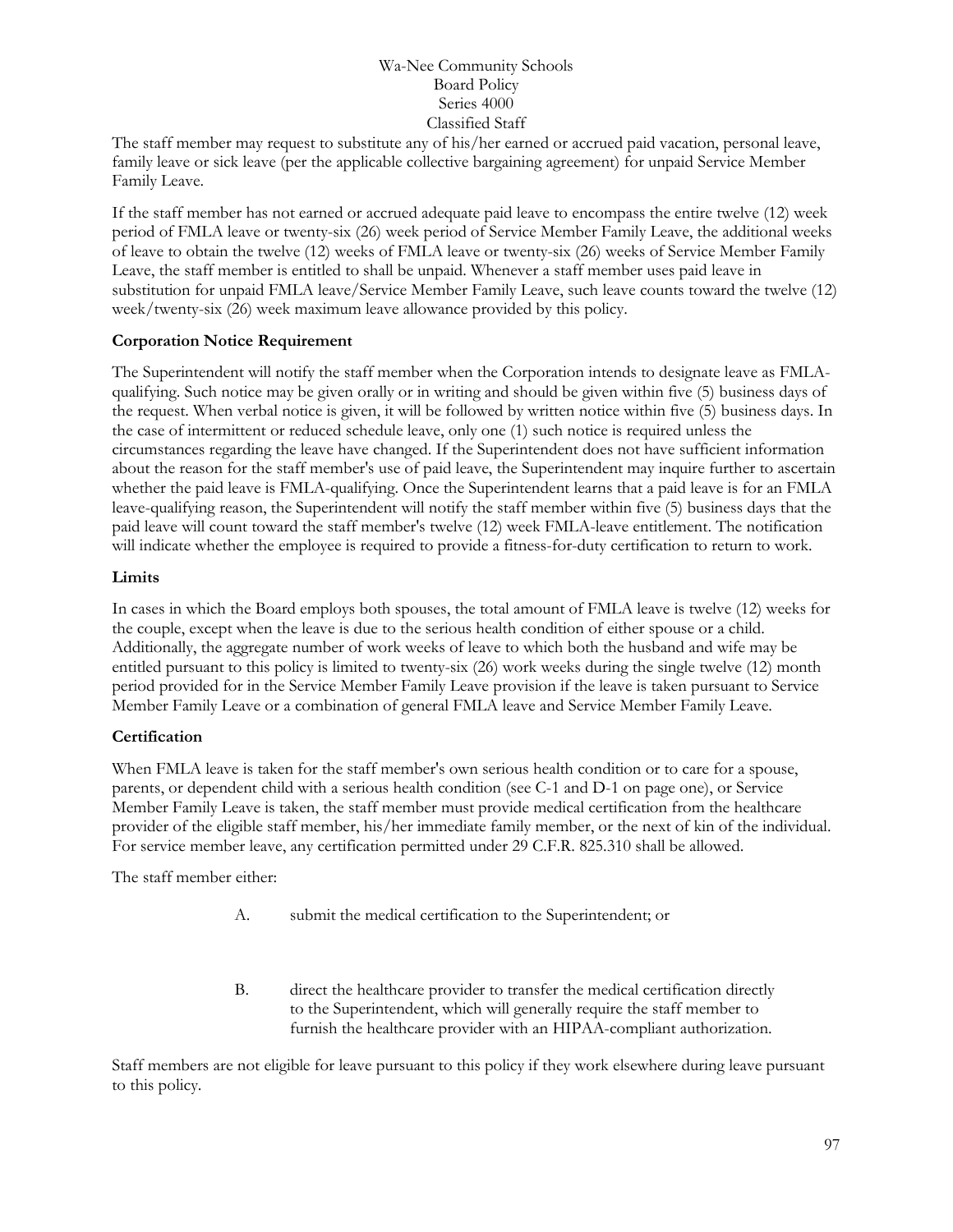The staff member may request to substitute any of his/her earned or accrued paid vacation, personal leave, family leave or sick leave (per the applicable collective bargaining agreement) for unpaid Service Member Family Leave.

If the staff member has not earned or accrued adequate paid leave to encompass the entire twelve (12) week period of FMLA leave or twenty-six (26) week period of Service Member Family Leave, the additional weeks of leave to obtain the twelve (12) weeks of FMLA leave or twenty-six (26) weeks of Service Member Family Leave, the staff member is entitled to shall be unpaid. Whenever a staff member uses paid leave in substitution for unpaid FMLA leave/Service Member Family Leave, such leave counts toward the twelve (12) week/twenty-six (26) week maximum leave allowance provided by this policy.

**Corporation Notice Requirement**

The Superintendent will notify the staff member when the Corporation intends to designate leave as FMLA-qualifying. Such notice may be given orally or in writing and should be given within five (5) business days of the request. When verbal notice is given, it will be followed by written notice within five (5) business days. In the case of intermittent or reduced schedule leave, only one (1) such notice is required unless the circumstances regarding the leave have changed. If the Superintendent does not have sufficient information about the reason for the staff member's use of paid leave, the Superintendent may inquire further to ascertain whether the paid leave is FMLA-qualifying. Once the Superintendent learns that a paid leave is for an FMLA leave-qualifying reason, the Superintendent will notify the staff member within five (5) business days that the paid leave will count toward the staff member's twelve (12) week FMLA-leave entitlement. The notification will indicate whether the employee is required to provide a fitness-for-duty certification to return to work.

**Limits**

In cases in which the Board employs both spouses, the total amount of FMLA leave is twelve (12) weeks for the couple, except when the leave is due to the serious health condition of either spouse or a child. Additionally, the aggregate number of work weeks of leave to which both the husband and wife may be entitled pursuant to this policy is limited to twenty-six (26) work weeks during the single twelve (12) month period provided for in the Service Member Family Leave provision if the leave is taken pursuant to Service Member Family Leave or a combination of general FMLA leave and Service Member Family Leave.

**Certification**

When FMLA leave is taken for the staff member's own serious health condition or to care for a spouse, parents, or dependent child with a serious health condition (see C-1 and D-1 on page one), or Service Member Family Leave is taken, the staff member must provide medical certification from the healthcare provider of the eligible staff member, his/her immediate family member, or the next of kin of the individual. For service member leave, any certification permitted under 29 C.F.R. 825.310 shall be allowed.

The staff member either:

A. submit the medical certification to the Superintendent; or

B. direct the healthcare provider to transfer the medical certification directly to the Superintendent, which will generally require the staff member to furnish the healthcare provider with an HIPAA-compliant authorization.

Staff members are not eligible for leave pursuant to this policy if they work elsewhere during leave pursuant to this policy.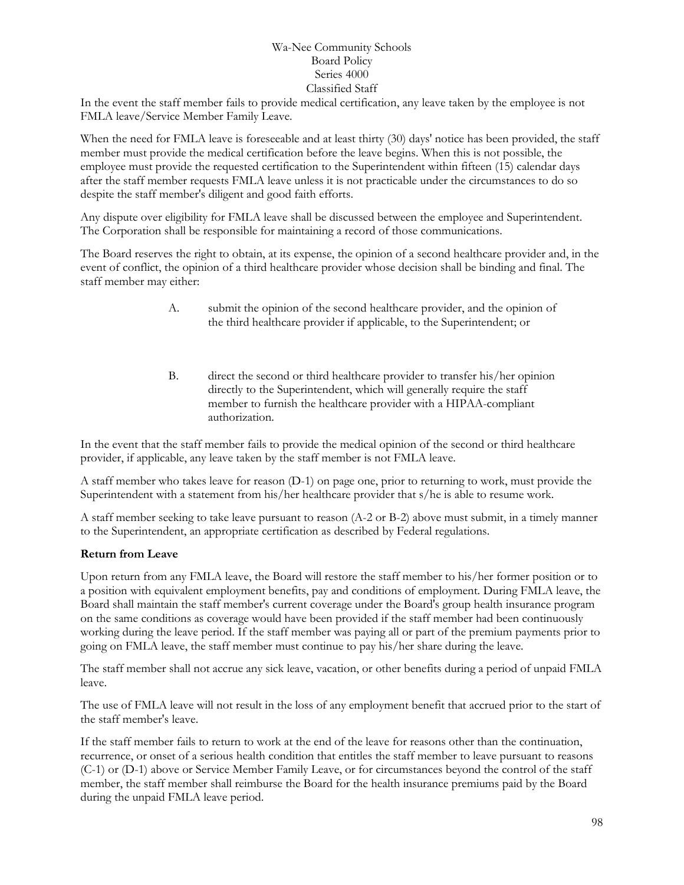In the event the staff member fails to provide medical certification, any leave taken by the employee is not FMLA leave/Service Member Family Leave.

When the need for FMLA leave is foreseeable and at least thirty (30) days' notice has been provided, the staff member must provide the medical certification before the leave begins. When this is not possible, the employee must provide the requested certification to the Superintendent within fifteen (15) calendar days after the staff member requests FMLA leave unless it is not practicable under the circumstances to do so despite the staff member's diligent and good faith efforts.

Any dispute over eligibility for FMLA leave shall be discussed between the employee and Superintendent. The Corporation shall be responsible for maintaining a record of those communications.

The Board reserves the right to obtain, at its expense, the opinion of a second healthcare provider and, in the event of conflict, the opinion of a third healthcare provider whose decision shall be binding and final. The staff member may either:

A. submit the opinion of the second healthcare provider, and the opinion of the third healthcare provider if applicable, to the Superintendent; or

B. direct the second or third healthcare provider to transfer his/her opinion directly to the Superintendent, which will generally require the staff member to furnish the healthcare provider with a HIPAA-compliant authorization.

In the event that the staff member fails to provide the medical opinion of the second or third healthcare provider, if applicable, any leave taken by the staff member is not FMLA leave.

A staff member who takes leave for reason (D-1) on page one, prior to returning to work, must provide the Superintendent with a statement from his/her healthcare provider that s/he is able to resume work.

A staff member seeking to take leave pursuant to reason (A-2 or B-2) above must submit, in a timely manner to the Superintendent, an appropriate certification as described by Federal regulations.

**Return from Leave**

Upon return from any FMLA leave, the Board will restore the staff member to his/her former position or to a position with equivalent employment benefits, pay and conditions of employment. During FMLA leave, the Board shall maintain the staff member's current coverage under the Board's group health insurance program on the same conditions as coverage would have been provided if the staff member had been continuously working during the leave period. If the staff member was paying all or part of the premium payments prior to going on FMLA leave, the staff member must continue to pay his/her share during the leave.

The staff member shall not accrue any sick leave, vacation, or other benefits during a period of unpaid FMLA leave.

The use of FMLA leave will not result in the loss of any employment benefit that accrued prior to the start of the staff member's leave.

If the staff member fails to return to work at the end of the leave for reasons other than the continuation, recurrence, or onset of a serious health condition that entitles the staff member to leave pursuant to reasons (C-1) or (D-1) above or Service Member Family Leave, or for circumstances beyond the control of the staff member, the staff member shall reimburse the Board for the health insurance premiums paid by the Board during the unpaid FMLA leave period.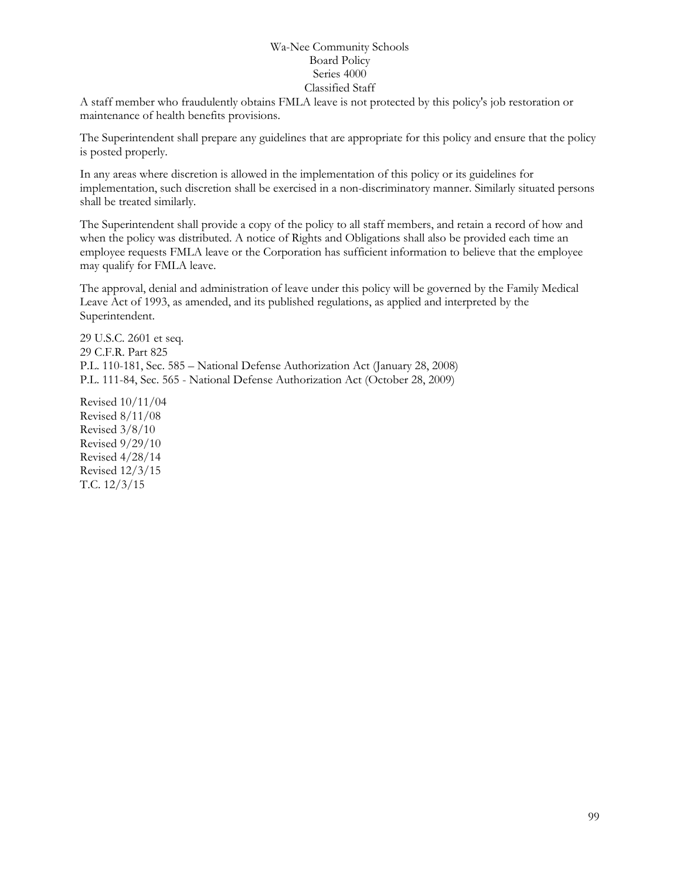A staff member who fraudulently obtains FMLA leave is not protected by this policy's job restoration or maintenance of health benefits provisions.

The Superintendent shall prepare any guidelines that are appropriate for this policy and ensure that the policy is posted properly.

In any areas where discretion is allowed in the implementation of this policy or its guidelines for implementation, such discretion shall be exercised in a non-discriminatory manner. Similarly situated persons shall be treated similarly.

The Superintendent shall provide a copy of the policy to all staff members, and retain a record of how and when the policy was distributed. A notice of Rights and Obligations shall also be provided each time an employee requests FMLA leave or the Corporation has sufficient information to believe that the employee may qualify for FMLA leave.

The approval, denial and administration of leave under this policy will be governed by the Family Medical Leave Act of 1993, as amended, and its published regulations, as applied and interpreted by the Superintendent.

29 U.S.C. 2601 et seq.
29 C.F.R. Part 825
P.L. 110-181, Sec. 585 – National Defense Authorization Act (January 28, 2008)
P.L. 111-84, Sec. 565 - National Defense Authorization Act (October 28, 2009)

Revised 10/11/04
Revised 8/11/08
Revised 3/8/10
Revised 9/29/10
Revised 4/28/14
Revised 12/3/15
T.C. 12/3/15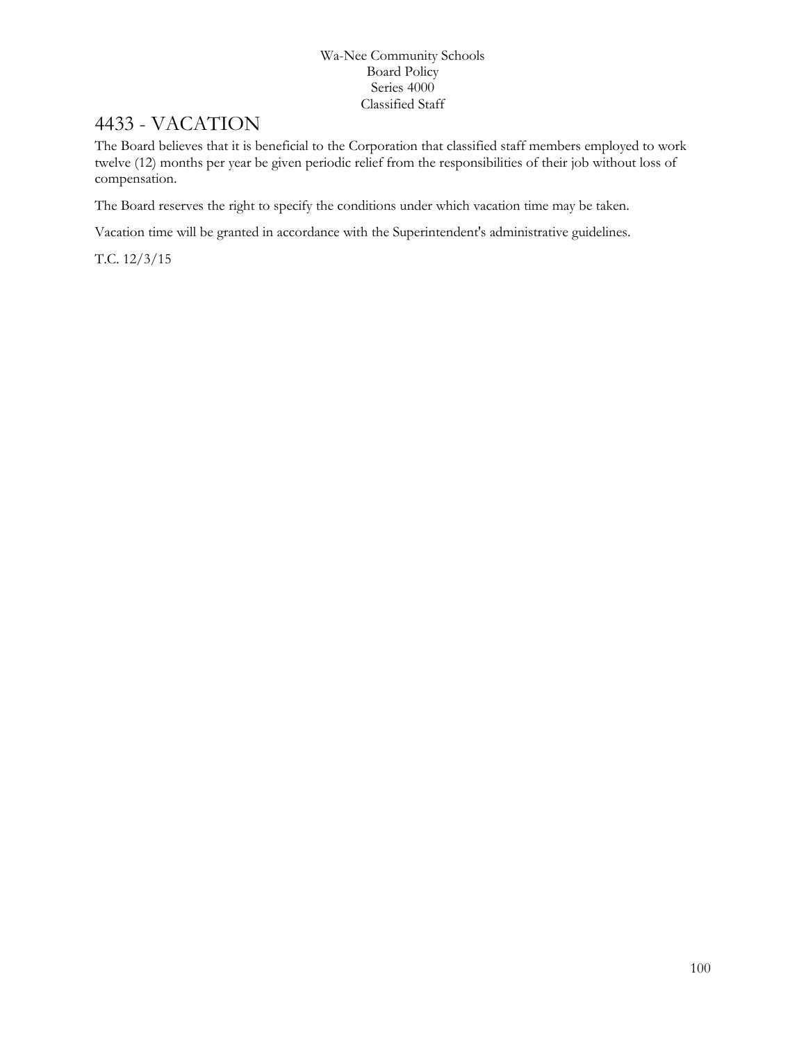# 4433 - VACATION

The Board believes that it is beneficial to the Corporation that classified staff members employed to work twelve (12) months per year be given periodic relief from the responsibilities of their job without loss of compensation.

The Board reserves the right to specify the conditions under which vacation time may be taken.

Vacation time will be granted in accordance with the Superintendent's administrative guidelines.

T.C. 12/3/15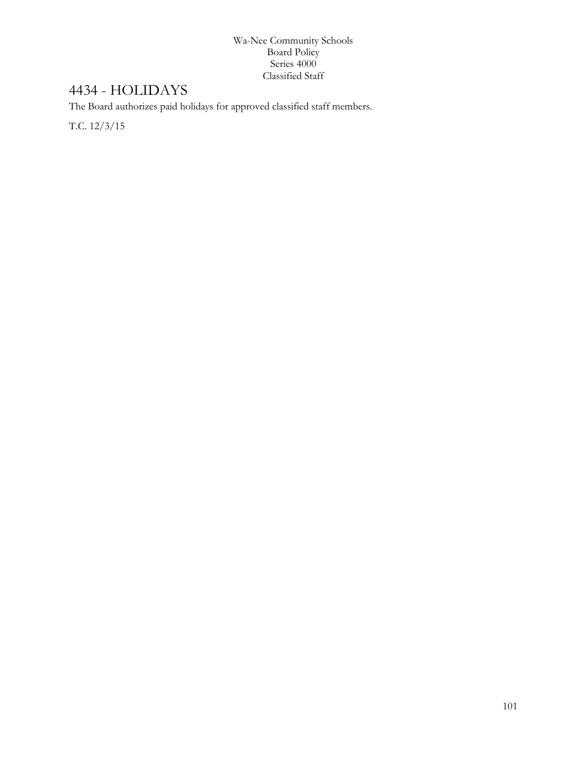# 4434 - HOLIDAYS

The Board authorizes paid holidays for approved classified staff members.

T.C. 12/3/15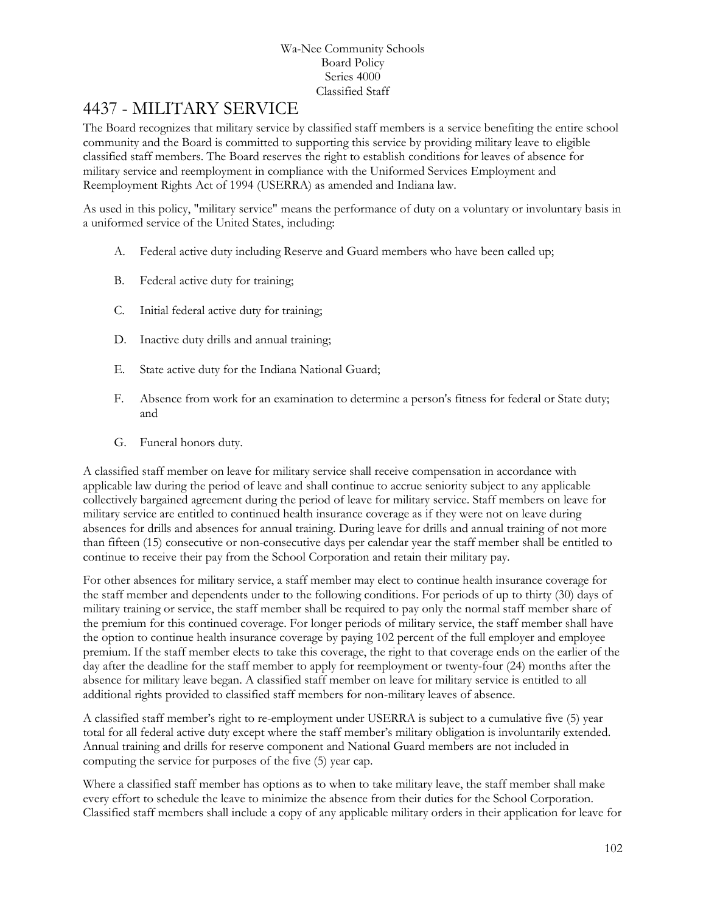Wa-Nee Community Schools
Board Policy
Series 4000
Classified Staff

# 4437 - MILITARY SERVICE

The Board recognizes that military service by classified staff members is a service benefiting the entire school community and the Board is committed to supporting this service by providing military leave to eligible classified staff members. The Board reserves the right to establish conditions for leaves of absence for military service and reemployment in compliance with the Uniformed Services Employment and Reemployment Rights Act of 1994 (USERRA) as amended and Indiana law.

As used in this policy, "military service" means the performance of duty on a voluntary or involuntary basis in a uniformed service of the United States, including:

A. Federal active duty including Reserve and Guard members who have been called up;

B. Federal active duty for training;

C. Initial federal active duty for training;

D. Inactive duty drills and annual training;

E. State active duty for the Indiana National Guard;

F. Absence from work for an examination to determine a person's fitness for federal or State duty; and

G. Funeral honors duty.

A classified staff member on leave for military service shall receive compensation in accordance with applicable law during the period of leave and shall continue to accrue seniority subject to any applicable collectively bargained agreement during the period of leave for military service. Staff members on leave for military service are entitled to continued health insurance coverage as if they were not on leave during absences for drills and absences for annual training. During leave for drills and annual training of not more than fifteen (15) consecutive or non-consecutive days per calendar year the staff member shall be entitled to continue to receive their pay from the School Corporation and retain their military pay.

For other absences for military service, a staff member may elect to continue health insurance coverage for the staff member and dependents under to the following conditions. For periods of up to thirty (30) days of military training or service, the staff member shall be required to pay only the normal staff member share of the premium for this continued coverage. For longer periods of military service, the staff member shall have the option to continue health insurance coverage by paying 102 percent of the full employer and employee premium. If the staff member elects to take this coverage, the right to that coverage ends on the earlier of the day after the deadline for the staff member to apply for reemployment or twenty-four (24) months after the absence for military leave began. A classified staff member on leave for military service is entitled to all additional rights provided to classified staff members for non-military leaves of absence.

A classified staff member's right to re-employment under USERRA is subject to a cumulative five (5) year total for all federal active duty except where the staff member's military obligation is involuntarily extended. Annual training and drills for reserve component and National Guard members are not included in computing the service for purposes of the five (5) year cap.

Where a classified staff member has options as to when to take military leave, the staff member shall make every effort to schedule the leave to minimize the absence from their duties for the School Corporation. Classified staff members shall include a copy of any applicable military orders in their application for leave for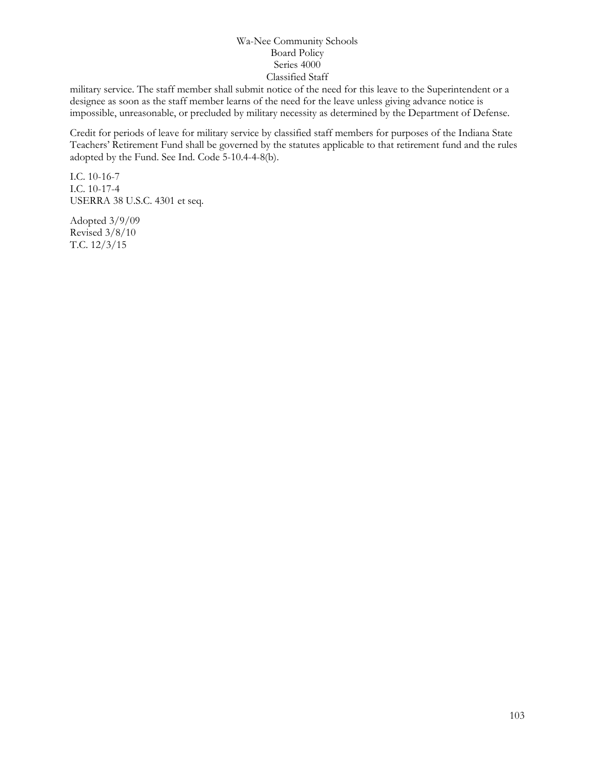military service. The staff member shall submit notice of the need for this leave to the Superintendent or a designee as soon as the staff member learns of the need for the leave unless giving advance notice is impossible, unreasonable, or precluded by military necessity as determined by the Department of Defense.

Credit for periods of leave for military service by classified staff members for purposes of the Indiana State Teachers' Retirement Fund shall be governed by the statutes applicable to that retirement fund and the rules adopted by the Fund. See Ind. Code 5-10.4-4-8(b).

I.C. 10-16-7
I.C. 10-17-4
USERRA 38 U.S.C. 4301 et seq.

Adopted 3/9/09
Revised 3/8/10
T.C. 12/3/15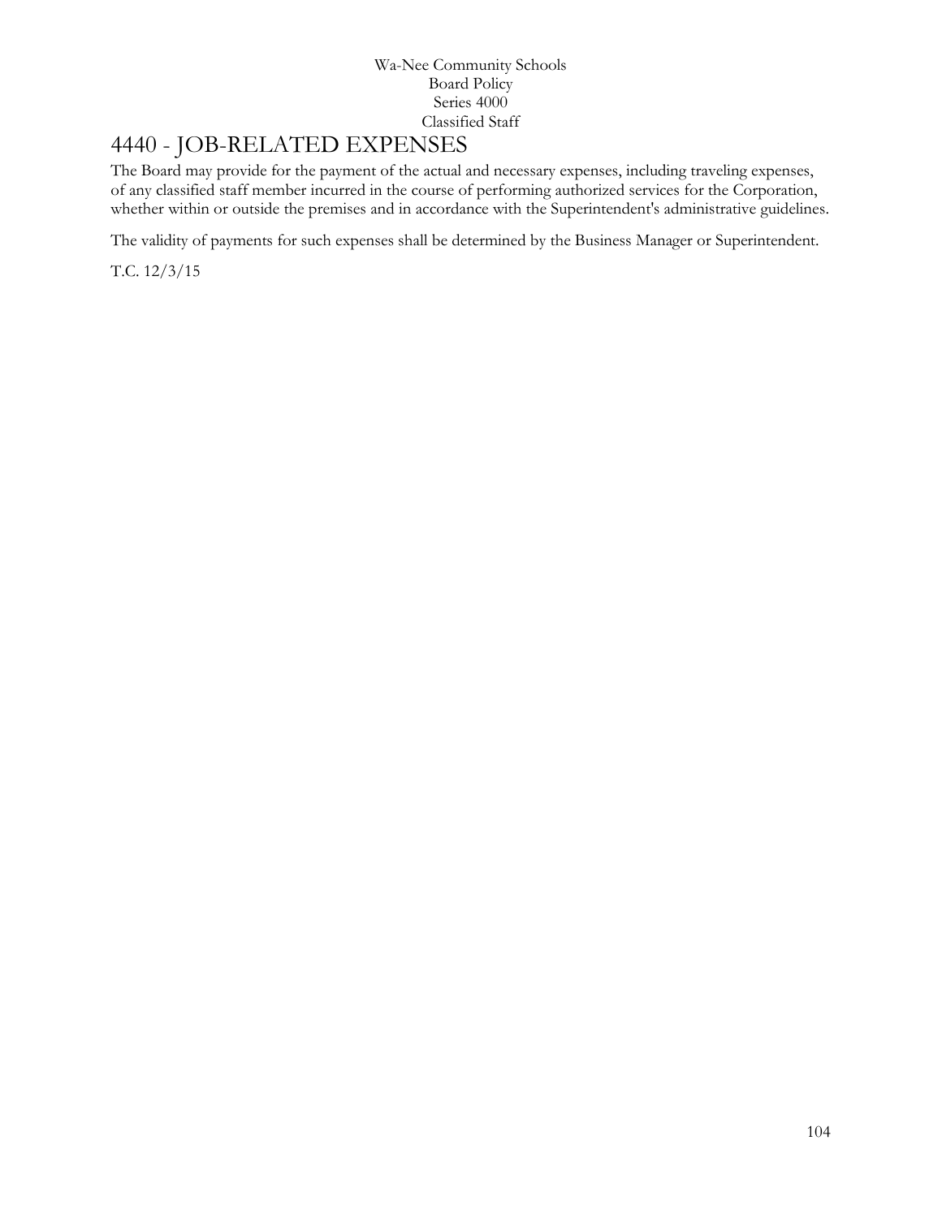# 4440 - JOB-RELATED EXPENSES

The Board may provide for the payment of the actual and necessary expenses, including traveling expenses, of any classified staff member incurred in the course of performing authorized services for the Corporation, whether within or outside the premises and in accordance with the Superintendent's administrative guidelines.

The validity of payments for such expenses shall be determined by the Business Manager or Superintendent.

T.C. 12/3/15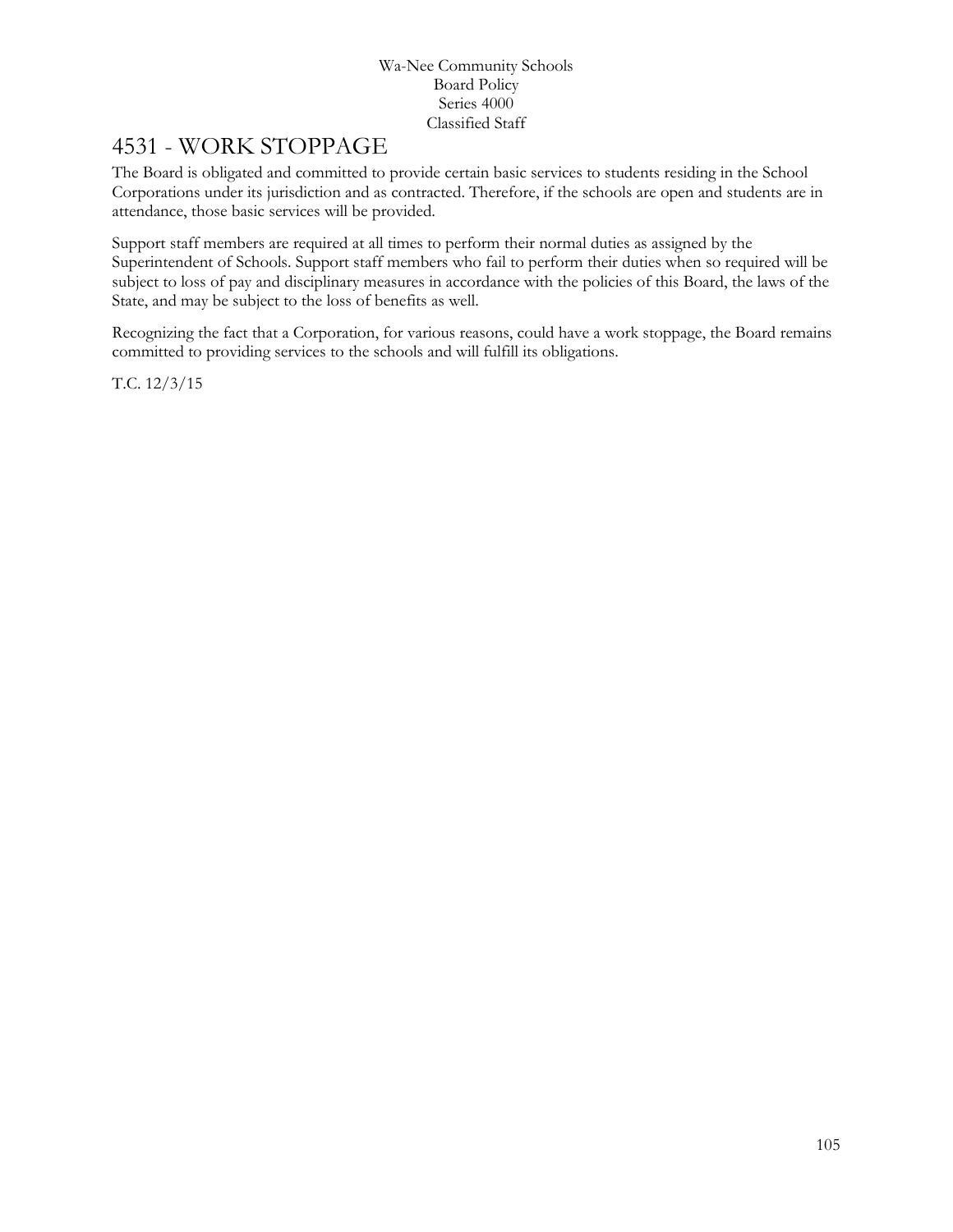Wa-Nee Community Schools
Board Policy
Series 4000
Classified Staff

# 4531 - WORK STOPPAGE

The Board is obligated and committed to provide certain basic services to students residing in the School Corporations under its jurisdiction and as contracted. Therefore, if the schools are open and students are in attendance, those basic services will be provided.

Support staff members are required at all times to perform their normal duties as assigned by the Superintendent of Schools. Support staff members who fail to perform their duties when so required will be subject to loss of pay and disciplinary measures in accordance with the policies of this Board, the laws of the State, and may be subject to the loss of benefits as well.

Recognizing the fact that a Corporation, for various reasons, could have a work stoppage, the Board remains committed to providing services to the schools and will fulfill its obligations.

T.C. 12/3/15